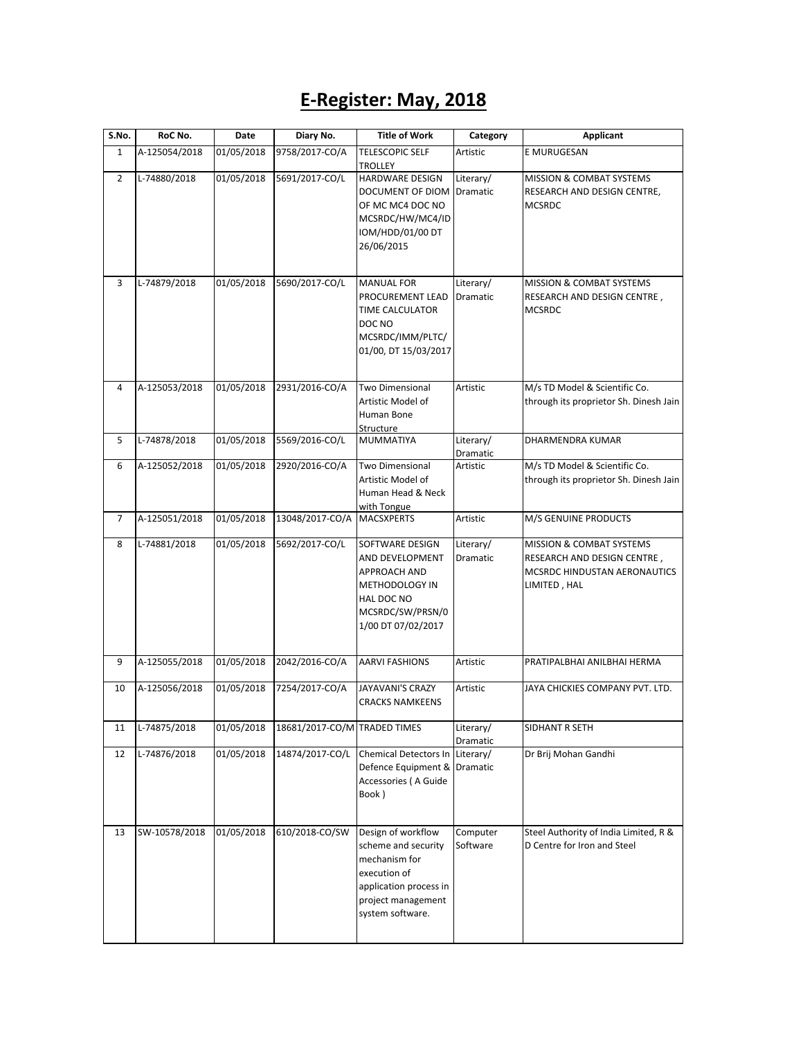# E-Register: May, 2018

| S.No. | RoC No. | Date | Diary No. | Title of Work | Category | Applicant |
|---|---|---|---|---|---|---|
| 1 | A-125054/2018 | 01/05/2018 | 9758/2017-CO/A | TELESCOPIC SELF TROLLEY | Artistic | E MURUGESAN |
| 2 | L-74880/2018 | 01/05/2018 | 5691/2017-CO/L | HARDWARE DESIGN DOCUMENT OF DIOM OF MC MC4 DOC NO MCSRDC/HW/MC4/IDIOM/HDD/01/00 DT 26/06/2015 | Literary/ Dramatic | MISSION & COMBAT SYSTEMS RESEARCH AND DESIGN CENTRE, MCSRDC |
| 3 | L-74879/2018 | 01/05/2018 | 5690/2017-CO/L | MANUAL FOR PROCUREMENT LEAD TIME CALCULATOR DOC NO MCSRDC/IMM/PLTC/01/00, DT 15/03/2017 | Literary/ Dramatic | MISSION & COMBAT SYSTEMS RESEARCH AND DESIGN CENTRE , MCSRDC |
| 4 | A-125053/2018 | 01/05/2018 | 2931/2016-CO/A | Two Dimensional Artistic Model of Human Bone Structure | Artistic | M/s TD Model & Scientific Co. through its proprietor Sh. Dinesh Jain |
| 5 | L-74878/2018 | 01/05/2018 | 5569/2016-CO/L | MUMMATIYA | Literary/ Dramatic | DHARMENDRA KUMAR |
| 6 | A-125052/2018 | 01/05/2018 | 2920/2016-CO/A | Two Dimensional Artistic Model of Human Head & Neck with Tongue | Artistic | M/s TD Model & Scientific Co. through its proprietor Sh. Dinesh Jain |
| 7 | A-125051/2018 | 01/05/2018 | 13048/2017-CO/A | MACSXPERTS | Artistic | M/S GENUINE PRODUCTS |
| 8 | L-74881/2018 | 01/05/2018 | 5692/2017-CO/L | SOFTWARE DESIGN AND DEVELOPMENT APPROACH AND METHODOLOGY IN HAL DOC NO MCSRDC/SW/PRSN/01/00 DT 07/02/2017 | Literary/ Dramatic | MISSION & COMBAT SYSTEMS RESEARCH AND DESIGN CENTRE , MCSRDC HINDUSTAN AERONAUTICS LIMITED , HAL |
| 9 | A-125055/2018 | 01/05/2018 | 2042/2016-CO/A | AARVI FASHIONS | Artistic | PRATIPALBHAI ANILBHAI HERMA |
| 10 | A-125056/2018 | 01/05/2018 | 7254/2017-CO/A | JAYAVANI'S CRAZY CRACKS NAMKEENS | Artistic | JAYA CHICKIES COMPANY PVT. LTD. |
| 11 | L-74875/2018 | 01/05/2018 | 18681/2017-CO/M | TRADED TIMES | Literary/ Dramatic | SIDHANT R SETH |
| 12 | L-74876/2018 | 01/05/2018 | 14874/2017-CO/L | Chemical Detectors In Defence Equipment & Accessories ( A Guide Book ) | Literary/ Dramatic | Dr Brij Mohan Gandhi |
| 13 | SW-10578/2018 | 01/05/2018 | 610/2018-CO/SW | Design of workflow scheme and security mechanism for execution of application process in project management system software. | Computer Software | Steel Authority of India Limited, R & D Centre for Iron and Steel |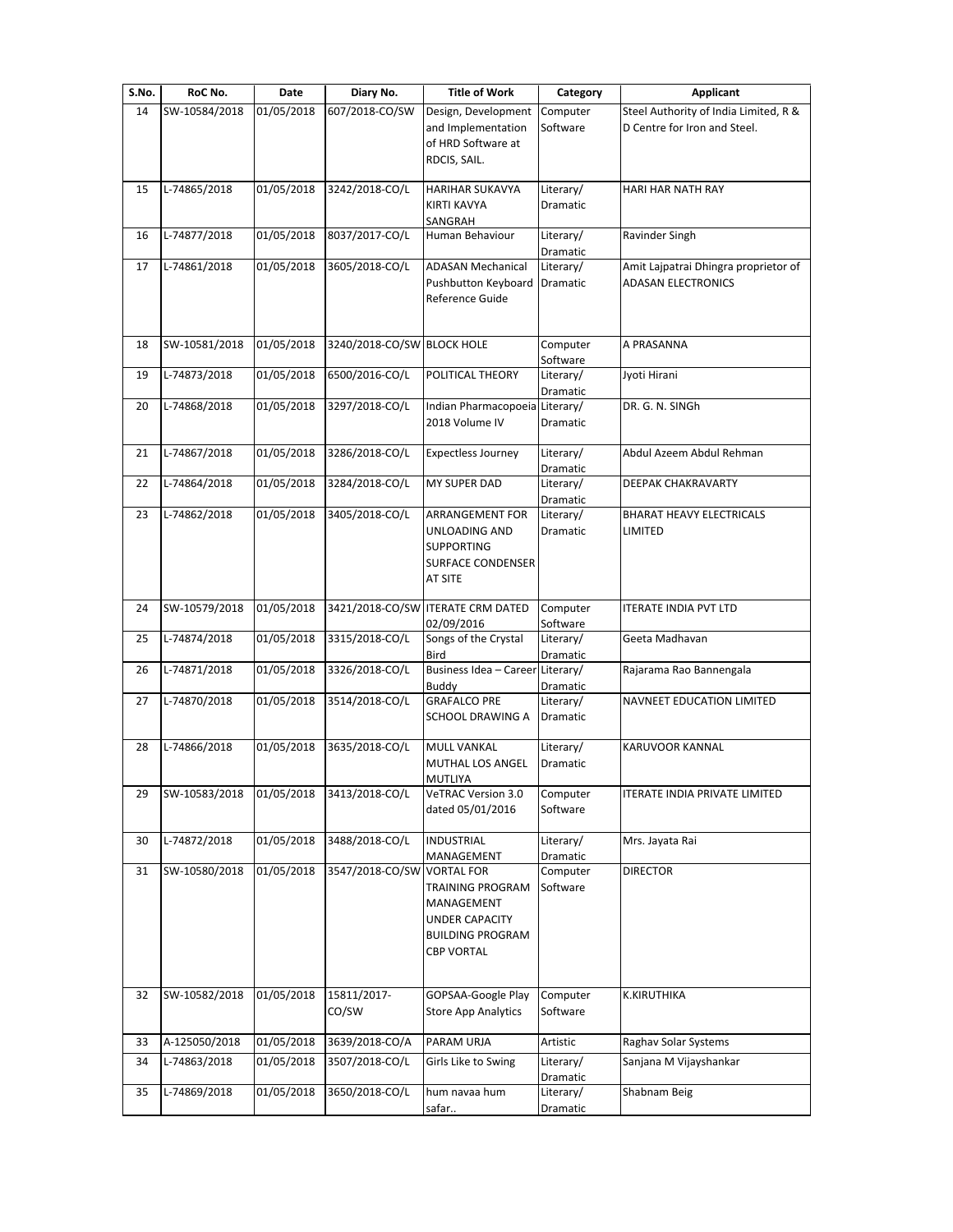| S.No. | RoC No. | Date | Diary No. | Title of Work | Category | Applicant |
|---|---|---|---|---|---|---|
| 14 | SW-10584/2018 | 01/05/2018 | 607/2018-CO/SW | Design, Development and Implementation of HRD Software at RDCIS, SAIL. | Computer Software | Steel Authority of India Limited, R & D Centre for Iron and Steel. |
| 15 | L-74865/2018 | 01/05/2018 | 3242/2018-CO/L | HARIHAR SUKAVYA KIRTI KAVYA SANGRAH | Literary/ Dramatic | HARI HAR NATH RAY |
| 16 | L-74877/2018 | 01/05/2018 | 8037/2017-CO/L | Human Behaviour | Literary/ Dramatic | Ravinder Singh |
| 17 | L-74861/2018 | 01/05/2018 | 3605/2018-CO/L | ADASAN Mechanical Pushbutton Keyboard Reference Guide | Literary/ Dramatic | Amit Lajpatrai Dhingra proprietor of ADASAN ELECTRONICS |
| 18 | SW-10581/2018 | 01/05/2018 | 3240/2018-CO/SW | BLOCK HOLE | Computer Software | A PRASANNA |
| 19 | L-74873/2018 | 01/05/2018 | 6500/2016-CO/L | POLITICAL THEORY | Literary/ Dramatic | Jyoti Hirani |
| 20 | L-74868/2018 | 01/05/2018 | 3297/2018-CO/L | Indian Pharmacopoeia 2018 Volume IV | Literary/ Dramatic | DR. G. N. SINGh |
| 21 | L-74867/2018 | 01/05/2018 | 3286/2018-CO/L | Expectless Journey | Literary/ Dramatic | Abdul Azeem Abdul Rehman |
| 22 | L-74864/2018 | 01/05/2018 | 3284/2018-CO/L | MY SUPER DAD | Literary/ Dramatic | DEEPAK CHAKRAVARTY |
| 23 | L-74862/2018 | 01/05/2018 | 3405/2018-CO/L | ARRANGEMENT FOR UNLOADING AND SUPPORTING SURFACE CONDENSER AT SITE | Literary/ Dramatic | BHARAT HEAVY ELECTRICALS LIMITED |
| 24 | SW-10579/2018 | 01/05/2018 | 3421/2018-CO/SW | ITERATE CRM DATED 02/09/2016 | Computer Software | ITERATE INDIA PVT LTD |
| 25 | L-74874/2018 | 01/05/2018 | 3315/2018-CO/L | Songs of the Crystal Bird | Literary/ Dramatic | Geeta Madhavan |
| 26 | L-74871/2018 | 01/05/2018 | 3326/2018-CO/L | Business Idea – Career Buddy | Literary/ Dramatic | Rajarama Rao Bannengala |
| 27 | L-74870/2018 | 01/05/2018 | 3514/2018-CO/L | GRAFALCO PRE SCHOOL DRAWING A | Literary/ Dramatic | NAVNEET EDUCATION LIMITED |
| 28 | L-74866/2018 | 01/05/2018 | 3635/2018-CO/L | MULL VANKAL MUTHAL LOS ANGEL MUTLIYA | Literary/ Dramatic | KARUVOOR KANNAL |
| 29 | SW-10583/2018 | 01/05/2018 | 3413/2018-CO/L | VeTRAC Version 3.0 dated 05/01/2016 | Computer Software | ITERATE INDIA PRIVATE LIMITED |
| 30 | L-74872/2018 | 01/05/2018 | 3488/2018-CO/L | INDUSTRIAL MANAGEMENT | Literary/ Dramatic | Mrs. Jayata Rai |
| 31 | SW-10580/2018 | 01/05/2018 | 3547/2018-CO/SW | VORTAL FOR TRAINING PROGRAM MANAGEMENT UNDER CAPACITY BUILDING PROGRAM CBP VORTAL | Computer Software | DIRECTOR |
| 32 | SW-10582/2018 | 01/05/2018 | 15811/2017-CO/SW | GOPSAA-Google Play Store App Analytics | Computer Software | K.KIRUTHIKA |
| 33 | A-125050/2018 | 01/05/2018 | 3639/2018-CO/A | PARAM URJA | Artistic | Raghav Solar Systems |
| 34 | L-74863/2018 | 01/05/2018 | 3507/2018-CO/L | Girls Like to Swing | Literary/ Dramatic | Sanjana M Vijayshankar |
| 35 | L-74869/2018 | 01/05/2018 | 3650/2018-CO/L | hum navaa hum safar.. | Literary/ Dramatic | Shabnam Beig |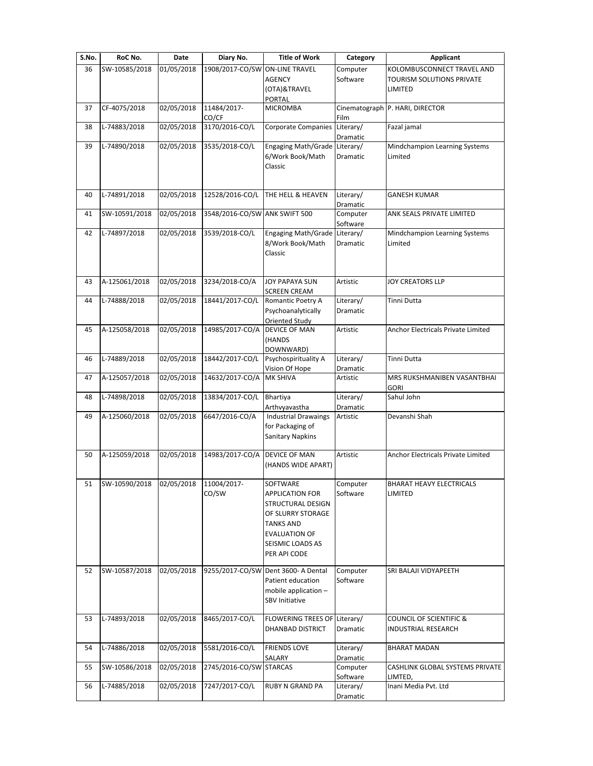| S.No. | RoC No. | Date | Diary No. | Title of Work | Category | Applicant |
|---|---|---|---|---|---|---|
| 36 | SW-10585/2018 | 01/05/2018 | 1908/2017-CO/SW | ON-LINE TRAVEL AGENCY (OTA)&TRAVEL PORTAL | Computer Software | KOLOMBUSCONNECT TRAVEL AND TOURISM SOLUTIONS PRIVATE LIMITED |
| 37 | CF-4075/2018 | 02/05/2018 | 11484/2017-CO/CF | MICROMBA | Cinematograph Film | P. HARI, DIRECTOR |
| 38 | L-74883/2018 | 02/05/2018 | 3170/2016-CO/L | Corporate Companies | Literary/ Dramatic | Fazal jamal |
| 39 | L-74890/2018 | 02/05/2018 | 3535/2018-CO/L | Engaging Math/Grade 6/Work Book/Math Classic | Literary/ Dramatic | Mindchampion Learning Systems Limited |
| 40 | L-74891/2018 | 02/05/2018 | 12528/2016-CO/L | THE HELL & HEAVEN | Literary/ Dramatic | GANESH KUMAR |
| 41 | SW-10591/2018 | 02/05/2018 | 3548/2016-CO/SW | ANK SWIFT 500 | Computer Software | ANK SEALS PRIVATE LIMITED |
| 42 | L-74897/2018 | 02/05/2018 | 3539/2018-CO/L | Engaging Math/Grade 8/Work Book/Math Classic | Literary/ Dramatic | Mindchampion Learning Systems Limited |
| 43 | A-125061/2018 | 02/05/2018 | 3234/2018-CO/A | JOY PAPAYA SUN SCREEN CREAM | Artistic | JOY CREATORS LLP |
| 44 | L-74888/2018 | 02/05/2018 | 18441/2017-CO/L | Romantic Poetry A Psychoanalytically Oriented Study | Literary/ Dramatic | Tinni Dutta |
| 45 | A-125058/2018 | 02/05/2018 | 14985/2017-CO/A | DEVICE OF MAN (HANDS DOWNWARD) | Artistic | Anchor Electricals Private Limited |
| 46 | L-74889/2018 | 02/05/2018 | 18442/2017-CO/L | Psychospirituality A Vision Of Hope | Literary/ Dramatic | Tinni Dutta |
| 47 | A-125057/2018 | 02/05/2018 | 14632/2017-CO/A | MK SHIVA | Artistic | MRS RUKSHMANIBEN VASANTBHAI GORI |
| 48 | L-74898/2018 | 02/05/2018 | 13834/2017-CO/L | Bhartiya Arthvyavastha | Literary/ Dramatic | Sahul John |
| 49 | A-125060/2018 | 02/05/2018 | 6647/2016-CO/A | Industrial Drawaings for Packaging of Sanitary Napkins | Artistic | Devanshi Shah |
| 50 | A-125059/2018 | 02/05/2018 | 14983/2017-CO/A | DEVICE OF MAN (HANDS WIDE APART) | Artistic | Anchor Electricals Private Limited |
| 51 | SW-10590/2018 | 02/05/2018 | 11004/2017-CO/SW | SOFTWARE APPLICATION FOR STRUCTURAL DESIGN OF SLURRY STORAGE TANKS AND EVALUATION OF SEISMIC LOADS AS PER API CODE | Computer Software | BHARAT HEAVY ELECTRICALS LIMITED |
| 52 | SW-10587/2018 | 02/05/2018 | 9255/2017-CO/SW | Dent 3600- A Dental Patient education mobile application – SBV Initiative | Computer Software | SRI BALAJI VIDYAPEETH |
| 53 | L-74893/2018 | 02/05/2018 | 8465/2017-CO/L | FLOWERING TREES OF DHANBAD DISTRICT | Literary/ Dramatic | COUNCIL OF SCIENTIFIC & INDUSTRIAL RESEARCH |
| 54 | L-74886/2018 | 02/05/2018 | 5581/2016-CO/L | FRIENDS LOVE SALARY | Literary/ Dramatic | BHARAT MADAN |
| 55 | SW-10586/2018 | 02/05/2018 | 2745/2016-CO/SW | STARCAS | Computer Software | CASHLINK GLOBAL SYSTEMS PRIVATE LIMTED, |
| 56 | L-74885/2018 | 02/05/2018 | 7247/2017-CO/L | RUBY N GRAND PA | Literary/ Dramatic | Inani Media Pvt. Ltd |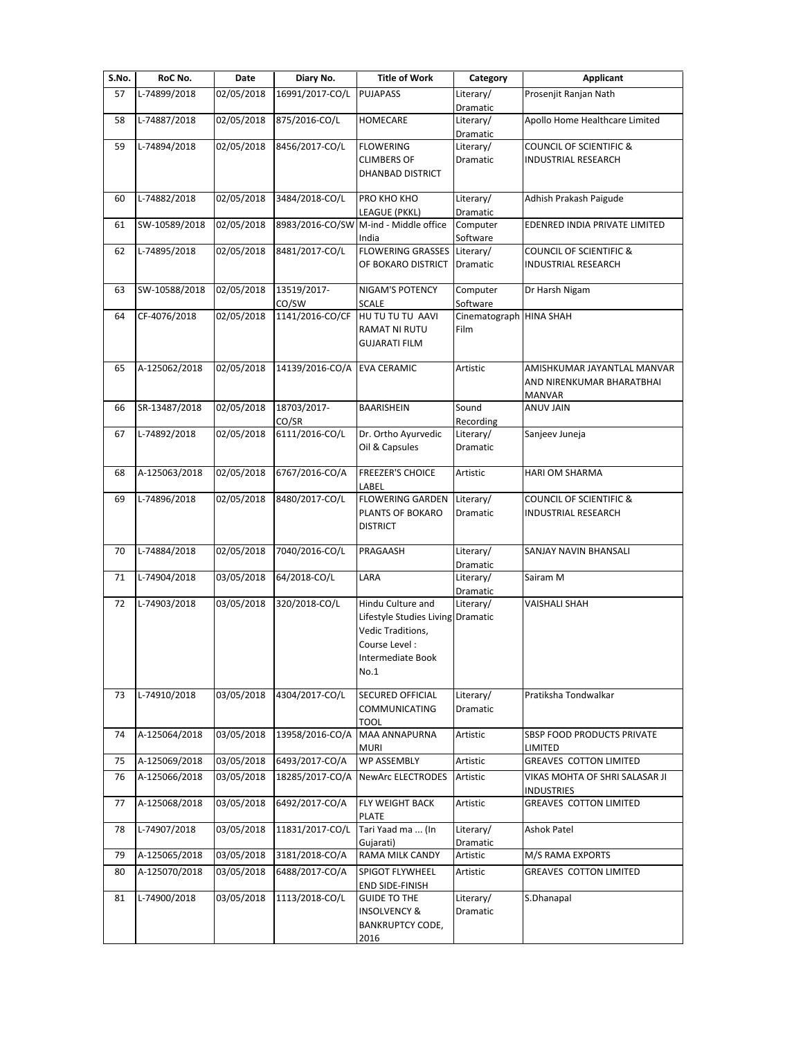| S.No. | RoC No. | Date | Diary No. | Title of Work | Category | Applicant |
|---|---|---|---|---|---|---|
| 57 | L-74899/2018 | 02/05/2018 | 16991/2017-CO/L | PUJAPASS | Literary/ Dramatic | Prosenjit Ranjan Nath |
| 58 | L-74887/2018 | 02/05/2018 | 875/2016-CO/L | HOMECARE | Literary/ Dramatic | Apollo Home Healthcare Limited |
| 59 | L-74894/2018 | 02/05/2018 | 8456/2017-CO/L | FLOWERING CLIMBERS OF DHANBAD DISTRICT | Literary/ Dramatic | COUNCIL OF SCIENTIFIC & INDUSTRIAL RESEARCH |
| 60 | L-74882/2018 | 02/05/2018 | 3484/2018-CO/L | PRO KHO KHO LEAGUE (PKKL) | Literary/ Dramatic | Adhish Prakash Paigude |
| 61 | SW-10589/2018 | 02/05/2018 | 8983/2016-CO/SW | M-ind - Middle office India | Computer Software | EDENRED INDIA PRIVATE LIMITED |
| 62 | L-74895/2018 | 02/05/2018 | 8481/2017-CO/L | FLOWERING GRASSES OF BOKARO DISTRICT | Literary/ Dramatic | COUNCIL OF SCIENTIFIC & INDUSTRIAL RESEARCH |
| 63 | SW-10588/2018 | 02/05/2018 | 13519/2017-CO/SW | NIGAM'S POTENCY SCALE | Computer Software | Dr Harsh Nigam |
| 64 | CF-4076/2018 | 02/05/2018 | 1141/2016-CO/CF | HU TU TU TU AAVI RAMAT NI RUTU GUJARATI FILM | Cinematograph Film | HINA SHAH |
| 65 | A-125062/2018 | 02/05/2018 | 14139/2016-CO/A | EVA CERAMIC | Artistic | AMISHKUMAR JAYANTLAL MANVAR AND NIRENKUMAR BHARATBHAI MANVAR |
| 66 | SR-13487/2018 | 02/05/2018 | 18703/2017-CO/SR | BAARISHEIN | Sound Recording | ANUV JAIN |
| 67 | L-74892/2018 | 02/05/2018 | 6111/2016-CO/L | Dr. Ortho Ayurvedic Oil & Capsules | Literary/ Dramatic | Sanjeev Juneja |
| 68 | A-125063/2018 | 02/05/2018 | 6767/2016-CO/A | FREEZER'S CHOICE LABEL | Artistic | HARI OM SHARMA |
| 69 | L-74896/2018 | 02/05/2018 | 8480/2017-CO/L | FLOWERING GARDEN PLANTS OF BOKARO DISTRICT | Literary/ Dramatic | COUNCIL OF SCIENTIFIC & INDUSTRIAL RESEARCH |
| 70 | L-74884/2018 | 02/05/2018 | 7040/2016-CO/L | PRAGAASH | Literary/ Dramatic | SANJAY NAVIN BHANSALI |
| 71 | L-74904/2018 | 03/05/2018 | 64/2018-CO/L | LARA | Literary/ Dramatic | Sairam M |
| 72 | L-74903/2018 | 03/05/2018 | 320/2018-CO/L | Hindu Culture and Lifestyle Studies Living Vedic Traditions, Course Level : Intermediate Book No.1 | Literary/ Dramatic | VAISHALI SHAH |
| 73 | L-74910/2018 | 03/05/2018 | 4304/2017-CO/L | SECURED OFFICIAL COMMUNICATING TOOL | Literary/ Dramatic | Pratiksha Tondwalkar |
| 74 | A-125064/2018 | 03/05/2018 | 13958/2016-CO/A | MAA ANNAPURNA MURI | Artistic | SBSP FOOD PRODUCTS PRIVATE LIMITED |
| 75 | A-125069/2018 | 03/05/2018 | 6493/2017-CO/A | WP ASSEMBLY | Artistic | GREAVES COTTON LIMITED |
| 76 | A-125066/2018 | 03/05/2018 | 18285/2017-CO/A | NewArc ELECTRODES | Artistic | VIKAS MOHTA OF SHRI SALASAR JI INDUSTRIES |
| 77 | A-125068/2018 | 03/05/2018 | 6492/2017-CO/A | FLY WEIGHT BACK PLATE | Artistic | GREAVES COTTON LIMITED |
| 78 | L-74907/2018 | 03/05/2018 | 11831/2017-CO/L | Tari Yaad ma ... (In Gujarati) | Literary/ Dramatic | Ashok Patel |
| 79 | A-125065/2018 | 03/05/2018 | 3181/2018-CO/A | RAMA MILK CANDY | Artistic | M/S RAMA EXPORTS |
| 80 | A-125070/2018 | 03/05/2018 | 6488/2017-CO/A | SPIGOT FLYWHEEL END SIDE-FINISH | Artistic | GREAVES COTTON LIMITED |
| 81 | L-74900/2018 | 03/05/2018 | 1113/2018-CO/L | GUIDE TO THE INSOLVENCY & BANKRUPTCY CODE, 2016 | Literary/ Dramatic | S.Dhanapal |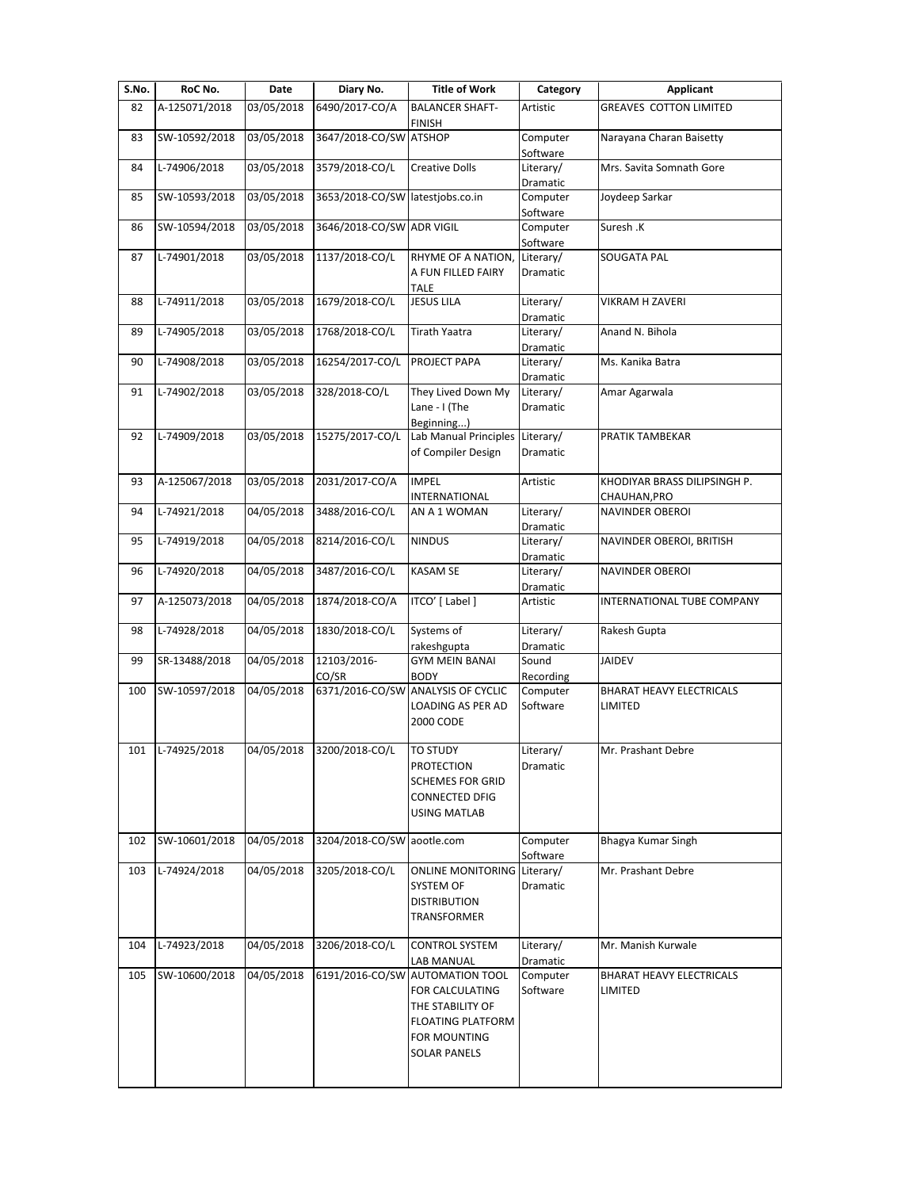| S.No. | RoC No. | Date | Diary No. | Title of Work | Category | Applicant |
|---|---|---|---|---|---|---|
| 82 | A-125071/2018 | 03/05/2018 | 6490/2017-CO/A | BALANCER SHAFT-FINISH | Artistic | GREAVES COTTON LIMITED |
| 83 | SW-10592/2018 | 03/05/2018 | 3647/2018-CO/SW | ATSHOP | Computer Software | Narayana Charan Baisetty |
| 84 | L-74906/2018 | 03/05/2018 | 3579/2018-CO/L | Creative Dolls | Literary/ Dramatic | Mrs. Savita Somnath Gore |
| 85 | SW-10593/2018 | 03/05/2018 | 3653/2018-CO/SW | latestjobs.co.in | Computer Software | Joydeep Sarkar |
| 86 | SW-10594/2018 | 03/05/2018 | 3646/2018-CO/SW | ADR VIGIL | Computer Software | Suresh .K |
| 87 | L-74901/2018 | 03/05/2018 | 1137/2018-CO/L | RHYME OF A NATION, A FUN FILLED FAIRY TALE | Literary/ Dramatic | SOUGATA PAL |
| 88 | L-74911/2018 | 03/05/2018 | 1679/2018-CO/L | JESUS LILA | Literary/ Dramatic | VIKRAM H ZAVERI |
| 89 | L-74905/2018 | 03/05/2018 | 1768/2018-CO/L | Tirath Yaatra | Literary/ Dramatic | Anand N. Bihola |
| 90 | L-74908/2018 | 03/05/2018 | 16254/2017-CO/L | PROJECT PAPA | Literary/ Dramatic | Ms. Kanika Batra |
| 91 | L-74902/2018 | 03/05/2018 | 328/2018-CO/L | They Lived Down My Lane - I (The Beginning...) | Literary/ Dramatic | Amar Agarwala |
| 92 | L-74909/2018 | 03/05/2018 | 15275/2017-CO/L | Lab Manual Principles of Compiler Design | Literary/ Dramatic | PRATIK TAMBEKAR |
| 93 | A-125067/2018 | 03/05/2018 | 2031/2017-CO/A | IMPEL INTERNATIONAL | Artistic | KHODIYAR BRASS DILIPSINGH P. CHAUHAN,PRO |
| 94 | L-74921/2018 | 04/05/2018 | 3488/2016-CO/L | AN A 1 WOMAN | Literary/ Dramatic | NAVINDER OBEROI |
| 95 | L-74919/2018 | 04/05/2018 | 8214/2016-CO/L | NINDUS | Literary/ Dramatic | NAVINDER OBEROI, BRITISH |
| 96 | L-74920/2018 | 04/05/2018 | 3487/2016-CO/L | KASAM SE | Literary/ Dramatic | NAVINDER OBEROI |
| 97 | A-125073/2018 | 04/05/2018 | 1874/2018-CO/A | ITCO' [ Label ] | Artistic | INTERNATIONAL TUBE COMPANY |
| 98 | L-74928/2018 | 04/05/2018 | 1830/2018-CO/L | Systems of rakeshgupta | Literary/ Dramatic | Rakesh Gupta |
| 99 | SR-13488/2018 | 04/05/2018 | 12103/2016-CO/SR | GYM MEIN BANAI BODY | Sound Recording | JAIDEV |
| 100 | SW-10597/2018 | 04/05/2018 | 6371/2016-CO/SW | ANALYSIS OF CYCLIC LOADING AS PER AD 2000 CODE | Computer Software | BHARAT HEAVY ELECTRICALS LIMITED |
| 101 | L-74925/2018 | 04/05/2018 | 3200/2018-CO/L | TO STUDY PROTECTION SCHEMES FOR GRID CONNECTED DFIG USING MATLAB | Literary/ Dramatic | Mr. Prashant Debre |
| 102 | SW-10601/2018 | 04/05/2018 | 3204/2018-CO/SW | aootle.com | Computer Software | Bhagya Kumar Singh |
| 103 | L-74924/2018 | 04/05/2018 | 3205/2018-CO/L | ONLINE MONITORING SYSTEM OF DISTRIBUTION TRANSFORMER | Literary/ Dramatic | Mr. Prashant Debre |
| 104 | L-74923/2018 | 04/05/2018 | 3206/2018-CO/L | CONTROL SYSTEM LAB MANUAL | Literary/ Dramatic | Mr. Manish Kurwale |
| 105 | SW-10600/2018 | 04/05/2018 | 6191/2016-CO/SW | AUTOMATION TOOL FOR CALCULATING THE STABILITY OF FLOATING PLATFORM FOR MOUNTING SOLAR PANELS | Computer Software | BHARAT HEAVY ELECTRICALS LIMITED |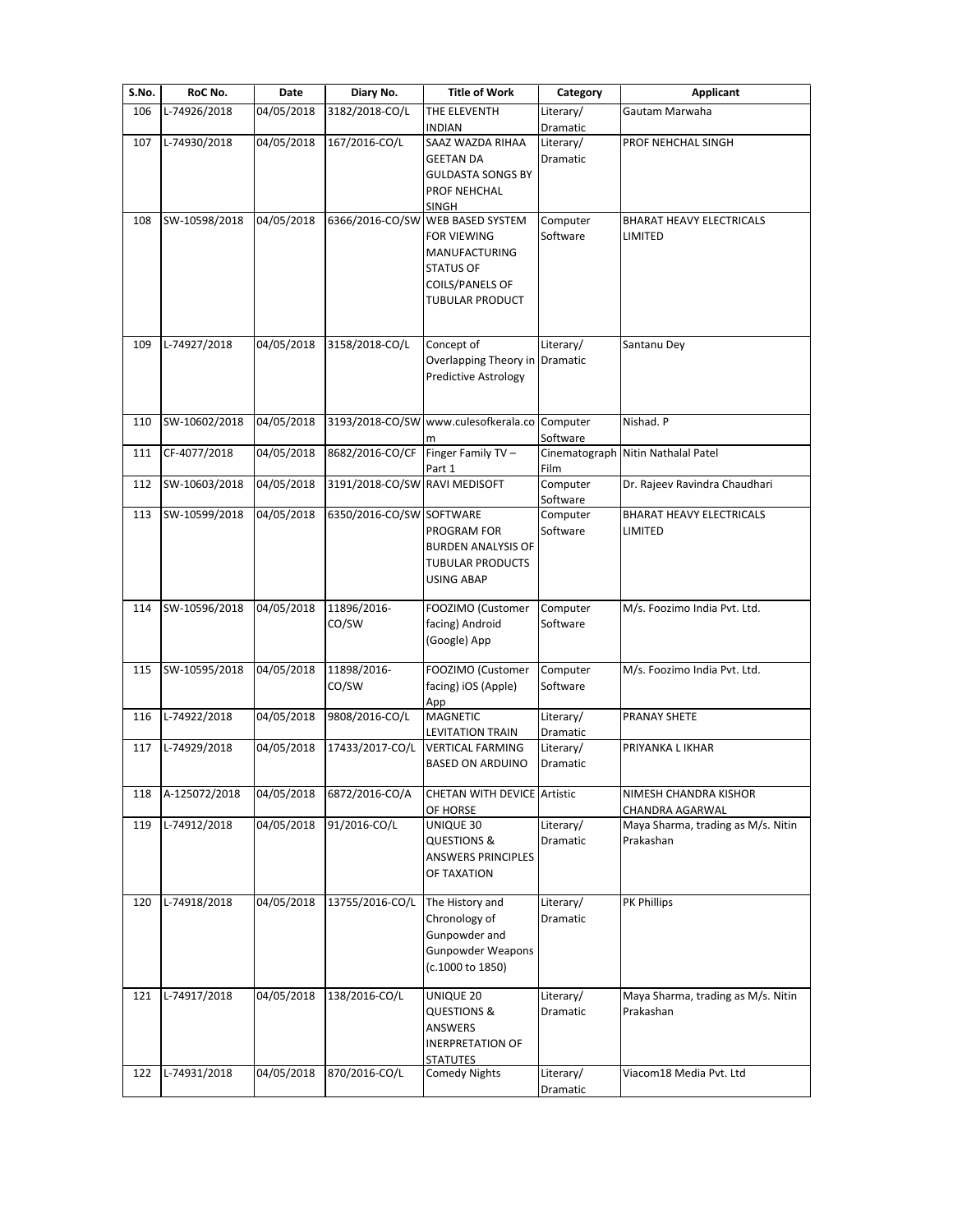| S.No. | RoC No. | Date | Diary No. | Title of Work | Category | Applicant |
|---|---|---|---|---|---|---|
| 106 | L-74926/2018 | 04/05/2018 | 3182/2018-CO/L | THE ELEVENTH INDIAN | Literary/ Dramatic | Gautam Marwaha |
| 107 | L-74930/2018 | 04/05/2018 | 167/2016-CO/L | SAAZ WAZDA RIHAA GEETAN DA GULDASTA SONGS BY PROF NEHCHAL SINGH | Literary/ Dramatic | PROF NEHCHAL SINGH |
| 108 | SW-10598/2018 | 04/05/2018 | 6366/2016-CO/SW | WEB BASED SYSTEM FOR VIEWING MANUFACTURING STATUS OF COILS/PANELS OF TUBULAR PRODUCT | Computer Software | BHARAT HEAVY ELECTRICALS LIMITED |
| 109 | L-74927/2018 | 04/05/2018 | 3158/2018-CO/L | Concept of Overlapping Theory in Predictive Astrology | Literary/ Dramatic | Santanu Dey |
| 110 | SW-10602/2018 | 04/05/2018 | 3193/2018-CO/SW | www.culesofkerala.com | Computer Software | Nishad. P |
| 111 | CF-4077/2018 | 04/05/2018 | 8682/2016-CO/CF | Finger Family TV – Part 1 | Cinematograph Film | Nitin Nathalal Patel |
| 112 | SW-10603/2018 | 04/05/2018 | 3191/2018-CO/SW | RAVI MEDISOFT | Computer Software | Dr. Rajeev Ravindra Chaudhari |
| 113 | SW-10599/2018 | 04/05/2018 | 6350/2016-CO/SW | SOFTWARE PROGRAM FOR BURDEN ANALYSIS OF TUBULAR PRODUCTS USING ABAP | Computer Software | BHARAT HEAVY ELECTRICALS LIMITED |
| 114 | SW-10596/2018 | 04/05/2018 | 11896/2016-CO/SW | FOOZIMO (Customer facing) Android (Google) App | Computer Software | M/s. Foozimo India Pvt. Ltd. |
| 115 | SW-10595/2018 | 04/05/2018 | 11898/2016-CO/SW | FOOZIMO (Customer facing) iOS (Apple) App | Computer Software | M/s. Foozimo India Pvt. Ltd. |
| 116 | L-74922/2018 | 04/05/2018 | 9808/2016-CO/L | MAGNETIC LEVITATION TRAIN | Literary/ Dramatic | PRANAY SHETE |
| 117 | L-74929/2018 | 04/05/2018 | 17433/2017-CO/L | VERTICAL FARMING BASED ON ARDUINO | Literary/ Dramatic | PRIYANKA L IKHAR |
| 118 | A-125072/2018 | 04/05/2018 | 6872/2016-CO/A | CHETAN WITH DEVICE OF HORSE | Artistic | NIMESH CHANDRA KISHOR CHANDRA AGARWAL |
| 119 | L-74912/2018 | 04/05/2018 | 91/2016-CO/L | UNIQUE 30 QUESTIONS & ANSWERS PRINCIPLES OF TAXATION | Literary/ Dramatic | Maya Sharma, trading as M/s. Nitin Prakashan |
| 120 | L-74918/2018 | 04/05/2018 | 13755/2016-CO/L | The History and Chronology of Gunpowder and Gunpowder Weapons (c.1000 to 1850) | Literary/ Dramatic | PK Phillips |
| 121 | L-74917/2018 | 04/05/2018 | 138/2016-CO/L | UNIQUE 20 QUESTIONS & ANSWERS INERPRETATION OF STATUTES | Literary/ Dramatic | Maya Sharma, trading as M/s. Nitin Prakashan |
| 122 | L-74931/2018 | 04/05/2018 | 870/2016-CO/L | Comedy Nights | Literary/ Dramatic | Viacom18 Media Pvt. Ltd |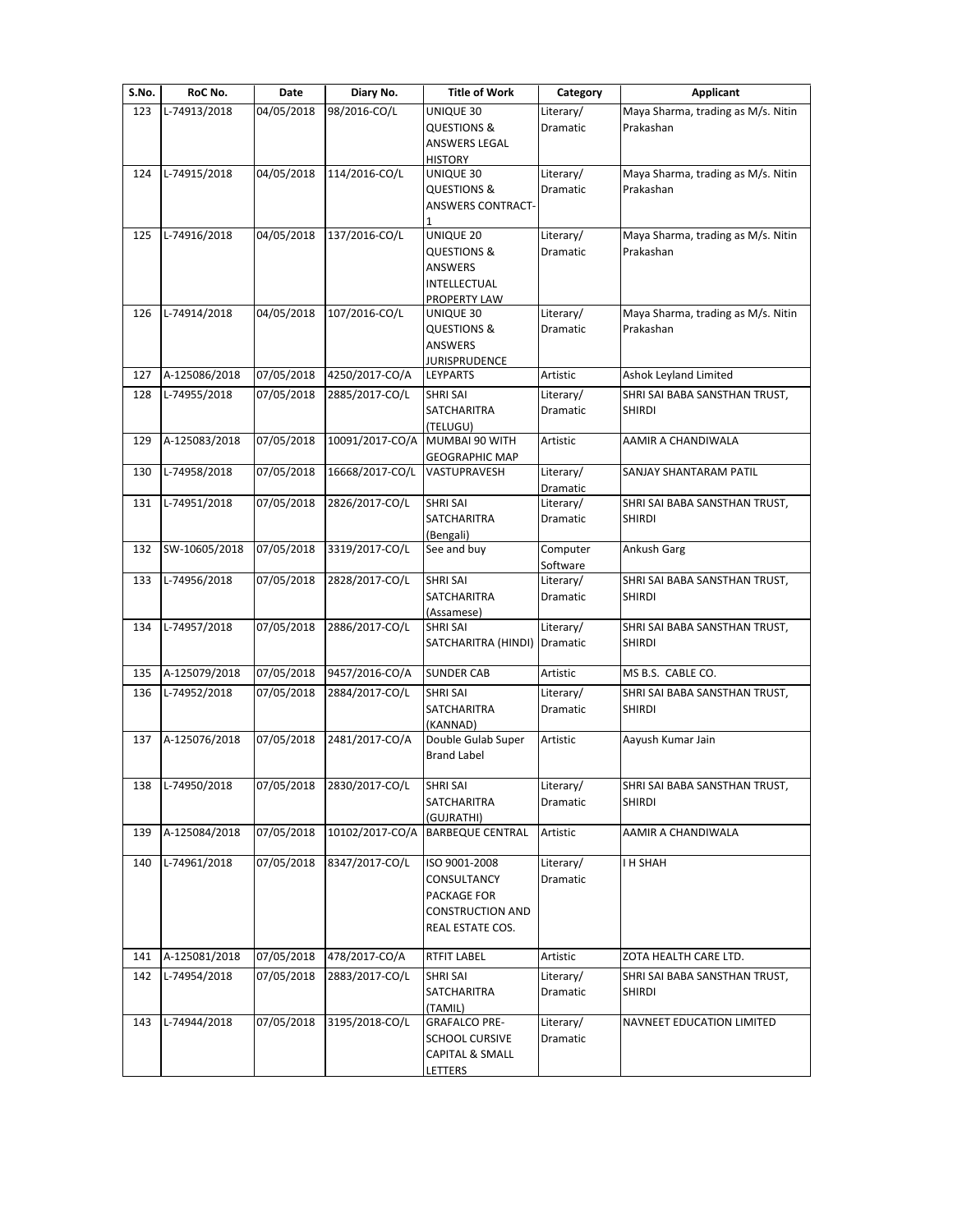| S.No. | RoC No. | Date | Diary No. | Title of Work | Category | Applicant |
|---|---|---|---|---|---|---|
| 123 | L-74913/2018 | 04/05/2018 | 98/2016-CO/L | UNIQUE 30 QUESTIONS & ANSWERS LEGAL HISTORY | Literary/ Dramatic | Maya Sharma, trading as M/s. Nitin Prakashan |
| 124 | L-74915/2018 | 04/05/2018 | 114/2016-CO/L | UNIQUE 30 QUESTIONS & ANSWERS CONTRACT-1 | Literary/ Dramatic | Maya Sharma, trading as M/s. Nitin Prakashan |
| 125 | L-74916/2018 | 04/05/2018 | 137/2016-CO/L | UNIQUE 20 QUESTIONS & ANSWERS INTELLECTUAL PROPERTY LAW | Literary/ Dramatic | Maya Sharma, trading as M/s. Nitin Prakashan |
| 126 | L-74914/2018 | 04/05/2018 | 107/2016-CO/L | UNIQUE 30 QUESTIONS & ANSWERS JURISPRUDENCE | Literary/ Dramatic | Maya Sharma, trading as M/s. Nitin Prakashan |
| 127 | A-125086/2018 | 07/05/2018 | 4250/2017-CO/A | LEYPARTS | Artistic | Ashok Leyland Limited |
| 128 | L-74955/2018 | 07/05/2018 | 2885/2017-CO/L | SHRI SAI SATCHARITRA (TELUGU) | Literary/ Dramatic | SHRI SAI BABA SANSTHAN TRUST, SHIRDI |
| 129 | A-125083/2018 | 07/05/2018 | 10091/2017-CO/A | MUMBAI 90 WITH GEOGRAPHIC MAP | Artistic | AAMIR A CHANDIWALA |
| 130 | L-74958/2018 | 07/05/2018 | 16668/2017-CO/L | VASTUPRAVESH | Literary/ Dramatic | SANJAY SHANTARAM PATIL |
| 131 | L-74951/2018 | 07/05/2018 | 2826/2017-CO/L | SHRI SAI SATCHARITRA (Bengali) | Literary/ Dramatic | SHRI SAI BABA SANSTHAN TRUST, SHIRDI |
| 132 | SW-10605/2018 | 07/05/2018 | 3319/2017-CO/L | See and buy | Computer Software | Ankush Garg |
| 133 | L-74956/2018 | 07/05/2018 | 2828/2017-CO/L | SHRI SAI SATCHARITRA (Assamese) | Literary/ Dramatic | SHRI SAI BABA SANSTHAN TRUST, SHIRDI |
| 134 | L-74957/2018 | 07/05/2018 | 2886/2017-CO/L | SHRI SAI SATCHARITRA (HINDI) | Literary/ Dramatic | SHRI SAI BABA SANSTHAN TRUST, SHIRDI |
| 135 | A-125079/2018 | 07/05/2018 | 9457/2016-CO/A | SUNDER CAB | Artistic | MS B.S. CABLE CO. |
| 136 | L-74952/2018 | 07/05/2018 | 2884/2017-CO/L | SHRI SAI SATCHARITRA (KANNAD) | Literary/ Dramatic | SHRI SAI BABA SANSTHAN TRUST, SHIRDI |
| 137 | A-125076/2018 | 07/05/2018 | 2481/2017-CO/A | Double Gulab Super Brand Label | Artistic | Aayush Kumar Jain |
| 138 | L-74950/2018 | 07/05/2018 | 2830/2017-CO/L | SHRI SAI SATCHARITRA (GUJRATHI) | Literary/ Dramatic | SHRI SAI BABA SANSTHAN TRUST, SHIRDI |
| 139 | A-125084/2018 | 07/05/2018 | 10102/2017-CO/A | BARBEQUE CENTRAL | Artistic | AAMIR A CHANDIWALA |
| 140 | L-74961/2018 | 07/05/2018 | 8347/2017-CO/L | ISO 9001-2008 CONSULTANCY PACKAGE FOR CONSTRUCTION AND REAL ESTATE COS. | Literary/ Dramatic | I H SHAH |
| 141 | A-125081/2018 | 07/05/2018 | 478/2017-CO/A | RTFIT LABEL | Artistic | ZOTA HEALTH CARE LTD. |
| 142 | L-74954/2018 | 07/05/2018 | 2883/2017-CO/L | SHRI SAI SATCHARITRA (TAMIL) | Literary/ Dramatic | SHRI SAI BABA SANSTHAN TRUST, SHIRDI |
| 143 | L-74944/2018 | 07/05/2018 | 3195/2018-CO/L | GRAFALCO PRE-SCHOOL CURSIVE CAPITAL & SMALL LETTERS | Literary/ Dramatic | NAVNEET EDUCATION LIMITED |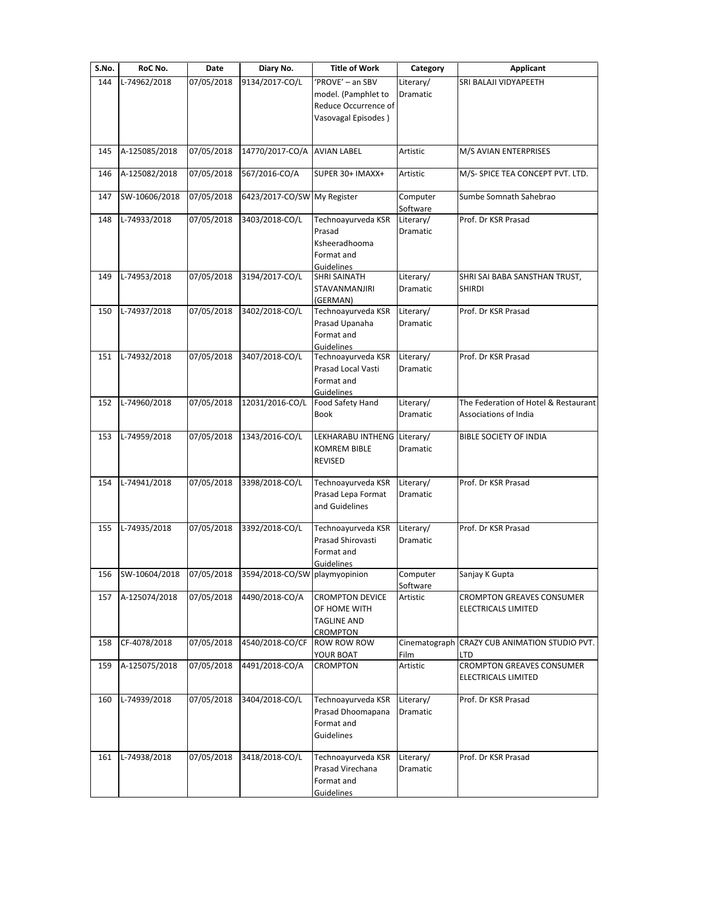| S.No. | RoC No. | Date | Diary No. | Title of Work | Category | Applicant |
|---|---|---|---|---|---|---|
| 144 | L-74962/2018 | 07/05/2018 | 9134/2017-CO/L | 'PROVE' – an SBV model. (Pamphlet to Reduce Occurrence of Vasovagal Episodes ) | Literary/ Dramatic | SRI BALAJI VIDYAPEETH |
| 145 | A-125085/2018 | 07/05/2018 | 14770/2017-CO/A | AVIAN LABEL | Artistic | M/S AVIAN ENTERPRISES |
| 146 | A-125082/2018 | 07/05/2018 | 567/2016-CO/A | SUPER 30+ IMAXX+ | Artistic | M/S- SPICE TEA CONCEPT PVT. LTD. |
| 147 | SW-10606/2018 | 07/05/2018 | 6423/2017-CO/SW | My Register | Computer Software | Sumbe Somnath Sahebrao |
| 148 | L-74933/2018 | 07/05/2018 | 3403/2018-CO/L | Technoayurveda KSR Prasad Ksheeradhooma Format and Guidelines | Literary/ Dramatic | Prof. Dr KSR Prasad |
| 149 | L-74953/2018 | 07/05/2018 | 3194/2017-CO/L | SHRI SAINATH STAVANMANJIRI (GERMAN) | Literary/ Dramatic | SHRI SAI BABA SANSTHAN TRUST, SHIRDI |
| 150 | L-74937/2018 | 07/05/2018 | 3402/2018-CO/L | Technoayurveda KSR Prasad Upanaha Format and Guidelines | Literary/ Dramatic | Prof. Dr KSR Prasad |
| 151 | L-74932/2018 | 07/05/2018 | 3407/2018-CO/L | Technoayurveda KSR Prasad Local Vasti Format and Guidelines | Literary/ Dramatic | Prof. Dr KSR Prasad |
| 152 | L-74960/2018 | 07/05/2018 | 12031/2016-CO/L | Food Safety Hand Book | Literary/ Dramatic | The Federation of Hotel & Restaurant Associations of India |
| 153 | L-74959/2018 | 07/05/2018 | 1343/2016-CO/L | LEKHARABU INTHENG KOMREM BIBLE REVISED | Literary/ Dramatic | BIBLE SOCIETY OF INDIA |
| 154 | L-74941/2018 | 07/05/2018 | 3398/2018-CO/L | Technoayurveda KSR Prasad Lepa Format and Guidelines | Literary/ Dramatic | Prof. Dr KSR Prasad |
| 155 | L-74935/2018 | 07/05/2018 | 3392/2018-CO/L | Technoayurveda KSR Prasad Shirovasti Format and Guidelines | Literary/ Dramatic | Prof. Dr KSR Prasad |
| 156 | SW-10604/2018 | 07/05/2018 | 3594/2018-CO/SW | playmyopinion | Computer Software | Sanjay K Gupta |
| 157 | A-125074/2018 | 07/05/2018 | 4490/2018-CO/A | CROMPTON DEVICE OF HOME WITH TAGLINE AND CROMPTON | Artistic | CROMPTON GREAVES CONSUMER ELECTRICALS LIMITED |
| 158 | CF-4078/2018 | 07/05/2018 | 4540/2018-CO/CF | ROW ROW ROW YOUR BOAT | Cinematograph Film | CRAZY CUB ANIMATION STUDIO PVT. LTD |
| 159 | A-125075/2018 | 07/05/2018 | 4491/2018-CO/A | CROMPTON | Artistic | CROMPTON GREAVES CONSUMER ELECTRICALS LIMITED |
| 160 | L-74939/2018 | 07/05/2018 | 3404/2018-CO/L | Technoayurveda KSR Prasad Dhoomapana Format and Guidelines | Literary/ Dramatic | Prof. Dr KSR Prasad |
| 161 | L-74938/2018 | 07/05/2018 | 3418/2018-CO/L | Technoayurveda KSR Prasad Virechana Format and Guidelines | Literary/ Dramatic | Prof. Dr KSR Prasad |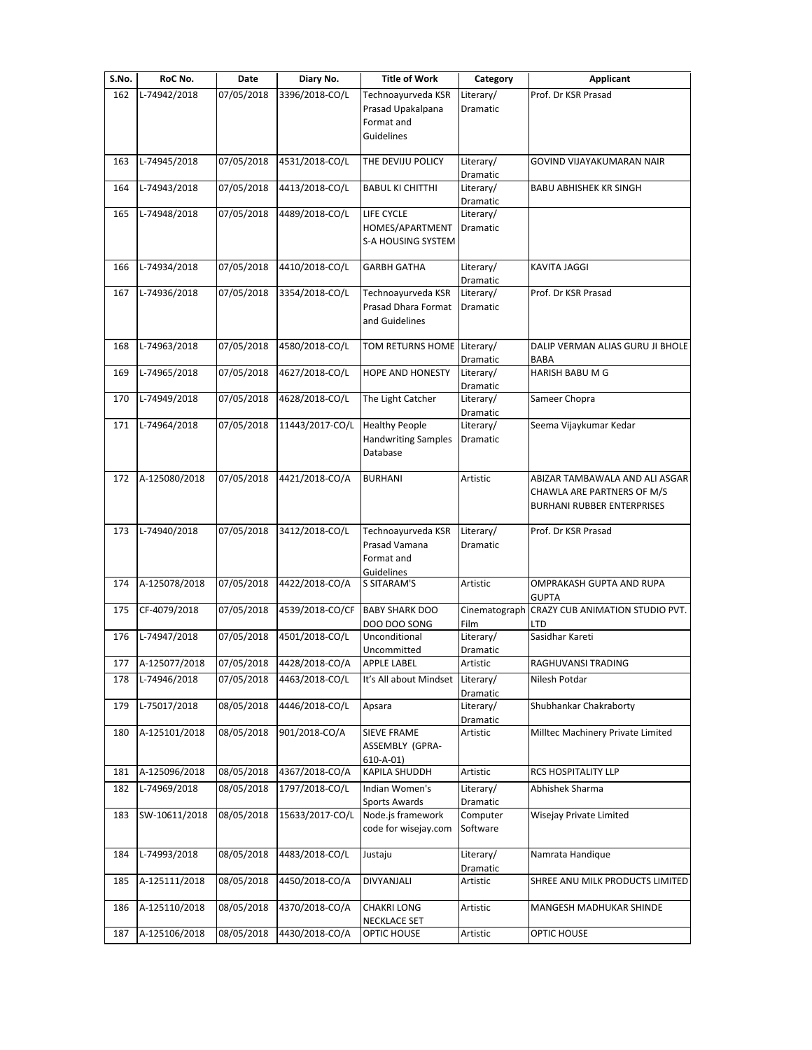| S.No. | RoC No. | Date | Diary No. | Title of Work | Category | Applicant |
|---|---|---|---|---|---|---|
| 162 | L-74942/2018 | 07/05/2018 | 3396/2018-CO/L | Technoayurveda KSR Prasad Upakalpana Format and Guidelines | Literary/ Dramatic | Prof. Dr KSR Prasad |
| 163 | L-74945/2018 | 07/05/2018 | 4531/2018-CO/L | THE DEVIJU POLICY | Literary/ Dramatic | GOVIND VIJAYAKUMARAN NAIR |
| 164 | L-74943/2018 | 07/05/2018 | 4413/2018-CO/L | BABUL KI CHITTHI | Literary/ Dramatic | BABU ABHISHEK KR SINGH |
| 165 | L-74948/2018 | 07/05/2018 | 4489/2018-CO/L | LIFE CYCLE HOMES/APARTMENTS-A HOUSING SYSTEM | Literary/ Dramatic | |
| 166 | L-74934/2018 | 07/05/2018 | 4410/2018-CO/L | GARBH GATHA | Literary/ Dramatic | KAVITA JAGGI |
| 167 | L-74936/2018 | 07/05/2018 | 3354/2018-CO/L | Technoayurveda KSR Prasad Dhara Format and Guidelines | Literary/ Dramatic | Prof. Dr KSR Prasad |
| 168 | L-74963/2018 | 07/05/2018 | 4580/2018-CO/L | TOM RETURNS HOME | Literary/ Dramatic | DALIP VERMAN ALIAS GURU JI BHOLE BABA |
| 169 | L-74965/2018 | 07/05/2018 | 4627/2018-CO/L | HOPE AND HONESTY | Literary/ Dramatic | HARISH BABU M G |
| 170 | L-74949/2018 | 07/05/2018 | 4628/2018-CO/L | The Light Catcher | Literary/ Dramatic | Sameer Chopra |
| 171 | L-74964/2018 | 07/05/2018 | 11443/2017-CO/L | Healthy People Handwriting Samples Database | Literary/ Dramatic | Seema Vijaykumar Kedar |
| 172 | A-125080/2018 | 07/05/2018 | 4421/2018-CO/A | BURHANI | Artistic | ABIZAR TAMBAWALA AND ALI ASGAR CHAWLA ARE PARTNERS OF M/S BURHANI RUBBER ENTERPRISES |
| 173 | L-74940/2018 | 07/05/2018 | 3412/2018-CO/L | Technoayurveda KSR Prasad Vamana Format and Guidelines | Literary/ Dramatic | Prof. Dr KSR Prasad |
| 174 | A-125078/2018 | 07/05/2018 | 4422/2018-CO/A | S SITARAM'S | Artistic | OMPRAKASH GUPTA AND RUPA GUPTA |
| 175 | CF-4079/2018 | 07/05/2018 | 4539/2018-CO/CF | BABY SHARK DOO DOO DOO SONG | Cinematograph Film | CRAZY CUB ANIMATION STUDIO PVT. LTD |
| 176 | L-74947/2018 | 07/05/2018 | 4501/2018-CO/L | Unconditional Uncommitted | Literary/ Dramatic | Sasidhar Kareti |
| 177 | A-125077/2018 | 07/05/2018 | 4428/2018-CO/A | APPLE LABEL | Artistic | RAGHUVANSI TRADING |
| 178 | L-74946/2018 | 07/05/2018 | 4463/2018-CO/L | It's All about Mindset | Literary/ Dramatic | Nilesh Potdar |
| 179 | L-75017/2018 | 08/05/2018 | 4446/2018-CO/L | Apsara | Literary/ Dramatic | Shubhankar Chakraborty |
| 180 | A-125101/2018 | 08/05/2018 | 901/2018-CO/A | SIEVE FRAME ASSEMBLY (GPRA-610-A-01) | Artistic | Milltec Machinery Private Limited |
| 181 | A-125096/2018 | 08/05/2018 | 4367/2018-CO/A | KAPILA SHUDDH | Artistic | RCS HOSPITALITY LLP |
| 182 | L-74969/2018 | 08/05/2018 | 1797/2018-CO/L | Indian Women's Sports Awards | Literary/ Dramatic | Abhishek Sharma |
| 183 | SW-10611/2018 | 08/05/2018 | 15633/2017-CO/L | Node.js framework code for wisejay.com | Computer Software | Wisejay Private Limited |
| 184 | L-74993/2018 | 08/05/2018 | 4483/2018-CO/L | Justaju | Literary/ Dramatic | Namrata Handique |
| 185 | A-125111/2018 | 08/05/2018 | 4450/2018-CO/A | DIVYANJALI | Artistic | SHREE ANU MILK PRODUCTS LIMITED |
| 186 | A-125110/2018 | 08/05/2018 | 4370/2018-CO/A | CHAKRI LONG NECKLACE SET | Artistic | MANGESH MADHUKAR SHINDE |
| 187 | A-125106/2018 | 08/05/2018 | 4430/2018-CO/A | OPTIC HOUSE | Artistic | OPTIC HOUSE |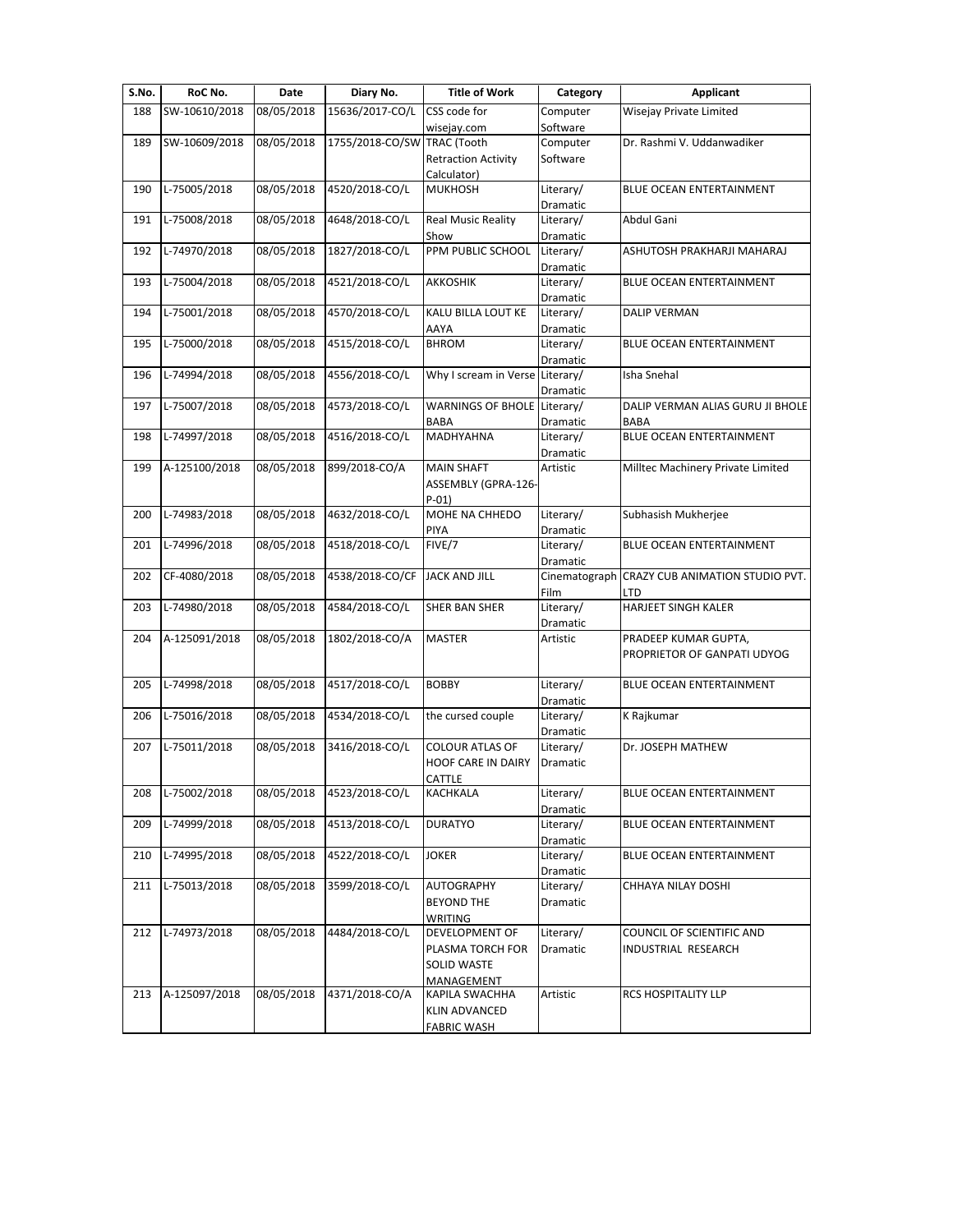| S.No. | RoC No. | Date | Diary No. | Title of Work | Category | Applicant |
|---|---|---|---|---|---|---|
| 188 | SW-10610/2018 | 08/05/2018 | 15636/2017-CO/L | CSS code for wisejay.com | Computer Software | Wisejay Private Limited |
| 189 | SW-10609/2018 | 08/05/2018 | 1755/2018-CO/SW | TRAC (Tooth Retraction Activity Calculator) | Computer Software | Dr. Rashmi V. Uddanwadiker |
| 190 | L-75005/2018 | 08/05/2018 | 4520/2018-CO/L | MUKHOSH | Literary/ Dramatic | BLUE OCEAN ENTERTAINMENT |
| 191 | L-75008/2018 | 08/05/2018 | 4648/2018-CO/L | Real Music Reality Show | Literary/ Dramatic | Abdul Gani |
| 192 | L-74970/2018 | 08/05/2018 | 1827/2018-CO/L | PPM PUBLIC SCHOOL | Literary/ Dramatic | ASHUTOSH PRAKHARJI MAHARAJ |
| 193 | L-75004/2018 | 08/05/2018 | 4521/2018-CO/L | AKKOSHIK | Literary/ Dramatic | BLUE OCEAN ENTERTAINMENT |
| 194 | L-75001/2018 | 08/05/2018 | 4570/2018-CO/L | KALU BILLA LOUT KE AAYA | Literary/ Dramatic | DALIP VERMAN |
| 195 | L-75000/2018 | 08/05/2018 | 4515/2018-CO/L | BHROM | Literary/ Dramatic | BLUE OCEAN ENTERTAINMENT |
| 196 | L-74994/2018 | 08/05/2018 | 4556/2018-CO/L | Why I scream in Verse | Literary/ Dramatic | Isha Snehal |
| 197 | L-75007/2018 | 08/05/2018 | 4573/2018-CO/L | WARNINGS OF BHOLE BABA | Literary/ Dramatic | DALIP VERMAN ALIAS GURU JI BHOLE BABA |
| 198 | L-74997/2018 | 08/05/2018 | 4516/2018-CO/L | MADHYAHNA | Literary/ Dramatic | BLUE OCEAN ENTERTAINMENT |
| 199 | A-125100/2018 | 08/05/2018 | 899/2018-CO/A | MAIN SHAFT ASSEMBLY (GPRA-126-P-01) | Artistic | Milltec Machinery Private Limited |
| 200 | L-74983/2018 | 08/05/2018 | 4632/2018-CO/L | MOHE NA CHHEDO PIYA | Literary/ Dramatic | Subhasish Mukherjee |
| 201 | L-74996/2018 | 08/05/2018 | 4518/2018-CO/L | FIVE/7 | Literary/ Dramatic | BLUE OCEAN ENTERTAINMENT |
| 202 | CF-4080/2018 | 08/05/2018 | 4538/2018-CO/CF | JACK AND JILL | Cinematograph Film | CRAZY CUB ANIMATION STUDIO PVT. LTD |
| 203 | L-74980/2018 | 08/05/2018 | 4584/2018-CO/L | SHER BAN SHER | Literary/ Dramatic | HARJEET SINGH KALER |
| 204 | A-125091/2018 | 08/05/2018 | 1802/2018-CO/A | MASTER | Artistic | PRADEEP KUMAR GUPTA, PROPRIETOR OF GANPATI UDYOG |
| 205 | L-74998/2018 | 08/05/2018 | 4517/2018-CO/L | BOBBY | Literary/ Dramatic | BLUE OCEAN ENTERTAINMENT |
| 206 | L-75016/2018 | 08/05/2018 | 4534/2018-CO/L | the cursed couple | Literary/ Dramatic | K Rajkumar |
| 207 | L-75011/2018 | 08/05/2018 | 3416/2018-CO/L | COLOUR ATLAS OF HOOF CARE IN DAIRY CATTLE | Literary/ Dramatic | Dr. JOSEPH MATHEW |
| 208 | L-75002/2018 | 08/05/2018 | 4523/2018-CO/L | KACHKALA | Literary/ Dramatic | BLUE OCEAN ENTERTAINMENT |
| 209 | L-74999/2018 | 08/05/2018 | 4513/2018-CO/L | DURATYO | Literary/ Dramatic | BLUE OCEAN ENTERTAINMENT |
| 210 | L-74995/2018 | 08/05/2018 | 4522/2018-CO/L | JOKER | Literary/ Dramatic | BLUE OCEAN ENTERTAINMENT |
| 211 | L-75013/2018 | 08/05/2018 | 3599/2018-CO/L | AUTOGRAPHY BEYOND THE WRITING | Literary/ Dramatic | CHHAYA NILAY DOSHI |
| 212 | L-74973/2018 | 08/05/2018 | 4484/2018-CO/L | DEVELOPMENT OF PLASMA TORCH FOR SOLID WASTE MANAGEMENT | Literary/ Dramatic | COUNCIL OF SCIENTIFIC AND INDUSTRIAL RESEARCH |
| 213 | A-125097/2018 | 08/05/2018 | 4371/2018-CO/A | KAPILA SWACHHA KLIN ADVANCED FABRIC WASH | Artistic | RCS HOSPITALITY LLP |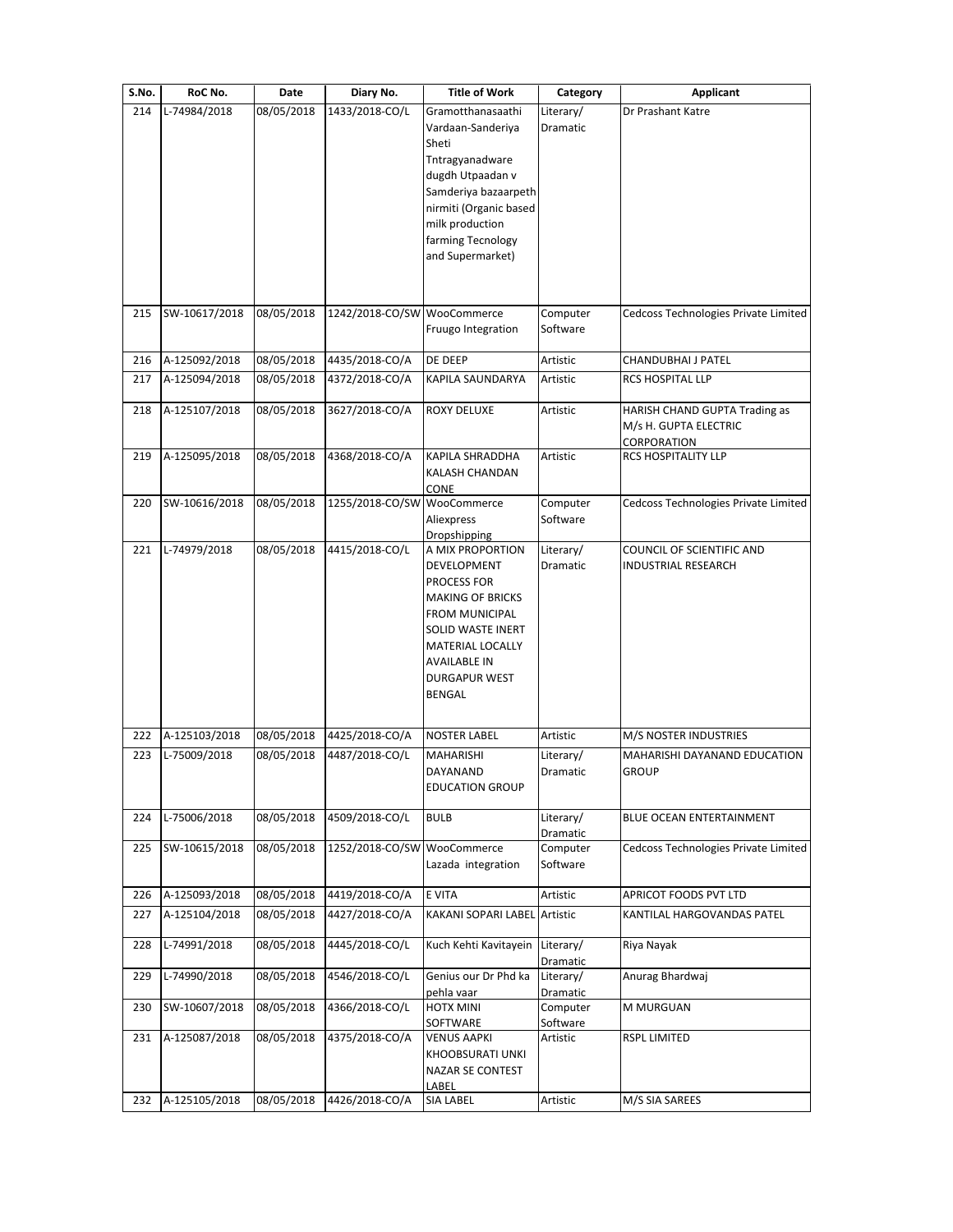| S.No. | RoC No. | Date | Diary No. | Title of Work | Category | Applicant |
|---|---|---|---|---|---|---|
| 214 | L-74984/2018 | 08/05/2018 | 1433/2018-CO/L | Gramotthanasaathi Vardaan-Sanderiya Sheti Tntragyanadware dugdh Utpaadan v Samderiya bazaarpeth nirmiti (Organic based milk production farming Tecnology and Supermarket) | Literary/ Dramatic | Dr Prashant Katre |
| 215 | SW-10617/2018 | 08/05/2018 | 1242/2018-CO/SW | WooCommerce Fruugo Integration | Computer Software | Cedcoss Technologies Private Limited |
| 216 | A-125092/2018 | 08/05/2018 | 4435/2018-CO/A | DE DEEP | Artistic | CHANDUBHAI J PATEL |
| 217 | A-125094/2018 | 08/05/2018 | 4372/2018-CO/A | KAPILA SAUNDARYA | Artistic | RCS HOSPITAL LLP |
| 218 | A-125107/2018 | 08/05/2018 | 3627/2018-CO/A | ROXY DELUXE | Artistic | HARISH CHAND GUPTA Trading as M/s H. GUPTA ELECTRIC CORPORATION |
| 219 | A-125095/2018 | 08/05/2018 | 4368/2018-CO/A | KAPILA SHRADDHA KALASH CHANDAN CONE | Artistic | RCS HOSPITALITY LLP |
| 220 | SW-10616/2018 | 08/05/2018 | 1255/2018-CO/SW | WooCommerce Aliexpress Dropshipping | Computer Software | Cedcoss Technologies Private Limited |
| 221 | L-74979/2018 | 08/05/2018 | 4415/2018-CO/L | A MIX PROPORTION DEVELOPMENT PROCESS FOR MAKING OF BRICKS FROM MUNICIPAL SOLID WASTE INERT MATERIAL LOCALLY AVAILABLE IN DURGAPUR WEST BENGAL | Literary/ Dramatic | COUNCIL OF SCIENTIFIC AND INDUSTRIAL RESEARCH |
| 222 | A-125103/2018 | 08/05/2018 | 4425/2018-CO/A | NOSTER LABEL | Artistic | M/S NOSTER INDUSTRIES |
| 223 | L-75009/2018 | 08/05/2018 | 4487/2018-CO/L | MAHARISHI DAYANAND EDUCATION GROUP | Literary/ Dramatic | MAHARISHI DAYANAND EDUCATION GROUP |
| 224 | L-75006/2018 | 08/05/2018 | 4509/2018-CO/L | BULB | Literary/ Dramatic | BLUE OCEAN ENTERTAINMENT |
| 225 | SW-10615/2018 | 08/05/2018 | 1252/2018-CO/SW | WooCommerce Lazada integration | Computer Software | Cedcoss Technologies Private Limited |
| 226 | A-125093/2018 | 08/05/2018 | 4419/2018-CO/A | E VITA | Artistic | APRICOT FOODS PVT LTD |
| 227 | A-125104/2018 | 08/05/2018 | 4427/2018-CO/A | KAKANI SOPARI LABEL | Artistic | KANTILAL HARGOVANDAS PATEL |
| 228 | L-74991/2018 | 08/05/2018 | 4445/2018-CO/L | Kuch Kehti Kavitayein | Literary/ Dramatic | Riya Nayak |
| 229 | L-74990/2018 | 08/05/2018 | 4546/2018-CO/L | Genius our Dr Phd ka pehla vaar | Literary/ Dramatic | Anurag Bhardwaj |
| 230 | SW-10607/2018 | 08/05/2018 | 4366/2018-CO/L | HOTX MINI SOFTWARE | Computer Software | M MURGUAN |
| 231 | A-125087/2018 | 08/05/2018 | 4375/2018-CO/A | VENUS AAPKI KHOOBSURATI UNKI NAZAR SE CONTEST LABEL | Artistic | RSPL LIMITED |
| 232 | A-125105/2018 | 08/05/2018 | 4426/2018-CO/A | SIA LABEL | Artistic | M/S SIA SAREES |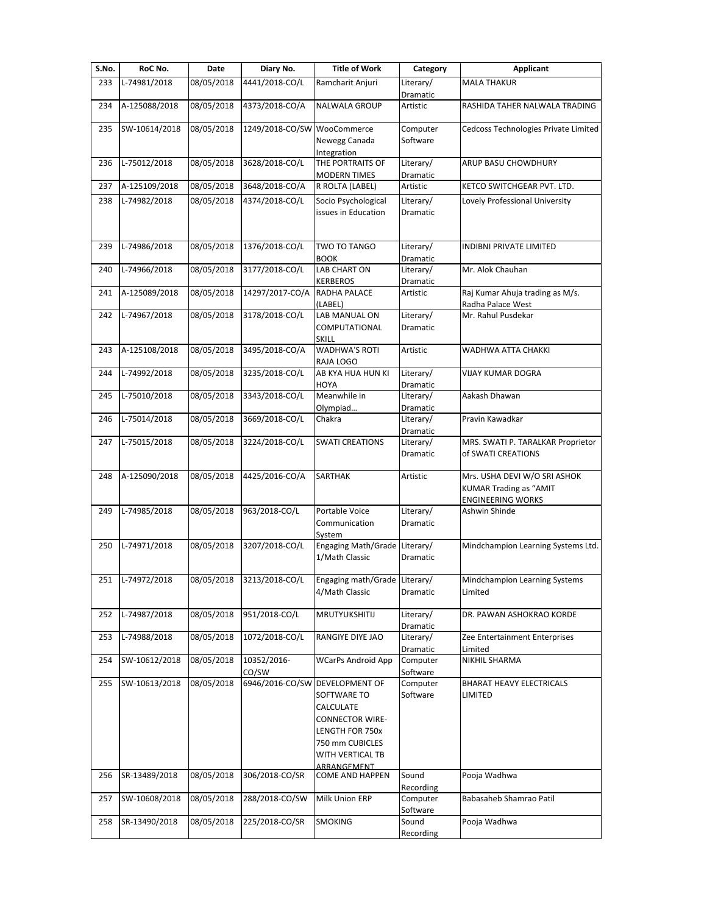| S.No. | RoC No. | Date | Diary No. | Title of Work | Category | Applicant |
|---|---|---|---|---|---|---|
| 233 | L-74981/2018 | 08/05/2018 | 4441/2018-CO/L | Ramcharit Anjuri | Literary/ Dramatic | MALA THAKUR |
| 234 | A-125088/2018 | 08/05/2018 | 4373/2018-CO/A | NALWALA GROUP | Artistic | RASHIDA TAHER NALWALA TRADING |
| 235 | SW-10614/2018 | 08/05/2018 | 1249/2018-CO/SW | WooCommerce Newegg Canada Integration | Computer Software | Cedcoss Technologies Private Limited |
| 236 | L-75012/2018 | 08/05/2018 | 3628/2018-CO/L | THE PORTRAITS OF MODERN TIMES | Literary/ Dramatic | ARUP BASU CHOWDHURY |
| 237 | A-125109/2018 | 08/05/2018 | 3648/2018-CO/A | R ROLTA (LABEL) | Artistic | KETCO SWITCHGEAR PVT. LTD. |
| 238 | L-74982/2018 | 08/05/2018 | 4374/2018-CO/L | Socio Psychological issues in Education | Literary/ Dramatic | Lovely Professional University |
| 239 | L-74986/2018 | 08/05/2018 | 1376/2018-CO/L | TWO TO TANGO BOOK | Literary/ Dramatic | INDIBNI PRIVATE LIMITED |
| 240 | L-74966/2018 | 08/05/2018 | 3177/2018-CO/L | LAB CHART ON KERBEROS | Literary/ Dramatic | Mr. Alok Chauhan |
| 241 | A-125089/2018 | 08/05/2018 | 14297/2017-CO/A | RADHA PALACE (LABEL) | Artistic | Raj Kumar Ahuja trading as M/s. Radha Palace West |
| 242 | L-74967/2018 | 08/05/2018 | 3178/2018-CO/L | LAB MANUAL ON COMPUTATIONAL SKILL | Literary/ Dramatic | Mr. Rahul Pusdekar |
| 243 | A-125108/2018 | 08/05/2018 | 3495/2018-CO/A | WADHWA'S ROTI RAJA LOGO | Artistic | WADHWA ATTA CHAKKI |
| 244 | L-74992/2018 | 08/05/2018 | 3235/2018-CO/L | AB KYA HUA HUN KI HOYA | Literary/ Dramatic | VIJAY KUMAR DOGRA |
| 245 | L-75010/2018 | 08/05/2018 | 3343/2018-CO/L | Meanwhile in Olympiad… | Literary/ Dramatic | Aakash Dhawan |
| 246 | L-75014/2018 | 08/05/2018 | 3669/2018-CO/L | Chakra | Literary/ Dramatic | Pravin Kawadkar |
| 247 | L-75015/2018 | 08/05/2018 | 3224/2018-CO/L | SWATI CREATIONS | Literary/ Dramatic | MRS. SWATI P. TARALKAR Proprietor of SWATI CREATIONS |
| 248 | A-125090/2018 | 08/05/2018 | 4425/2016-CO/A | SARTHAK | Artistic | Mrs. USHA DEVI W/O SRI ASHOK KUMAR Trading as "AMIT ENGINEERING WORKS |
| 249 | L-74985/2018 | 08/05/2018 | 963/2018-CO/L | Portable Voice Communication System | Literary/ Dramatic | Ashwin Shinde |
| 250 | L-74971/2018 | 08/05/2018 | 3207/2018-CO/L | Engaging Math/Grade 1/Math Classic | Literary/ Dramatic | Mindchampion Learning Systems Ltd. |
| 251 | L-74972/2018 | 08/05/2018 | 3213/2018-CO/L | Engaging math/Grade 4/Math Classic | Literary/ Dramatic | Mindchampion Learning Systems Limited |
| 252 | L-74987/2018 | 08/05/2018 | 951/2018-CO/L | MRUTYUKSHITIJ | Literary/ Dramatic | DR. PAWAN ASHOKRAO KORDE |
| 253 | L-74988/2018 | 08/05/2018 | 1072/2018-CO/L | RANGIYE DIYE JAO | Literary/ Dramatic | Zee Entertainment Enterprises Limited |
| 254 | SW-10612/2018 | 08/05/2018 | 10352/2016-CO/SW | WCarPs Android App | Computer Software | NIKHIL SHARMA |
| 255 | SW-10613/2018 | 08/05/2018 | 6946/2016-CO/SW | DEVELOPMENT OF SOFTWARE TO CALCULATE CONNECTOR WIRE-LENGTH FOR 750x 750 mm CUBICLES WITH VERTICAL TB ARRANGEMENT | Computer Software | BHARAT HEAVY ELECTRICALS LIMITED |
| 256 | SR-13489/2018 | 08/05/2018 | 306/2018-CO/SR | COME AND HAPPEN | Sound Recording | Pooja Wadhwa |
| 257 | SW-10608/2018 | 08/05/2018 | 288/2018-CO/SW | Milk Union ERP | Computer Software | Babasaheb Shamrao Patil |
| 258 | SR-13490/2018 | 08/05/2018 | 225/2018-CO/SR | SMOKING | Sound Recording | Pooja Wadhwa |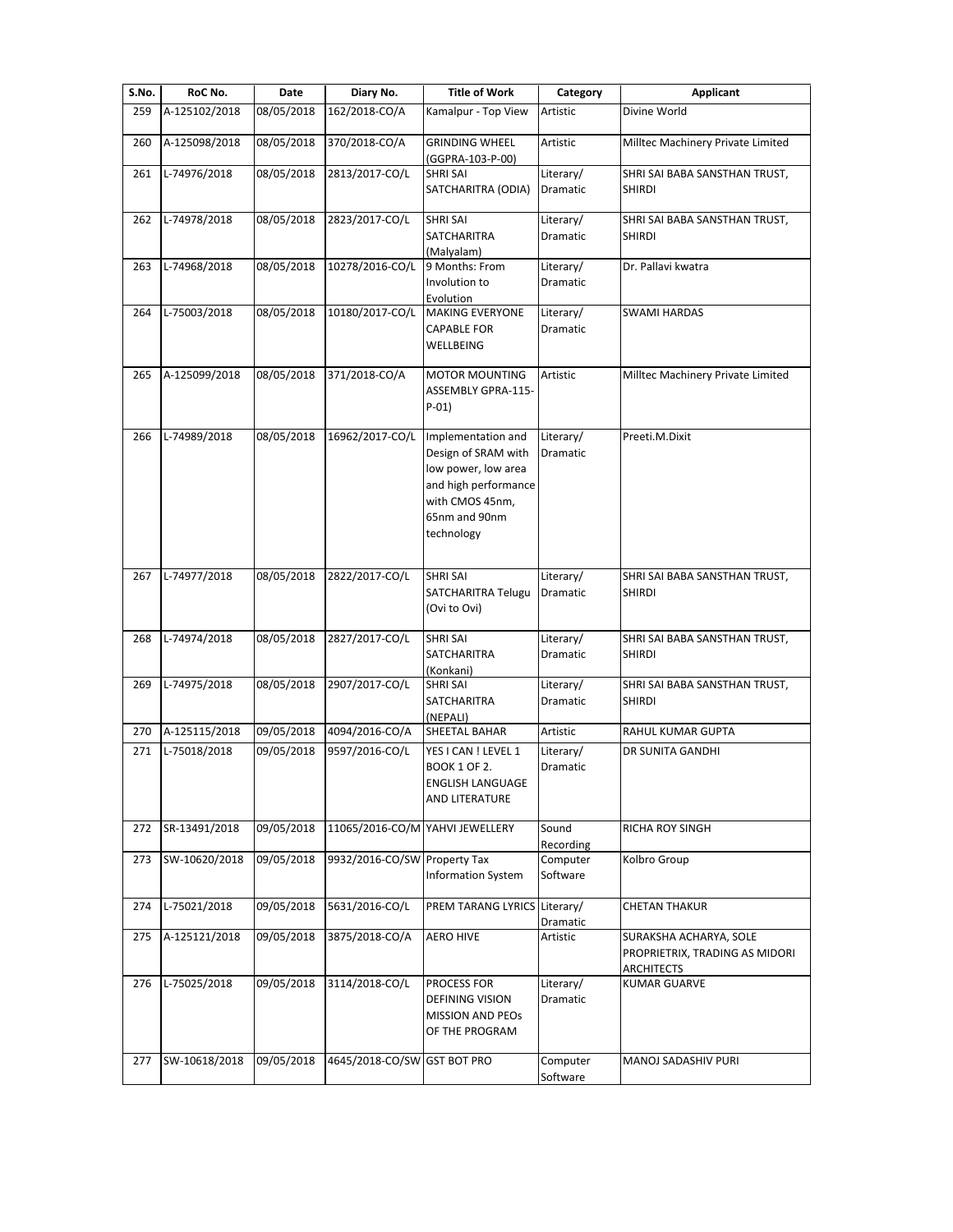| S.No. | RoC No. | Date | Diary No. | Title of Work | Category | Applicant |
|---|---|---|---|---|---|---|
| 259 | A-125102/2018 | 08/05/2018 | 162/2018-CO/A | Kamalpur - Top View | Artistic | Divine World |
| 260 | A-125098/2018 | 08/05/2018 | 370/2018-CO/A | GRINDING WHEEL (GGPRA-103-P-00) | Artistic | Milltec Machinery Private Limited |
| 261 | L-74976/2018 | 08/05/2018 | 2813/2017-CO/L | SHRI SAI SATCHARITRA (ODIA) | Literary/ Dramatic | SHRI SAI BABA SANSTHAN TRUST, SHIRDI |
| 262 | L-74978/2018 | 08/05/2018 | 2823/2017-CO/L | SHRI SAI SATCHARITRA (Malyalam) | Literary/ Dramatic | SHRI SAI BABA SANSTHAN TRUST, SHIRDI |
| 263 | L-74968/2018 | 08/05/2018 | 10278/2016-CO/L | 9 Months: From Involution to Evolution | Literary/ Dramatic | Dr. Pallavi kwatra |
| 264 | L-75003/2018 | 08/05/2018 | 10180/2017-CO/L | MAKING EVERYONE CAPABLE FOR WELLBEING | Literary/ Dramatic | SWAMI HARDAS |
| 265 | A-125099/2018 | 08/05/2018 | 371/2018-CO/A | MOTOR MOUNTING ASSEMBLY GPRA-115-P-01) | Artistic | Milltec Machinery Private Limited |
| 266 | L-74989/2018 | 08/05/2018 | 16962/2017-CO/L | Implementation and Design of SRAM with low power, low area and high performance with CMOS 45nm, 65nm and 90nm technology | Literary/ Dramatic | Preeti.M.Dixit |
| 267 | L-74977/2018 | 08/05/2018 | 2822/2017-CO/L | SHRI SAI SATCHARITRA Telugu (Ovi to Ovi) | Literary/ Dramatic | SHRI SAI BABA SANSTHAN TRUST, SHIRDI |
| 268 | L-74974/2018 | 08/05/2018 | 2827/2017-CO/L | SHRI SAI SATCHARITRA (Konkani) | Literary/ Dramatic | SHRI SAI BABA SANSTHAN TRUST, SHIRDI |
| 269 | L-74975/2018 | 08/05/2018 | 2907/2017-CO/L | SHRI SAI SATCHARITRA (NEPALI) | Literary/ Dramatic | SHRI SAI BABA SANSTHAN TRUST, SHIRDI |
| 270 | A-125115/2018 | 09/05/2018 | 4094/2016-CO/A | SHEETAL BAHAR | Artistic | RAHUL KUMAR GUPTA |
| 271 | L-75018/2018 | 09/05/2018 | 9597/2016-CO/L | YES I CAN ! LEVEL 1 BOOK 1 OF 2. ENGLISH LANGUAGE AND LITERATURE | Literary/ Dramatic | DR SUNITA GANDHI |
| 272 | SR-13491/2018 | 09/05/2018 | 11065/2016-CO/M | YAHVI JEWELLERY | Sound Recording | RICHA ROY SINGH |
| 273 | SW-10620/2018 | 09/05/2018 | 9932/2016-CO/SW | Property Tax Information System | Computer Software | Kolbro Group |
| 274 | L-75021/2018 | 09/05/2018 | 5631/2016-CO/L | PREM TARANG LYRICS | Literary/ Dramatic | CHETAN THAKUR |
| 275 | A-125121/2018 | 09/05/2018 | 3875/2018-CO/A | AERO HIVE | Artistic | SURAKSHA ACHARYA, SOLE PROPRIETRIX, TRADING AS MIDORI ARCHITECTS |
| 276 | L-75025/2018 | 09/05/2018 | 3114/2018-CO/L | PROCESS FOR DEFINING VISION MISSION AND PEOs OF THE PROGRAM | Literary/ Dramatic | KUMAR GUARVE |
| 277 | SW-10618/2018 | 09/05/2018 | 4645/2018-CO/SW | GST BOT PRO | Computer Software | MANOJ SADASHIV PURI |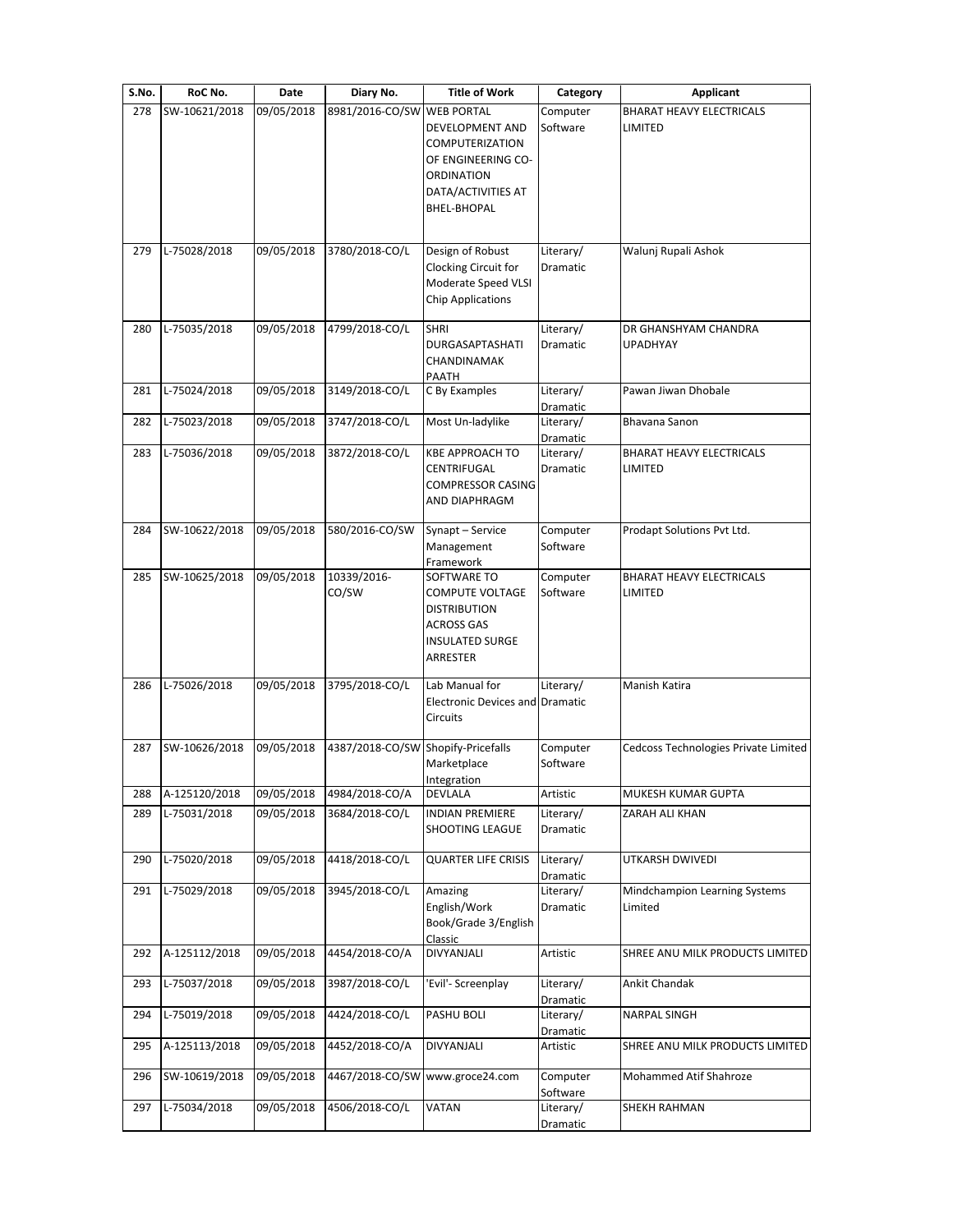| S.No. | RoC No. | Date | Diary No. | Title of Work | Category | Applicant |
|---|---|---|---|---|---|---|
| 278 | SW-10621/2018 | 09/05/2018 | 8981/2016-CO/SW | WEB PORTAL DEVELOPMENT AND COMPUTERIZATION OF ENGINEERING CO-ORDINATION DATA/ACTIVITIES AT BHEL-BHOPAL | Computer Software | BHARAT HEAVY ELECTRICALS LIMITED |
| 279 | L-75028/2018 | 09/05/2018 | 3780/2018-CO/L | Design of Robust Clocking Circuit for Moderate Speed VLSI Chip Applications | Literary/ Dramatic | Walunj Rupali Ashok |
| 280 | L-75035/2018 | 09/05/2018 | 4799/2018-CO/L | SHRI DURGASAPTASHATI CHANDINAMAK PAATH | Literary/ Dramatic | DR GHANSHYAM CHANDRA UPADHYAY |
| 281 | L-75024/2018 | 09/05/2018 | 3149/2018-CO/L | C By Examples | Literary/ Dramatic | Pawan Jiwan Dhobale |
| 282 | L-75023/2018 | 09/05/2018 | 3747/2018-CO/L | Most Un-ladylike | Literary/ Dramatic | Bhavana Sanon |
| 283 | L-75036/2018 | 09/05/2018 | 3872/2018-CO/L | KBE APPROACH TO CENTRIFUGAL COMPRESSOR CASING AND DIAPHRAGM | Literary/ Dramatic | BHARAT HEAVY ELECTRICALS LIMITED |
| 284 | SW-10622/2018 | 09/05/2018 | 580/2016-CO/SW | Synapt – Service Management Framework | Computer Software | Prodapt Solutions Pvt Ltd. |
| 285 | SW-10625/2018 | 09/05/2018 | 10339/2016-CO/SW | SOFTWARE TO COMPUTE VOLTAGE DISTRIBUTION ACROSS GAS INSULATED SURGE ARRESTER | Computer Software | BHARAT HEAVY ELECTRICALS LIMITED |
| 286 | L-75026/2018 | 09/05/2018 | 3795/2018-CO/L | Lab Manual for Electronic Devices and Circuits | Literary/ Dramatic | Manish Katira |
| 287 | SW-10626/2018 | 09/05/2018 | 4387/2018-CO/SW | Shopify-Pricefalls Marketplace Integration | Computer Software | Cedcoss Technologies Private Limited |
| 288 | A-125120/2018 | 09/05/2018 | 4984/2018-CO/A | DEVLALA | Artistic | MUKESH KUMAR GUPTA |
| 289 | L-75031/2018 | 09/05/2018 | 3684/2018-CO/L | INDIAN PREMIERE SHOOTING LEAGUE | Literary/ Dramatic | ZARAH ALI KHAN |
| 290 | L-75020/2018 | 09/05/2018 | 4418/2018-CO/L | QUARTER LIFE CRISIS | Literary/ Dramatic | UTKARSH DWIVEDI |
| 291 | L-75029/2018 | 09/05/2018 | 3945/2018-CO/L | Amazing English/Work Book/Grade 3/English Classic | Literary/ Dramatic | Mindchampion Learning Systems Limited |
| 292 | A-125112/2018 | 09/05/2018 | 4454/2018-CO/A | DIVYANJALI | Artistic | SHREE ANU MILK PRODUCTS LIMITED |
| 293 | L-75037/2018 | 09/05/2018 | 3987/2018-CO/L | 'Evil'- Screenplay | Literary/ Dramatic | Ankit Chandak |
| 294 | L-75019/2018 | 09/05/2018 | 4424/2018-CO/L | PASHU BOLI | Literary/ Dramatic | NARPAL SINGH |
| 295 | A-125113/2018 | 09/05/2018 | 4452/2018-CO/A | DIVYANJALI | Artistic | SHREE ANU MILK PRODUCTS LIMITED |
| 296 | SW-10619/2018 | 09/05/2018 | 4467/2018-CO/SW | www.groce24.com | Computer Software | Mohammed Atif Shahroze |
| 297 | L-75034/2018 | 09/05/2018 | 4506/2018-CO/L | VATAN | Literary/ Dramatic | SHEKH RAHMAN |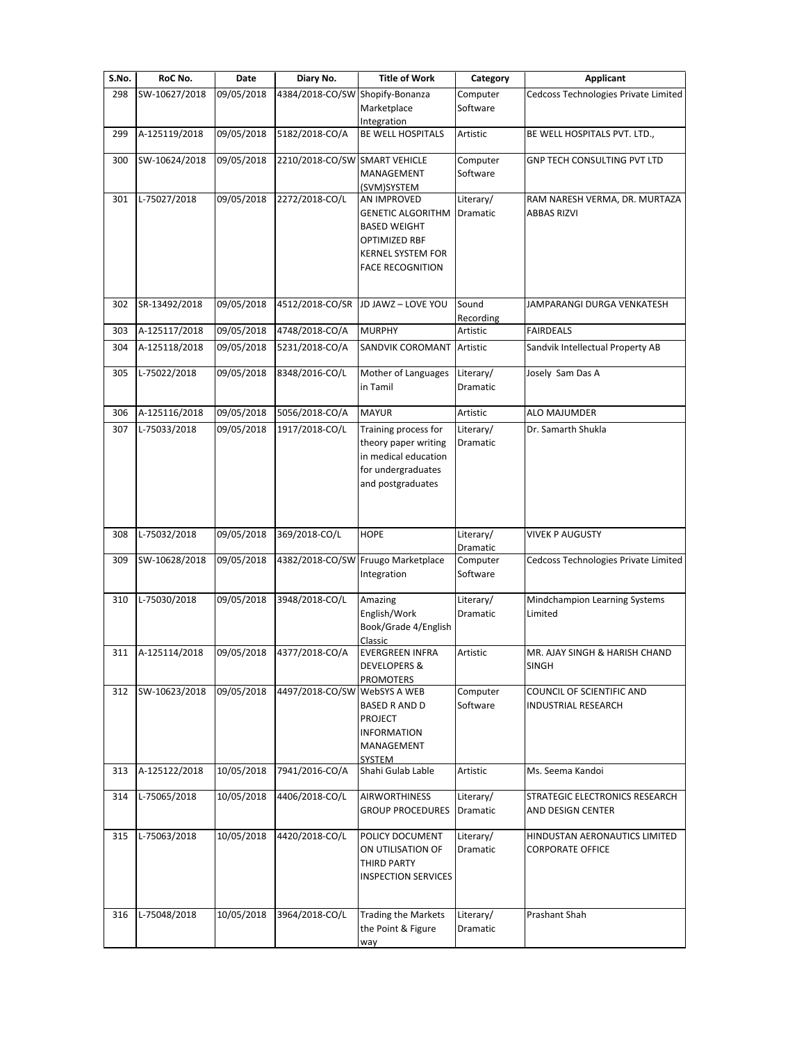| S.No. | RoC No. | Date | Diary No. | Title of Work | Category | Applicant |
|---|---|---|---|---|---|---|
| 298 | SW-10627/2018 | 09/05/2018 | 4384/2018-CO/SW | Shopify-Bonanza Marketplace Integration | Computer Software | Cedcoss Technologies Private Limited |
| 299 | A-125119/2018 | 09/05/2018 | 5182/2018-CO/A | BE WELL HOSPITALS | Artistic | BE WELL HOSPITALS PVT. LTD., |
| 300 | SW-10624/2018 | 09/05/2018 | 2210/2018-CO/SW | SMART VEHICLE MANAGEMENT (SVM)SYSTEM | Computer Software | GNP TECH CONSULTING PVT LTD |
| 301 | L-75027/2018 | 09/05/2018 | 2272/2018-CO/L | AN IMPROVED GENETIC ALGORITHM BASED WEIGHT OPTIMIZED RBF KERNEL SYSTEM FOR FACE RECOGNITION | Literary/ Dramatic | RAM NARESH VERMA, DR. MURTAZA ABBAS RIZVI |
| 302 | SR-13492/2018 | 09/05/2018 | 4512/2018-CO/SR | JD JAWZ – LOVE YOU | Sound Recording | JAMPARANGI DURGA VENKATESH |
| 303 | A-125117/2018 | 09/05/2018 | 4748/2018-CO/A | MURPHY | Artistic | FAIRDEALS |
| 304 | A-125118/2018 | 09/05/2018 | 5231/2018-CO/A | SANDVIK COROMANT | Artistic | Sandvik Intellectual Property AB |
| 305 | L-75022/2018 | 09/05/2018 | 8348/2016-CO/L | Mother of Languages in Tamil | Literary/ Dramatic | Josely Sam Das A |
| 306 | A-125116/2018 | 09/05/2018 | 5056/2018-CO/A | MAYUR | Artistic | ALO MAJUMDER |
| 307 | L-75033/2018 | 09/05/2018 | 1917/2018-CO/L | Training process for theory paper writing in medical education for undergraduates and postgraduates | Literary/ Dramatic | Dr. Samarth Shukla |
| 308 | L-75032/2018 | 09/05/2018 | 369/2018-CO/L | HOPE | Literary/ Dramatic | VIVEK P AUGUSTY |
| 309 | SW-10628/2018 | 09/05/2018 | 4382/2018-CO/SW | Fruugo Marketplace Integration | Computer Software | Cedcoss Technologies Private Limited |
| 310 | L-75030/2018 | 09/05/2018 | 3948/2018-CO/L | Amazing English/Work Book/Grade 4/English Classic | Literary/ Dramatic | Mindchampion Learning Systems Limited |
| 311 | A-125114/2018 | 09/05/2018 | 4377/2018-CO/A | EVERGREEN INFRA DEVELOPERS & PROMOTERS | Artistic | MR. AJAY SINGH & HARISH CHAND SINGH |
| 312 | SW-10623/2018 | 09/05/2018 | 4497/2018-CO/SW | WebSYS A WEB BASED R AND D PROJECT INFORMATION MANAGEMENT SYSTEM | Computer Software | COUNCIL OF SCIENTIFIC AND INDUSTRIAL RESEARCH |
| 313 | A-125122/2018 | 10/05/2018 | 7941/2016-CO/A | Shahi Gulab Lable | Artistic | Ms. Seema Kandoi |
| 314 | L-75065/2018 | 10/05/2018 | 4406/2018-CO/L | AIRWORTHINESS GROUP PROCEDURES | Literary/ Dramatic | STRATEGIC ELECTRONICS RESEARCH AND DESIGN CENTER |
| 315 | L-75063/2018 | 10/05/2018 | 4420/2018-CO/L | POLICY DOCUMENT ON UTILISATION OF THIRD PARTY INSPECTION SERVICES | Literary/ Dramatic | HINDUSTAN AERONAUTICS LIMITED CORPORATE OFFICE |
| 316 | L-75048/2018 | 10/05/2018 | 3964/2018-CO/L | Trading the Markets the Point & Figure way | Literary/ Dramatic | Prashant Shah |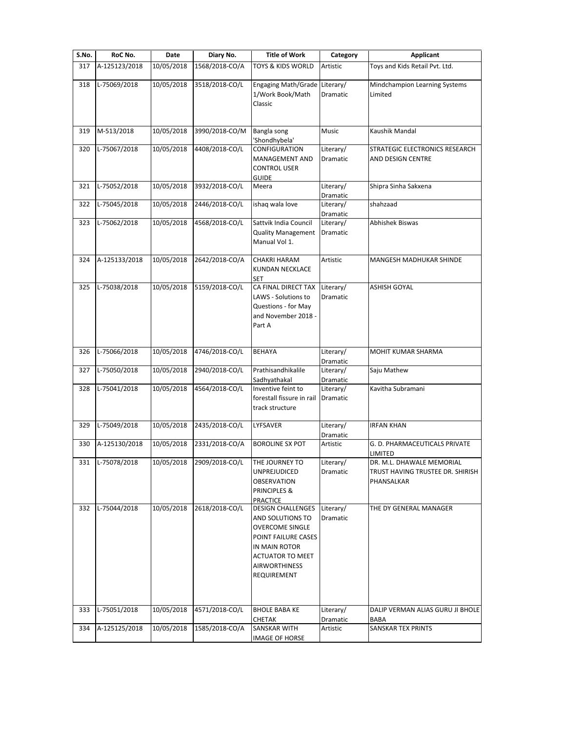| S.No. | RoC No. | Date | Diary No. | Title of Work | Category | Applicant |
|---|---|---|---|---|---|---|
| 317 | A-125123/2018 | 10/05/2018 | 1568/2018-CO/A | TOYS & KIDS WORLD | Artistic | Toys and Kids Retail Pvt. Ltd. |
| 318 | L-75069/2018 | 10/05/2018 | 3518/2018-CO/L | Engaging Math/Grade 1/Work Book/Math Classic | Literary/ Dramatic | Mindchampion Learning Systems Limited |
| 319 | M-513/2018 | 10/05/2018 | 3990/2018-CO/M | Bangla song 'Shondhybela' | Music | Kaushik Mandal |
| 320 | L-75067/2018 | 10/05/2018 | 4408/2018-CO/L | CONFIGURATION MANAGEMENT AND CONTROL USER GUIDE | Literary/ Dramatic | STRATEGIC ELECTRONICS RESEARCH AND DESIGN CENTRE |
| 321 | L-75052/2018 | 10/05/2018 | 3932/2018-CO/L | Meera | Literary/ Dramatic | Shipra Sinha Sakxena |
| 322 | L-75045/2018 | 10/05/2018 | 2446/2018-CO/L | ishaq wala love | Literary/ Dramatic | shahzaad |
| 323 | L-75062/2018 | 10/05/2018 | 4568/2018-CO/L | Sattvik India Council Quality Management Manual Vol 1. | Literary/ Dramatic | Abhishek Biswas |
| 324 | A-125133/2018 | 10/05/2018 | 2642/2018-CO/A | CHAKRI HARAM KUNDAN NECKLACE SET | Artistic | MANGESH MADHUKAR SHINDE |
| 325 | L-75038/2018 | 10/05/2018 | 5159/2018-CO/L | CA FINAL DIRECT TAX LAWS - Solutions to Questions - for May and November 2018 - Part A | Literary/ Dramatic | ASHISH GOYAL |
| 326 | L-75066/2018 | 10/05/2018 | 4746/2018-CO/L | BEHAYA | Literary/ Dramatic | MOHIT KUMAR SHARMA |
| 327 | L-75050/2018 | 10/05/2018 | 2940/2018-CO/L | Prathisandhikalile Sadhyathakal | Literary/ Dramatic | Saju Mathew |
| 328 | L-75041/2018 | 10/05/2018 | 4564/2018-CO/L | Inventive feint to forestall fissure in rail track structure | Literary/ Dramatic | Kavitha Subramani |
| 329 | L-75049/2018 | 10/05/2018 | 2435/2018-CO/L | LYFSAVER | Literary/ Dramatic | IRFAN KHAN |
| 330 | A-125130/2018 | 10/05/2018 | 2331/2018-CO/A | BOROLINE SX POT | Artistic | G. D. PHARMACEUTICALS PRIVATE LIMITED |
| 331 | L-75078/2018 | 10/05/2018 | 2909/2018-CO/L | THE JOURNEY TO UNPREJUDICED OBSERVATION PRINCIPLES & PRACTICE | Literary/ Dramatic | DR. M.L. DHAWALE MEMORIAL TRUST HAVING TRUSTEE DR. SHIRISH PHANSALKAR |
| 332 | L-75044/2018 | 10/05/2018 | 2618/2018-CO/L | DESIGN CHALLENGES AND SOLUTIONS TO OVERCOME SINGLE POINT FAILURE CASES IN MAIN ROTOR ACTUATOR TO MEET AIRWORTHINESS REQUIREMENT | Literary/ Dramatic | THE DY GENERAL MANAGER |
| 333 | L-75051/2018 | 10/05/2018 | 4571/2018-CO/L | BHOLE BABA KE CHETAK | Literary/ Dramatic | DALIP VERMAN ALIAS GURU JI BHOLE BABA |
| 334 | A-125125/2018 | 10/05/2018 | 1585/2018-CO/A | SANSKAR WITH IMAGE OF HORSE | Artistic | SANSKAR TEX PRINTS |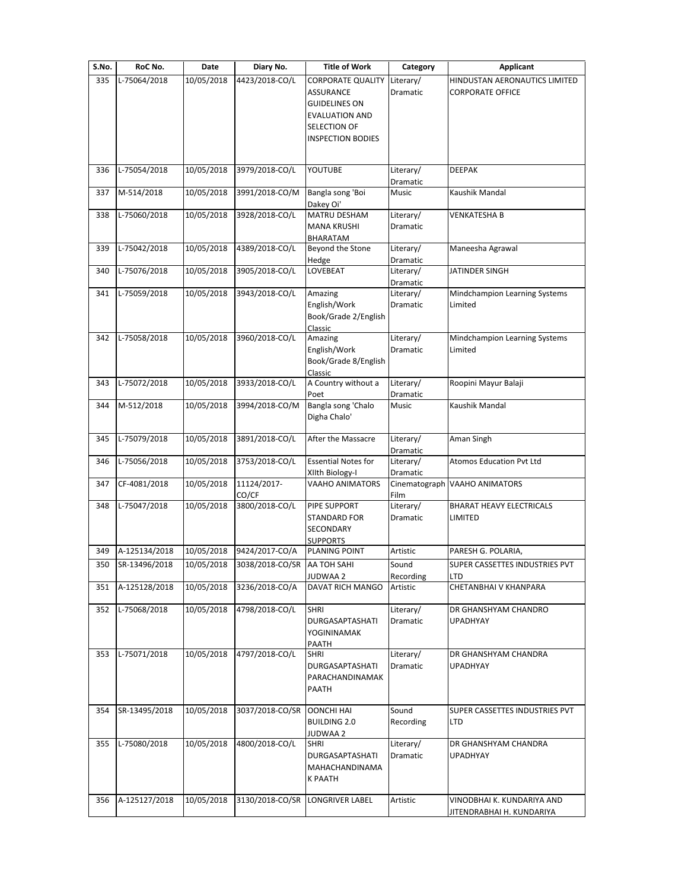| S.No. | RoC No. | Date | Diary No. | Title of Work | Category | Applicant |
|---|---|---|---|---|---|---|
| 335 | L-75064/2018 | 10/05/2018 | 4423/2018-CO/L | CORPORATE QUALITY ASSURANCE GUIDELINES ON EVALUATION AND SELECTION OF INSPECTION BODIES | Literary/ Dramatic | HINDUSTAN AERONAUTICS LIMITED CORPORATE OFFICE |
| 336 | L-75054/2018 | 10/05/2018 | 3979/2018-CO/L | YOUTUBE | Literary/ Dramatic | DEEPAK |
| 337 | M-514/2018 | 10/05/2018 | 3991/2018-CO/M | Bangla song 'Boi Dakey Oi' | Music | Kaushik Mandal |
| 338 | L-75060/2018 | 10/05/2018 | 3928/2018-CO/L | MATRU DESHAM MANA KRUSHI BHARATAM | Literary/ Dramatic | VENKATESHA B |
| 339 | L-75042/2018 | 10/05/2018 | 4389/2018-CO/L | Beyond the Stone Hedge | Literary/ Dramatic | Maneesha Agrawal |
| 340 | L-75076/2018 | 10/05/2018 | 3905/2018-CO/L | LOVEBEAT | Literary/ Dramatic | JATINDER SINGH |
| 341 | L-75059/2018 | 10/05/2018 | 3943/2018-CO/L | Amazing English/Work Book/Grade 2/English Classic | Literary/ Dramatic | Mindchampion Learning Systems Limited |
| 342 | L-75058/2018 | 10/05/2018 | 3960/2018-CO/L | Amazing English/Work Book/Grade 8/English Classic | Literary/ Dramatic | Mindchampion Learning Systems Limited |
| 343 | L-75072/2018 | 10/05/2018 | 3933/2018-CO/L | A Country without a Poet | Literary/ Dramatic | Roopini Mayur Balaji |
| 344 | M-512/2018 | 10/05/2018 | 3994/2018-CO/M | Bangla song 'Chalo Digha Chalo' | Music | Kaushik Mandal |
| 345 | L-75079/2018 | 10/05/2018 | 3891/2018-CO/L | After the Massacre | Literary/ Dramatic | Aman Singh |
| 346 | L-75056/2018 | 10/05/2018 | 3753/2018-CO/L | Essential Notes for XIIth Biology-I | Literary/ Dramatic | Atomos Education Pvt Ltd |
| 347 | CF-4081/2018 | 10/05/2018 | 11124/2017-CO/CF | VAAHO ANIMATORS | Cinematograph Film | VAAHO ANIMATORS |
| 348 | L-75047/2018 | 10/05/2018 | 3800/2018-CO/L | PIPE SUPPORT STANDARD FOR SECONDARY SUPPORTS | Literary/ Dramatic | BHARAT HEAVY ELECTRICALS LIMITED |
| 349 | A-125134/2018 | 10/05/2018 | 9424/2017-CO/A | PLANING POINT | Artistic | PARESH G. POLARIA, |
| 350 | SR-13496/2018 | 10/05/2018 | 3038/2018-CO/SR | AA TOH SAHI JUDWAA 2 | Sound Recording | SUPER CASSETTES INDUSTRIES PVT LTD |
| 351 | A-125128/2018 | 10/05/2018 | 3236/2018-CO/A | DAVAT RICH MANGO | Artistic | CHETANBHAI V KHANPARA |
| 352 | L-75068/2018 | 10/05/2018 | 4798/2018-CO/L | SHRI DURGASAPTASHATI YOGININAMAK PAATH | Literary/ Dramatic | DR GHANSHYAM CHANDRO UPADHYAY |
| 353 | L-75071/2018 | 10/05/2018 | 4797/2018-CO/L | SHRI DURGASAPTASHATI PARACHANDINAMAK PAATH | Literary/ Dramatic | DR GHANSHYAM CHANDRA UPADHYAY |
| 354 | SR-13495/2018 | 10/05/2018 | 3037/2018-CO/SR | OONCHI HAI BUILDING 2.0 JUDWAA 2 | Sound Recording | SUPER CASSETTES INDUSTRIES PVT LTD |
| 355 | L-75080/2018 | 10/05/2018 | 4800/2018-CO/L | SHRI DURGASAPTASHATI MAHACHANDINAMA K PAATH | Literary/ Dramatic | DR GHANSHYAM CHANDRA UPADHYAY |
| 356 | A-125127/2018 | 10/05/2018 | 3130/2018-CO/SR | LONGRIVER LABEL | Artistic | VINODBHAI K. KUNDARIYA AND JITENDRABHAI H. KUNDARIYA |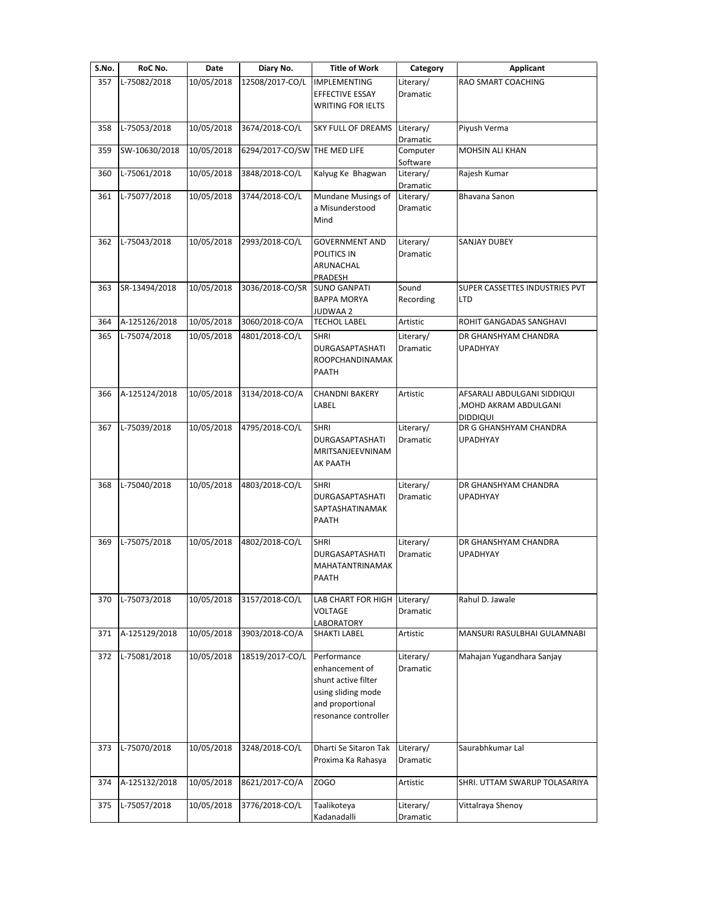| S.No. | RoC No. | Date | Diary No. | Title of Work | Category | Applicant |
|---|---|---|---|---|---|---|
| 357 | L-75082/2018 | 10/05/2018 | 12508/2017-CO/L | IMPLEMENTING EFFECTIVE ESSAY WRITING FOR IELTS | Literary/ Dramatic | RAO SMART COACHING |
| 358 | L-75053/2018 | 10/05/2018 | 3674/2018-CO/L | SKY FULL OF DREAMS | Literary/ Dramatic | Piyush Verma |
| 359 | SW-10630/2018 | 10/05/2018 | 6294/2017-CO/SW | THE MED LIFE | Computer Software | MOHSIN ALI KHAN |
| 360 | L-75061/2018 | 10/05/2018 | 3848/2018-CO/L | Kalyug Ke Bhagwan | Literary/ Dramatic | Rajesh Kumar |
| 361 | L-75077/2018 | 10/05/2018 | 3744/2018-CO/L | Mundane Musings of a Misunderstood Mind | Literary/ Dramatic | Bhavana Sanon |
| 362 | L-75043/2018 | 10/05/2018 | 2993/2018-CO/L | GOVERNMENT AND POLITICS IN ARUNACHAL PRADESH | Literary/ Dramatic | SANJAY DUBEY |
| 363 | SR-13494/2018 | 10/05/2018 | 3036/2018-CO/SR | SUNO GANPATI BAPPA MORYA JUDWAA 2 | Sound Recording | SUPER CASSETTES INDUSTRIES PVT LTD |
| 364 | A-125126/2018 | 10/05/2018 | 3060/2018-CO/A | TECHOL LABEL | Artistic | ROHIT GANGADAS SANGHAVI |
| 365 | L-75074/2018 | 10/05/2018 | 4801/2018-CO/L | SHRI DURGASAPTASHATI ROOPCHANDINAMAK PAATH | Literary/ Dramatic | DR GHANSHYAM CHANDRA UPADHYAY |
| 366 | A-125124/2018 | 10/05/2018 | 3134/2018-CO/A | CHANDNI BAKERY LABEL | Artistic | AFSARALI ABDULGANI SIDDIQUI ,MOHD AKRAM ABDULGANI DIDDIQUI |
| 367 | L-75039/2018 | 10/05/2018 | 4795/2018-CO/L | SHRI DURGASAPTASHATI MRITSANJEEVNINAM AK PAATH | Literary/ Dramatic | DR G GHANSHYAM CHANDRA UPADHYAY |
| 368 | L-75040/2018 | 10/05/2018 | 4803/2018-CO/L | SHRI DURGASAPTASHATI SAPTASHATINAMAK PAATH | Literary/ Dramatic | DR GHANSHYAM CHANDRA UPADHYAY |
| 369 | L-75075/2018 | 10/05/2018 | 4802/2018-CO/L | SHRI DURGASAPTASHATI MAHATANTRINAMAK PAATH | Literary/ Dramatic | DR GHANSHYAM CHANDRA UPADHYAY |
| 370 | L-75073/2018 | 10/05/2018 | 3157/2018-CO/L | LAB CHART FOR HIGH VOLTAGE LABORATORY | Literary/ Dramatic | Rahul D. Jawale |
| 371 | A-125129/2018 | 10/05/2018 | 3903/2018-CO/A | SHAKTI LABEL | Artistic | MANSURI RASULBHAI GULAMNABI |
| 372 | L-75081/2018 | 10/05/2018 | 18519/2017-CO/L | Performance enhancement of shunt active filter using sliding mode and proportional resonance controller | Literary/ Dramatic | Mahajan Yugandhara Sanjay |
| 373 | L-75070/2018 | 10/05/2018 | 3248/2018-CO/L | Dharti Se Sitaron Tak Proxima Ka Rahasya | Literary/ Dramatic | Saurabhkumar Lal |
| 374 | A-125132/2018 | 10/05/2018 | 8621/2017-CO/A | ZOGO | Artistic | SHRI. UTTAM SWARUP TOLASARIYA |
| 375 | L-75057/2018 | 10/05/2018 | 3776/2018-CO/L | Taalikoteya Kadanadalli | Literary/ Dramatic | Vittalraya Shenoy |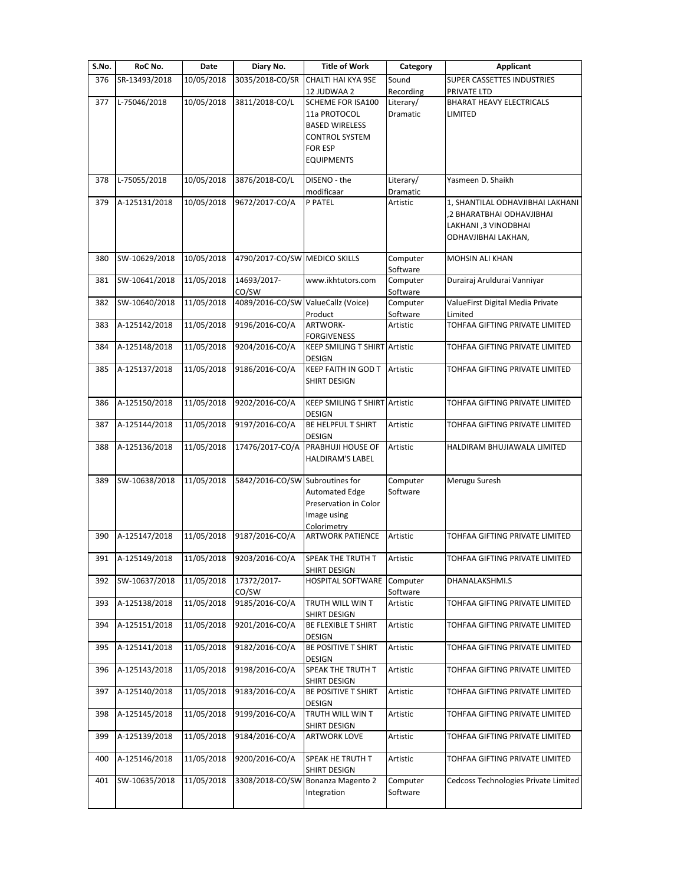| S.No. | RoC No. | Date | Diary No. | Title of Work | Category | Applicant |
| --- | --- | --- | --- | --- | --- | --- |
| 376 | SR-13493/2018 | 10/05/2018 | 3035/2018-CO/SR | CHALTI HAI KYA 9SE 12 JUDWAA 2 | Sound Recording | SUPER CASSETTES INDUSTRIES PRIVATE LTD |
| 377 | L-75046/2018 | 10/05/2018 | 3811/2018-CO/L | SCHEME FOR ISA100 11a PROTOCOL BASED WIRELESS CONTROL SYSTEM FOR ESP EQUIPMENTS | Literary/ Dramatic | BHARAT HEAVY ELECTRICALS LIMITED |
| 378 | L-75055/2018 | 10/05/2018 | 3876/2018-CO/L | DISENO - the modificaar | Literary/ Dramatic | Yasmeen D. Shaikh |
| 379 | A-125131/2018 | 10/05/2018 | 9672/2017-CO/A | P PATEL | Artistic | 1, SHANTILAL ODHAVJIBHAI LAKHANI ,2 BHARATBHAI ODHAVJIBHAI LAKHANI ,3 VINODBHAI ODHAVJIBHAI LAKHAN, |
| 380 | SW-10629/2018 | 10/05/2018 | 4790/2017-CO/SW | MEDICO SKILLS | Computer Software | MOHSIN ALI KHAN |
| 381 | SW-10641/2018 | 11/05/2018 | 14693/2017-CO/SW | www.ikhtutors.com | Computer Software | Durairaj Aruldurai Vanniyar |
| 382 | SW-10640/2018 | 11/05/2018 | 4089/2016-CO/SW | ValueCallz (Voice) Product | Computer Software | ValueFirst Digital Media Private Limited |
| 383 | A-125142/2018 | 11/05/2018 | 9196/2016-CO/A | ARTWORK-FORGIVENESS | Artistic | TOHFAA GIFTING PRIVATE LIMITED |
| 384 | A-125148/2018 | 11/05/2018 | 9204/2016-CO/A | KEEP SMILING T SHIRT DESIGN | Artistic | TOHFAA GIFTING PRIVATE LIMITED |
| 385 | A-125137/2018 | 11/05/2018 | 9186/2016-CO/A | KEEP FAITH IN GOD T SHIRT DESIGN | Artistic | TOHFAA GIFTING PRIVATE LIMITED |
| 386 | A-125150/2018 | 11/05/2018 | 9202/2016-CO/A | KEEP SMILING T SHIRT DESIGN | Artistic | TOHFAA GIFTING PRIVATE LIMITED |
| 387 | A-125144/2018 | 11/05/2018 | 9197/2016-CO/A | BE HELPFUL T SHIRT DESIGN | Artistic | TOHFAA GIFTING PRIVATE LIMITED |
| 388 | A-125136/2018 | 11/05/2018 | 17476/2017-CO/A | PRABHUJI HOUSE OF HALDIRAM'S LABEL | Artistic | HALDIRAM BHUJIAWALA LIMITED |
| 389 | SW-10638/2018 | 11/05/2018 | 5842/2016-CO/SW | Subroutines for Automated Edge Preservation in Color Image using Colorimetry | Computer Software | Merugu Suresh |
| 390 | A-125147/2018 | 11/05/2018 | 9187/2016-CO/A | ARTWORK PATIENCE | Artistic | TOHFAA GIFTING PRIVATE LIMITED |
| 391 | A-125149/2018 | 11/05/2018 | 9203/2016-CO/A | SPEAK THE TRUTH T SHIRT DESIGN | Artistic | TOHFAA GIFTING PRIVATE LIMITED |
| 392 | SW-10637/2018 | 11/05/2018 | 17372/2017-CO/SW | HOSPITAL SOFTWARE | Computer Software | DHANALAKSHMI.S |
| 393 | A-125138/2018 | 11/05/2018 | 9185/2016-CO/A | TRUTH WILL WIN T SHIRT DESIGN | Artistic | TOHFAA GIFTING PRIVATE LIMITED |
| 394 | A-125151/2018 | 11/05/2018 | 9201/2016-CO/A | BE FLEXIBLE T SHIRT DESIGN | Artistic | TOHFAA GIFTING PRIVATE LIMITED |
| 395 | A-125141/2018 | 11/05/2018 | 9182/2016-CO/A | BE POSITIVE T SHIRT DESIGN | Artistic | TOHFAA GIFTING PRIVATE LIMITED |
| 396 | A-125143/2018 | 11/05/2018 | 9198/2016-CO/A | SPEAK THE TRUTH T SHIRT DESIGN | Artistic | TOHFAA GIFTING PRIVATE LIMITED |
| 397 | A-125140/2018 | 11/05/2018 | 9183/2016-CO/A | BE POSITIVE T SHIRT DESIGN | Artistic | TOHFAA GIFTING PRIVATE LIMITED |
| 398 | A-125145/2018 | 11/05/2018 | 9199/2016-CO/A | TRUTH WILL WIN T SHIRT DESIGN | Artistic | TOHFAA GIFTING PRIVATE LIMITED |
| 399 | A-125139/2018 | 11/05/2018 | 9184/2016-CO/A | ARTWORK LOVE | Artistic | TOHFAA GIFTING PRIVATE LIMITED |
| 400 | A-125146/2018 | 11/05/2018 | 9200/2016-CO/A | SPEAK HE TRUTH T SHIRT DESIGN | Artistic | TOHFAA GIFTING PRIVATE LIMITED |
| 401 | SW-10635/2018 | 11/05/2018 | 3308/2018-CO/SW | Bonanza Magento 2 Integration | Computer Software | Cedcoss Technologies Private Limited |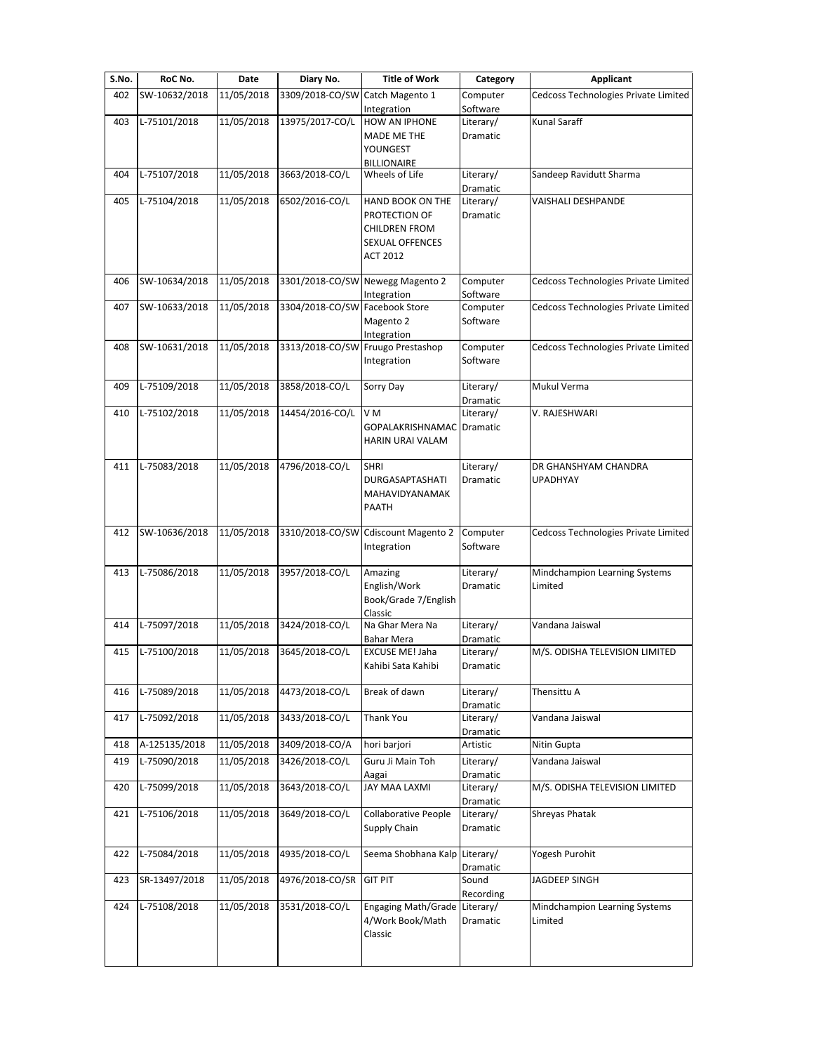| S.No. | RoC No. | Date | Diary No. | Title of Work | Category | Applicant |
|---|---|---|---|---|---|---|
| 402 | SW-10632/2018 | 11/05/2018 | 3309/2018-CO/SW | Catch Magento 1 Integration | Computer Software | Cedcoss Technologies Private Limited |
| 403 | L-75101/2018 | 11/05/2018 | 13975/2017-CO/L | HOW AN IPHONE MADE ME THE YOUNGEST BILLIONAIRE | Literary/ Dramatic | Kunal Saraff |
| 404 | L-75107/2018 | 11/05/2018 | 3663/2018-CO/L | Wheels of Life | Literary/ Dramatic | Sandeep Ravidutt Sharma |
| 405 | L-75104/2018 | 11/05/2018 | 6502/2016-CO/L | HAND BOOK ON THE PROTECTION OF CHILDREN FROM SEXUAL OFFENCES ACT 2012 | Literary/ Dramatic | VAISHALI DESHPANDE |
| 406 | SW-10634/2018 | 11/05/2018 | 3301/2018-CO/SW | Newegg Magento 2 Integration | Computer Software | Cedcoss Technologies Private Limited |
| 407 | SW-10633/2018 | 11/05/2018 | 3304/2018-CO/SW | Facebook Store Magento 2 Integration | Computer Software | Cedcoss Technologies Private Limited |
| 408 | SW-10631/2018 | 11/05/2018 | 3313/2018-CO/SW | Fruugo Prestashop Integration | Computer Software | Cedcoss Technologies Private Limited |
| 409 | L-75109/2018 | 11/05/2018 | 3858/2018-CO/L | Sorry Day | Literary/ Dramatic | Mukul Verma |
| 410 | L-75102/2018 | 11/05/2018 | 14454/2016-CO/L | V M GOPALAKRISHNAMAC HARIN URAI VALAM | Literary/ Dramatic | V. RAJESHWARI |
| 411 | L-75083/2018 | 11/05/2018 | 4796/2018-CO/L | SHRI DURGASAPTASHATI MAHAVIDYANAMAK PAATH | Literary/ Dramatic | DR GHANSHYAM CHANDRA UPADHYAY |
| 412 | SW-10636/2018 | 11/05/2018 | 3310/2018-CO/SW | Cdiscount Magento 2 Integration | Computer Software | Cedcoss Technologies Private Limited |
| 413 | L-75086/2018 | 11/05/2018 | 3957/2018-CO/L | Amazing English/Work Book/Grade 7/English Classic | Literary/ Dramatic | Mindchampion Learning Systems Limited |
| 414 | L-75097/2018 | 11/05/2018 | 3424/2018-CO/L | Na Ghar Mera Na Bahar Mera | Literary/ Dramatic | Vandana Jaiswal |
| 415 | L-75100/2018 | 11/05/2018 | 3645/2018-CO/L | EXCUSE ME! Jaha Kahibi Sata Kahibi | Literary/ Dramatic | M/S. ODISHA TELEVISION LIMITED |
| 416 | L-75089/2018 | 11/05/2018 | 4473/2018-CO/L | Break of dawn | Literary/ Dramatic | Thensittu A |
| 417 | L-75092/2018 | 11/05/2018 | 3433/2018-CO/L | Thank You | Literary/ Dramatic | Vandana Jaiswal |
| 418 | A-125135/2018 | 11/05/2018 | 3409/2018-CO/A | hori barjori | Artistic | Nitin Gupta |
| 419 | L-75090/2018 | 11/05/2018 | 3426/2018-CO/L | Guru Ji Main Toh Aagai | Literary/ Dramatic | Vandana Jaiswal |
| 420 | L-75099/2018 | 11/05/2018 | 3643/2018-CO/L | JAY MAA LAXMI | Literary/ Dramatic | M/S. ODISHA TELEVISION LIMITED |
| 421 | L-75106/2018 | 11/05/2018 | 3649/2018-CO/L | Collaborative People Supply Chain | Literary/ Dramatic | Shreyas Phatak |
| 422 | L-75084/2018 | 11/05/2018 | 4935/2018-CO/L | Seema Shobhana Kalp | Literary/ Dramatic | Yogesh Purohit |
| 423 | SR-13497/2018 | 11/05/2018 | 4976/2018-CO/SR | GIT PIT | Sound Recording | JAGDEEP SINGH |
| 424 | L-75108/2018 | 11/05/2018 | 3531/2018-CO/L | Engaging Math/Grade 4/Work Book/Math Classic | Literary/ Dramatic | Mindchampion Learning Systems Limited |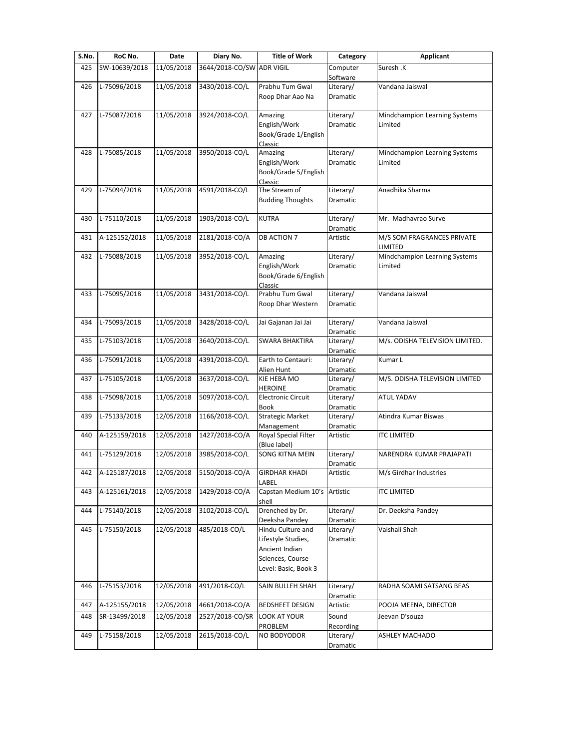| S.No. | RoC No. | Date | Diary No. | Title of Work | Category | Applicant |
|---|---|---|---|---|---|---|
| 425 | SW-10639/2018 | 11/05/2018 | 3644/2018-CO/SW | ADR VIGIL | Computer Software | Suresh .K |
| 426 | L-75096/2018 | 11/05/2018 | 3430/2018-CO/L | Prabhu Tum Gwal Roop Dhar Aao Na | Literary/ Dramatic | Vandana Jaiswal |
| 427 | L-75087/2018 | 11/05/2018 | 3924/2018-CO/L | Amazing English/Work Book/Grade 1/English Classic | Literary/ Dramatic | Mindchampion Learning Systems Limited |
| 428 | L-75085/2018 | 11/05/2018 | 3950/2018-CO/L | Amazing English/Work Book/Grade 5/English Classic | Literary/ Dramatic | Mindchampion Learning Systems Limited |
| 429 | L-75094/2018 | 11/05/2018 | 4591/2018-CO/L | The Stream of Budding Thoughts | Literary/ Dramatic | Anadhika Sharma |
| 430 | L-75110/2018 | 11/05/2018 | 1903/2018-CO/L | KUTRA | Literary/ Dramatic | Mr. Madhavrao Surve |
| 431 | A-125152/2018 | 11/05/2018 | 2181/2018-CO/A | DB ACTION 7 | Artistic | M/S SOM FRAGRANCES PRIVATE LIMITED |
| 432 | L-75088/2018 | 11/05/2018 | 3952/2018-CO/L | Amazing English/Work Book/Grade 6/English Classic | Literary/ Dramatic | Mindchampion Learning Systems Limited |
| 433 | L-75095/2018 | 11/05/2018 | 3431/2018-CO/L | Prabhu Tum Gwal Roop Dhar Western | Literary/ Dramatic | Vandana Jaiswal |
| 434 | L-75093/2018 | 11/05/2018 | 3428/2018-CO/L | Jai Gajanan Jai Jai | Literary/ Dramatic | Vandana Jaiswal |
| 435 | L-75103/2018 | 11/05/2018 | 3640/2018-CO/L | SWARA BHAKTIRA | Literary/ Dramatic | M/s. ODISHA TELEVISION LIMITED. |
| 436 | L-75091/2018 | 11/05/2018 | 4391/2018-CO/L | Earth to Centauri: Alien Hunt | Literary/ Dramatic | Kumar L |
| 437 | L-75105/2018 | 11/05/2018 | 3637/2018-CO/L | KIE HEBA MO HEROINE | Literary/ Dramatic | M/S. ODISHA TELEVISION LIMITED |
| 438 | L-75098/2018 | 11/05/2018 | 5097/2018-CO/L | Electronic Circuit Book | Literary/ Dramatic | ATUL YADAV |
| 439 | L-75133/2018 | 12/05/2018 | 1166/2018-CO/L | Strategic Market Management | Literary/ Dramatic | Atindra Kumar Biswas |
| 440 | A-125159/2018 | 12/05/2018 | 1427/2018-CO/A | Royal Special Filter (Blue label) | Artistic | ITC LIMITED |
| 441 | L-75129/2018 | 12/05/2018 | 3985/2018-CO/L | SONG KITNA MEIN | Literary/ Dramatic | NARENDRA KUMAR PRAJAPATI |
| 442 | A-125187/2018 | 12/05/2018 | 5150/2018-CO/A | GIRDHAR KHADI LABEL | Artistic | M/s Girdhar Industries |
| 443 | A-125161/2018 | 12/05/2018 | 1429/2018-CO/A | Capstan Medium 10's shell | Artistic | ITC LIMITED |
| 444 | L-75140/2018 | 12/05/2018 | 3102/2018-CO/L | Drenched by Dr. Deeksha Pandey | Literary/ Dramatic | Dr. Deeksha Pandey |
| 445 | L-75150/2018 | 12/05/2018 | 485/2018-CO/L | Hindu Culture and Lifestyle Studies, Ancient Indian Sciences, Course Level: Basic, Book 3 | Literary/ Dramatic | Vaishali Shah |
| 446 | L-75153/2018 | 12/05/2018 | 491/2018-CO/L | SAIN BULLEH SHAH | Literary/ Dramatic | RADHA SOAMI SATSANG BEAS |
| 447 | A-125155/2018 | 12/05/2018 | 4661/2018-CO/A | BEDSHEET DESIGN | Artistic | POOJA MEENA, DIRECTOR |
| 448 | SR-13499/2018 | 12/05/2018 | 2527/2018-CO/SR | LOOK AT YOUR PROBLEM | Sound Recording | Jeevan D'souza |
| 449 | L-75158/2018 | 12/05/2018 | 2615/2018-CO/L | NO BODYODOR | Literary/ Dramatic | ASHLEY MACHADO |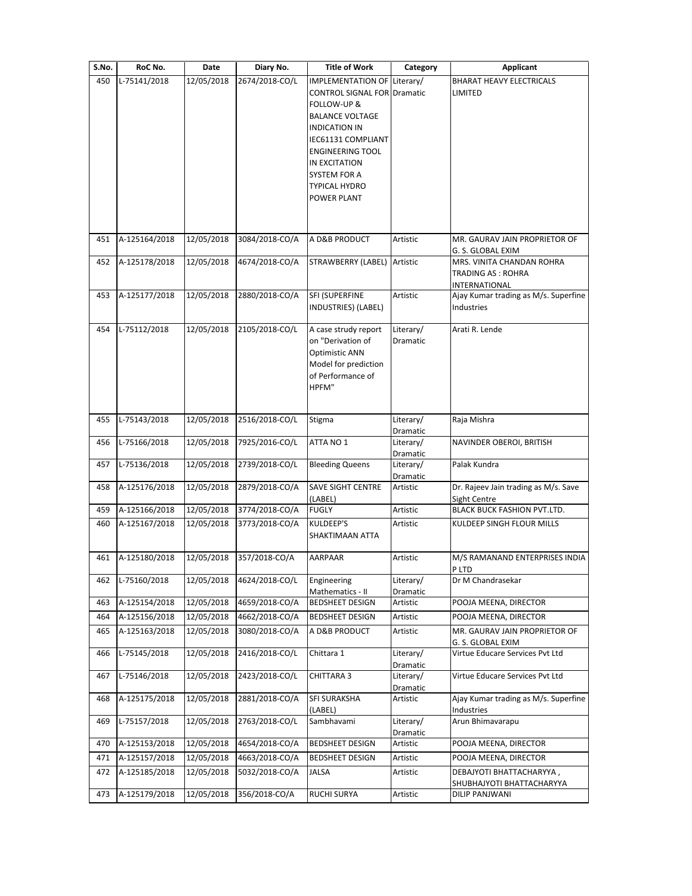| S.No. | RoC No. | Date | Diary No. | Title of Work | Category | Applicant |
|---|---|---|---|---|---|---|
| 450 | L-75141/2018 | 12/05/2018 | 2674/2018-CO/L | IMPLEMENTATION OF CONTROL SIGNAL FOR FOLLOW-UP & BALANCE VOLTAGE INDICATION IN IEC61131 COMPLIANT ENGINEERING TOOL IN EXCITATION SYSTEM FOR A TYPICAL HYDRO POWER PLANT | Literary/ Dramatic | BHARAT HEAVY ELECTRICALS LIMITED |
| 451 | A-125164/2018 | 12/05/2018 | 3084/2018-CO/A | A D&B PRODUCT | Artistic | MR. GAURAV JAIN PROPRIETOR OF G. S. GLOBAL EXIM |
| 452 | A-125178/2018 | 12/05/2018 | 4674/2018-CO/A | STRAWBERRY (LABEL) | Artistic | MRS. VINITA CHANDAN ROHRA TRADING AS : ROHRA INTERNATIONAL |
| 453 | A-125177/2018 | 12/05/2018 | 2880/2018-CO/A | SFI (SUPERFINE INDUSTRIES) (LABEL) | Artistic | Ajay Kumar trading as M/s. Superfine Industries |
| 454 | L-75112/2018 | 12/05/2018 | 2105/2018-CO/L | A case strudy report on "Derivation of Optimistic ANN Model for prediction of Performance of HPFM" | Literary/ Dramatic | Arati R. Lende |
| 455 | L-75143/2018 | 12/05/2018 | 2516/2018-CO/L | Stigma | Literary/ Dramatic | Raja Mishra |
| 456 | L-75166/2018 | 12/05/2018 | 7925/2016-CO/L | ATTA NO 1 | Literary/ Dramatic | NAVINDER OBEROI, BRITISH |
| 457 | L-75136/2018 | 12/05/2018 | 2739/2018-CO/L | Bleeding Queens | Literary/ Dramatic | Palak Kundra |
| 458 | A-125176/2018 | 12/05/2018 | 2879/2018-CO/A | SAVE SIGHT CENTRE (LABEL) | Artistic | Dr. Rajeev Jain trading as M/s. Save Sight Centre |
| 459 | A-125166/2018 | 12/05/2018 | 3774/2018-CO/A | FUGLY | Artistic | BLACK BUCK FASHION PVT.LTD. |
| 460 | A-125167/2018 | 12/05/2018 | 3773/2018-CO/A | KULDEEP'S SHAKTIMAAN ATTA | Artistic | KULDEEP SINGH FLOUR MILLS |
| 461 | A-125180/2018 | 12/05/2018 | 357/2018-CO/A | AARPAAR | Artistic | M/S RAMANAND ENTERPRISES INDIA P LTD |
| 462 | L-75160/2018 | 12/05/2018 | 4624/2018-CO/L | Engineering Mathematics - II | Literary/ Dramatic | Dr M Chandrasekar |
| 463 | A-125154/2018 | 12/05/2018 | 4659/2018-CO/A | BEDSHEET DESIGN | Artistic | POOJA MEENA, DIRECTOR |
| 464 | A-125156/2018 | 12/05/2018 | 4662/2018-CO/A | BEDSHEET DESIGN | Artistic | POOJA MEENA, DIRECTOR |
| 465 | A-125163/2018 | 12/05/2018 | 3080/2018-CO/A | A D&B PRODUCT | Artistic | MR. GAURAV JAIN PROPRIETOR OF G. S. GLOBAL EXIM |
| 466 | L-75145/2018 | 12/05/2018 | 2416/2018-CO/L | Chittara 1 | Literary/ Dramatic | Virtue Educare Services Pvt Ltd |
| 467 | L-75146/2018 | 12/05/2018 | 2423/2018-CO/L | CHITTARA 3 | Literary/ Dramatic | Virtue Educare Services Pvt Ltd |
| 468 | A-125175/2018 | 12/05/2018 | 2881/2018-CO/A | SFI SURAKSHA (LABEL) | Artistic | Ajay Kumar trading as M/s. Superfine Industries |
| 469 | L-75157/2018 | 12/05/2018 | 2763/2018-CO/L | Sambhavami | Literary/ Dramatic | Arun Bhimavarapu |
| 470 | A-125153/2018 | 12/05/2018 | 4654/2018-CO/A | BEDSHEET DESIGN | Artistic | POOJA MEENA, DIRECTOR |
| 471 | A-125157/2018 | 12/05/2018 | 4663/2018-CO/A | BEDSHEET DESIGN | Artistic | POOJA MEENA, DIRECTOR |
| 472 | A-125185/2018 | 12/05/2018 | 5032/2018-CO/A | JALSA | Artistic | DEBAJYOTI BHATTACHARYYA , SHUBHAJYOTI BHATTACHARYYA |
| 473 | A-125179/2018 | 12/05/2018 | 356/2018-CO/A | RUCHI SURYA | Artistic | DILIP PANJWANI |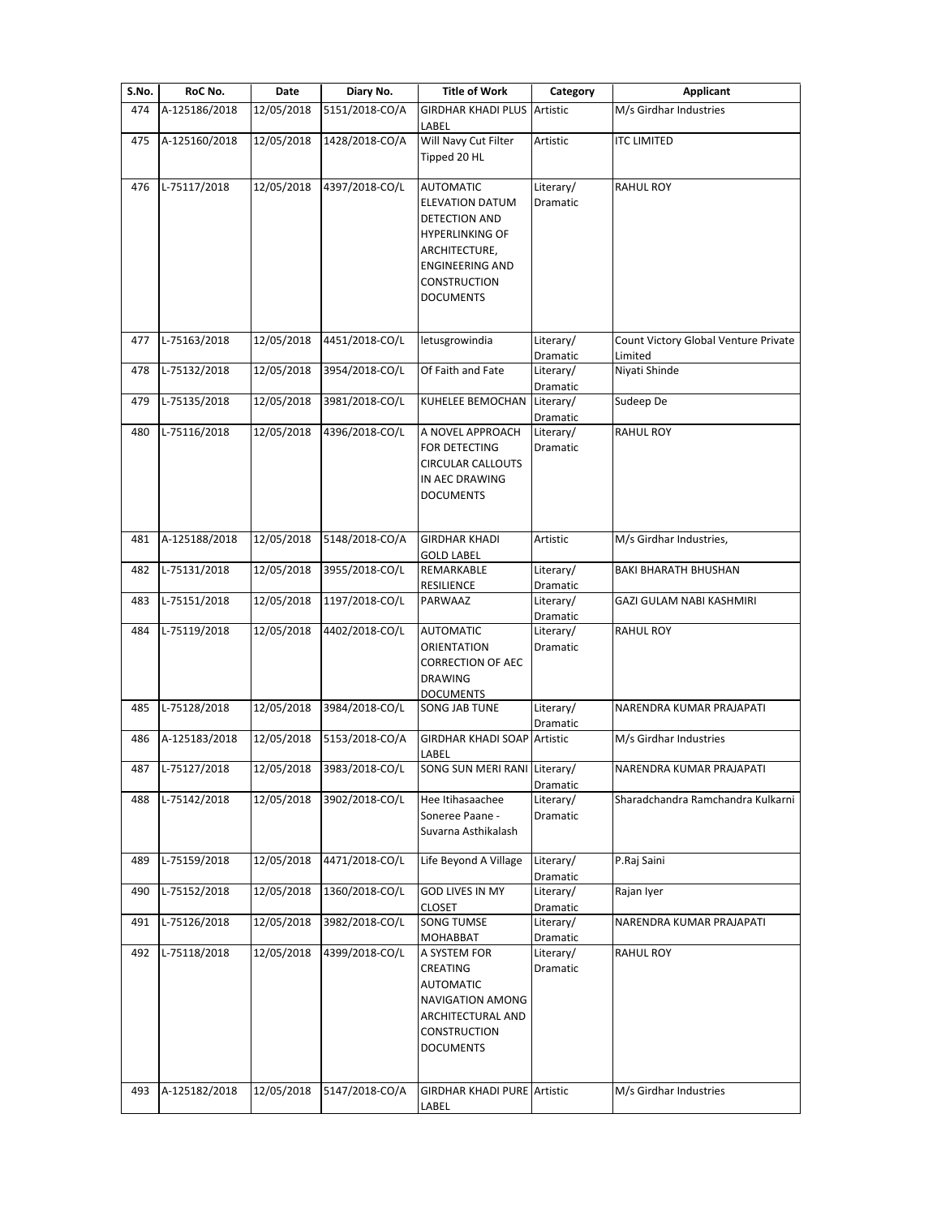| S.No. | RoC No. | Date | Diary No. | Title of Work | Category | Applicant |
|---|---|---|---|---|---|---|
| 474 | A-125186/2018 | 12/05/2018 | 5151/2018-CO/A | GIRDHAR KHADI PLUS LABEL | Artistic | M/s Girdhar Industries |
| 475 | A-125160/2018 | 12/05/2018 | 1428/2018-CO/A | Will Navy Cut Filter Tipped 20 HL | Artistic | ITC LIMITED |
| 476 | L-75117/2018 | 12/05/2018 | 4397/2018-CO/L | AUTOMATIC ELEVATION DATUM DETECTION AND HYPERLINKING OF ARCHITECTURE, ENGINEERING AND CONSTRUCTION DOCUMENTS | Literary/ Dramatic | RAHUL ROY |
| 477 | L-75163/2018 | 12/05/2018 | 4451/2018-CO/L | letusgrowindia | Literary/ Dramatic | Count Victory Global Venture Private Limited |
| 478 | L-75132/2018 | 12/05/2018 | 3954/2018-CO/L | Of Faith and Fate | Literary/ Dramatic | Niyati Shinde |
| 479 | L-75135/2018 | 12/05/2018 | 3981/2018-CO/L | KUHELEE BEMOCHAN | Literary/ Dramatic | Sudeep De |
| 480 | L-75116/2018 | 12/05/2018 | 4396/2018-CO/L | A NOVEL APPROACH FOR DETECTING CIRCULAR CALLOUTS IN AEC DRAWING DOCUMENTS | Literary/ Dramatic | RAHUL ROY |
| 481 | A-125188/2018 | 12/05/2018 | 5148/2018-CO/A | GIRDHAR KHADI GOLD LABEL | Artistic | M/s Girdhar Industries, |
| 482 | L-75131/2018 | 12/05/2018 | 3955/2018-CO/L | REMARKABLE RESILIENCE | Literary/ Dramatic | BAKI BHARATH BHUSHAN |
| 483 | L-75151/2018 | 12/05/2018 | 1197/2018-CO/L | PARWAAZ | Literary/ Dramatic | GAZI GULAM NABI KASHMIRI |
| 484 | L-75119/2018 | 12/05/2018 | 4402/2018-CO/L | AUTOMATIC ORIENTATION CORRECTION OF AEC DRAWING DOCUMENTS | Literary/ Dramatic | RAHUL ROY |
| 485 | L-75128/2018 | 12/05/2018 | 3984/2018-CO/L | SONG JAB TUNE | Literary/ Dramatic | NARENDRA KUMAR PRAJAPATI |
| 486 | A-125183/2018 | 12/05/2018 | 5153/2018-CO/A | GIRDHAR KHADI SOAP LABEL | Artistic | M/s Girdhar Industries |
| 487 | L-75127/2018 | 12/05/2018 | 3983/2018-CO/L | SONG SUN MERI RANI | Literary/ Dramatic | NARENDRA KUMAR PRAJAPATI |
| 488 | L-75142/2018 | 12/05/2018 | 3902/2018-CO/L | Hee Itihasaachee Soneree Paane - Suvarna Asthikalash | Literary/ Dramatic | Sharadchandra Ramchandra Kulkarni |
| 489 | L-75159/2018 | 12/05/2018 | 4471/2018-CO/L | Life Beyond A Village | Literary/ Dramatic | P.Raj Saini |
| 490 | L-75152/2018 | 12/05/2018 | 1360/2018-CO/L | GOD LIVES IN MY CLOSET | Literary/ Dramatic | Rajan Iyer |
| 491 | L-75126/2018 | 12/05/2018 | 3982/2018-CO/L | SONG TUMSE MOHABBAT | Literary/ Dramatic | NARENDRA KUMAR PRAJAPATI |
| 492 | L-75118/2018 | 12/05/2018 | 4399/2018-CO/L | A SYSTEM FOR CREATING AUTOMATIC NAVIGATION AMONG ARCHITECTURAL AND CONSTRUCTION DOCUMENTS | Literary/ Dramatic | RAHUL ROY |
| 493 | A-125182/2018 | 12/05/2018 | 5147/2018-CO/A | GIRDHAR KHADI PURE LABEL | Artistic | M/s Girdhar Industries |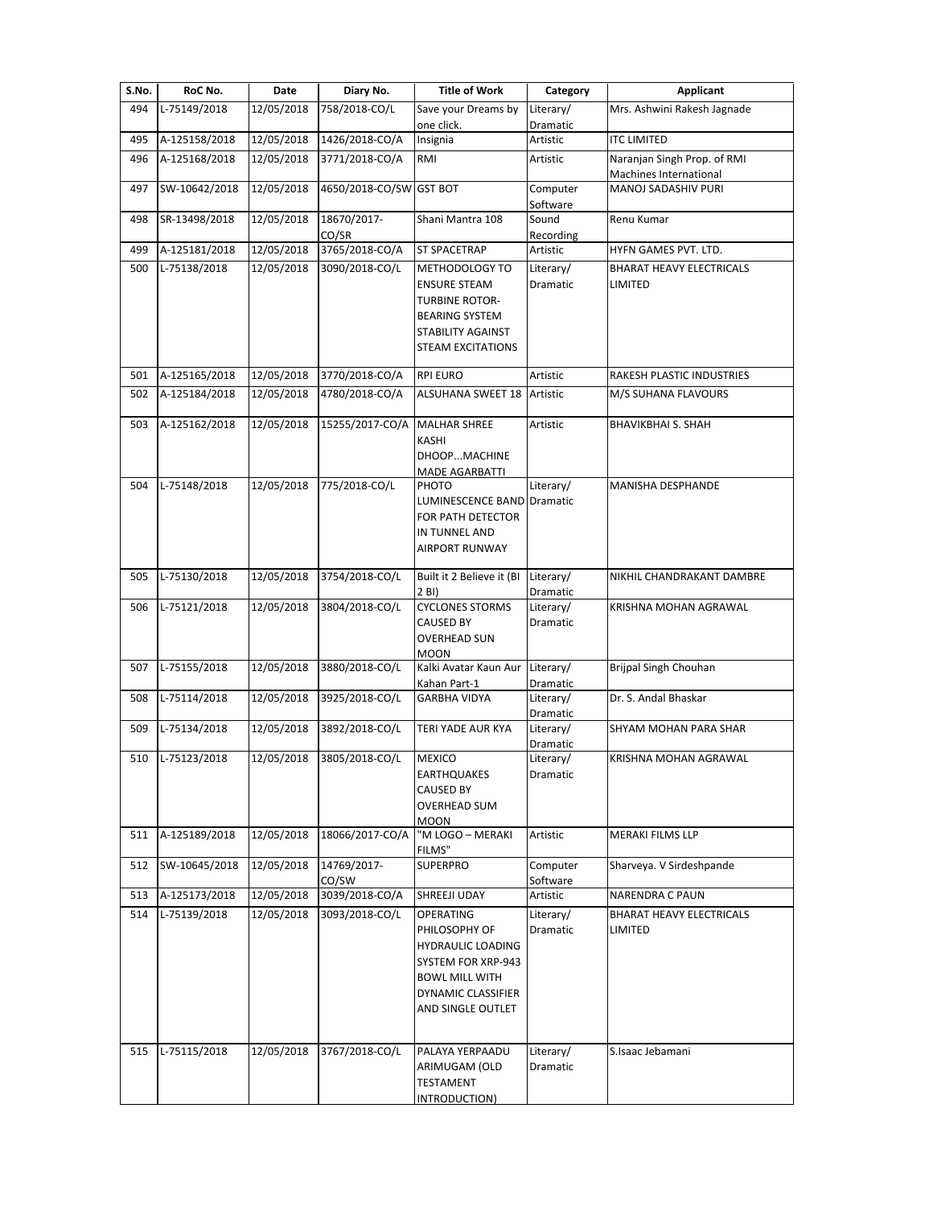| S.No. | RoC No. | Date | Diary No. | Title of Work | Category | Applicant |
|---|---|---|---|---|---|---|
| 494 | L-75149/2018 | 12/05/2018 | 758/2018-CO/L | Save your Dreams by one click. | Literary/ Dramatic | Mrs. Ashwini Rakesh Jagnade |
| 495 | A-125158/2018 | 12/05/2018 | 1426/2018-CO/A | Insignia | Artistic | ITC LIMITED |
| 496 | A-125168/2018 | 12/05/2018 | 3771/2018-CO/A | RMI | Artistic | Naranjan Singh Prop. of RMI Machines International |
| 497 | SW-10642/2018 | 12/05/2018 | 4650/2018-CO/SW | GST BOT | Computer Software | MANOJ SADASHIV PURI |
| 498 | SR-13498/2018 | 12/05/2018 | 18670/2017-CO/SR | Shani Mantra 108 | Sound Recording | Renu Kumar |
| 499 | A-125181/2018 | 12/05/2018 | 3765/2018-CO/A | ST SPACETRAP | Artistic | HYFN GAMES PVT. LTD. |
| 500 | L-75138/2018 | 12/05/2018 | 3090/2018-CO/L | METHODOLOGY TO ENSURE STEAM TURBINE ROTOR-BEARING SYSTEM STABILITY AGAINST STEAM EXCITATIONS | Literary/ Dramatic | BHARAT HEAVY ELECTRICALS LIMITED |
| 501 | A-125165/2018 | 12/05/2018 | 3770/2018-CO/A | RPI EURO | Artistic | RAKESH PLASTIC INDUSTRIES |
| 502 | A-125184/2018 | 12/05/2018 | 4780/2018-CO/A | ALSUHANA SWEET 18 | Artistic | M/S SUHANA FLAVOURS |
| 503 | A-125162/2018 | 12/05/2018 | 15255/2017-CO/A | MALHAR SHREE KASHI DHOOP...MACHINE MADE AGARBATTI | Artistic | BHAVIKBHAI S. SHAH |
| 504 | L-75148/2018 | 12/05/2018 | 775/2018-CO/L | PHOTO LUMINESCENCE BAND FOR PATH DETECTOR IN TUNNEL AND AIRPORT RUNWAY | Literary/ Dramatic | MANISHA DESPHANDE |
| 505 | L-75130/2018 | 12/05/2018 | 3754/2018-CO/L | Built it 2 Believe it (BI 2 BI) | Literary/ Dramatic | NIKHIL CHANDRAKANT DAMBRE |
| 506 | L-75121/2018 | 12/05/2018 | 3804/2018-CO/L | CYCLONES STORMS CAUSED BY OVERHEAD SUN MOON | Literary/ Dramatic | KRISHNA MOHAN AGRAWAL |
| 507 | L-75155/2018 | 12/05/2018 | 3880/2018-CO/L | Kalki Avatar Kaun Aur Kahan Part-1 | Literary/ Dramatic | Brijpal Singh Chouhan |
| 508 | L-75114/2018 | 12/05/2018 | 3925/2018-CO/L | GARBHA VIDYA | Literary/ Dramatic | Dr. S. Andal Bhaskar |
| 509 | L-75134/2018 | 12/05/2018 | 3892/2018-CO/L | TERI YADE AUR KYA | Literary/ Dramatic | SHYAM MOHAN PARA SHAR |
| 510 | L-75123/2018 | 12/05/2018 | 3805/2018-CO/L | MEXICO EARTHQUAKES CAUSED BY OVERHEAD SUM MOON | Literary/ Dramatic | KRISHNA MOHAN AGRAWAL |
| 511 | A-125189/2018 | 12/05/2018 | 18066/2017-CO/A | "M LOGO – MERAKI FILMS" | Artistic | MERAKI FILMS LLP |
| 512 | SW-10645/2018 | 12/05/2018 | 14769/2017-CO/SW | SUPERPRO | Computer Software | Sharveya. V Sirdeshpande |
| 513 | A-125173/2018 | 12/05/2018 | 3039/2018-CO/A | SHREEJI UDAY | Artistic | NARENDRA C PAUN |
| 514 | L-75139/2018 | 12/05/2018 | 3093/2018-CO/L | OPERATING PHILOSOPHY OF HYDRAULIC LOADING SYSTEM FOR XRP-943 BOWL MILL WITH DYNAMIC CLASSIFIER AND SINGLE OUTLET | Literary/ Dramatic | BHARAT HEAVY ELECTRICALS LIMITED |
| 515 | L-75115/2018 | 12/05/2018 | 3767/2018-CO/L | PALAYA YERPAADU ARIMUGAM (OLD TESTAMENT INTRODUCTION) | Literary/ Dramatic | S.Isaac Jebamani |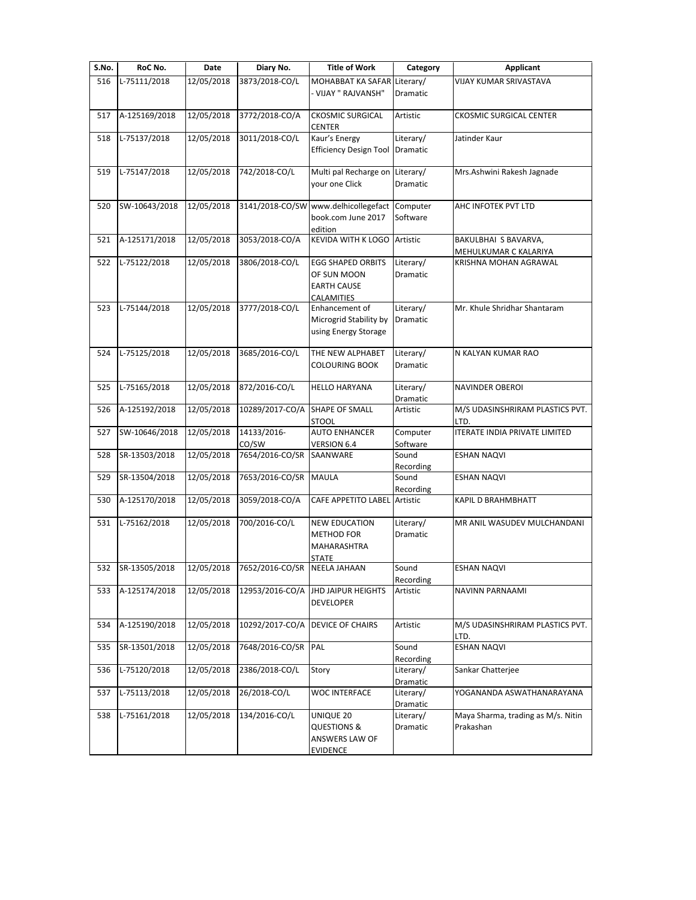| S.No. | RoC No. | Date | Diary No. | Title of Work | Category | Applicant |
|---|---|---|---|---|---|---|
| 516 | L-75111/2018 | 12/05/2018 | 3873/2018-CO/L | MOHABBAT KA SAFAR - VIJAY " RAJVANSH" | Literary/ Dramatic | VIJAY KUMAR SRIVASTAVA |
| 517 | A-125169/2018 | 12/05/2018 | 3772/2018-CO/A | CKOSMIC SURGICAL CENTER | Artistic | CKOSMIC SURGICAL CENTER |
| 518 | L-75137/2018 | 12/05/2018 | 3011/2018-CO/L | Kaur's Energy Efficiency Design Tool | Literary/ Dramatic | Jatinder Kaur |
| 519 | L-75147/2018 | 12/05/2018 | 742/2018-CO/L | Multi pal Recharge on your one Click | Literary/ Dramatic | Mrs.Ashwini Rakesh Jagnade |
| 520 | SW-10643/2018 | 12/05/2018 | 3141/2018-CO/SW | www.delhicollegefactbook.com June 2017 edition | Computer Software | AHC INFOTEK PVT LTD |
| 521 | A-125171/2018 | 12/05/2018 | 3053/2018-CO/A | KEVIDA WITH K LOGO | Artistic | BAKULBHAI S BAVARVA, MEHULKUMAR C KALARIYA |
| 522 | L-75122/2018 | 12/05/2018 | 3806/2018-CO/L | EGG SHAPED ORBITS OF SUN MOON EARTH CAUSE CALAMITIES | Literary/ Dramatic | KRISHNA MOHAN AGRAWAL |
| 523 | L-75144/2018 | 12/05/2018 | 3777/2018-CO/L | Enhancement of Microgrid Stability by using Energy Storage | Literary/ Dramatic | Mr. Khule Shridhar Shantaram |
| 524 | L-75125/2018 | 12/05/2018 | 3685/2016-CO/L | THE NEW ALPHABET COLOURING BOOK | Literary/ Dramatic | N KALYAN KUMAR RAO |
| 525 | L-75165/2018 | 12/05/2018 | 872/2016-CO/L | HELLO HARYANA | Literary/ Dramatic | NAVINDER OBEROI |
| 526 | A-125192/2018 | 12/05/2018 | 10289/2017-CO/A | SHAPE OF SMALL STOOL | Artistic | M/S UDASINSHRIRAM PLASTICS PVT. LTD. |
| 527 | SW-10646/2018 | 12/05/2018 | 14133/2016-CO/SW | AUTO ENHANCER VERSION 6.4 | Computer Software | ITERATE INDIA PRIVATE LIMITED |
| 528 | SR-13503/2018 | 12/05/2018 | 7654/2016-CO/SR | SAANWARE | Sound Recording | ESHAN NAQVI |
| 529 | SR-13504/2018 | 12/05/2018 | 7653/2016-CO/SR | MAULA | Sound Recording | ESHAN NAQVI |
| 530 | A-125170/2018 | 12/05/2018 | 3059/2018-CO/A | CAFE APPETITO LABEL | Artistic | KAPIL D BRAHMBHATT |
| 531 | L-75162/2018 | 12/05/2018 | 700/2016-CO/L | NEW EDUCATION METHOD FOR MAHARASHTRA STATE | Literary/ Dramatic | MR ANIL WASUDEV MULCHANDANI |
| 532 | SR-13505/2018 | 12/05/2018 | 7652/2016-CO/SR | NEELA JAHAAN | Sound Recording | ESHAN NAQVI |
| 533 | A-125174/2018 | 12/05/2018 | 12953/2016-CO/A | JHD JAIPUR HEIGHTS DEVELOPER | Artistic | NAVINN PARNAAMI |
| 534 | A-125190/2018 | 12/05/2018 | 10292/2017-CO/A | DEVICE OF CHAIRS | Artistic | M/S UDASINSHRIRAM PLASTICS PVT. LTD. |
| 535 | SR-13501/2018 | 12/05/2018 | 7648/2016-CO/SR | PAL | Sound Recording | ESHAN NAQVI |
| 536 | L-75120/2018 | 12/05/2018 | 2386/2018-CO/L | Story | Literary/ Dramatic | Sankar Chatterjee |
| 537 | L-75113/2018 | 12/05/2018 | 26/2018-CO/L | WOC INTERFACE | Literary/ Dramatic | YOGANANDA ASWATHANARAYANA |
| 538 | L-75161/2018 | 12/05/2018 | 134/2016-CO/L | UNIQUE 20 QUESTIONS & ANSWERS LAW OF EVIDENCE | Literary/ Dramatic | Maya Sharma, trading as M/s. Nitin Prakashan |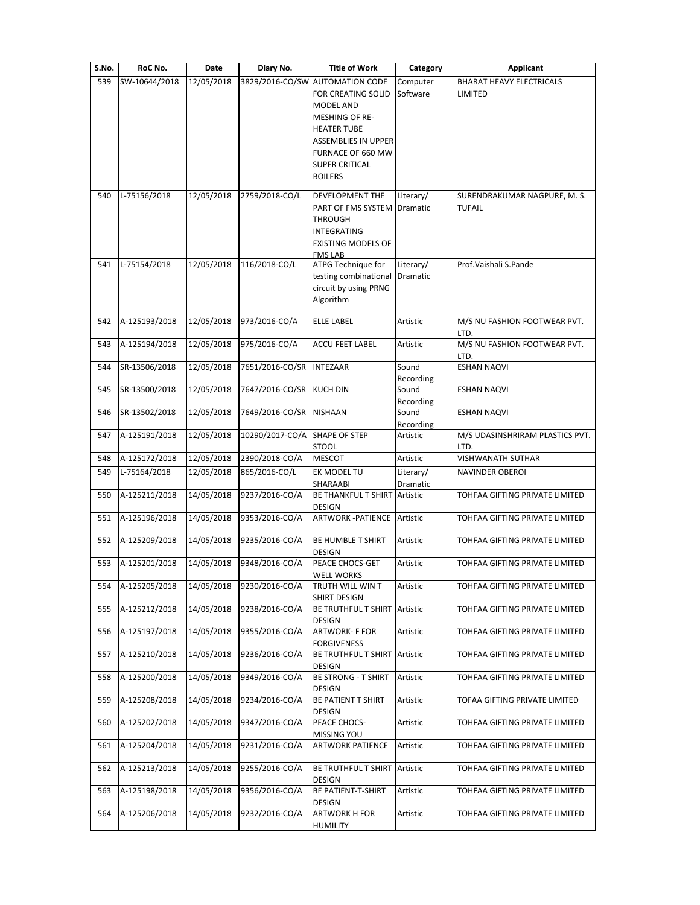| S.No. | RoC No. | Date | Diary No. | Title of Work | Category | Applicant |
|---|---|---|---|---|---|---|
| 539 | SW-10644/2018 | 12/05/2018 | 3829/2016-CO/SW | AUTOMATION CODE FOR CREATING SOLID MODEL AND MESHING OF RE-HEATER TUBE ASSEMBLIES IN UPPER FURNACE OF 660 MW SUPER CRITICAL BOILERS | Computer Software | BHARAT HEAVY ELECTRICALS LIMITED |
| 540 | L-75156/2018 | 12/05/2018 | 2759/2018-CO/L | DEVELOPMENT THE PART OF FMS SYSTEM THROUGH INTEGRATING EXISTING MODELS OF FMS LAB | Literary/ Dramatic | SURENDRAKUMAR NAGPURE, M. S. TUFAIL |
| 541 | L-75154/2018 | 12/05/2018 | 116/2018-CO/L | ATPG Technique for testing combinational circuit by using PRNG Algorithm | Literary/ Dramatic | Prof.Vaishali S.Pande |
| 542 | A-125193/2018 | 12/05/2018 | 973/2016-CO/A | ELLE LABEL | Artistic | M/S NU FASHION FOOTWEAR PVT. LTD. |
| 543 | A-125194/2018 | 12/05/2018 | 975/2016-CO/A | ACCU FEET LABEL | Artistic | M/S NU FASHION FOOTWEAR PVT. LTD. |
| 544 | SR-13506/2018 | 12/05/2018 | 7651/2016-CO/SR | INTEZAAR | Sound Recording | ESHAN NAQVI |
| 545 | SR-13500/2018 | 12/05/2018 | 7647/2016-CO/SR | KUCH DIN | Sound Recording | ESHAN NAQVI |
| 546 | SR-13502/2018 | 12/05/2018 | 7649/2016-CO/SR | NISHAAN | Sound Recording | ESHAN NAQVI |
| 547 | A-125191/2018 | 12/05/2018 | 10290/2017-CO/A | SHAPE OF STEP STOOL | Artistic | M/S UDASINSHRIRAM PLASTICS PVT. LTD. |
| 548 | A-125172/2018 | 12/05/2018 | 2390/2018-CO/A | MESCOT | Artistic | VISHWANATH SUTHAR |
| 549 | L-75164/2018 | 12/05/2018 | 865/2016-CO/L | EK MODEL TU SHARAABI | Literary/ Dramatic | NAVINDER OBEROI |
| 550 | A-125211/2018 | 14/05/2018 | 9237/2016-CO/A | BE THANKFUL T SHIRT DESIGN | Artistic | TOHFAA GIFTING PRIVATE LIMITED |
| 551 | A-125196/2018 | 14/05/2018 | 9353/2016-CO/A | ARTWORK -PATIENCE | Artistic | TOHFAA GIFTING PRIVATE LIMITED |
| 552 | A-125209/2018 | 14/05/2018 | 9235/2016-CO/A | BE HUMBLE T SHIRT DESIGN | Artistic | TOHFAA GIFTING PRIVATE LIMITED |
| 553 | A-125201/2018 | 14/05/2018 | 9348/2016-CO/A | PEACE CHOCS-GET WELL WORKS | Artistic | TOHFAA GIFTING PRIVATE LIMITED |
| 554 | A-125205/2018 | 14/05/2018 | 9230/2016-CO/A | TRUTH WILL WIN T SHIRT DESIGN | Artistic | TOHFAA GIFTING PRIVATE LIMITED |
| 555 | A-125212/2018 | 14/05/2018 | 9238/2016-CO/A | BE TRUTHFUL T SHIRT DESIGN | Artistic | TOHFAA GIFTING PRIVATE LIMITED |
| 556 | A-125197/2018 | 14/05/2018 | 9355/2016-CO/A | ARTWORK- F FOR FORGIVENESS | Artistic | TOHFAA GIFTING PRIVATE LIMITED |
| 557 | A-125210/2018 | 14/05/2018 | 9236/2016-CO/A | BE TRUTHFUL T SHIRT DESIGN | Artistic | TOHFAA GIFTING PRIVATE LIMITED |
| 558 | A-125200/2018 | 14/05/2018 | 9349/2016-CO/A | BE STRONG - T SHIRT DESIGN | Artistic | TOHFAA GIFTING PRIVATE LIMITED |
| 559 | A-125208/2018 | 14/05/2018 | 9234/2016-CO/A | BE PATIENT T SHIRT DESIGN | Artistic | TOFAA GIFTING PRIVATE LIMITED |
| 560 | A-125202/2018 | 14/05/2018 | 9347/2016-CO/A | PEACE CHOCS-MISSING YOU | Artistic | TOHFAA GIFTING PRIVATE LIMITED |
| 561 | A-125204/2018 | 14/05/2018 | 9231/2016-CO/A | ARTWORK PATIENCE | Artistic | TOHFAA GIFTING PRIVATE LIMITED |
| 562 | A-125213/2018 | 14/05/2018 | 9255/2016-CO/A | BE TRUTHFUL T SHIRT DESIGN | Artistic | TOHFAA GIFTING PRIVATE LIMITED |
| 563 | A-125198/2018 | 14/05/2018 | 9356/2016-CO/A | BE PATIENT-T-SHIRT DESIGN | Artistic | TOHFAA GIFTING PRIVATE LIMITED |
| 564 | A-125206/2018 | 14/05/2018 | 9232/2016-CO/A | ARTWORK H FOR HUMILITY | Artistic | TOHFAA GIFTING PRIVATE LIMITED |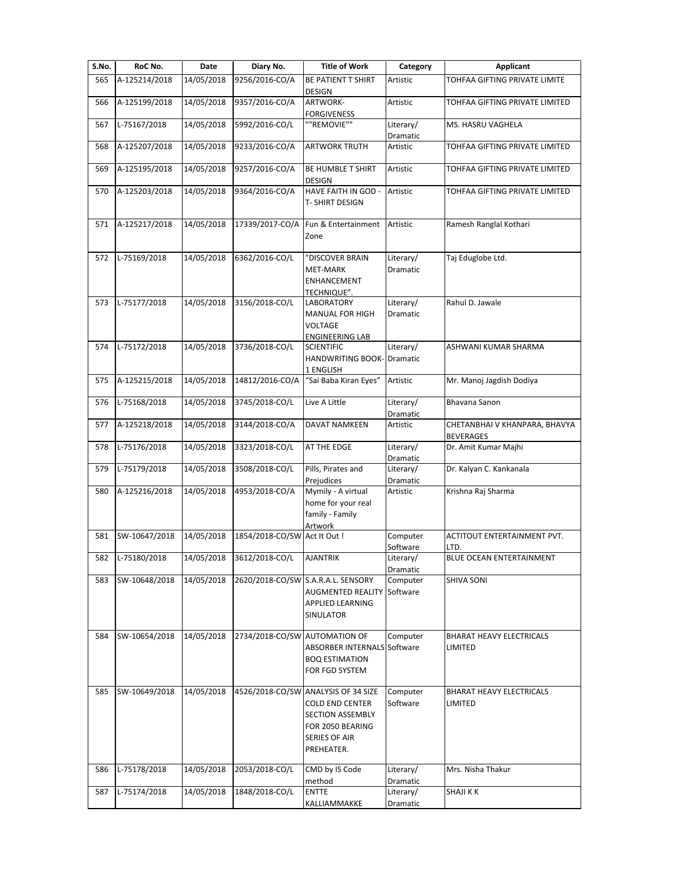| S.No. | RoC No. | Date | Diary No. | Title of Work | Category | Applicant |
|---|---|---|---|---|---|---|
| 565 | A-125214/2018 | 14/05/2018 | 9256/2016-CO/A | BE PATIENT T SHIRT DESIGN | Artistic | TOHFAA GIFTING PRIVATE LIMITE |
| 566 | A-125199/2018 | 14/05/2018 | 9357/2016-CO/A | ARTWORK-FORGIVENESS | Artistic | TOHFAA GIFTING PRIVATE LIMITED |
| 567 | L-75167/2018 | 14/05/2018 | 5992/2016-CO/L | ""REMOVIE"" | Literary/ Dramatic | MS. HASRU VAGHELA |
| 568 | A-125207/2018 | 14/05/2018 | 9233/2016-CO/A | ARTWORK TRUTH | Artistic | TOHFAA GIFTING PRIVATE LIMITED |
| 569 | A-125195/2018 | 14/05/2018 | 9257/2016-CO/A | BE HUMBLE T SHIRT DESIGN | Artistic | TOHFAA GIFTING PRIVATE LIMITED |
| 570 | A-125203/2018 | 14/05/2018 | 9364/2016-CO/A | HAVE FAITH IN GOD - T- SHIRT DESIGN | Artistic | TOHFAA GIFTING PRIVATE LIMITED |
| 571 | A-125217/2018 | 14/05/2018 | 17339/2017-CO/A | Fun & Entertainment Zone | Artistic | Ramesh Ranglal Kothari |
| 572 | L-75169/2018 | 14/05/2018 | 6362/2016-CO/L | "DISCOVER BRAIN MET-MARK ENHANCEMENT TECHNIQUE". | Literary/ Dramatic | Taj Eduglobe Ltd. |
| 573 | L-75177/2018 | 14/05/2018 | 3156/2018-CO/L | LABORATORY MANUAL FOR HIGH VOLTAGE ENGINEERING LAB | Literary/ Dramatic | Rahul D. Jawale |
| 574 | L-75172/2018 | 14/05/2018 | 3736/2018-CO/L | SCIENTIFIC HANDWRITING BOOK-1 ENGLISH | Literary/ Dramatic | ASHWANI KUMAR SHARMA |
| 575 | A-125215/2018 | 14/05/2018 | 14812/2016-CO/A | "Sai Baba Kiran Eyes" | Artistic | Mr. Manoj Jagdish Dodiya |
| 576 | L-75168/2018 | 14/05/2018 | 3745/2018-CO/L | Live A Little | Literary/ Dramatic | Bhavana Sanon |
| 577 | A-125218/2018 | 14/05/2018 | 3144/2018-CO/A | DAVAT NAMKEEN | Artistic | CHETANBHAI V KHANPARA, BHAVYA BEVERAGES |
| 578 | L-75176/2018 | 14/05/2018 | 3323/2018-CO/L | AT THE EDGE | Literary/ Dramatic | Dr. Amit Kumar Majhi |
| 579 | L-75179/2018 | 14/05/2018 | 3508/2018-CO/L | Pills, Pirates and Prejudices | Literary/ Dramatic | Dr. Kalyan C. Kankanala |
| 580 | A-125216/2018 | 14/05/2018 | 4953/2018-CO/A | Mymily - A virtual home for your real family - Family Artwork | Artistic | Krishna Raj Sharma |
| 581 | SW-10647/2018 | 14/05/2018 | 1854/2018-CO/SW | Act It Out ! | Computer Software | ACTITOUT ENTERTAINMENT PVT. LTD. |
| 582 | L-75180/2018 | 14/05/2018 | 3612/2018-CO/L | AJANTRIK | Literary/ Dramatic | BLUE OCEAN ENTERTAINMENT |
| 583 | SW-10648/2018 | 14/05/2018 | 2620/2018-CO/SW | S.A.R.A.L. SENSORY AUGMENTED REALITY APPLIED LEARNING SINULATOR | Computer Software | SHIVA SONI |
| 584 | SW-10654/2018 | 14/05/2018 | 2734/2018-CO/SW | AUTOMATION OF ABSORBER INTERNALS BOQ ESTIMATION FOR FGD SYSTEM | Computer Software | BHARAT HEAVY ELECTRICALS LIMITED |
| 585 | SW-10649/2018 | 14/05/2018 | 4526/2018-CO/SW | ANALYSIS OF 34 SIZE COLD END CENTER SECTION ASSEMBLY FOR 2050 BEARING SERIES OF AIR PREHEATER. | Computer Software | BHARAT HEAVY ELECTRICALS LIMITED |
| 586 | L-75178/2018 | 14/05/2018 | 2053/2018-CO/L | CMD by IS Code method | Literary/ Dramatic | Mrs. Nisha Thakur |
| 587 | L-75174/2018 | 14/05/2018 | 1848/2018-CO/L | ENTTE KALLIAMMAKKE | Literary/ Dramatic | SHAJI K K |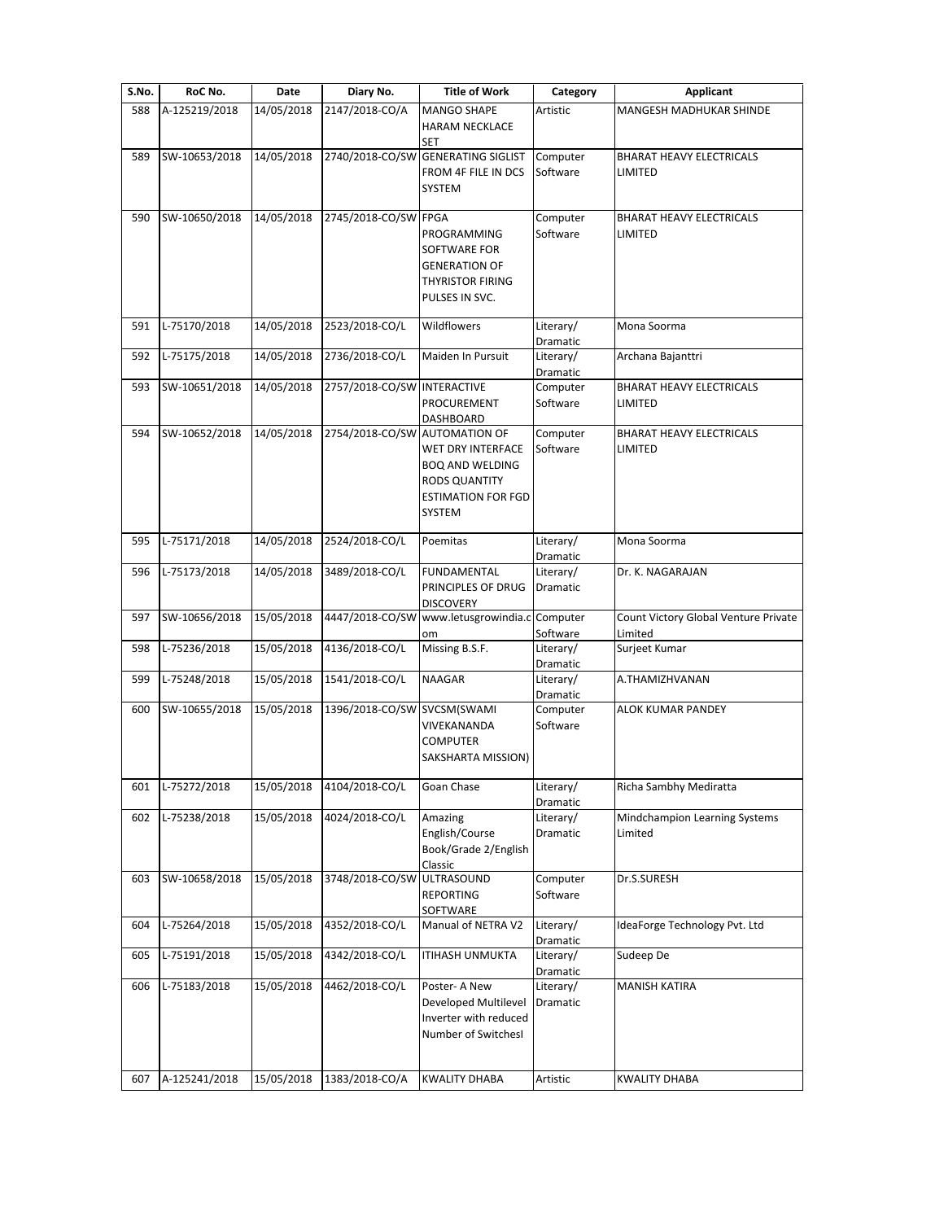| S.No. | RoC No. | Date | Diary No. | Title of Work | Category | Applicant |
|---|---|---|---|---|---|---|
| 588 | A-125219/2018 | 14/05/2018 | 2147/2018-CO/A | MANGO SHAPE HARAM NECKLACE SET | Artistic | MANGESH MADHUKAR SHINDE |
| 589 | SW-10653/2018 | 14/05/2018 | 2740/2018-CO/SW | GENERATING SIGLIST FROM 4F FILE IN DCS SYSTEM | Computer Software | BHARAT HEAVY ELECTRICALS LIMITED |
| 590 | SW-10650/2018 | 14/05/2018 | 2745/2018-CO/SW | FPGA PROGRAMMING SOFTWARE FOR GENERATION OF THYRISTOR FIRING PULSES IN SVC. | Computer Software | BHARAT HEAVY ELECTRICALS LIMITED |
| 591 | L-75170/2018 | 14/05/2018 | 2523/2018-CO/L | Wildflowers | Literary/ Dramatic | Mona Soorma |
| 592 | L-75175/2018 | 14/05/2018 | 2736/2018-CO/L | Maiden In Pursuit | Literary/ Dramatic | Archana Bajanttri |
| 593 | SW-10651/2018 | 14/05/2018 | 2757/2018-CO/SW | INTERACTIVE PROCUREMENT DASHBOARD | Computer Software | BHARAT HEAVY ELECTRICALS LIMITED |
| 594 | SW-10652/2018 | 14/05/2018 | 2754/2018-CO/SW | AUTOMATION OF WET DRY INTERFACE BOQ AND WELDING RODS QUANTITY ESTIMATION FOR FGD SYSTEM | Computer Software | BHARAT HEAVY ELECTRICALS LIMITED |
| 595 | L-75171/2018 | 14/05/2018 | 2524/2018-CO/L | Poemitas | Literary/ Dramatic | Mona Soorma |
| 596 | L-75173/2018 | 14/05/2018 | 3489/2018-CO/L | FUNDAMENTAL PRINCIPLES OF DRUG DISCOVERY | Literary/ Dramatic | Dr. K. NAGARAJAN |
| 597 | SW-10656/2018 | 15/05/2018 | 4447/2018-CO/SW | www.letusgrowindia.com | Computer Software | Count Victory Global Venture Private Limited |
| 598 | L-75236/2018 | 15/05/2018 | 4136/2018-CO/L | Missing B.S.F. | Literary/ Dramatic | Surjeet Kumar |
| 599 | L-75248/2018 | 15/05/2018 | 1541/2018-CO/L | NAAGAR | Literary/ Dramatic | A.THAMIZHVANAN |
| 600 | SW-10655/2018 | 15/05/2018 | 1396/2018-CO/SW | SVCSM(SWAMI VIVEKANANDA COMPUTER SAKSHARTA MISSION) | Computer Software | ALOK KUMAR PANDEY |
| 601 | L-75272/2018 | 15/05/2018 | 4104/2018-CO/L | Goan Chase | Literary/ Dramatic | Richa Sambhy Mediratta |
| 602 | L-75238/2018 | 15/05/2018 | 4024/2018-CO/L | Amazing English/Course Book/Grade 2/English Classic | Literary/ Dramatic | Mindchampion Learning Systems Limited |
| 603 | SW-10658/2018 | 15/05/2018 | 3748/2018-CO/SW | ULTRASOUND REPORTING SOFTWARE | Computer Software | Dr.S.SURESH |
| 604 | L-75264/2018 | 15/05/2018 | 4352/2018-CO/L | Manual of NETRA V2 | Literary/ Dramatic | IdeaForge Technology Pvt. Ltd |
| 605 | L-75191/2018 | 15/05/2018 | 4342/2018-CO/L | ITIHASH UNMUKTA | Literary/ Dramatic | Sudeep De |
| 606 | L-75183/2018 | 15/05/2018 | 4462/2018-CO/L | Poster- A New Developed Multilevel Inverter with reduced Number of Switchesl | Literary/ Dramatic | MANISH KATIRA |
| 607 | A-125241/2018 | 15/05/2018 | 1383/2018-CO/A | KWALITY DHABA | Artistic | KWALITY DHABA |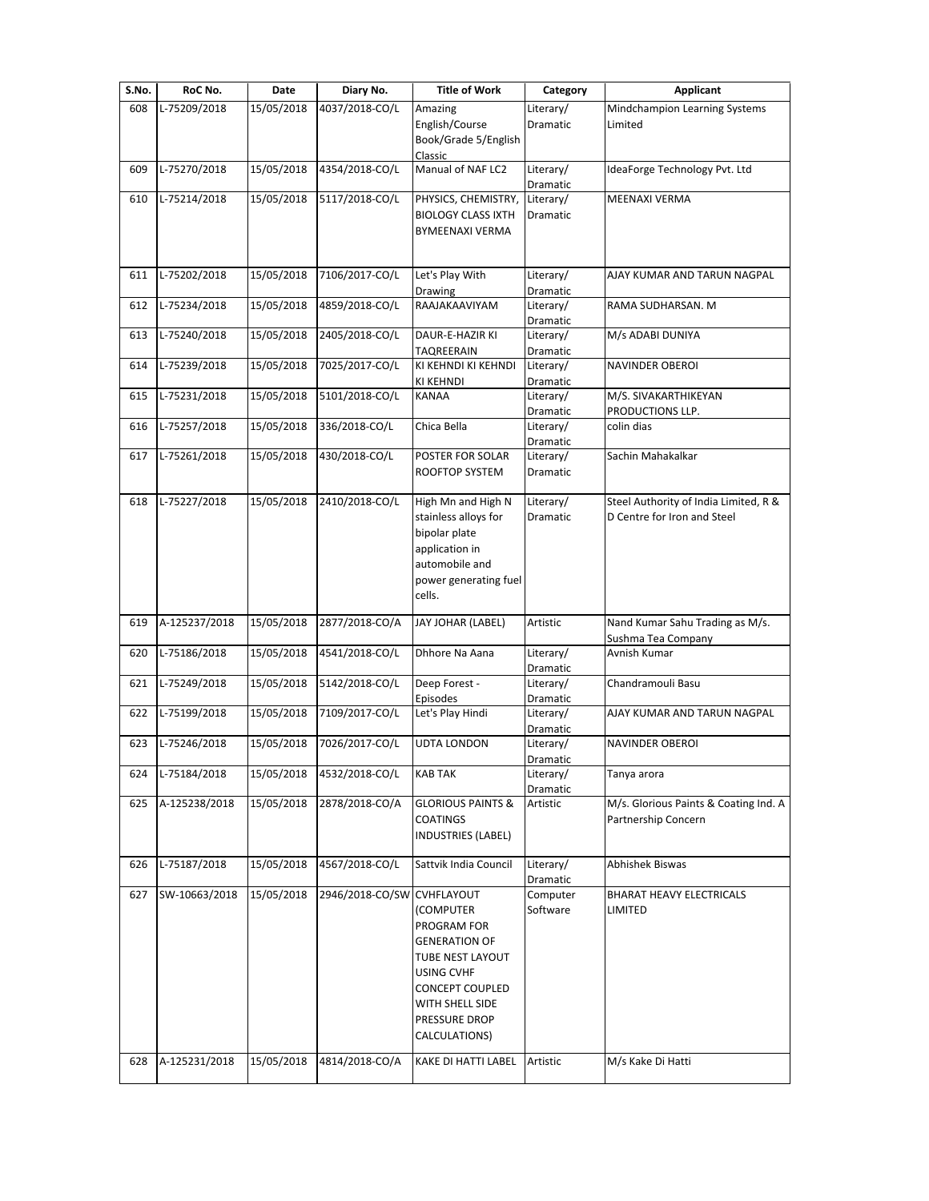| S.No. | RoC No. | Date | Diary No. | Title of Work | Category | Applicant |
|---|---|---|---|---|---|---|
| 608 | L-75209/2018 | 15/05/2018 | 4037/2018-CO/L | Amazing English/Course Book/Grade 5/English Classic | Literary/ Dramatic | Mindchampion Learning Systems Limited |
| 609 | L-75270/2018 | 15/05/2018 | 4354/2018-CO/L | Manual of NAF LC2 | Literary/ Dramatic | IdeaForge Technology Pvt. Ltd |
| 610 | L-75214/2018 | 15/05/2018 | 5117/2018-CO/L | PHYSICS, CHEMISTRY, BIOLOGY CLASS IXTH BYMEENAXI VERMA | Literary/ Dramatic | MEENAXI VERMA |
| 611 | L-75202/2018 | 15/05/2018 | 7106/2017-CO/L | Let's Play With Drawing | Literary/ Dramatic | AJAY KUMAR AND TARUN NAGPAL |
| 612 | L-75234/2018 | 15/05/2018 | 4859/2018-CO/L | RAAJAKAAVIYAM | Literary/ Dramatic | RAMA SUDHARSAN. M |
| 613 | L-75240/2018 | 15/05/2018 | 2405/2018-CO/L | DAUR-E-HAZIR KI TAQREERAIN | Literary/ Dramatic | M/s ADABI DUNIYA |
| 614 | L-75239/2018 | 15/05/2018 | 7025/2017-CO/L | KI KEHNDI KI KEHNDI KI KEHNDI | Literary/ Dramatic | NAVINDER OBEROI |
| 615 | L-75231/2018 | 15/05/2018 | 5101/2018-CO/L | KANAA | Literary/ Dramatic | M/S. SIVAKARTHIKEYAN PRODUCTIONS LLP. |
| 616 | L-75257/2018 | 15/05/2018 | 336/2018-CO/L | Chica Bella | Literary/ Dramatic | colin dias |
| 617 | L-75261/2018 | 15/05/2018 | 430/2018-CO/L | POSTER FOR SOLAR ROOFTOP SYSTEM | Literary/ Dramatic | Sachin Mahakalkar |
| 618 | L-75227/2018 | 15/05/2018 | 2410/2018-CO/L | High Mn and High N stainless alloys for bipolar plate application in automobile and power generating fuel cells. | Literary/ Dramatic | Steel Authority of India Limited, R & D Centre for Iron and Steel |
| 619 | A-125237/2018 | 15/05/2018 | 2877/2018-CO/A | JAY JOHAR (LABEL) | Artistic | Nand Kumar Sahu Trading as M/s. Sushma Tea Company |
| 620 | L-75186/2018 | 15/05/2018 | 4541/2018-CO/L | Dhhore Na Aana | Literary/ Dramatic | Avnish Kumar |
| 621 | L-75249/2018 | 15/05/2018 | 5142/2018-CO/L | Deep Forest - Episodes | Literary/ Dramatic | Chandramouli Basu |
| 622 | L-75199/2018 | 15/05/2018 | 7109/2017-CO/L | Let's Play Hindi | Literary/ Dramatic | AJAY KUMAR AND TARUN NAGPAL |
| 623 | L-75246/2018 | 15/05/2018 | 7026/2017-CO/L | UDTA LONDON | Literary/ Dramatic | NAVINDER OBEROI |
| 624 | L-75184/2018 | 15/05/2018 | 4532/2018-CO/L | KAB TAK | Literary/ Dramatic | Tanya arora |
| 625 | A-125238/2018 | 15/05/2018 | 2878/2018-CO/A | GLORIOUS PAINTS & COATINGS INDUSTRIES (LABEL) | Artistic | M/s. Glorious Paints & Coating Ind. A Partnership Concern |
| 626 | L-75187/2018 | 15/05/2018 | 4567/2018-CO/L | Sattvik India Council | Literary/ Dramatic | Abhishek Biswas |
| 627 | SW-10663/2018 | 15/05/2018 | 2946/2018-CO/SW | CVHFLAYOUT (COMPUTER PROGRAM FOR GENERATION OF TUBE NEST LAYOUT USING CVHF CONCEPT COUPLED WITH SHELL SIDE PRESSURE DROP CALCULATIONS) | Computer Software | BHARAT HEAVY ELECTRICALS LIMITED |
| 628 | A-125231/2018 | 15/05/2018 | 4814/2018-CO/A | KAKE DI HATTI LABEL | Artistic | M/s Kake Di Hatti |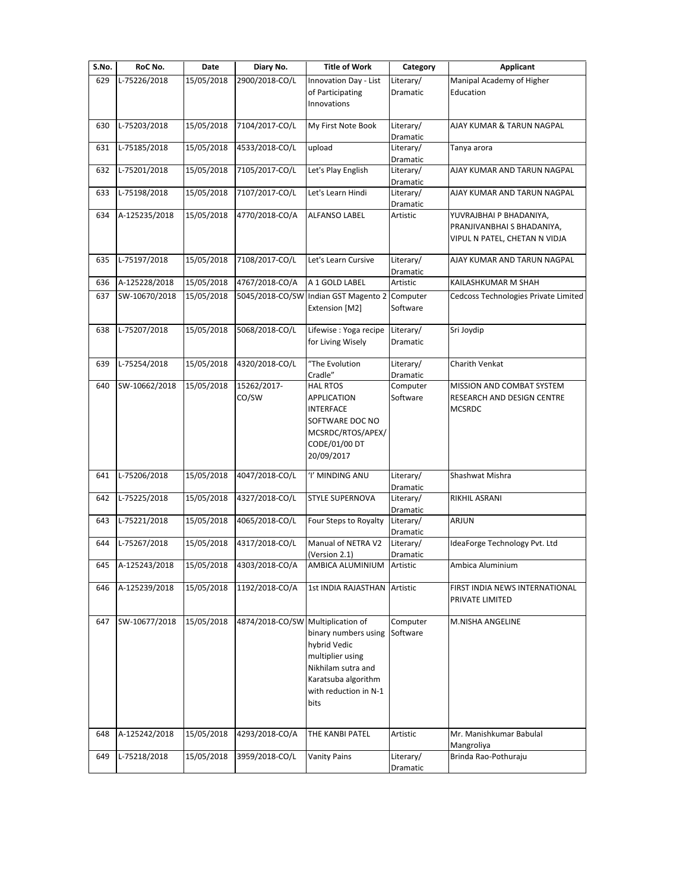| S.No. | RoC No. | Date | Diary No. | Title of Work | Category | Applicant |
|---|---|---|---|---|---|---|
| 629 | L-75226/2018 | 15/05/2018 | 2900/2018-CO/L | Innovation Day - List of Participating Innovations | Literary/ Dramatic | Manipal Academy of Higher Education |
| 630 | L-75203/2018 | 15/05/2018 | 7104/2017-CO/L | My First Note Book | Literary/ Dramatic | AJAY KUMAR & TARUN NAGPAL |
| 631 | L-75185/2018 | 15/05/2018 | 4533/2018-CO/L | upload | Literary/ Dramatic | Tanya arora |
| 632 | L-75201/2018 | 15/05/2018 | 7105/2017-CO/L | Let's Play English | Literary/ Dramatic | AJAY KUMAR AND TARUN NAGPAL |
| 633 | L-75198/2018 | 15/05/2018 | 7107/2017-CO/L | Let's Learn Hindi | Literary/ Dramatic | AJAY KUMAR AND TARUN NAGPAL |
| 634 | A-125235/2018 | 15/05/2018 | 4770/2018-CO/A | ALFANSO LABEL | Artistic | YUVRAJBHAI P BHADANIYA, PRANJIVANBHAI S BHADANIYA, VIPUL N PATEL, CHETAN N VIDJA |
| 635 | L-75197/2018 | 15/05/2018 | 7108/2017-CO/L | Let's Learn Cursive | Literary/ Dramatic | AJAY KUMAR AND TARUN NAGPAL |
| 636 | A-125228/2018 | 15/05/2018 | 4767/2018-CO/A | A 1 GOLD LABEL | Artistic | KAILASHKUMAR M SHAH |
| 637 | SW-10670/2018 | 15/05/2018 | 5045/2018-CO/SW | Indian GST Magento 2 Extension [M2] | Computer Software | Cedcoss Technologies Private Limited |
| 638 | L-75207/2018 | 15/05/2018 | 5068/2018-CO/L | Lifewise : Yoga recipe for Living Wisely | Literary/ Dramatic | Sri Joydip |
| 639 | L-75254/2018 | 15/05/2018 | 4320/2018-CO/L | "The Evolution Cradle" | Literary/ Dramatic | Charith Venkat |
| 640 | SW-10662/2018 | 15/05/2018 | 15262/2017-CO/SW | HAL RTOS APPLICATION INTERFACE SOFTWARE DOC NO MCSRDC/RTOS/APEX/ CODE/01/00 DT 20/09/2017 | Computer Software | MISSION AND COMBAT SYSTEM RESEARCH AND DESIGN CENTRE MCSRDC |
| 641 | L-75206/2018 | 15/05/2018 | 4047/2018-CO/L | 'I' MINDING ANU | Literary/ Dramatic | Shashwat Mishra |
| 642 | L-75225/2018 | 15/05/2018 | 4327/2018-CO/L | STYLE SUPERNOVA | Literary/ Dramatic | RIKHIL ASRANI |
| 643 | L-75221/2018 | 15/05/2018 | 4065/2018-CO/L | Four Steps to Royalty | Literary/ Dramatic | ARJUN |
| 644 | L-75267/2018 | 15/05/2018 | 4317/2018-CO/L | Manual of NETRA V2 (Version 2.1) | Literary/ Dramatic | IdeaForge Technology Pvt. Ltd |
| 645 | A-125243/2018 | 15/05/2018 | 4303/2018-CO/A | AMBICA ALUMINIUM | Artistic | Ambica Aluminium |
| 646 | A-125239/2018 | 15/05/2018 | 1192/2018-CO/A | 1st INDIA RAJASTHAN | Artistic | FIRST INDIA NEWS INTERNATIONAL PRIVATE LIMITED |
| 647 | SW-10677/2018 | 15/05/2018 | 4874/2018-CO/SW | Multiplication of binary numbers using hybrid Vedic multiplier using Nikhilam sutra and Karatsuba algorithm with reduction in N-1 bits | Computer Software | M.NISHA ANGELINE |
| 648 | A-125242/2018 | 15/05/2018 | 4293/2018-CO/A | THE KANBI PATEL | Artistic | Mr. Manishkumar Babulal Mangroliya |
| 649 | L-75218/2018 | 15/05/2018 | 3959/2018-CO/L | Vanity Pains | Literary/ Dramatic | Brinda Rao-Pothuraju |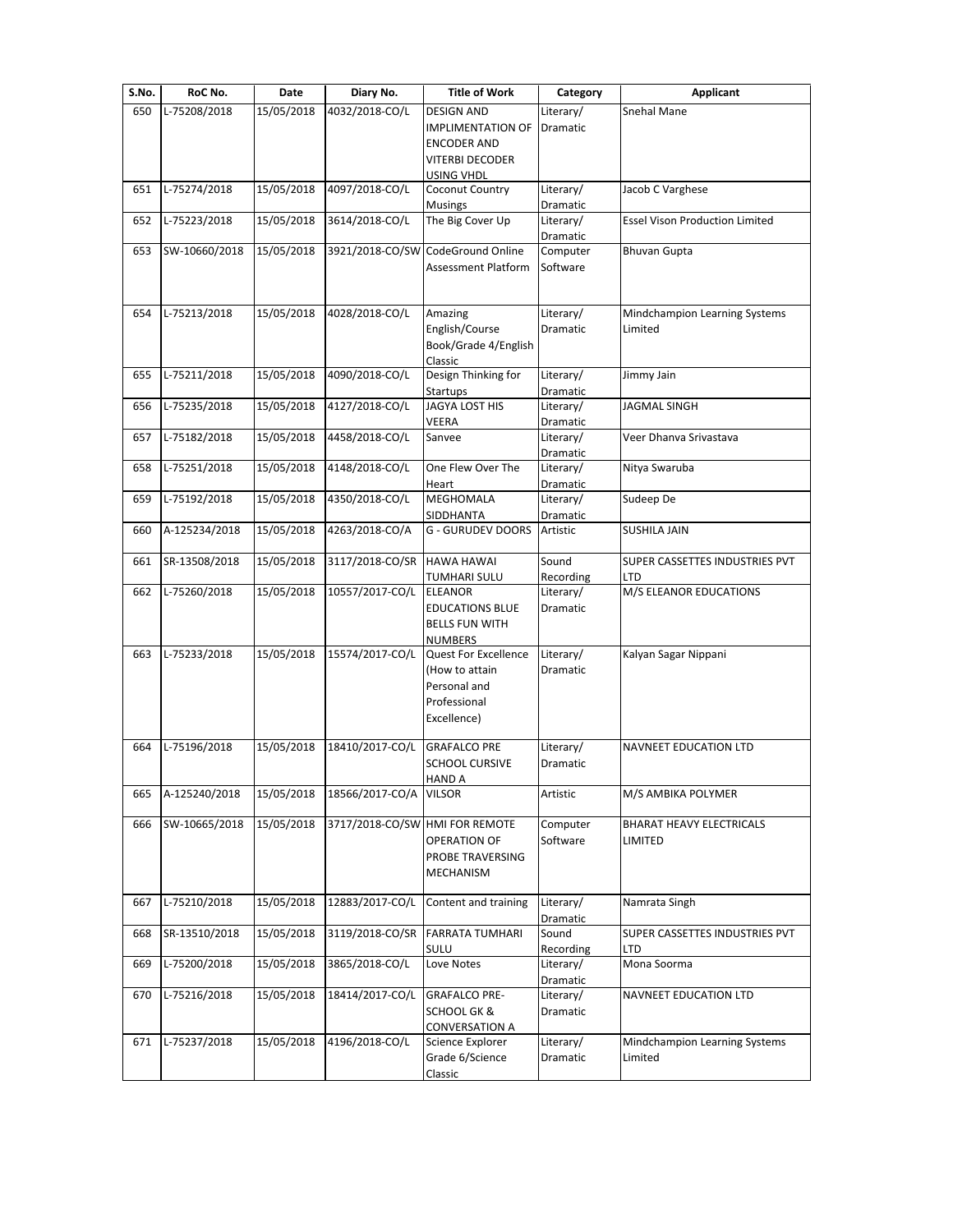| S.No. | RoC No. | Date | Diary No. | Title of Work | Category | Applicant |
|---|---|---|---|---|---|---|
| 650 | L-75208/2018 | 15/05/2018 | 4032/2018-CO/L | DESIGN AND IMPLIMENTATION OF ENCODER AND VITERBI DECODER USING VHDL | Literary/ Dramatic | Snehal Mane |
| 651 | L-75274/2018 | 15/05/2018 | 4097/2018-CO/L | Coconut Country Musings | Literary/ Dramatic | Jacob C Varghese |
| 652 | L-75223/2018 | 15/05/2018 | 3614/2018-CO/L | The Big Cover Up | Literary/ Dramatic | Essel Vison Production Limited |
| 653 | SW-10660/2018 | 15/05/2018 | 3921/2018-CO/SW | CodeGround Online Assessment Platform | Computer Software | Bhuvan Gupta |
| 654 | L-75213/2018 | 15/05/2018 | 4028/2018-CO/L | Amazing English/Course Book/Grade 4/English Classic | Literary/ Dramatic | Mindchampion Learning Systems Limited |
| 655 | L-75211/2018 | 15/05/2018 | 4090/2018-CO/L | Design Thinking for Startups | Literary/ Dramatic | Jimmy Jain |
| 656 | L-75235/2018 | 15/05/2018 | 4127/2018-CO/L | JAGYA LOST HIS VEERA | Literary/ Dramatic | JAGMAL SINGH |
| 657 | L-75182/2018 | 15/05/2018 | 4458/2018-CO/L | Sanvee | Literary/ Dramatic | Veer Dhanva Srivastava |
| 658 | L-75251/2018 | 15/05/2018 | 4148/2018-CO/L | One Flew Over The Heart | Literary/ Dramatic | Nitya Swaruba |
| 659 | L-75192/2018 | 15/05/2018 | 4350/2018-CO/L | MEGHOMALA SIDDHANTA | Literary/ Dramatic | Sudeep De |
| 660 | A-125234/2018 | 15/05/2018 | 4263/2018-CO/A | G - GURUDEV DOORS | Artistic | SUSHILA JAIN |
| 661 | SR-13508/2018 | 15/05/2018 | 3117/2018-CO/SR | HAWA HAWAI TUMHARI SULU | Sound Recording | SUPER CASSETTES INDUSTRIES PVT LTD |
| 662 | L-75260/2018 | 15/05/2018 | 10557/2017-CO/L | ELEANOR EDUCATIONS BLUE BELLS FUN WITH NUMBERS | Literary/ Dramatic | M/S ELEANOR EDUCATIONS |
| 663 | L-75233/2018 | 15/05/2018 | 15574/2017-CO/L | Quest For Excellence (How to attain Personal and Professional Excellence) | Literary/ Dramatic | Kalyan Sagar Nippani |
| 664 | L-75196/2018 | 15/05/2018 | 18410/2017-CO/L | GRAFALCO PRE SCHOOL CURSIVE HAND A | Literary/ Dramatic | NAVNEET EDUCATION LTD |
| 665 | A-125240/2018 | 15/05/2018 | 18566/2017-CO/A | VILSOR | Artistic | M/S AMBIKA POLYMER |
| 666 | SW-10665/2018 | 15/05/2018 | 3717/2018-CO/SW | HMI FOR REMOTE OPERATION OF PROBE TRAVERSING MECHANISM | Computer Software | BHARAT HEAVY ELECTRICALS LIMITED |
| 667 | L-75210/2018 | 15/05/2018 | 12883/2017-CO/L | Content and training | Literary/ Dramatic | Namrata Singh |
| 668 | SR-13510/2018 | 15/05/2018 | 3119/2018-CO/SR | FARRATA TUMHARI SULU | Sound Recording | SUPER CASSETTES INDUSTRIES PVT LTD |
| 669 | L-75200/2018 | 15/05/2018 | 3865/2018-CO/L | Love Notes | Literary/ Dramatic | Mona Soorma |
| 670 | L-75216/2018 | 15/05/2018 | 18414/2017-CO/L | GRAFALCO PRE-SCHOOL GK & CONVERSATION A | Literary/ Dramatic | NAVNEET EDUCATION LTD |
| 671 | L-75237/2018 | 15/05/2018 | 4196/2018-CO/L | Science Explorer Grade 6/Science Classic | Literary/ Dramatic | Mindchampion Learning Systems Limited |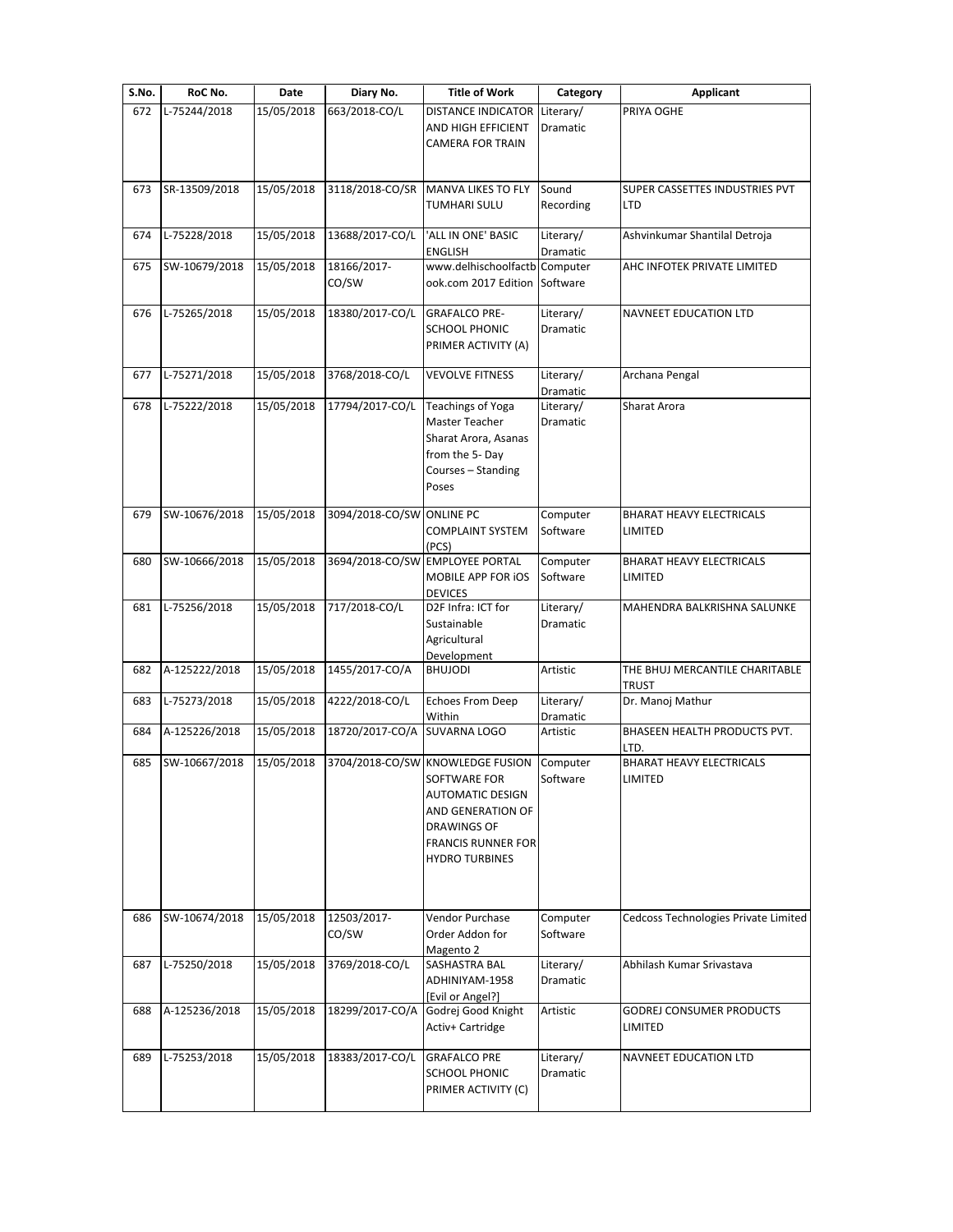| S.No. | RoC No. | Date | Diary No. | Title of Work | Category | Applicant |
|---|---|---|---|---|---|---|
| 672 | L-75244/2018 | 15/05/2018 | 663/2018-CO/L | DISTANCE INDICATOR AND HIGH EFFICIENT CAMERA FOR TRAIN | Literary/ Dramatic | PRIYA OGHE |
| 673 | SR-13509/2018 | 15/05/2018 | 3118/2018-CO/SR | MANVA LIKES TO FLY TUMHARI SULU | Sound Recording | SUPER CASSETTES INDUSTRIES PVT LTD |
| 674 | L-75228/2018 | 15/05/2018 | 13688/2017-CO/L | 'ALL IN ONE' BASIC ENGLISH | Literary/ Dramatic | Ashvinkumar Shantilal Detroja |
| 675 | SW-10679/2018 | 15/05/2018 | 18166/2017-CO/SW | www.delhischoolfactbook.com 2017 Edition | Computer Software | AHC INFOTEK PRIVATE LIMITED |
| 676 | L-75265/2018 | 15/05/2018 | 18380/2017-CO/L | GRAFALCO PRE-SCHOOL PHONIC PRIMER ACTIVITY (A) | Literary/ Dramatic | NAVNEET EDUCATION LTD |
| 677 | L-75271/2018 | 15/05/2018 | 3768/2018-CO/L | VEVOLVE FITNESS | Literary/ Dramatic | Archana Pengal |
| 678 | L-75222/2018 | 15/05/2018 | 17794/2017-CO/L | Teachings of Yoga Master Teacher Sharat Arora, Asanas from the 5- Day Courses – Standing Poses | Literary/ Dramatic | Sharat Arora |
| 679 | SW-10676/2018 | 15/05/2018 | 3094/2018-CO/SW | ONLINE PC COMPLAINT SYSTEM (PCS) | Computer Software | BHARAT HEAVY ELECTRICALS LIMITED |
| 680 | SW-10666/2018 | 15/05/2018 | 3694/2018-CO/SW | EMPLOYEE PORTAL MOBILE APP FOR iOS DEVICES | Computer Software | BHARAT HEAVY ELECTRICALS LIMITED |
| 681 | L-75256/2018 | 15/05/2018 | 717/2018-CO/L | D2F Infra: ICT for Sustainable Agricultural Development | Literary/ Dramatic | MAHENDRA BALKRISHNA SALUNKE |
| 682 | A-125222/2018 | 15/05/2018 | 1455/2017-CO/A | BHUJODI | Artistic | THE BHUJ MERCANTILE CHARITABLE TRUST |
| 683 | L-75273/2018 | 15/05/2018 | 4222/2018-CO/L | Echoes From Deep Within | Literary/ Dramatic | Dr. Manoj Mathur |
| 684 | A-125226/2018 | 15/05/2018 | 18720/2017-CO/A | SUVARNA LOGO | Artistic | BHASEEN HEALTH PRODUCTS PVT. LTD. |
| 685 | SW-10667/2018 | 15/05/2018 | 3704/2018-CO/SW | KNOWLEDGE FUSION SOFTWARE FOR AUTOMATIC DESIGN AND GENERATION OF DRAWINGS OF FRANCIS RUNNER FOR HYDRO TURBINES | Computer Software | BHARAT HEAVY ELECTRICALS LIMITED |
| 686 | SW-10674/2018 | 15/05/2018 | 12503/2017-CO/SW | Vendor Purchase Order Addon for Magento 2 | Computer Software | Cedcoss Technologies Private Limited |
| 687 | L-75250/2018 | 15/05/2018 | 3769/2018-CO/L | SASHASTRA BAL ADHINIYAM-1958 [Evil or Angel?] | Literary/ Dramatic | Abhilash Kumar Srivastava |
| 688 | A-125236/2018 | 15/05/2018 | 18299/2017-CO/A | Godrej Good Knight Activ+ Cartridge | Artistic | GODREJ CONSUMER PRODUCTS LIMITED |
| 689 | L-75253/2018 | 15/05/2018 | 18383/2017-CO/L | GRAFALCO PRE SCHOOL PHONIC PRIMER ACTIVITY (C) | Literary/ Dramatic | NAVNEET EDUCATION LTD |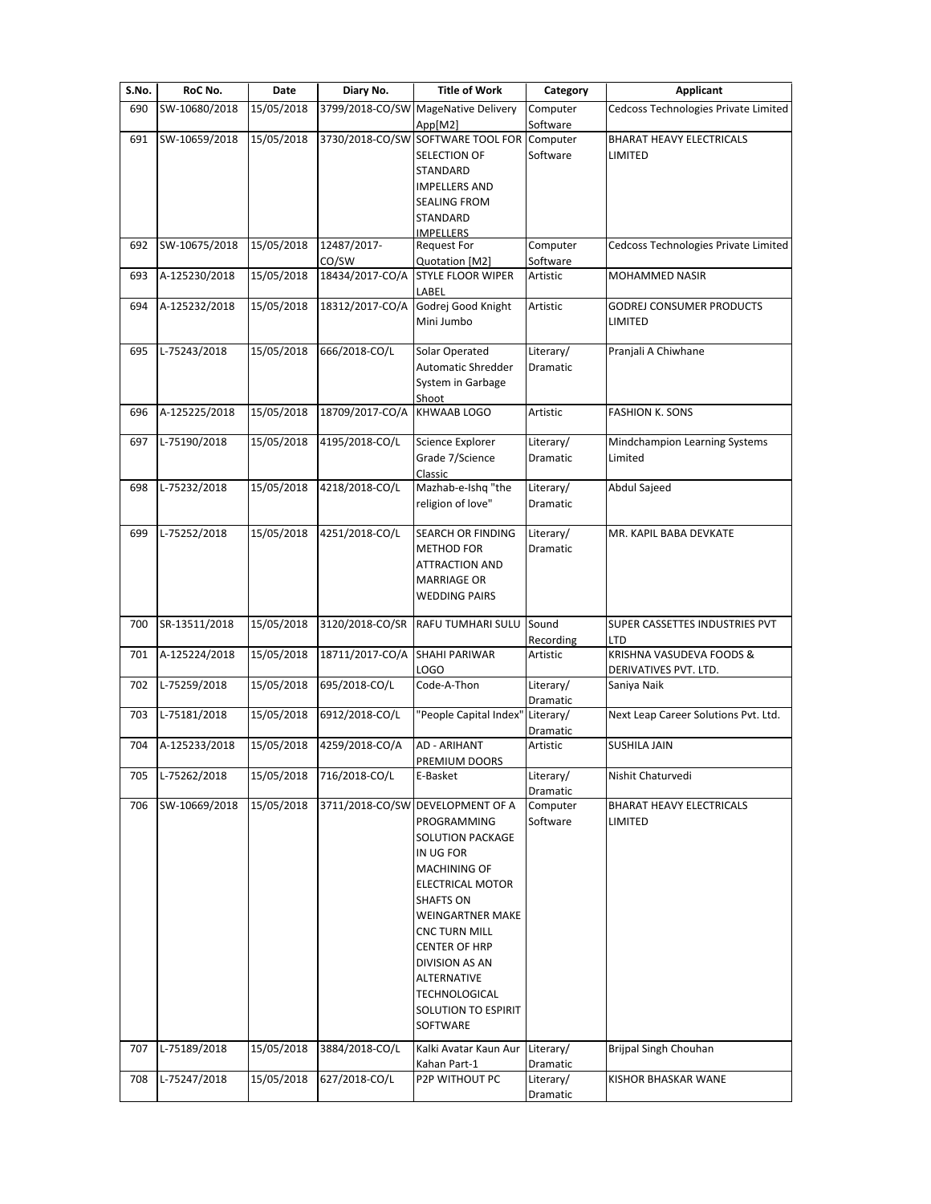| S.No. | RoC No. | Date | Diary No. | Title of Work | Category | Applicant |
|---|---|---|---|---|---|---|
| 690 | SW-10680/2018 | 15/05/2018 | 3799/2018-CO/SW | MageNative Delivery App[M2] | Computer Software | Cedcoss Technologies Private Limited |
| 691 | SW-10659/2018 | 15/05/2018 | 3730/2018-CO/SW | SOFTWARE TOOL FOR SELECTION OF STANDARD IMPELLERS AND SEALING FROM STANDARD IMPELLERS | Computer Software | BHARAT HEAVY ELECTRICALS LIMITED |
| 692 | SW-10675/2018 | 15/05/2018 | 12487/2017-CO/SW | Request For Quotation [M2] | Computer Software | Cedcoss Technologies Private Limited |
| 693 | A-125230/2018 | 15/05/2018 | 18434/2017-CO/A | STYLE FLOOR WIPER LABEL | Artistic | MOHAMMED NASIR |
| 694 | A-125232/2018 | 15/05/2018 | 18312/2017-CO/A | Godrej Good Knight Mini Jumbo | Artistic | GODREJ CONSUMER PRODUCTS LIMITED |
| 695 | L-75243/2018 | 15/05/2018 | 666/2018-CO/L | Solar Operated Automatic Shredder System in Garbage Shoot | Literary/ Dramatic | Pranjali A Chiwhane |
| 696 | A-125225/2018 | 15/05/2018 | 18709/2017-CO/A | KHWAAB LOGO | Artistic | FASHION K. SONS |
| 697 | L-75190/2018 | 15/05/2018 | 4195/2018-CO/L | Science Explorer Grade 7/Science Classic | Literary/ Dramatic | Mindchampion Learning Systems Limited |
| 698 | L-75232/2018 | 15/05/2018 | 4218/2018-CO/L | Mazhab-e-Ishq "the religion of love" | Literary/ Dramatic | Abdul Sajeed |
| 699 | L-75252/2018 | 15/05/2018 | 4251/2018-CO/L | SEARCH OR FINDING METHOD FOR ATTRACTION AND MARRIAGE OR WEDDING PAIRS | Literary/ Dramatic | MR. KAPIL BABA DEVKATE |
| 700 | SR-13511/2018 | 15/05/2018 | 3120/2018-CO/SR | RAFU TUMHARI SULU | Sound Recording | SUPER CASSETTES INDUSTRIES PVT LTD |
| 701 | A-125224/2018 | 15/05/2018 | 18711/2017-CO/A | SHAHI PARIWAR LOGO | Artistic | KRISHNA VASUDEVA FOODS & DERIVATIVES PVT. LTD. |
| 702 | L-75259/2018 | 15/05/2018 | 695/2018-CO/L | Code-A-Thon | Literary/ Dramatic | Saniya Naik |
| 703 | L-75181/2018 | 15/05/2018 | 6912/2018-CO/L | "People Capital Index" | Literary/ Dramatic | Next Leap Career Solutions Pvt. Ltd. |
| 704 | A-125233/2018 | 15/05/2018 | 4259/2018-CO/A | AD - ARIHANT PREMIUM DOORS | Artistic | SUSHILA JAIN |
| 705 | L-75262/2018 | 15/05/2018 | 716/2018-CO/L | E-Basket | Literary/ Dramatic | Nishit Chaturvedi |
| 706 | SW-10669/2018 | 15/05/2018 | 3711/2018-CO/SW | DEVELOPMENT OF A PROGRAMMING SOLUTION PACKAGE IN UG FOR MACHINING OF ELECTRICAL MOTOR SHAFTS ON WEINGARTNER MAKE CNC TURN MILL CENTER OF HRP DIVISION AS AN ALTERNATIVE TECHNOLOGICAL SOLUTION TO ESPIRIT SOFTWARE | Computer Software | BHARAT HEAVY ELECTRICALS LIMITED |
| 707 | L-75189/2018 | 15/05/2018 | 3884/2018-CO/L | Kalki Avatar Kaun Aur Kahan Part-1 | Literary/ Dramatic | Brijpal Singh Chouhan |
| 708 | L-75247/2018 | 15/05/2018 | 627/2018-CO/L | P2P WITHOUT PC | Literary/ Dramatic | KISHOR BHASKAR WANE |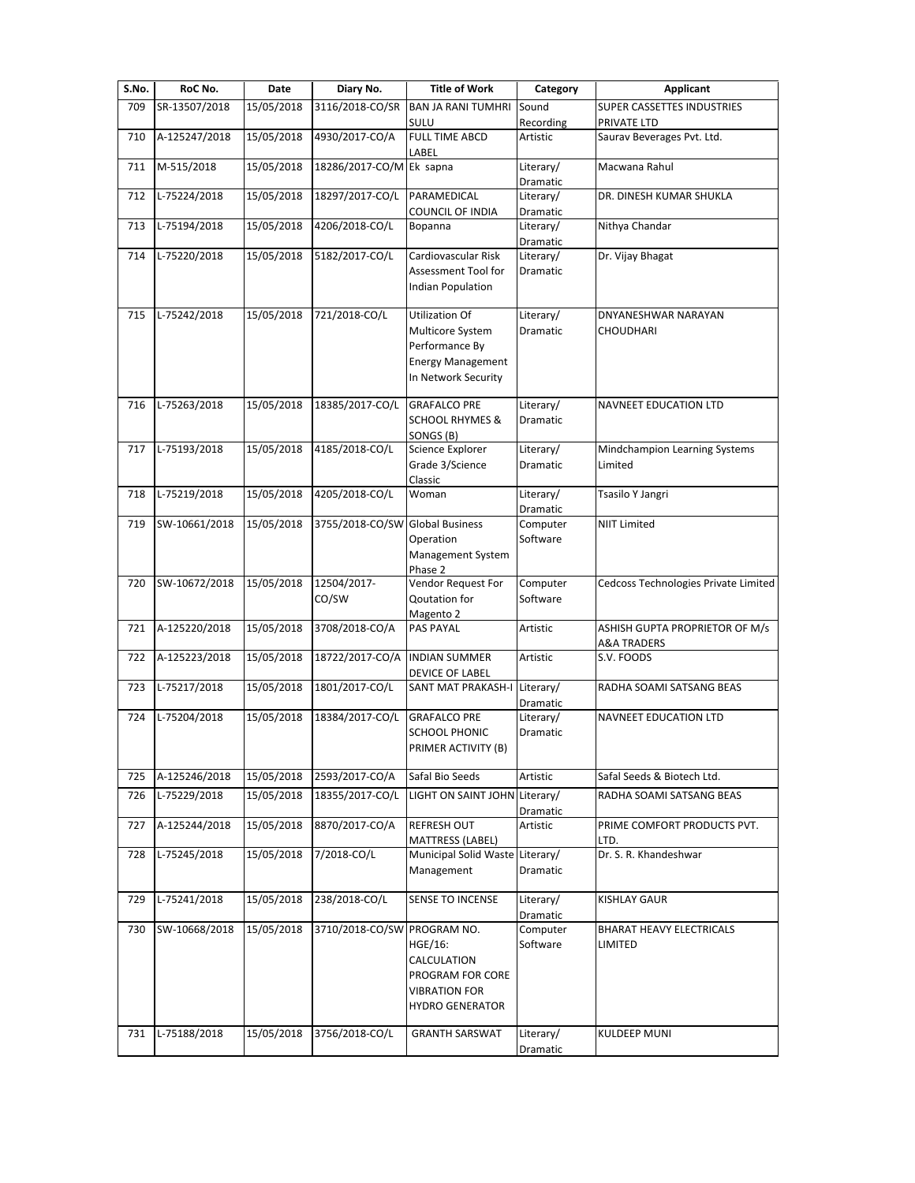| S.No. | RoC No. | Date | Diary No. | Title of Work | Category | Applicant |
|---|---|---|---|---|---|---|
| 709 | SR-13507/2018 | 15/05/2018 | 3116/2018-CO/SR | BAN JA RANI TUMHRI SULU | Sound Recording | SUPER CASSETTES INDUSTRIES PRIVATE LTD |
| 710 | A-125247/2018 | 15/05/2018 | 4930/2017-CO/A | FULL TIME ABCD LABEL | Artistic | Saurav Beverages Pvt. Ltd. |
| 711 | M-515/2018 | 15/05/2018 | 18286/2017-CO/M | Ek sapna | Literary/ Dramatic | Macwana Rahul |
| 712 | L-75224/2018 | 15/05/2018 | 18297/2017-CO/L | PARAMEDICAL COUNCIL OF INDIA | Literary/ Dramatic | DR. DINESH KUMAR SHUKLA |
| 713 | L-75194/2018 | 15/05/2018 | 4206/2018-CO/L | Bopanna | Literary/ Dramatic | Nithya Chandar |
| 714 | L-75220/2018 | 15/05/2018 | 5182/2017-CO/L | Cardiovascular Risk Assessment Tool for Indian Population | Literary/ Dramatic | Dr. Vijay Bhagat |
| 715 | L-75242/2018 | 15/05/2018 | 721/2018-CO/L | Utilization Of Multicore System Performance By Energy Management In Network Security | Literary/ Dramatic | DNYANESHWAR NARAYAN CHOUDHARI |
| 716 | L-75263/2018 | 15/05/2018 | 18385/2017-CO/L | GRAFALCO PRE SCHOOL RHYMES & SONGS (B) | Literary/ Dramatic | NAVNEET EDUCATION LTD |
| 717 | L-75193/2018 | 15/05/2018 | 4185/2018-CO/L | Science Explorer Grade 3/Science Classic | Literary/ Dramatic | Mindchampion Learning Systems Limited |
| 718 | L-75219/2018 | 15/05/2018 | 4205/2018-CO/L | Woman | Literary/ Dramatic | Tsasilo Y Jangri |
| 719 | SW-10661/2018 | 15/05/2018 | 3755/2018-CO/SW | Global Business Operation Management System Phase 2 | Computer Software | NIIT Limited |
| 720 | SW-10672/2018 | 15/05/2018 | 12504/2017-CO/SW | Vendor Request For Qoutation for Magento 2 | Computer Software | Cedcoss Technologies Private Limited |
| 721 | A-125220/2018 | 15/05/2018 | 3708/2018-CO/A | PAS PAYAL | Artistic | ASHISH GUPTA PROPRIETOR OF M/s A&A TRADERS |
| 722 | A-125223/2018 | 15/05/2018 | 18722/2017-CO/A | INDIAN SUMMER DEVICE OF LABEL | Artistic | S.V. FOODS |
| 723 | L-75217/2018 | 15/05/2018 | 1801/2017-CO/L | SANT MAT PRAKASH-I | Literary/ Dramatic | RADHA SOAMI SATSANG BEAS |
| 724 | L-75204/2018 | 15/05/2018 | 18384/2017-CO/L | GRAFALCO PRE SCHOOL PHONIC PRIMER ACTIVITY (B) | Literary/ Dramatic | NAVNEET EDUCATION LTD |
| 725 | A-125246/2018 | 15/05/2018 | 2593/2017-CO/A | Safal Bio Seeds | Artistic | Safal Seeds & Biotech Ltd. |
| 726 | L-75229/2018 | 15/05/2018 | 18355/2017-CO/L | LIGHT ON SAINT JOHN | Literary/ Dramatic | RADHA SOAMI SATSANG BEAS |
| 727 | A-125244/2018 | 15/05/2018 | 8870/2017-CO/A | REFRESH OUT MATTRESS (LABEL) | Artistic | PRIME COMFORT PRODUCTS PVT. LTD. |
| 728 | L-75245/2018 | 15/05/2018 | 7/2018-CO/L | Municipal Solid Waste Management | Literary/ Dramatic | Dr. S. R. Khandeshwar |
| 729 | L-75241/2018 | 15/05/2018 | 238/2018-CO/L | SENSE TO INCENSE | Literary/ Dramatic | KISHLAY GAUR |
| 730 | SW-10668/2018 | 15/05/2018 | 3710/2018-CO/SW | PROGRAM NO. HGE/16: CALCULATION PROGRAM FOR CORE VIBRATION FOR HYDRO GENERATOR | Computer Software | BHARAT HEAVY ELECTRICALS LIMITED |
| 731 | L-75188/2018 | 15/05/2018 | 3756/2018-CO/L | GRANTH SARSWAT | Literary/ Dramatic | KULDEEP MUNI |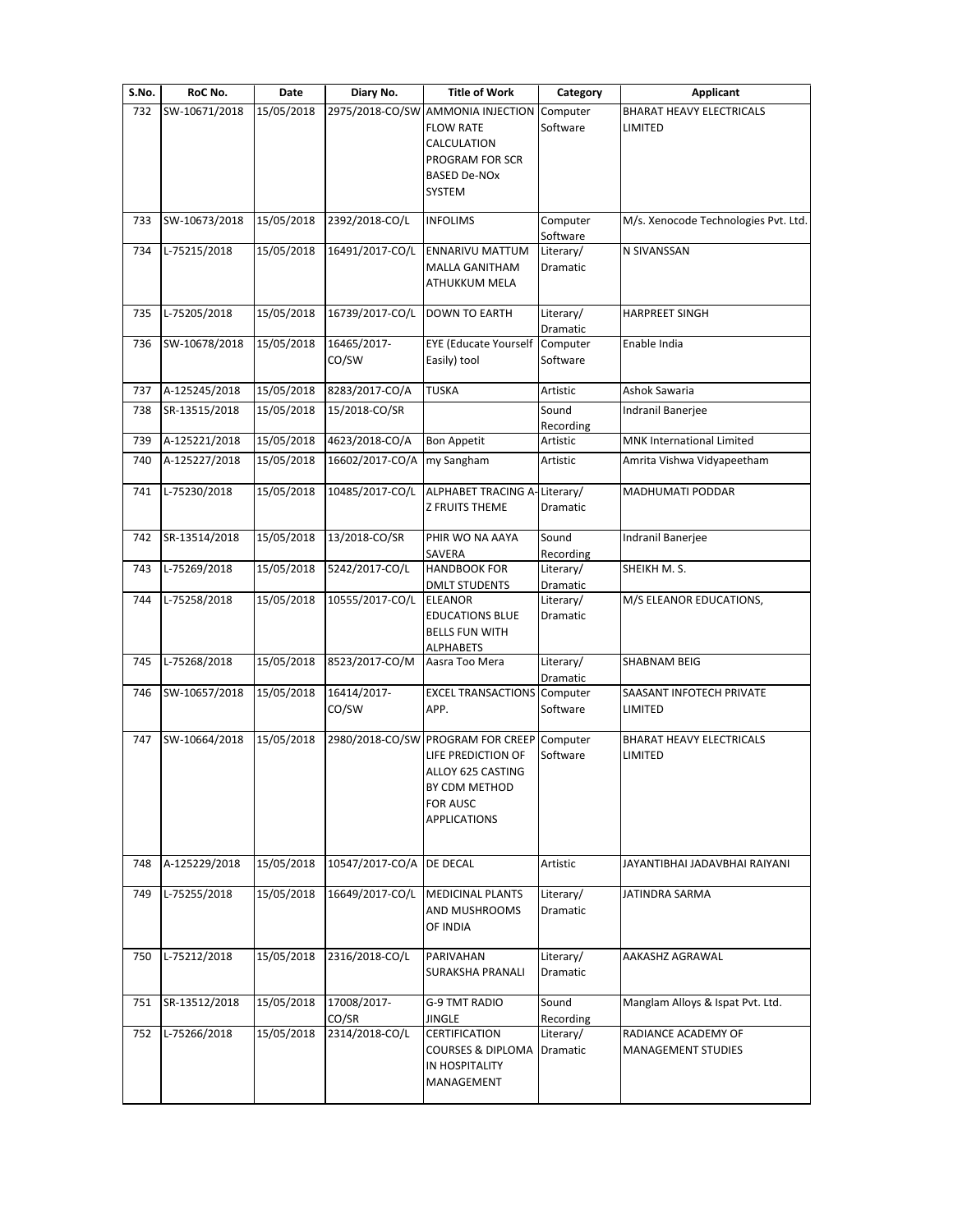| S.No. | RoC No. | Date | Diary No. | Title of Work | Category | Applicant |
|---|---|---|---|---|---|---|
| 732 | SW-10671/2018 | 15/05/2018 | 2975/2018-CO/SW | AMMONIA INJECTION FLOW RATE CALCULATION PROGRAM FOR SCR BASED De-NOx SYSTEM | Computer Software | BHARAT HEAVY ELECTRICALS LIMITED |
| 733 | SW-10673/2018 | 15/05/2018 | 2392/2018-CO/L | INFOLIMS | Computer Software | M/s. Xenocode Technologies Pvt. Ltd. |
| 734 | L-75215/2018 | 15/05/2018 | 16491/2017-CO/L | ENNARIVU MATTUM MALLA GANITHAM ATHUKKUM MELA | Literary/ Dramatic | N SIVANSSAN |
| 735 | L-75205/2018 | 15/05/2018 | 16739/2017-CO/L | DOWN TO EARTH | Literary/ Dramatic | HARPREET SINGH |
| 736 | SW-10678/2018 | 15/05/2018 | 16465/2017-CO/SW | EYE (Educate Yourself Easily) tool | Computer Software | Enable India |
| 737 | A-125245/2018 | 15/05/2018 | 8283/2017-CO/A | TUSKA | Artistic | Ashok Sawaria |
| 738 | SR-13515/2018 | 15/05/2018 | 15/2018-CO/SR | | Sound Recording | Indranil Banerjee |
| 739 | A-125221/2018 | 15/05/2018 | 4623/2018-CO/A | Bon Appetit | Artistic | MNK International Limited |
| 740 | A-125227/2018 | 15/05/2018 | 16602/2017-CO/A | my Sangham | Artistic | Amrita Vishwa Vidyapeetham |
| 741 | L-75230/2018 | 15/05/2018 | 10485/2017-CO/L | ALPHABET TRACING A-Z FRUITS THEME | Literary/ Dramatic | MADHUMATI PODDAR |
| 742 | SR-13514/2018 | 15/05/2018 | 13/2018-CO/SR | PHIR WO NA AAYA SAVERA | Sound Recording | Indranil Banerjee |
| 743 | L-75269/2018 | 15/05/2018 | 5242/2017-CO/L | HANDBOOK FOR DMLT STUDENTS | Literary/ Dramatic | SHEIKH M. S. |
| 744 | L-75258/2018 | 15/05/2018 | 10555/2017-CO/L | ELEANOR EDUCATIONS BLUE BELLS FUN WITH ALPHABETS | Literary/ Dramatic | M/S ELEANOR EDUCATIONS, |
| 745 | L-75268/2018 | 15/05/2018 | 8523/2017-CO/M | Aasra Too Mera | Literary/ Dramatic | SHABNAM BEIG |
| 746 | SW-10657/2018 | 15/05/2018 | 16414/2017-CO/SW | EXCEL TRANSACTIONS APP. | Computer Software | SAASANT INFOTECH PRIVATE LIMITED |
| 747 | SW-10664/2018 | 15/05/2018 | 2980/2018-CO/SW | PROGRAM FOR CREEP LIFE PREDICTION OF ALLOY 625 CASTING BY CDM METHOD FOR AUSC APPLICATIONS | Computer Software | BHARAT HEAVY ELECTRICALS LIMITED |
| 748 | A-125229/2018 | 15/05/2018 | 10547/2017-CO/A | DE DECAL | Artistic | JAYANTIBHAI JADAVBHAI RAIYANI |
| 749 | L-75255/2018 | 15/05/2018 | 16649/2017-CO/L | MEDICINAL PLANTS AND MUSHROOMS OF INDIA | Literary/ Dramatic | JATINDRA SARMA |
| 750 | L-75212/2018 | 15/05/2018 | 2316/2018-CO/L | PARIVAHAN SURAKSHA PRANALI | Literary/ Dramatic | AAKASHZ AGRAWAL |
| 751 | SR-13512/2018 | 15/05/2018 | 17008/2017-CO/SR | G-9 TMT RADIO JINGLE | Sound Recording | Manglam Alloys & Ispat Pvt. Ltd. |
| 752 | L-75266/2018 | 15/05/2018 | 2314/2018-CO/L | CERTIFICATION COURSES & DIPLOMA IN HOSPITALITY MANAGEMENT | Literary/ Dramatic | RADIANCE ACADEMY OF MANAGEMENT STUDIES |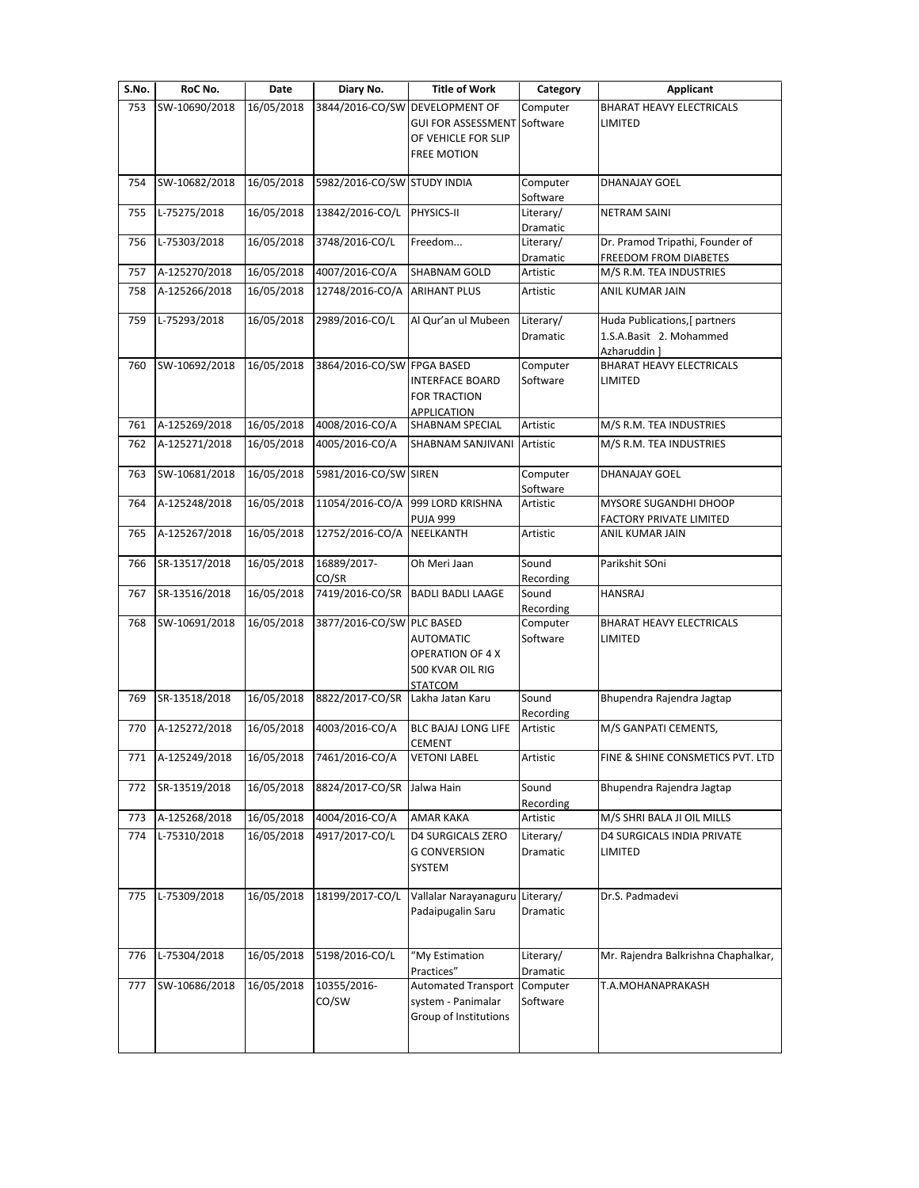| S.No. | RoC No. | Date | Diary No. | Title of Work | Category | Applicant |
|---|---|---|---|---|---|---|
| 753 | SW-10690/2018 | 16/05/2018 | 3844/2016-CO/SW | DEVELOPMENT OF GUI FOR ASSESSMENT OF VEHICLE FOR SLIP FREE MOTION | Computer Software | BHARAT HEAVY ELECTRICALS LIMITED |
| 754 | SW-10682/2018 | 16/05/2018 | 5982/2016-CO/SW | STUDY INDIA | Computer Software | DHANAJAY GOEL |
| 755 | L-75275/2018 | 16/05/2018 | 13842/2016-CO/L | PHYSICS-II | Literary/ Dramatic | NETRAM SAINI |
| 756 | L-75303/2018 | 16/05/2018 | 3748/2016-CO/L | Freedom... | Literary/ Dramatic | Dr. Pramod Tripathi, Founder of FREEDOM FROM DIABETES |
| 757 | A-125270/2018 | 16/05/2018 | 4007/2016-CO/A | SHABNAM GOLD | Artistic | M/S R.M. TEA INDUSTRIES |
| 758 | A-125266/2018 | 16/05/2018 | 12748/2016-CO/A | ARIHANT PLUS | Artistic | ANIL KUMAR JAIN |
| 759 | L-75293/2018 | 16/05/2018 | 2989/2016-CO/L | Al Qur'an ul Mubeen | Literary/ Dramatic | Huda Publications,[ partners 1.S.A.Basit 2. Mohammed Azharuddin ] |
| 760 | SW-10692/2018 | 16/05/2018 | 3864/2016-CO/SW | FPGA BASED INTERFACE BOARD FOR TRACTION APPLICATION | Computer Software | BHARAT HEAVY ELECTRICALS LIMITED |
| 761 | A-125269/2018 | 16/05/2018 | 4008/2016-CO/A | SHABNAM SPECIAL | Artistic | M/S R.M. TEA INDUSTRIES |
| 762 | A-125271/2018 | 16/05/2018 | 4005/2016-CO/A | SHABNAM SANJIVANI | Artistic | M/S R.M. TEA INDUSTRIES |
| 763 | SW-10681/2018 | 16/05/2018 | 5981/2016-CO/SW | SIREN | Computer Software | DHANAJAY GOEL |
| 764 | A-125248/2018 | 16/05/2018 | 11054/2016-CO/A | 999 LORD KRISHNA PUJA 999 | Artistic | MYSORE SUGANDHI DHOOP FACTORY PRIVATE LIMITED |
| 765 | A-125267/2018 | 16/05/2018 | 12752/2016-CO/A | NEELKANTH | Artistic | ANIL KUMAR JAIN |
| 766 | SR-13517/2018 | 16/05/2018 | 16889/2017-CO/SR | Oh Meri Jaan | Sound Recording | Parikshit SOni |
| 767 | SR-13516/2018 | 16/05/2018 | 7419/2016-CO/SR | BADLI BADLI LAAGE | Sound Recording | HANSRAJ |
| 768 | SW-10691/2018 | 16/05/2018 | 3877/2016-CO/SW | PLC BASED AUTOMATIC OPERATION OF 4 X 500 KVAR OIL RIG STATCOM | Computer Software | BHARAT HEAVY ELECTRICALS LIMITED |
| 769 | SR-13518/2018 | 16/05/2018 | 8822/2017-CO/SR | Lakha Jatan Karu | Sound Recording | Bhupendra Rajendra Jagtap |
| 770 | A-125272/2018 | 16/05/2018 | 4003/2016-CO/A | BLC BAJAJ LONG LIFE CEMENT | Artistic | M/S GANPATI CEMENTS, |
| 771 | A-125249/2018 | 16/05/2018 | 7461/2016-CO/A | VETONI LABEL | Artistic | FINE & SHINE CONSMETICS PVT. LTD |
| 772 | SR-13519/2018 | 16/05/2018 | 8824/2017-CO/SR | Jalwa Hain | Sound Recording | Bhupendra Rajendra Jagtap |
| 773 | A-125268/2018 | 16/05/2018 | 4004/2016-CO/A | AMAR KAKA | Artistic | M/S SHRI BALA JI OIL MILLS |
| 774 | L-75310/2018 | 16/05/2018 | 4917/2017-CO/L | D4 SURGICALS ZERO G CONVERSION SYSTEM | Literary/ Dramatic | D4 SURGICALS INDIA PRIVATE LIMITED |
| 775 | L-75309/2018 | 16/05/2018 | 18199/2017-CO/L | Vallalar Narayanaguru Padaipugalin Saru | Literary/ Dramatic | Dr.S. Padmadevi |
| 776 | L-75304/2018 | 16/05/2018 | 5198/2016-CO/L | "My Estimation Practices" | Literary/ Dramatic | Mr. Rajendra Balkrishna Chaphalkar, |
| 777 | SW-10686/2018 | 16/05/2018 | 10355/2016-CO/SW | Automated Transport system - Panimalar Group of Institutions | Computer Software | T.A.MOHANAPRAKASH |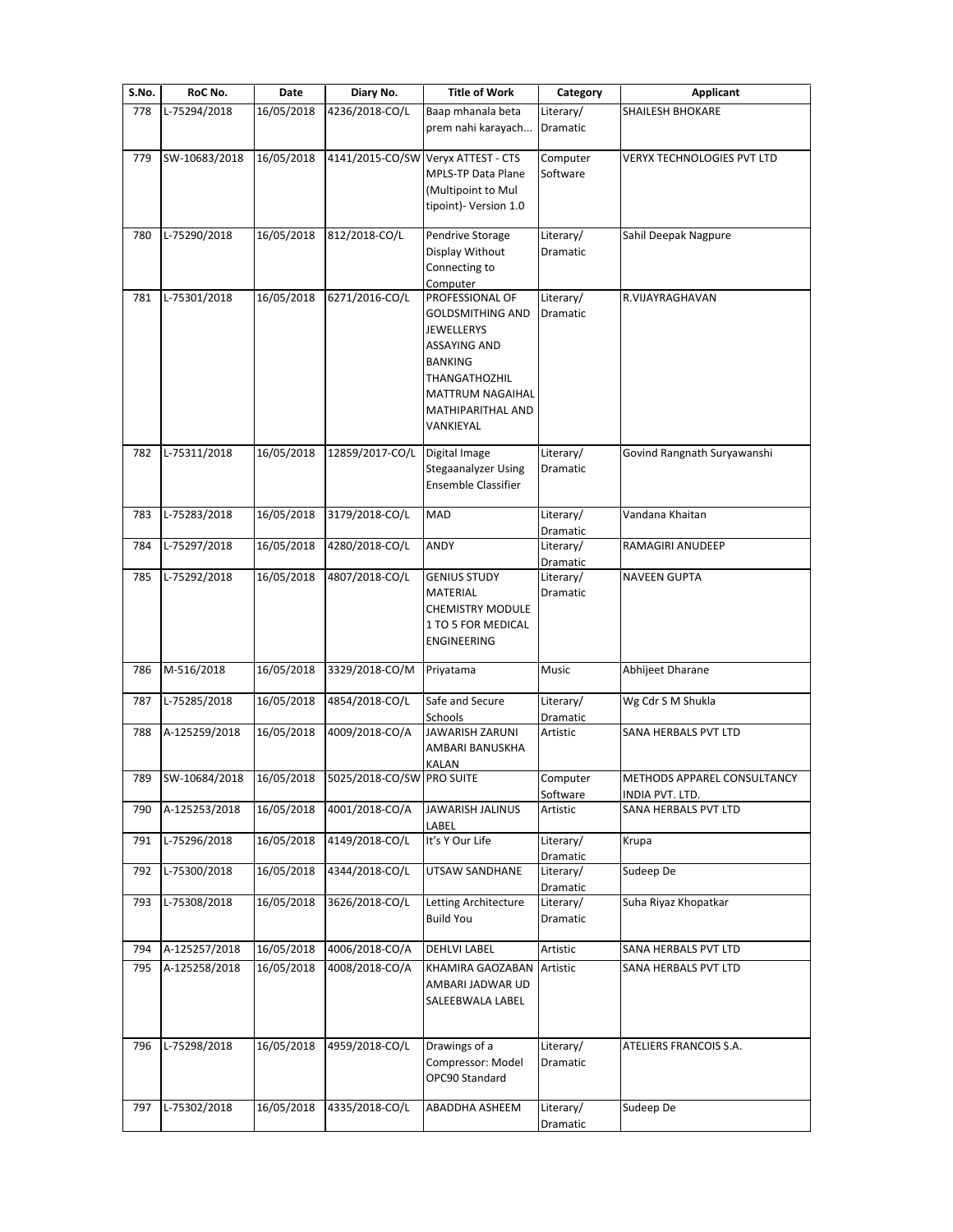| S.No. | RoC No. | Date | Diary No. | Title of Work | Category | Applicant |
|---|---|---|---|---|---|---|
| 778 | L-75294/2018 | 16/05/2018 | 4236/2018-CO/L | Baap mhanala beta prem nahi karayach... | Literary/ Dramatic | SHAILESH BHOKARE |
| 779 | SW-10683/2018 | 16/05/2018 | 4141/2015-CO/SW | Veryx ATTEST - CTS MPLS-TP Data Plane (Multipoint to Mul tipoint)- Version 1.0 | Computer Software | VERYX TECHNOLOGIES PVT LTD |
| 780 | L-75290/2018 | 16/05/2018 | 812/2018-CO/L | Pendrive Storage Display Without Connecting to Computer | Literary/ Dramatic | Sahil Deepak Nagpure |
| 781 | L-75301/2018 | 16/05/2018 | 6271/2016-CO/L | PROFESSIONAL OF GOLDSMITHING AND JEWELLERYS ASSAYING AND BANKING THANGATHOZHIL MATTRUM NAGAIHAL MATHIPARITHAL AND VANKIEYAL | Literary/ Dramatic | R.VIJAYRAGHAVAN |
| 782 | L-75311/2018 | 16/05/2018 | 12859/2017-CO/L | Digital Image Stegaanalyzer Using Ensemble Classifier | Literary/ Dramatic | Govind Rangnath Suryawanshi |
| 783 | L-75283/2018 | 16/05/2018 | 3179/2018-CO/L | MAD | Literary/ Dramatic | Vandana Khaitan |
| 784 | L-75297/2018 | 16/05/2018 | 4280/2018-CO/L | ANDY | Literary/ Dramatic | RAMAGIRI ANUDEEP |
| 785 | L-75292/2018 | 16/05/2018 | 4807/2018-CO/L | GENIUS STUDY MATERIAL CHEMISTRY MODULE 1 TO 5 FOR MEDICAL ENGINEERING | Literary/ Dramatic | NAVEEN GUPTA |
| 786 | M-516/2018 | 16/05/2018 | 3329/2018-CO/M | Priyatama | Music | Abhijeet Dharane |
| 787 | L-75285/2018 | 16/05/2018 | 4854/2018-CO/L | Safe and Secure Schools | Literary/ Dramatic | Wg Cdr S M Shukla |
| 788 | A-125259/2018 | 16/05/2018 | 4009/2018-CO/A | JAWARISH ZARUNI AMBARI BANUSKHA KALAN | Artistic | SANA HERBALS PVT LTD |
| 789 | SW-10684/2018 | 16/05/2018 | 5025/2018-CO/SW | PRO SUITE | Computer Software | METHODS APPAREL CONSULTANCY INDIA PVT. LTD. |
| 790 | A-125253/2018 | 16/05/2018 | 4001/2018-CO/A | JAWARISH JALINUS LABEL | Artistic | SANA HERBALS PVT LTD |
| 791 | L-75296/2018 | 16/05/2018 | 4149/2018-CO/L | It's Y Our Life | Literary/ Dramatic | Krupa |
| 792 | L-75300/2018 | 16/05/2018 | 4344/2018-CO/L | UTSAW SANDHANE | Literary/ Dramatic | Sudeep De |
| 793 | L-75308/2018 | 16/05/2018 | 3626/2018-CO/L | Letting Architecture Build You | Literary/ Dramatic | Suha Riyaz Khopatkar |
| 794 | A-125257/2018 | 16/05/2018 | 4006/2018-CO/A | DEHLVI LABEL | Artistic | SANA HERBALS PVT LTD |
| 795 | A-125258/2018 | 16/05/2018 | 4008/2018-CO/A | KHAMIRA GAOZABAN AMBARI JADWAR UD SALEEBWALA LABEL | Artistic | SANA HERBALS PVT LTD |
| 796 | L-75298/2018 | 16/05/2018 | 4959/2018-CO/L | Drawings of a Compressor: Model OPC90 Standard | Literary/ Dramatic | ATELIERS FRANCOIS S.A. |
| 797 | L-75302/2018 | 16/05/2018 | 4335/2018-CO/L | ABADDHA ASHEEM | Literary/ Dramatic | Sudeep De |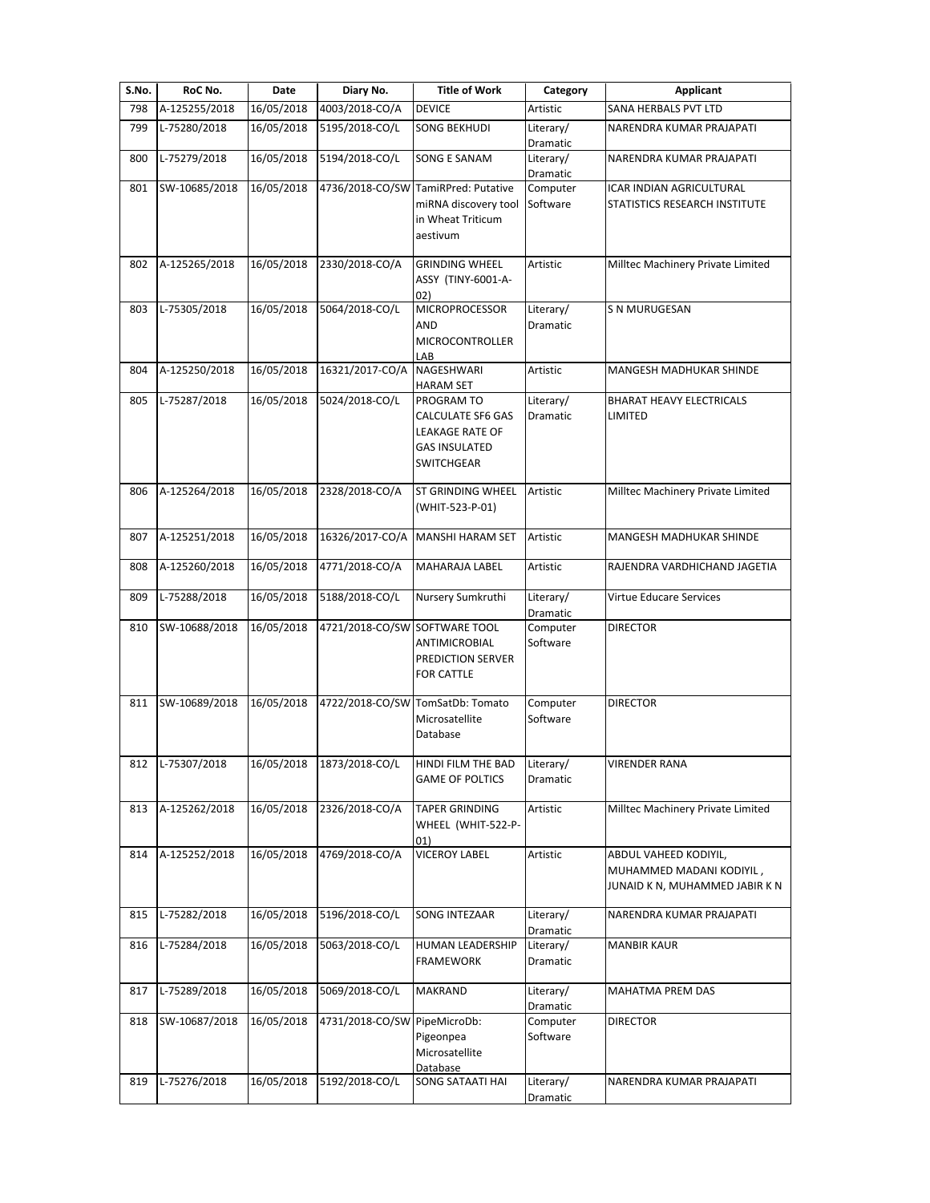| S.No. | RoC No. | Date | Diary No. | Title of Work | Category | Applicant |
|---|---|---|---|---|---|---|
| 798 | A-125255/2018 | 16/05/2018 | 4003/2018-CO/A | DEVICE | Artistic | SANA HERBALS PVT LTD |
| 799 | L-75280/2018 | 16/05/2018 | 5195/2018-CO/L | SONG BEKHUDI | Literary/ Dramatic | NARENDRA KUMAR PRAJAPATI |
| 800 | L-75279/2018 | 16/05/2018 | 5194/2018-CO/L | SONG E SANAM | Literary/ Dramatic | NARENDRA KUMAR PRAJAPATI |
| 801 | SW-10685/2018 | 16/05/2018 | 4736/2018-CO/SW | TamiRPred: Putative miRNA discovery tool in Wheat Triticum aestivum | Computer Software | ICAR INDIAN AGRICULTURAL STATISTICS RESEARCH INSTITUTE |
| 802 | A-125265/2018 | 16/05/2018 | 2330/2018-CO/A | GRINDING WHEEL ASSY (TINY-6001-A-02) | Artistic | Milltec Machinery Private Limited |
| 803 | L-75305/2018 | 16/05/2018 | 5064/2018-CO/L | MICROPROCESSOR AND MICROCONTROLLER LAB | Literary/ Dramatic | S N MURUGESAN |
| 804 | A-125250/2018 | 16/05/2018 | 16321/2017-CO/A | NAGESHWARI HARAM SET | Artistic | MANGESH MADHUKAR SHINDE |
| 805 | L-75287/2018 | 16/05/2018 | 5024/2018-CO/L | PROGRAM TO CALCULATE SF6 GAS LEAKAGE RATE OF GAS INSULATED SWITCHGEAR | Literary/ Dramatic | BHARAT HEAVY ELECTRICALS LIMITED |
| 806 | A-125264/2018 | 16/05/2018 | 2328/2018-CO/A | ST GRINDING WHEEL (WHIT-523-P-01) | Artistic | Milltec Machinery Private Limited |
| 807 | A-125251/2018 | 16/05/2018 | 16326/2017-CO/A | MANSHI HARAM SET | Artistic | MANGESH MADHUKAR SHINDE |
| 808 | A-125260/2018 | 16/05/2018 | 4771/2018-CO/A | MAHARAJA LABEL | Artistic | RAJENDRA VARDHICHAND JAGETIA |
| 809 | L-75288/2018 | 16/05/2018 | 5188/2018-CO/L | Nursery Sumkruthi | Literary/ Dramatic | Virtue Educare Services |
| 810 | SW-10688/2018 | 16/05/2018 | 4721/2018-CO/SW | SOFTWARE TOOL ANTIMICROBIAL PREDICTION SERVER FOR CATTLE | Computer Software | DIRECTOR |
| 811 | SW-10689/2018 | 16/05/2018 | 4722/2018-CO/SW | TomSatDb: Tomato Microsatellite Database | Computer Software | DIRECTOR |
| 812 | L-75307/2018 | 16/05/2018 | 1873/2018-CO/L | HINDI FILM THE BAD GAME OF POLTICS | Literary/ Dramatic | VIRENDER RANA |
| 813 | A-125262/2018 | 16/05/2018 | 2326/2018-CO/A | TAPER GRINDING WHEEL (WHIT-522-P-01) | Artistic | Milltec Machinery Private Limited |
| 814 | A-125252/2018 | 16/05/2018 | 4769/2018-CO/A | VICEROY LABEL | Artistic | ABDUL VAHEED KODIYIL, MUHAMMED MADANI KODIYIL , JUNAID K N, MUHAMMED JABIR K N |
| 815 | L-75282/2018 | 16/05/2018 | 5196/2018-CO/L | SONG INTEZAAR | Literary/ Dramatic | NARENDRA KUMAR PRAJAPATI |
| 816 | L-75284/2018 | 16/05/2018 | 5063/2018-CO/L | HUMAN LEADERSHIP FRAMEWORK | Literary/ Dramatic | MANBIR KAUR |
| 817 | L-75289/2018 | 16/05/2018 | 5069/2018-CO/L | MAKRAND | Literary/ Dramatic | MAHATMA PREM DAS |
| 818 | SW-10687/2018 | 16/05/2018 | 4731/2018-CO/SW | PipeMicroDb: Pigeonpea Microsatellite Database | Computer Software | DIRECTOR |
| 819 | L-75276/2018 | 16/05/2018 | 5192/2018-CO/L | SONG SATAATI HAI | Literary/ Dramatic | NARENDRA KUMAR PRAJAPATI |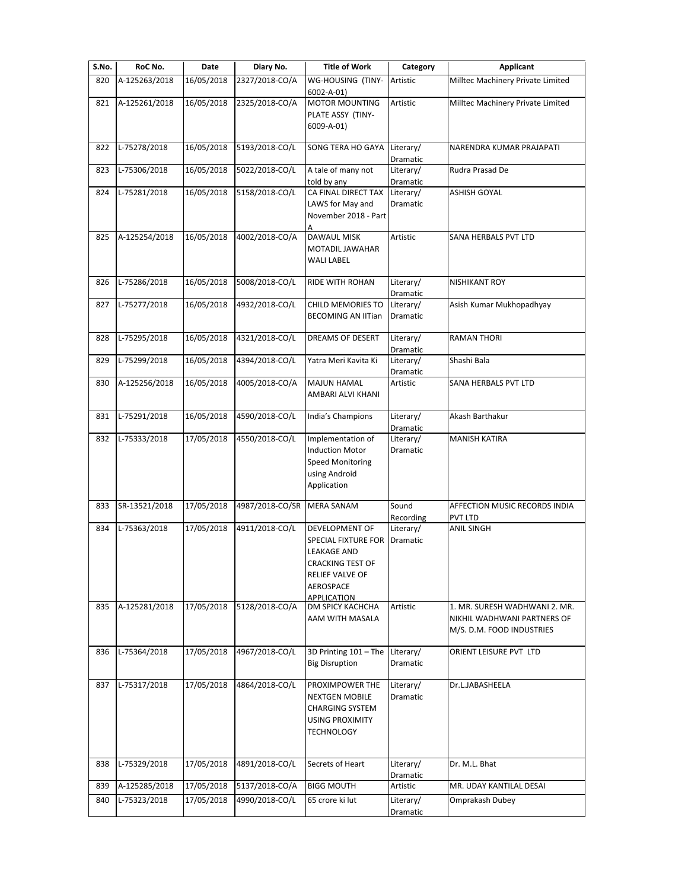| S.No. | RoC No. | Date | Diary No. | Title of Work | Category | Applicant |
|---|---|---|---|---|---|---|
| 820 | A-125263/2018 | 16/05/2018 | 2327/2018-CO/A | WG-HOUSING (TINY-6002-A-01) | Artistic | Milltec Machinery Private Limited |
| 821 | A-125261/2018 | 16/05/2018 | 2325/2018-CO/A | MOTOR MOUNTING PLATE ASSY (TINY-6009-A-01) | Artistic | Milltec Machinery Private Limited |
| 822 | L-75278/2018 | 16/05/2018 | 5193/2018-CO/L | SONG TERA HO GAYA | Literary/ Dramatic | NARENDRA KUMAR PRAJAPATI |
| 823 | L-75306/2018 | 16/05/2018 | 5022/2018-CO/L | A tale of many not told by any | Literary/ Dramatic | Rudra Prasad De |
| 824 | L-75281/2018 | 16/05/2018 | 5158/2018-CO/L | CA FINAL DIRECT TAX LAWS for May and November 2018 - Part A | Literary/ Dramatic | ASHISH GOYAL |
| 825 | A-125254/2018 | 16/05/2018 | 4002/2018-CO/A | DAWAUL MISK MOTADIL JAWAHAR WALI LABEL | Artistic | SANA HERBALS PVT LTD |
| 826 | L-75286/2018 | 16/05/2018 | 5008/2018-CO/L | RIDE WITH ROHAN | Literary/ Dramatic | NISHIKANT ROY |
| 827 | L-75277/2018 | 16/05/2018 | 4932/2018-CO/L | CHILD MEMORIES TO BECOMING AN IITian | Literary/ Dramatic | Asish Kumar Mukhopadhyay |
| 828 | L-75295/2018 | 16/05/2018 | 4321/2018-CO/L | DREAMS OF DESERT | Literary/ Dramatic | RAMAN THORI |
| 829 | L-75299/2018 | 16/05/2018 | 4394/2018-CO/L | Yatra Meri Kavita Ki | Literary/ Dramatic | Shashi Bala |
| 830 | A-125256/2018 | 16/05/2018 | 4005/2018-CO/A | MAJUN HAMAL AMBARI ALVI KHANI | Artistic | SANA HERBALS PVT LTD |
| 831 | L-75291/2018 | 16/05/2018 | 4590/2018-CO/L | India's Champions | Literary/ Dramatic | Akash Barthakur |
| 832 | L-75333/2018 | 17/05/2018 | 4550/2018-CO/L | Implementation of Induction Motor Speed Monitoring using Android Application | Literary/ Dramatic | MANISH KATIRA |
| 833 | SR-13521/2018 | 17/05/2018 | 4987/2018-CO/SR | MERA SANAM | Sound Recording | AFFECTION MUSIC RECORDS INDIA PVT LTD |
| 834 | L-75363/2018 | 17/05/2018 | 4911/2018-CO/L | DEVELOPMENT OF SPECIAL FIXTURE FOR LEAKAGE AND CRACKING TEST OF RELIEF VALVE OF AEROSPACE APPLICATION | Literary/ Dramatic | ANIL SINGH |
| 835 | A-125281/2018 | 17/05/2018 | 5128/2018-CO/A | DM SPICY KACHCHA AAM WITH MASALA | Artistic | 1. MR. SURESH WADHWANI 2. MR. NIKHIL WADHWANI PARTNERS OF M/S. D.M. FOOD INDUSTRIES |
| 836 | L-75364/2018 | 17/05/2018 | 4967/2018-CO/L | 3D Printing 101 – The Big Disruption | Literary/ Dramatic | ORIENT LEISURE PVT LTD |
| 837 | L-75317/2018 | 17/05/2018 | 4864/2018-CO/L | PROXIMPOWER THE NEXTGEN MOBILE CHARGING SYSTEM USING PROXIMITY TECHNOLOGY | Literary/ Dramatic | Dr.L.JABASHEELA |
| 838 | L-75329/2018 | 17/05/2018 | 4891/2018-CO/L | Secrets of Heart | Literary/ Dramatic | Dr. M.L. Bhat |
| 839 | A-125285/2018 | 17/05/2018 | 5137/2018-CO/A | BIGG MOUTH | Artistic | MR. UDAY KANTILAL DESAI |
| 840 | L-75323/2018 | 17/05/2018 | 4990/2018-CO/L | 65 crore ki lut | Literary/ Dramatic | Omprakash Dubey |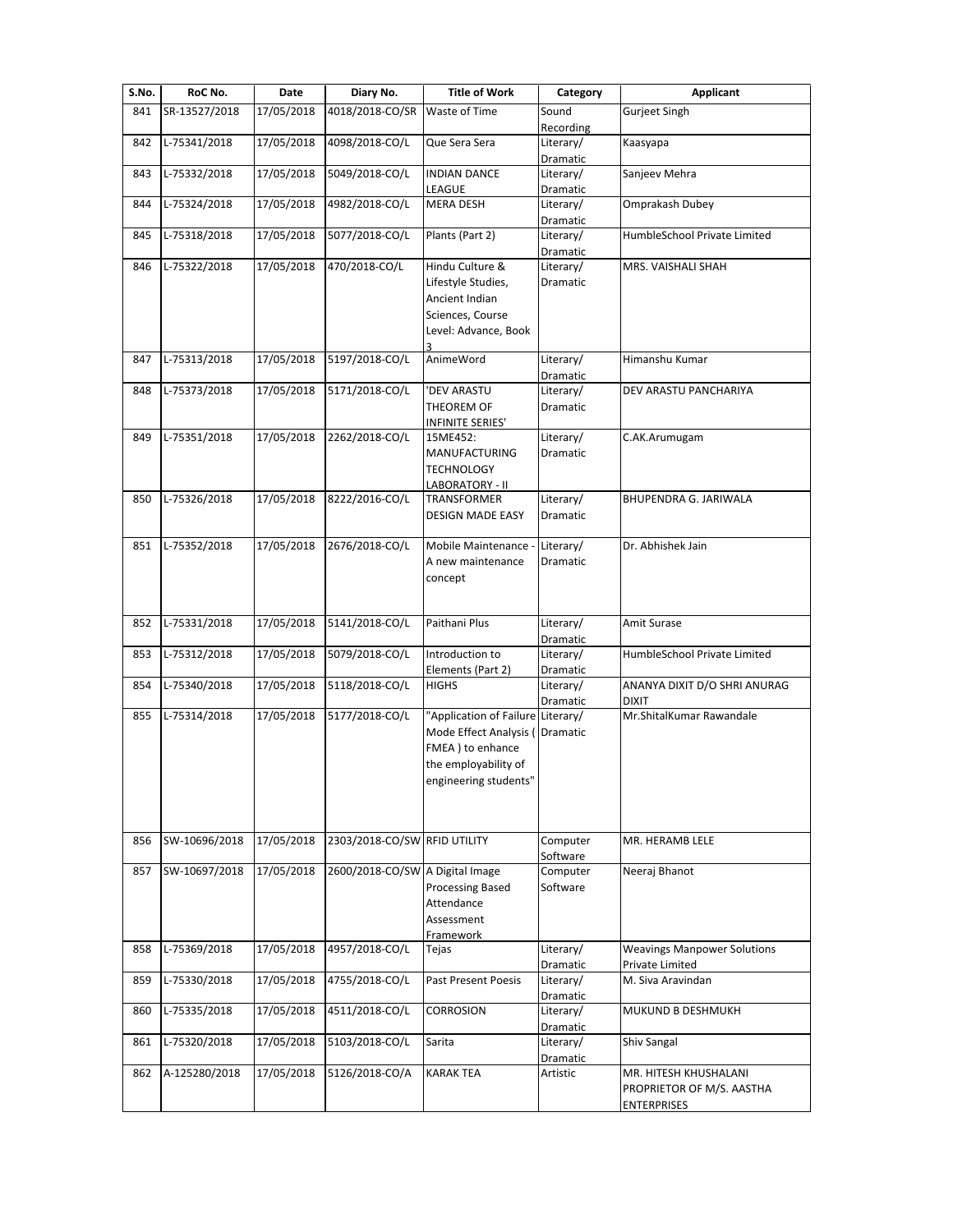| S.No. | RoC No. | Date | Diary No. | Title of Work | Category | Applicant |
|---|---|---|---|---|---|---|
| 841 | SR-13527/2018 | 17/05/2018 | 4018/2018-CO/SR | Waste of Time | Sound Recording | Gurjeet Singh |
| 842 | L-75341/2018 | 17/05/2018 | 4098/2018-CO/L | Que Sera Sera | Literary/ Dramatic | Kaasyapa |
| 843 | L-75332/2018 | 17/05/2018 | 5049/2018-CO/L | INDIAN DANCE LEAGUE | Literary/ Dramatic | Sanjeev Mehra |
| 844 | L-75324/2018 | 17/05/2018 | 4982/2018-CO/L | MERA DESH | Literary/ Dramatic | Omprakash Dubey |
| 845 | L-75318/2018 | 17/05/2018 | 5077/2018-CO/L | Plants (Part 2) | Literary/ Dramatic | HumbleSchool Private Limited |
| 846 | L-75322/2018 | 17/05/2018 | 470/2018-CO/L | Hindu Culture & Lifestyle Studies, Ancient Indian Sciences, Course Level: Advance, Book 3 | Literary/ Dramatic | MRS. VAISHALI SHAH |
| 847 | L-75313/2018 | 17/05/2018 | 5197/2018-CO/L | AnimeWord | Literary/ Dramatic | Himanshu Kumar |
| 848 | L-75373/2018 | 17/05/2018 | 5171/2018-CO/L | 'DEV ARASTU THEOREM OF INFINITE SERIES' | Literary/ Dramatic | DEV ARASTU PANCHARIYA |
| 849 | L-75351/2018 | 17/05/2018 | 2262/2018-CO/L | 15ME452: MANUFACTURING TECHNOLOGY LABORATORY - II | Literary/ Dramatic | C.AK.Arumugam |
| 850 | L-75326/2018 | 17/05/2018 | 8222/2016-CO/L | TRANSFORMER DESIGN MADE EASY | Literary/ Dramatic | BHUPENDRA G. JARIWALA |
| 851 | L-75352/2018 | 17/05/2018 | 2676/2018-CO/L | Mobile Maintenance - A new maintenance concept | Literary/ Dramatic | Dr. Abhishek Jain |
| 852 | L-75331/2018 | 17/05/2018 | 5141/2018-CO/L | Paithani Plus | Literary/ Dramatic | Amit Surase |
| 853 | L-75312/2018 | 17/05/2018 | 5079/2018-CO/L | Introduction to Elements (Part 2) | Literary/ Dramatic | HumbleSchool Private Limited |
| 854 | L-75340/2018 | 17/05/2018 | 5118/2018-CO/L | HIGHS | Literary/ Dramatic | ANANYA DIXIT D/O SHRI ANURAG DIXIT |
| 855 | L-75314/2018 | 17/05/2018 | 5177/2018-CO/L | "Application of Failure Mode Effect Analysis ( FMEA ) to enhance the employability of engineering students" | Literary/ Dramatic | Mr.ShitalKumar Rawandale |
| 856 | SW-10696/2018 | 17/05/2018 | 2303/2018-CO/SW | RFID UTILITY | Computer Software | MR. HERAMB LELE |
| 857 | SW-10697/2018 | 17/05/2018 | 2600/2018-CO/SW | A Digital Image Processing Based Attendance Assessment Framework | Computer Software | Neeraj Bhanot |
| 858 | L-75369/2018 | 17/05/2018 | 4957/2018-CO/L | Tejas | Literary/ Dramatic | Weavings Manpower Solutions Private Limited |
| 859 | L-75330/2018 | 17/05/2018 | 4755/2018-CO/L | Past Present Poesis | Literary/ Dramatic | M. Siva Aravindan |
| 860 | L-75335/2018 | 17/05/2018 | 4511/2018-CO/L | CORROSION | Literary/ Dramatic | MUKUND B DESHMUKH |
| 861 | L-75320/2018 | 17/05/2018 | 5103/2018-CO/L | Sarita | Literary/ Dramatic | Shiv Sangal |
| 862 | A-125280/2018 | 17/05/2018 | 5126/2018-CO/A | KARAK TEA | Artistic | MR. HITESH KHUSHALANI PROPRIETOR OF M/S. AASTHA ENTERPRISES |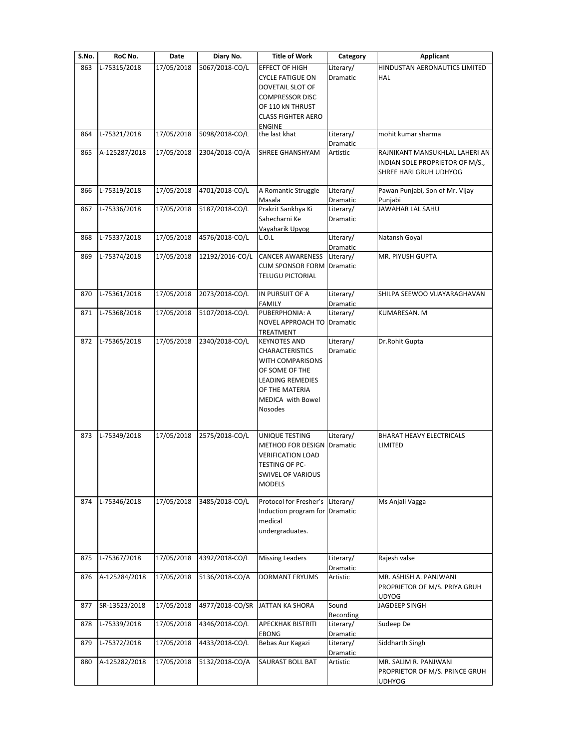| S.No. | RoC No. | Date | Diary No. | Title of Work | Category | Applicant |
|---|---|---|---|---|---|---|
| 863 | L-75315/2018 | 17/05/2018 | 5067/2018-CO/L | EFFECT OF HIGH CYCLE FATIGUE ON DOVETAIL SLOT OF COMPRESSOR DISC OF 110 kN THRUST CLASS FIGHTER AERO ENGINE | Literary/ Dramatic | HINDUSTAN AERONAUTICS LIMITED HAL |
| 864 | L-75321/2018 | 17/05/2018 | 5098/2018-CO/L | the last khat | Literary/ Dramatic | mohit kumar sharma |
| 865 | A-125287/2018 | 17/05/2018 | 2304/2018-CO/A | SHREE GHANSHYAM | Artistic | RAJNIKANT MANSUKHLAL LAHERI AN INDIAN SOLE PROPRIETOR OF M/S., SHREE HARI GRUH UDHYOG |
| 866 | L-75319/2018 | 17/05/2018 | 4701/2018-CO/L | A Romantic Struggle Masala | Literary/ Dramatic | Pawan Punjabi, Son of Mr. Vijay Punjabi |
| 867 | L-75336/2018 | 17/05/2018 | 5187/2018-CO/L | Prakrit Sankhya Ki Sahecharni Ke Vayaharik Upyog | Literary/ Dramatic | JAWAHAR LAL SAHU |
| 868 | L-75337/2018 | 17/05/2018 | 4576/2018-CO/L | L.O.L | Literary/ Dramatic | Natansh Goyal |
| 869 | L-75374/2018 | 17/05/2018 | 12192/2016-CO/L | CANCER AWARENESS CUM SPONSOR FORM TELUGU PICTORIAL | Literary/ Dramatic | MR. PIYUSH GUPTA |
| 870 | L-75361/2018 | 17/05/2018 | 2073/2018-CO/L | IN PURSUIT OF A FAMILY | Literary/ Dramatic | SHILPA SEEWOO VIJAYARAGHAVAN |
| 871 | L-75368/2018 | 17/05/2018 | 5107/2018-CO/L | PUBERPHONIA: A NOVEL APPROACH TO TREATMENT | Literary/ Dramatic | KUMARESAN. M |
| 872 | L-75365/2018 | 17/05/2018 | 2340/2018-CO/L | KEYNOTES AND CHARACTERISTICS WITH COMPARISONS OF SOME OF THE LEADING REMEDIES OF THE MATERIA MEDICA with Bowel Nosodes | Literary/ Dramatic | Dr.Rohit Gupta |
| 873 | L-75349/2018 | 17/05/2018 | 2575/2018-CO/L | UNIQUE TESTING METHOD FOR DESIGN VERIFICATION LOAD TESTING OF PC-SWIVEL OF VARIOUS MODELS | Literary/ Dramatic | BHARAT HEAVY ELECTRICALS LIMITED |
| 874 | L-75346/2018 | 17/05/2018 | 3485/2018-CO/L | Protocol for Fresher's Induction program for medical undergraduates. | Literary/ Dramatic | Ms Anjali Vagga |
| 875 | L-75367/2018 | 17/05/2018 | 4392/2018-CO/L | Missing Leaders | Literary/ Dramatic | Rajesh valse |
| 876 | A-125284/2018 | 17/05/2018 | 5136/2018-CO/A | DORMANT FRYUMS | Artistic | MR. ASHISH A. PANJWANI PROPRIETOR OF M/S. PRIYA GRUH UDYOG |
| 877 | SR-13523/2018 | 17/05/2018 | 4977/2018-CO/SR | JATTAN KA SHORA | Sound Recording | JAGDEEP SINGH |
| 878 | L-75339/2018 | 17/05/2018 | 4346/2018-CO/L | APECKHAK BISTRITI EBONG | Literary/ Dramatic | Sudeep De |
| 879 | L-75372/2018 | 17/05/2018 | 4433/2018-CO/L | Bebas Aur Kagazi | Literary/ Dramatic | Siddharth Singh |
| 880 | A-125282/2018 | 17/05/2018 | 5132/2018-CO/A | SAURAST BOLL BAT | Artistic | MR. SALIM R. PANJWANI PROPRIETOR OF M/S. PRINCE GRUH UDHYOG |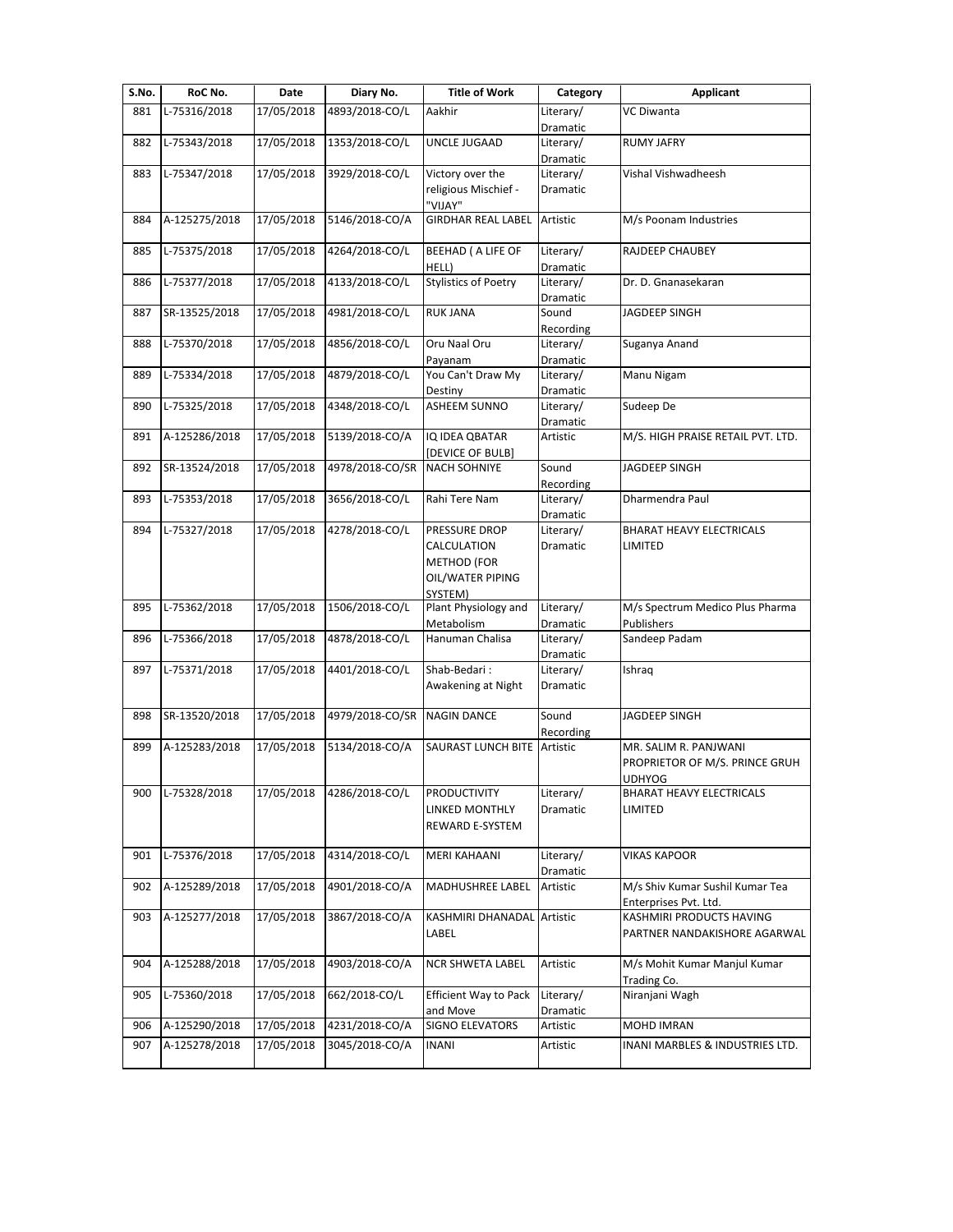| S.No. | RoC No. | Date | Diary No. | Title of Work | Category | Applicant |
|---|---|---|---|---|---|---|
| 881 | L-75316/2018 | 17/05/2018 | 4893/2018-CO/L | Aakhir | Literary/ Dramatic | VC Diwanta |
| 882 | L-75343/2018 | 17/05/2018 | 1353/2018-CO/L | UNCLE JUGAAD | Literary/ Dramatic | RUMY JAFRY |
| 883 | L-75347/2018 | 17/05/2018 | 3929/2018-CO/L | Victory over the religious Mischief - "VIJAY" | Literary/ Dramatic | Vishal Vishwadheesh |
| 884 | A-125275/2018 | 17/05/2018 | 5146/2018-CO/A | GIRDHAR REAL LABEL | Artistic | M/s Poonam Industries |
| 885 | L-75375/2018 | 17/05/2018 | 4264/2018-CO/L | BEEHAD ( A LIFE OF HELL) | Literary/ Dramatic | RAJDEEP CHAUBEY |
| 886 | L-75377/2018 | 17/05/2018 | 4133/2018-CO/L | Stylistics of Poetry | Literary/ Dramatic | Dr. D. Gnanasekaran |
| 887 | SR-13525/2018 | 17/05/2018 | 4981/2018-CO/L | RUK JANA | Sound Recording | JAGDEEP SINGH |
| 888 | L-75370/2018 | 17/05/2018 | 4856/2018-CO/L | Oru Naal Oru Payanam | Literary/ Dramatic | Suganya Anand |
| 889 | L-75334/2018 | 17/05/2018 | 4879/2018-CO/L | You Can't Draw My Destiny | Literary/ Dramatic | Manu Nigam |
| 890 | L-75325/2018 | 17/05/2018 | 4348/2018-CO/L | ASHEEM SUNNO | Literary/ Dramatic | Sudeep De |
| 891 | A-125286/2018 | 17/05/2018 | 5139/2018-CO/A | IQ IDEA QBATAR [DEVICE OF BULB] | Artistic | M/S. HIGH PRAISE RETAIL PVT. LTD. |
| 892 | SR-13524/2018 | 17/05/2018 | 4978/2018-CO/SR | NACH SOHNIYE | Sound Recording | JAGDEEP SINGH |
| 893 | L-75353/2018 | 17/05/2018 | 3656/2018-CO/L | Rahi Tere Nam | Literary/ Dramatic | Dharmendra Paul |
| 894 | L-75327/2018 | 17/05/2018 | 4278/2018-CO/L | PRESSURE DROP CALCULATION METHOD (FOR OIL/WATER PIPING SYSTEM) | Literary/ Dramatic | BHARAT HEAVY ELECTRICALS LIMITED |
| 895 | L-75362/2018 | 17/05/2018 | 1506/2018-CO/L | Plant Physiology and Metabolism | Literary/ Dramatic | M/s Spectrum Medico Plus Pharma Publishers |
| 896 | L-75366/2018 | 17/05/2018 | 4878/2018-CO/L | Hanuman Chalisa | Literary/ Dramatic | Sandeep Padam |
| 897 | L-75371/2018 | 17/05/2018 | 4401/2018-CO/L | Shab-Bedari : Awakening at Night | Literary/ Dramatic | Ishraq |
| 898 | SR-13520/2018 | 17/05/2018 | 4979/2018-CO/SR | NAGIN DANCE | Sound Recording | JAGDEEP SINGH |
| 899 | A-125283/2018 | 17/05/2018 | 5134/2018-CO/A | SAURAST LUNCH BITE | Artistic | MR. SALIM R. PANJWANI PROPRIETOR OF M/S. PRINCE GRUH UDHYOG |
| 900 | L-75328/2018 | 17/05/2018 | 4286/2018-CO/L | PRODUCTIVITY LINKED MONTHLY REWARD E-SYSTEM | Literary/ Dramatic | BHARAT HEAVY ELECTRICALS LIMITED |
| 901 | L-75376/2018 | 17/05/2018 | 4314/2018-CO/L | MERI KAHAANI | Literary/ Dramatic | VIKAS KAPOOR |
| 902 | A-125289/2018 | 17/05/2018 | 4901/2018-CO/A | MADHUSHREE LABEL | Artistic | M/s Shiv Kumar Sushil Kumar Tea Enterprises Pvt. Ltd. |
| 903 | A-125277/2018 | 17/05/2018 | 3867/2018-CO/A | KASHMIRI DHANADAL LABEL | Artistic | KASHMIRI PRODUCTS HAVING PARTNER NANDAKISHORE AGARWAL |
| 904 | A-125288/2018 | 17/05/2018 | 4903/2018-CO/A | NCR SHWETA LABEL | Artistic | M/s Mohit Kumar Manjul Kumar Trading Co. |
| 905 | L-75360/2018 | 17/05/2018 | 662/2018-CO/L | Efficient Way to Pack and Move | Literary/ Dramatic | Niranjani Wagh |
| 906 | A-125290/2018 | 17/05/2018 | 4231/2018-CO/A | SIGNO ELEVATORS | Artistic | MOHD IMRAN |
| 907 | A-125278/2018 | 17/05/2018 | 3045/2018-CO/A | INANI | Artistic | INANI MARBLES & INDUSTRIES LTD. |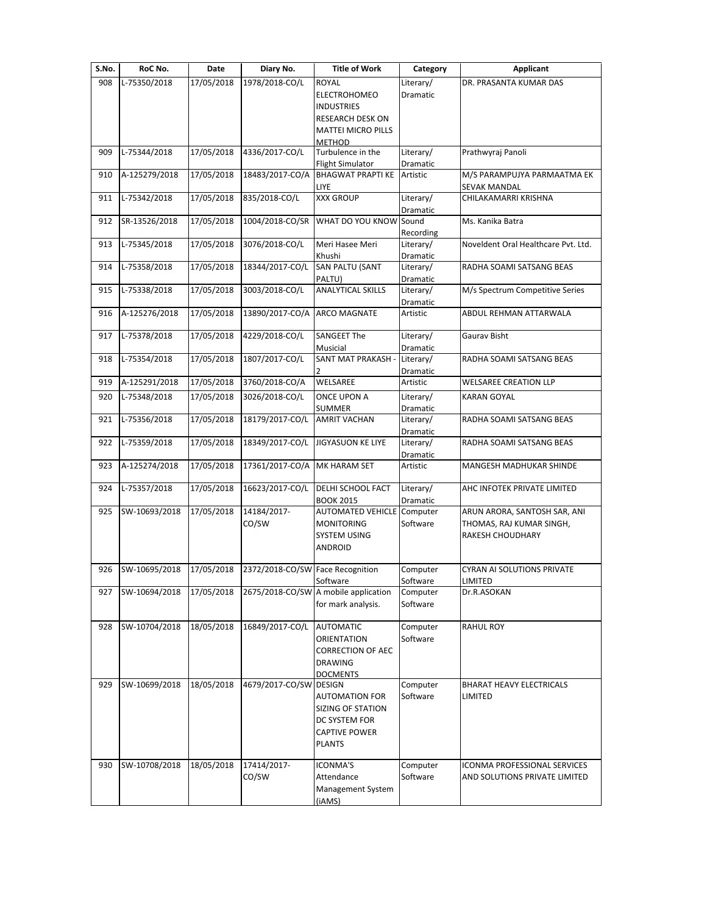| S.No. | RoC No. | Date | Diary No. | Title of Work | Category | Applicant |
|---|---|---|---|---|---|---|
| 908 | L-75350/2018 | 17/05/2018 | 1978/2018-CO/L | ROYAL ELECTROHOMEO INDUSTRIES RESEARCH DESK ON MATTEI MICRO PILLS METHOD | Literary/ Dramatic | DR. PRASANTA KUMAR DAS |
| 909 | L-75344/2018 | 17/05/2018 | 4336/2017-CO/L | Turbulence in the Flight Simulator | Literary/ Dramatic | Prathwyraj Panoli |
| 910 | A-125279/2018 | 17/05/2018 | 18483/2017-CO/A | BHAGWAT PRAPTI KE LIYE | Artistic | M/S PARAMPUJYA PARMAATMA EK SEVAK MANDAL |
| 911 | L-75342/2018 | 17/05/2018 | 835/2018-CO/L | XXX GROUP | Literary/ Dramatic | CHILAKAMARRI KRISHNA |
| 912 | SR-13526/2018 | 17/05/2018 | 1004/2018-CO/SR | WHAT DO YOU KNOW | Sound Recording | Ms. Kanika Batra |
| 913 | L-75345/2018 | 17/05/2018 | 3076/2018-CO/L | Meri Hasee Meri Khushi | Literary/ Dramatic | Noveldent Oral Healthcare Pvt. Ltd. |
| 914 | L-75358/2018 | 17/05/2018 | 18344/2017-CO/L | SAN PALTU (SANT PALTU) | Literary/ Dramatic | RADHA SOAMI SATSANG BEAS |
| 915 | L-75338/2018 | 17/05/2018 | 3003/2018-CO/L | ANALYTICAL SKILLS | Literary/ Dramatic | M/s Spectrum Competitive Series |
| 916 | A-125276/2018 | 17/05/2018 | 13890/2017-CO/A | ARCO MAGNATE | Artistic | ABDUL REHMAN ATTARWALA |
| 917 | L-75378/2018 | 17/05/2018 | 4229/2018-CO/L | SANGEET The Musicial | Literary/ Dramatic | Gaurav Bisht |
| 918 | L-75354/2018 | 17/05/2018 | 1807/2017-CO/L | SANT MAT PRAKASH - 2 | Literary/ Dramatic | RADHA SOAMI SATSANG BEAS |
| 919 | A-125291/2018 | 17/05/2018 | 3760/2018-CO/A | WELSAREE | Artistic | WELSAREE CREATION LLP |
| 920 | L-75348/2018 | 17/05/2018 | 3026/2018-CO/L | ONCE UPON A SUMMER | Literary/ Dramatic | KARAN GOYAL |
| 921 | L-75356/2018 | 17/05/2018 | 18179/2017-CO/L | AMRIT VACHAN | Literary/ Dramatic | RADHA SOAMI SATSANG BEAS |
| 922 | L-75359/2018 | 17/05/2018 | 18349/2017-CO/L | JIGYASUON KE LIYE | Literary/ Dramatic | RADHA SOAMI SATSANG BEAS |
| 923 | A-125274/2018 | 17/05/2018 | 17361/2017-CO/A | MK HARAM SET | Artistic | MANGESH MADHUKAR SHINDE |
| 924 | L-75357/2018 | 17/05/2018 | 16623/2017-CO/L | DELHI SCHOOL FACT BOOK 2015 | Literary/ Dramatic | AHC INFOTEK PRIVATE LIMITED |
| 925 | SW-10693/2018 | 17/05/2018 | 14184/2017-CO/SW | AUTOMATED VEHICLE MONITORING SYSTEM USING ANDROID | Computer Software | ARUN ARORA, SANTOSH SAR, ANI THOMAS, RAJ KUMAR SINGH, RAKESH CHOUDHARY |
| 926 | SW-10695/2018 | 17/05/2018 | 2372/2018-CO/SW | Face Recognition Software | Computer Software | CYRAN AI SOLUTIONS PRIVATE LIMITED |
| 927 | SW-10694/2018 | 17/05/2018 | 2675/2018-CO/SW | A mobile application for mark analysis. | Computer Software | Dr.R.ASOKAN |
| 928 | SW-10704/2018 | 18/05/2018 | 16849/2017-CO/L | AUTOMATIC ORIENTATION CORRECTION OF AEC DRAWING DOCMENTS | Computer Software | RAHUL ROY |
| 929 | SW-10699/2018 | 18/05/2018 | 4679/2017-CO/SW | DESIGN AUTOMATION FOR SIZING OF STATION DC SYSTEM FOR CAPTIVE POWER PLANTS | Computer Software | BHARAT HEAVY ELECTRICALS LIMITED |
| 930 | SW-10708/2018 | 18/05/2018 | 17414/2017-CO/SW | ICONMA'S Attendance Management System (iAMS) | Computer Software | ICONMA PROFESSIONAL SERVICES AND SOLUTIONS PRIVATE LIMITED |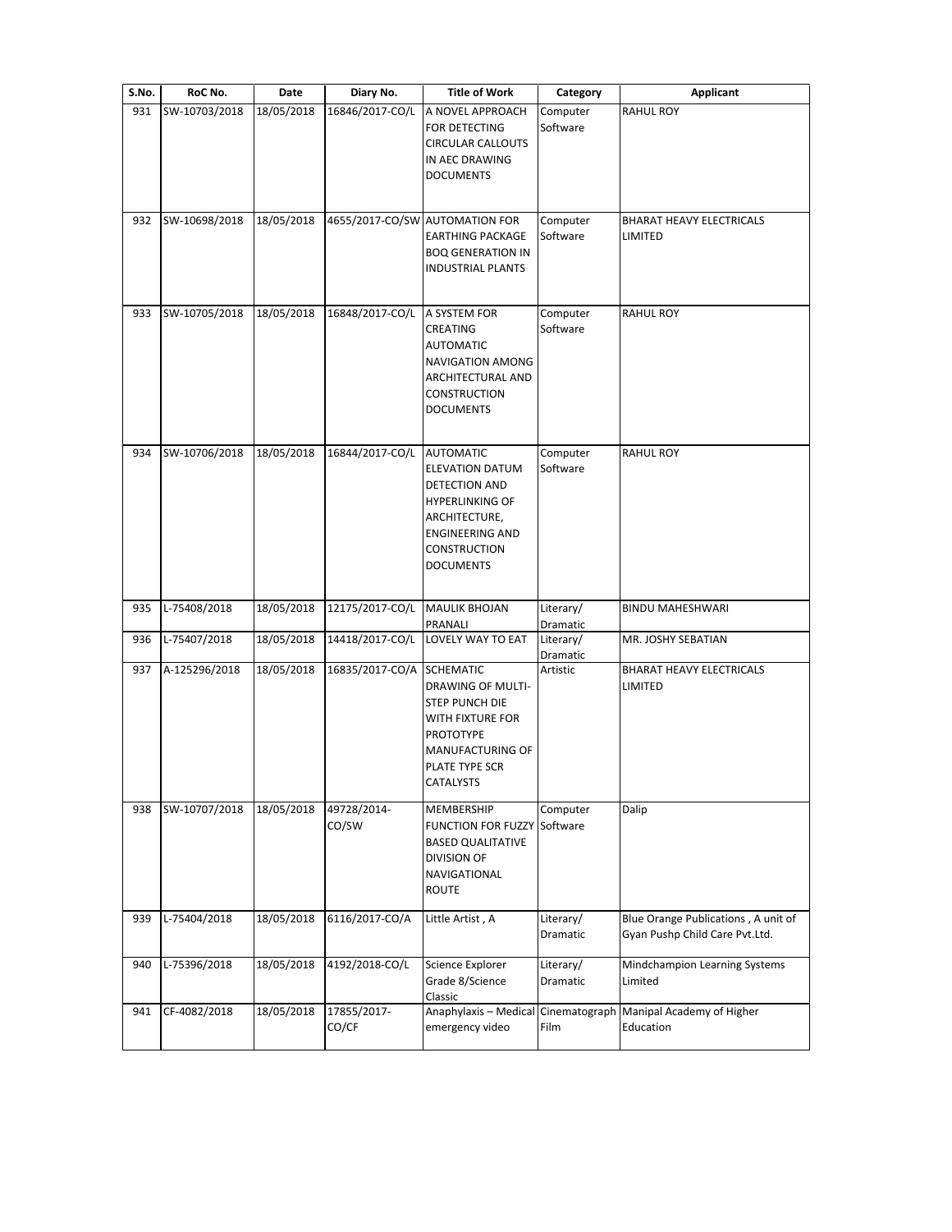| S.No. | RoC No. | Date | Diary No. | Title of Work | Category | Applicant |
|---|---|---|---|---|---|---|
| 931 | SW-10703/2018 | 18/05/2018 | 16846/2017-CO/L | A NOVEL APPROACH FOR DETECTING CIRCULAR CALLOUTS IN AEC DRAWING DOCUMENTS | Computer Software | RAHUL ROY |
| 932 | SW-10698/2018 | 18/05/2018 | 4655/2017-CO/SW | AUTOMATION FOR EARTHING PACKAGE BOQ GENERATION IN INDUSTRIAL PLANTS | Computer Software | BHARAT HEAVY ELECTRICALS LIMITED |
| 933 | SW-10705/2018 | 18/05/2018 | 16848/2017-CO/L | A SYSTEM FOR CREATING AUTOMATIC NAVIGATION AMONG ARCHITECTURAL AND CONSTRUCTION DOCUMENTS | Computer Software | RAHUL ROY |
| 934 | SW-10706/2018 | 18/05/2018 | 16844/2017-CO/L | AUTOMATIC ELEVATION DATUM DETECTION AND HYPERLINKING OF ARCHITECTURE, ENGINEERING AND CONSTRUCTION DOCUMENTS | Computer Software | RAHUL ROY |
| 935 | L-75408/2018 | 18/05/2018 | 12175/2017-CO/L | MAULIK BHOJAN PRANALI | Literary/ Dramatic | BINDU MAHESHWARI |
| 936 | L-75407/2018 | 18/05/2018 | 14418/2017-CO/L | LOVELY WAY TO EAT | Literary/ Dramatic | MR. JOSHY SEBATIAN |
| 937 | A-125296/2018 | 18/05/2018 | 16835/2017-CO/A | SCHEMATIC DRAWING OF MULTI-STEP PUNCH DIE WITH FIXTURE FOR PROTOTYPE MANUFACTURING OF PLATE TYPE SCR CATALYSTS | Artistic | BHARAT HEAVY ELECTRICALS LIMITED |
| 938 | SW-10707/2018 | 18/05/2018 | 49728/2014-CO/SW | MEMBERSHIP FUNCTION FOR FUZZY BASED QUALITATIVE DIVISION OF NAVIGATIONAL ROUTE | Computer Software | Dalip |
| 939 | L-75404/2018 | 18/05/2018 | 6116/2017-CO/A | Little Artist , A | Literary/ Dramatic | Blue Orange Publications , A unit of Gyan Pushp Child Care Pvt.Ltd. |
| 940 | L-75396/2018 | 18/05/2018 | 4192/2018-CO/L | Science Explorer Grade 8/Science Classic | Literary/ Dramatic | Mindchampion Learning Systems Limited |
| 941 | CF-4082/2018 | 18/05/2018 | 17855/2017-CO/CF | Anaphylaxis – Medical emergency video | Cinematograph Film | Manipal Academy of Higher Education |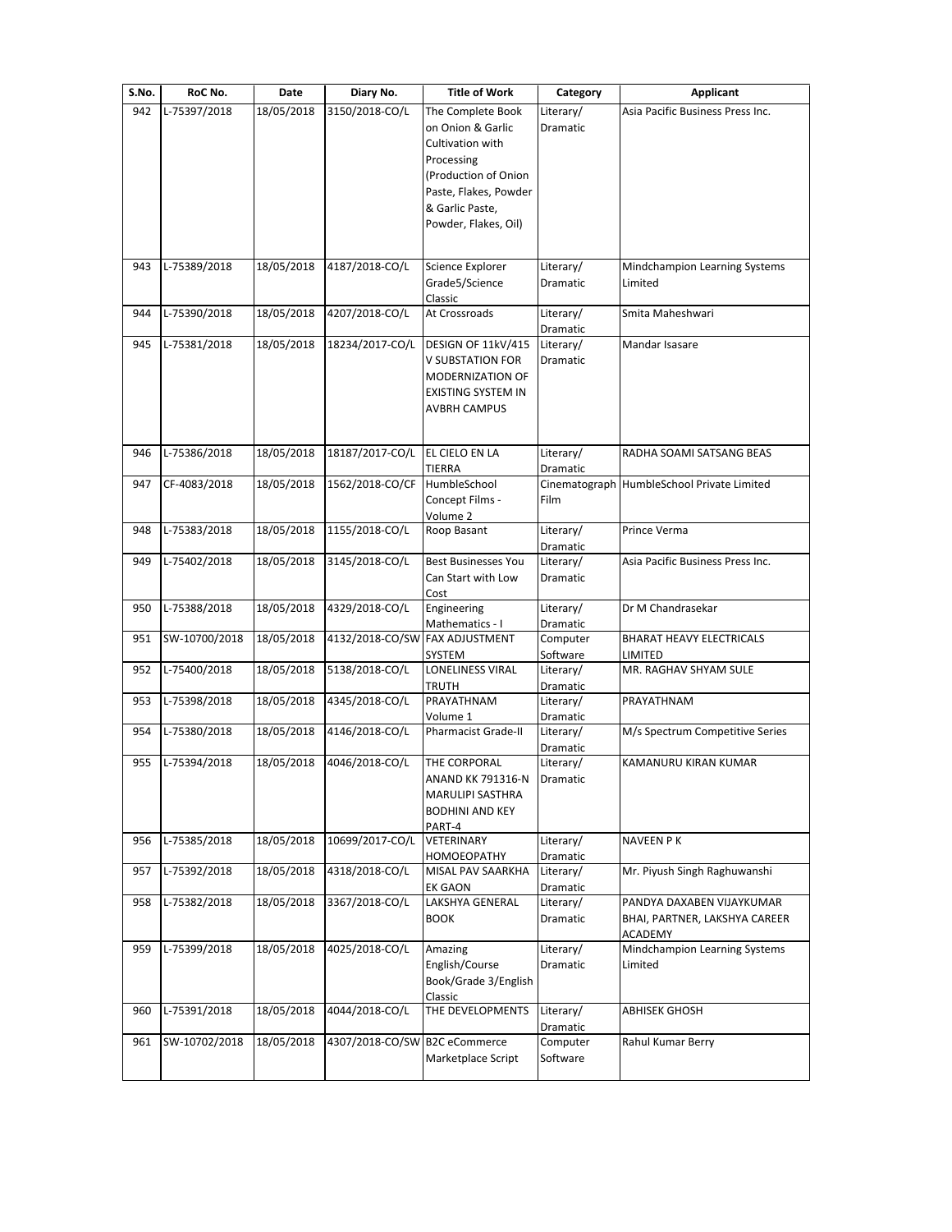| S.No. | RoC No. | Date | Diary No. | Title of Work | Category | Applicant |
|---|---|---|---|---|---|---|
| 942 | L-75397/2018 | 18/05/2018 | 3150/2018-CO/L | The Complete Book on Onion & Garlic Cultivation with Processing (Production of Onion Paste, Flakes, Powder & Garlic Paste, Powder, Flakes, Oil) | Literary/ Dramatic | Asia Pacific Business Press Inc. |
| 943 | L-75389/2018 | 18/05/2018 | 4187/2018-CO/L | Science Explorer Grade5/Science Classic | Literary/ Dramatic | Mindchampion Learning Systems Limited |
| 944 | L-75390/2018 | 18/05/2018 | 4207/2018-CO/L | At Crossroads | Literary/ Dramatic | Smita Maheshwari |
| 945 | L-75381/2018 | 18/05/2018 | 18234/2017-CO/L | DESIGN OF 11kV/415 V SUBSTATION FOR MODERNIZATION OF EXISTING SYSTEM IN AVBRH CAMPUS | Literary/ Dramatic | Mandar Isasare |
| 946 | L-75386/2018 | 18/05/2018 | 18187/2017-CO/L | EL CIELO EN LA TIERRA | Literary/ Dramatic | RADHA SOAMI SATSANG BEAS |
| 947 | CF-4083/2018 | 18/05/2018 | 1562/2018-CO/CF | HumbleSchool Concept Films - Volume 2 | Cinematograph Film | HumbleSchool Private Limited |
| 948 | L-75383/2018 | 18/05/2018 | 1155/2018-CO/L | Roop Basant | Literary/ Dramatic | Prince Verma |
| 949 | L-75402/2018 | 18/05/2018 | 3145/2018-CO/L | Best Businesses You Can Start with Low Cost | Literary/ Dramatic | Asia Pacific Business Press Inc. |
| 950 | L-75388/2018 | 18/05/2018 | 4329/2018-CO/L | Engineering Mathematics - I | Literary/ Dramatic | Dr M Chandrasekar |
| 951 | SW-10700/2018 | 18/05/2018 | 4132/2018-CO/SW | FAX ADJUSTMENT SYSTEM | Computer Software | BHARAT HEAVY ELECTRICALS LIMITED |
| 952 | L-75400/2018 | 18/05/2018 | 5138/2018-CO/L | LONELINESS VIRAL TRUTH | Literary/ Dramatic | MR. RAGHAV SHYAM SULE |
| 953 | L-75398/2018 | 18/05/2018 | 4345/2018-CO/L | PRAYATHNAM Volume 1 | Literary/ Dramatic | PRAYATHNAM |
| 954 | L-75380/2018 | 18/05/2018 | 4146/2018-CO/L | Pharmacist Grade-II | Literary/ Dramatic | M/s Spectrum Competitive Series |
| 955 | L-75394/2018 | 18/05/2018 | 4046/2018-CO/L | THE CORPORAL ANAND KK 791316-N MARULIPI SASTHRA BODHINI AND KEY PART-4 | Literary/ Dramatic | KAMANURU KIRAN KUMAR |
| 956 | L-75385/2018 | 18/05/2018 | 10699/2017-CO/L | VETERINARY HOMOEOPATHY | Literary/ Dramatic | NAVEEN P K |
| 957 | L-75392/2018 | 18/05/2018 | 4318/2018-CO/L | MISAL PAV SAARKHA EK GAON | Literary/ Dramatic | Mr. Piyush Singh Raghuwanshi |
| 958 | L-75382/2018 | 18/05/2018 | 3367/2018-CO/L | LAKSHYA GENERAL BOOK | Literary/ Dramatic | PANDYA DAXABEN VIJAYKUMAR BHAI, PARTNER, LAKSHYA CAREER ACADEMY |
| 959 | L-75399/2018 | 18/05/2018 | 4025/2018-CO/L | Amazing English/Course Book/Grade 3/English Classic | Literary/ Dramatic | Mindchampion Learning Systems Limited |
| 960 | L-75391/2018 | 18/05/2018 | 4044/2018-CO/L | THE DEVELOPMENTS | Literary/ Dramatic | ABHISEK GHOSH |
| 961 | SW-10702/2018 | 18/05/2018 | 4307/2018-CO/SW | B2C eCommerce Marketplace Script | Computer Software | Rahul Kumar Berry |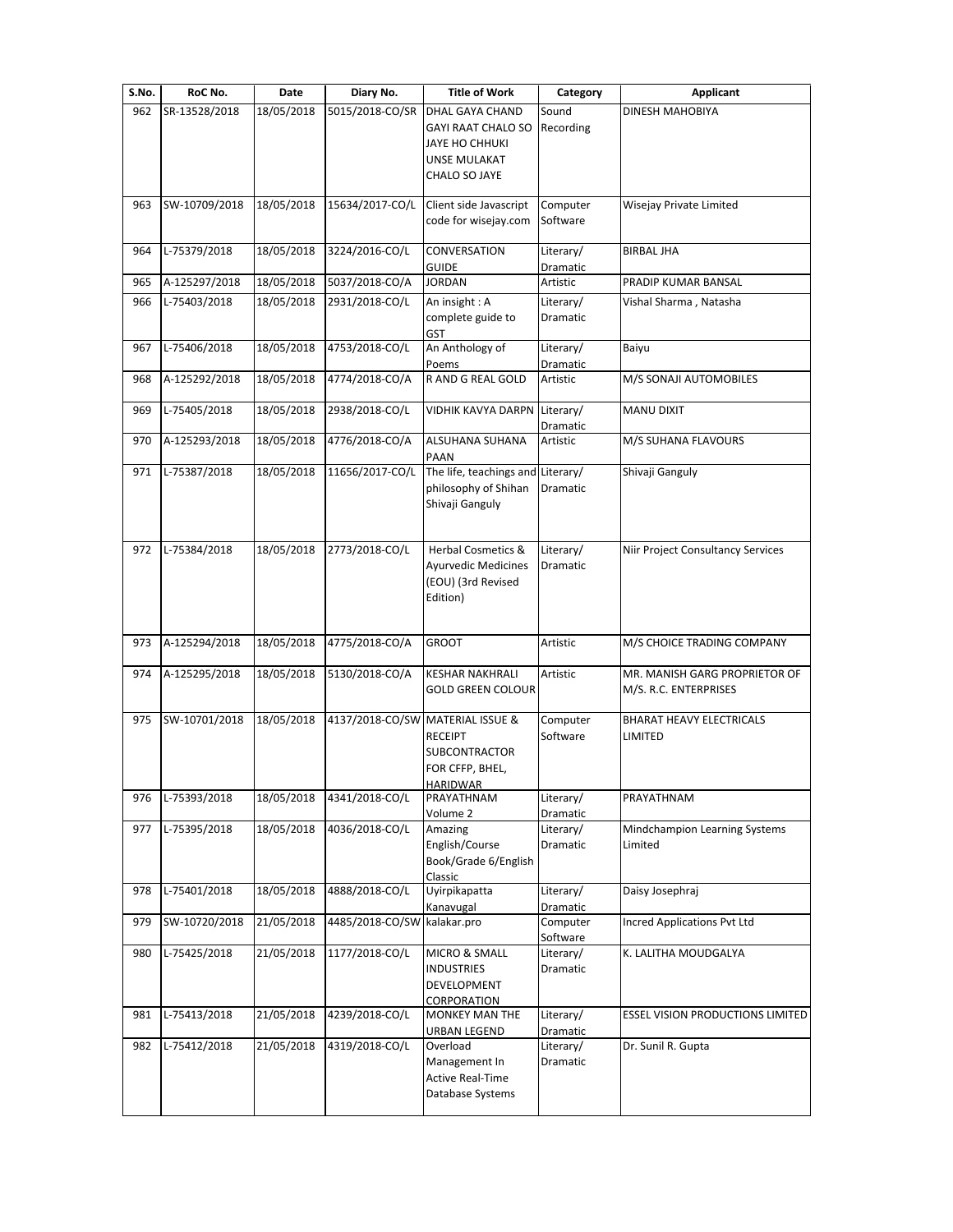| S.No. | RoC No. | Date | Diary No. | Title of Work | Category | Applicant |
|---|---|---|---|---|---|---|
| 962 | SR-13528/2018 | 18/05/2018 | 5015/2018-CO/SR | DHAL GAYA CHAND GAYI RAAT CHALO SO JAYE HO CHHUKI UNSE MULAKAT CHALO SO JAYE | Sound Recording | DINESH MAHOBIYA |
| 963 | SW-10709/2018 | 18/05/2018 | 15634/2017-CO/L | Client side Javascript code for wisejay.com | Computer Software | Wisejay Private Limited |
| 964 | L-75379/2018 | 18/05/2018 | 3224/2016-CO/L | CONVERSATION GUIDE | Literary/ Dramatic | BIRBAL JHA |
| 965 | A-125297/2018 | 18/05/2018 | 5037/2018-CO/A | JORDAN | Artistic | PRADIP KUMAR BANSAL |
| 966 | L-75403/2018 | 18/05/2018 | 2931/2018-CO/L | An insight : A complete guide to GST | Literary/ Dramatic | Vishal Sharma , Natasha |
| 967 | L-75406/2018 | 18/05/2018 | 4753/2018-CO/L | An Anthology of Poems | Literary/ Dramatic | Baiyu |
| 968 | A-125292/2018 | 18/05/2018 | 4774/2018-CO/A | R AND G REAL GOLD | Artistic | M/S SONAJI AUTOMOBILES |
| 969 | L-75405/2018 | 18/05/2018 | 2938/2018-CO/L | VIDHIK KAVYA DARPN | Literary/ Dramatic | MANU DIXIT |
| 970 | A-125293/2018 | 18/05/2018 | 4776/2018-CO/A | ALSUHANA SUHANA PAAN | Artistic | M/S SUHANA FLAVOURS |
| 971 | L-75387/2018 | 18/05/2018 | 11656/2017-CO/L | The life, teachings and philosophy of Shihan Shivaji Ganguly | Literary/ Dramatic | Shivaji Ganguly |
| 972 | L-75384/2018 | 18/05/2018 | 2773/2018-CO/L | Herbal Cosmetics & Ayurvedic Medicines (EOU) (3rd Revised Edition) | Literary/ Dramatic | Niir Project Consultancy Services |
| 973 | A-125294/2018 | 18/05/2018 | 4775/2018-CO/A | GROOT | Artistic | M/S CHOICE TRADING COMPANY |
| 974 | A-125295/2018 | 18/05/2018 | 5130/2018-CO/A | KESHAR NAKHRALI GOLD GREEN COLOUR | Artistic | MR. MANISH GARG PROPRIETOR OF M/S. R.C. ENTERPRISES |
| 975 | SW-10701/2018 | 18/05/2018 | 4137/2018-CO/SW | MATERIAL ISSUE & RECEIPT SUBCONTRACTOR FOR CFFP, BHEL, HARIDWAR | Computer Software | BHARAT HEAVY ELECTRICALS LIMITED |
| 976 | L-75393/2018 | 18/05/2018 | 4341/2018-CO/L | PRAYATHNAM Volume 2 | Literary/ Dramatic | PRAYATHNAM |
| 977 | L-75395/2018 | 18/05/2018 | 4036/2018-CO/L | Amazing English/Course Book/Grade 6/English Classic | Literary/ Dramatic | Mindchampion Learning Systems Limited |
| 978 | L-75401/2018 | 18/05/2018 | 4888/2018-CO/L | Uyiripikapatta Kanavugal | Literary/ Dramatic | Daisy Josephraj |
| 979 | SW-10720/2018 | 21/05/2018 | 4485/2018-CO/SW | kalakar.pro | Computer Software | Incred Applications Pvt Ltd |
| 980 | L-75425/2018 | 21/05/2018 | 1177/2018-CO/L | MICRO & SMALL INDUSTRIES DEVELOPMENT CORPORATION | Literary/ Dramatic | K. LALITHA MOUDGALYA |
| 981 | L-75413/2018 | 21/05/2018 | 4239/2018-CO/L | MONKEY MAN THE URBAN LEGEND | Literary/ Dramatic | ESSEL VISION PRODUCTIONS LIMITED |
| 982 | L-75412/2018 | 21/05/2018 | 4319/2018-CO/L | Overload Management In Active Real-Time Database Systems | Literary/ Dramatic | Dr. Sunil R. Gupta |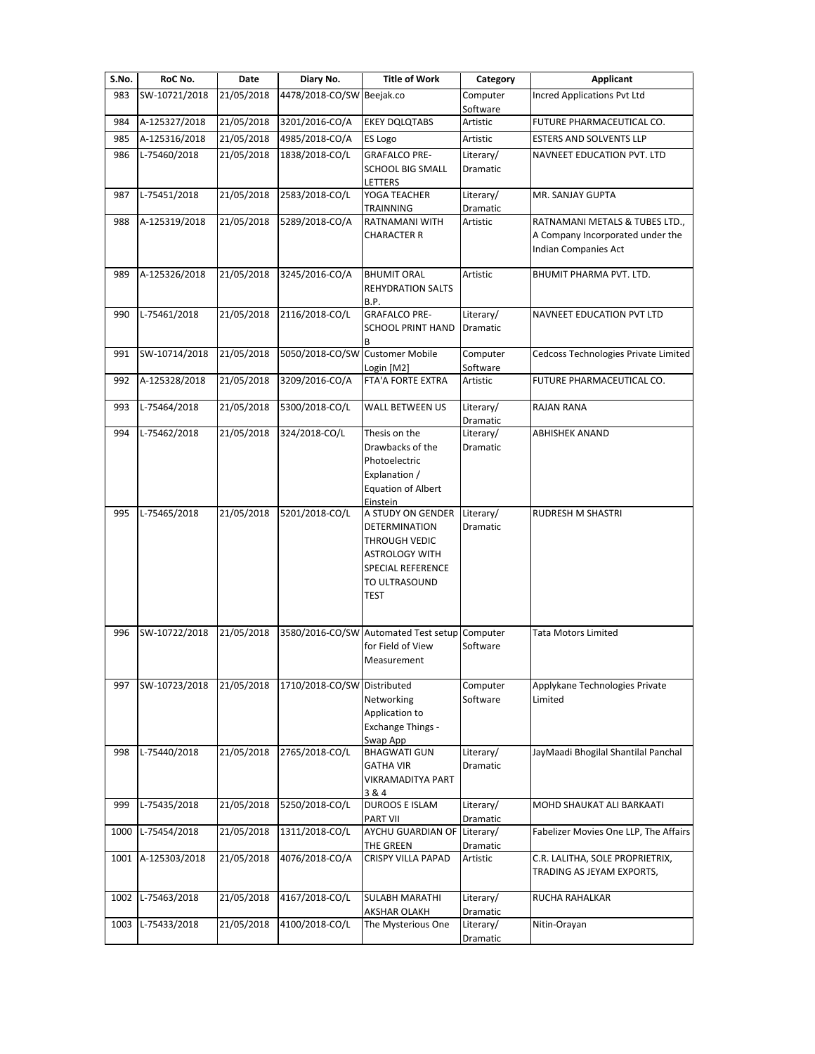| S.No. | RoC No. | Date | Diary No. | Title of Work | Category | Applicant |
|---|---|---|---|---|---|---|
| 983 | SW-10721/2018 | 21/05/2018 | 4478/2018-CO/SW | Beejak.co | Computer Software | Incred Applications Pvt Ltd |
| 984 | A-125327/2018 | 21/05/2018 | 3201/2016-CO/A | EKEY DQLQTABS | Artistic | FUTURE PHARMACEUTICAL CO. |
| 985 | A-125316/2018 | 21/05/2018 | 4985/2018-CO/A | ES Logo | Artistic | ESTERS AND SOLVENTS LLP |
| 986 | L-75460/2018 | 21/05/2018 | 1838/2018-CO/L | GRAFALCO PRE-SCHOOL BIG SMALL LETTERS | Literary/ Dramatic | NAVNEET EDUCATION PVT. LTD |
| 987 | L-75451/2018 | 21/05/2018 | 2583/2018-CO/L | YOGA TEACHER TRAINNING | Literary/ Dramatic | MR. SANJAY GUPTA |
| 988 | A-125319/2018 | 21/05/2018 | 5289/2018-CO/A | RATNAMANI WITH CHARACTER R | Artistic | RATNAMANI METALS & TUBES LTD., A Company Incorporated under the Indian Companies Act |
| 989 | A-125326/2018 | 21/05/2018 | 3245/2016-CO/A | BHUMIT ORAL REHYDRATION SALTS B.P. | Artistic | BHUMIT PHARMA PVT. LTD. |
| 990 | L-75461/2018 | 21/05/2018 | 2116/2018-CO/L | GRAFALCO PRE-SCHOOL PRINT HAND B | Literary/ Dramatic | NAVNEET EDUCATION PVT LTD |
| 991 | SW-10714/2018 | 21/05/2018 | 5050/2018-CO/SW | Customer Mobile Login [M2] | Computer Software | Cedcoss Technologies Private Limited |
| 992 | A-125328/2018 | 21/05/2018 | 3209/2016-CO/A | FTA'A FORTE EXTRA | Artistic | FUTURE PHARMACEUTICAL CO. |
| 993 | L-75464/2018 | 21/05/2018 | 5300/2018-CO/L | WALL BETWEEN US | Literary/ Dramatic | RAJAN RANA |
| 994 | L-75462/2018 | 21/05/2018 | 324/2018-CO/L | Thesis on the Drawbacks of the Photoelectric Explanation / Equation of Albert Einstein | Literary/ Dramatic | ABHISHEK ANAND |
| 995 | L-75465/2018 | 21/05/2018 | 5201/2018-CO/L | A STUDY ON GENDER DETERMINATION THROUGH VEDIC ASTROLOGY WITH SPECIAL REFERENCE TO ULTRASOUND TEST | Literary/ Dramatic | RUDRESH M SHASTRI |
| 996 | SW-10722/2018 | 21/05/2018 | 3580/2016-CO/SW | Automated Test setup for Field of View Measurement | Computer Software | Tata Motors Limited |
| 997 | SW-10723/2018 | 21/05/2018 | 1710/2018-CO/SW | Distributed Networking Application to Exchange Things - Swap App | Computer Software | Applykane Technologies Private Limited |
| 998 | L-75440/2018 | 21/05/2018 | 2765/2018-CO/L | BHAGWATI GUN GATHA VIR VIKRAMADITYA PART 3 & 4 | Literary/ Dramatic | JayMaadi Bhogilal Shantilal Panchal |
| 999 | L-75435/2018 | 21/05/2018 | 5250/2018-CO/L | DUROOS E ISLAM PART VII | Literary/ Dramatic | MOHD SHAUKAT ALI BARKAATI |
| 1000 | L-75454/2018 | 21/05/2018 | 1311/2018-CO/L | AYCHU GUARDIAN OF THE GREEN | Literary/ Dramatic | Fabelizer Movies One LLP, The Affairs |
| 1001 | A-125303/2018 | 21/05/2018 | 4076/2018-CO/A | CRISPY VILLA PAPAD | Artistic | C.R. LALITHA, SOLE PROPRIETRIX, TRADING AS JEYAM EXPORTS, |
| 1002 | L-75463/2018 | 21/05/2018 | 4167/2018-CO/L | SULABH MARATHI AKSHAR OLAKH | Literary/ Dramatic | RUCHA RAHALKAR |
| 1003 | L-75433/2018 | 21/05/2018 | 4100/2018-CO/L | The Mysterious One | Literary/ Dramatic | Nitin-Orayan |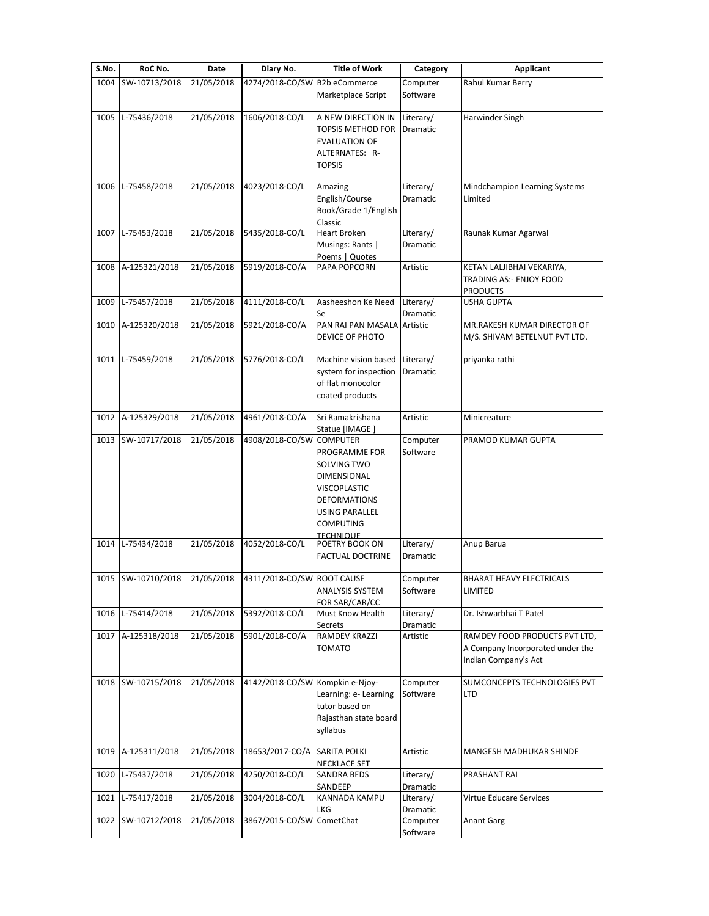| S.No. | RoC No. | Date | Diary No. | Title of Work | Category | Applicant |
|---|---|---|---|---|---|---|
| 1004 | SW-10713/2018 | 21/05/2018 | 4274/2018-CO/SW | B2b eCommerce Marketplace Script | Computer Software | Rahul Kumar Berry |
| 1005 | L-75436/2018 | 21/05/2018 | 1606/2018-CO/L | A NEW DIRECTION IN TOPSIS METHOD FOR EVALUATION OF ALTERNATES: R-TOPSIS | Literary/ Dramatic | Harwinder Singh |
| 1006 | L-75458/2018 | 21/05/2018 | 4023/2018-CO/L | Amazing English/Course Book/Grade 1/English Classic | Literary/ Dramatic | Mindchampion Learning Systems Limited |
| 1007 | L-75453/2018 | 21/05/2018 | 5435/2018-CO/L | Heart Broken Musings: Rants \| Poems \| Quotes | Literary/ Dramatic | Raunak Kumar Agarwal |
| 1008 | A-125321/2018 | 21/05/2018 | 5919/2018-CO/A | PAPA POPCORN | Artistic | KETAN LALJIBHAI VEKARIYA, TRADING AS:- ENJOY FOOD PRODUCTS |
| 1009 | L-75457/2018 | 21/05/2018 | 4111/2018-CO/L | Aasheeshon Ke Need Se | Literary/ Dramatic | USHA GUPTA |
| 1010 | A-125320/2018 | 21/05/2018 | 5921/2018-CO/A | PAN RAI PAN MASALA DEVICE OF PHOTO | Artistic | MR.RAKESH KUMAR DIRECTOR OF M/S. SHIVAM BETELNUT PVT LTD. |
| 1011 | L-75459/2018 | 21/05/2018 | 5776/2018-CO/L | Machine vision based system for inspection of flat monocolor coated products | Literary/ Dramatic | priyanka rathi |
| 1012 | A-125329/2018 | 21/05/2018 | 4961/2018-CO/A | Sri Ramakrishana Statue [IMAGE ] | Artistic | Minicreature |
| 1013 | SW-10717/2018 | 21/05/2018 | 4908/2018-CO/SW | COMPUTER PROGRAMME FOR SOLVING TWO DIMENSIONAL VISCOPLASTIC DEFORMATIONS USING PARALLEL COMPUTING TECHNIQUE | Computer Software | PRAMOD KUMAR GUPTA |
| 1014 | L-75434/2018 | 21/05/2018 | 4052/2018-CO/L | POETRY BOOK ON FACTUAL DOCTRINE | Literary/ Dramatic | Anup Barua |
| 1015 | SW-10710/2018 | 21/05/2018 | 4311/2018-CO/SW | ROOT CAUSE ANALYSIS SYSTEM FOR SAR/CAR/CC | Computer Software | BHARAT HEAVY ELECTRICALS LIMITED |
| 1016 | L-75414/2018 | 21/05/2018 | 5392/2018-CO/L | Must Know Health Secrets | Literary/ Dramatic | Dr. Ishwarbhai T Patel |
| 1017 | A-125318/2018 | 21/05/2018 | 5901/2018-CO/A | RAMDEV KRAZZI TOMATO | Artistic | RAMDEV FOOD PRODUCTS PVT LTD, A Company Incorporated under the Indian Company's Act |
| 1018 | SW-10715/2018 | 21/05/2018 | 4142/2018-CO/SW | Kompkin e-Njoy-Learning: e- Learning tutor based on Rajasthan state board syllabus | Computer Software | SUMCONCEPTS TECHNOLOGIES PVT LTD |
| 1019 | A-125311/2018 | 21/05/2018 | 18653/2017-CO/A | SARITA POLKI NECKLACE SET | Artistic | MANGESH MADHUKAR SHINDE |
| 1020 | L-75437/2018 | 21/05/2018 | 4250/2018-CO/L | SANDRA BEDS SANDEEP | Literary/ Dramatic | PRASHANT RAI |
| 1021 | L-75417/2018 | 21/05/2018 | 3004/2018-CO/L | KANNADA KAMPU LKG | Literary/ Dramatic | Virtue Educare Services |
| 1022 | SW-10712/2018 | 21/05/2018 | 3867/2015-CO/SW | CometChat | Computer Software | Anant Garg |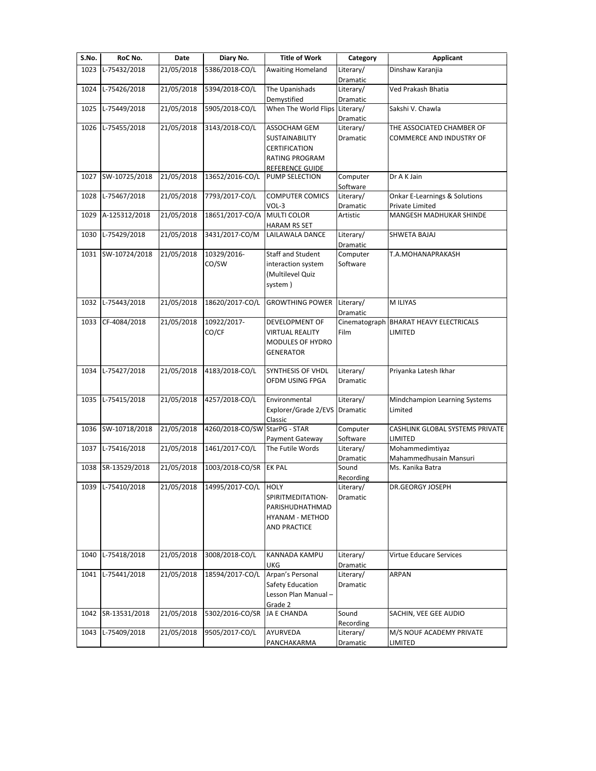| S.No. | RoC No. | Date | Diary No. | Title of Work | Category | Applicant |
|---|---|---|---|---|---|---|
| 1023 | L-75432/2018 | 21/05/2018 | 5386/2018-CO/L | Awaiting Homeland | Literary/ Dramatic | Dinshaw Karanjia |
| 1024 | L-75426/2018 | 21/05/2018 | 5394/2018-CO/L | The Upanishads Demystified | Literary/ Dramatic | Ved Prakash Bhatia |
| 1025 | L-75449/2018 | 21/05/2018 | 5905/2018-CO/L | When The World Flips | Literary/ Dramatic | Sakshi V. Chawla |
| 1026 | L-75455/2018 | 21/05/2018 | 3143/2018-CO/L | ASSOCHAM GEM SUSTAINABILITY CERTIFICATION RATING PROGRAM REFERENCE GUIDE | Literary/ Dramatic | THE ASSOCIATED CHAMBER OF COMMERCE AND INDUSTRY OF |
| 1027 | SW-10725/2018 | 21/05/2018 | 13652/2016-CO/L | PUMP SELECTION | Computer Software | Dr A K Jain |
| 1028 | L-75467/2018 | 21/05/2018 | 7793/2017-CO/L | COMPUTER COMICS VOL-3 | Literary/ Dramatic | Onkar E-Learnings & Solutions Private Limited |
| 1029 | A-125312/2018 | 21/05/2018 | 18651/2017-CO/A | MULTI COLOR HARAM RS SET | Artistic | MANGESH MADHUKAR SHINDE |
| 1030 | L-75429/2018 | 21/05/2018 | 3431/2017-CO/M | LAILAWALA DANCE | Literary/ Dramatic | SHWETA BAJAJ |
| 1031 | SW-10724/2018 | 21/05/2018 | 10329/2016-CO/SW | Staff and Student interaction system (Multilevel Quiz system ) | Computer Software | T.A.MOHANAPRAKASH |
| 1032 | L-75443/2018 | 21/05/2018 | 18620/2017-CO/L | GROWTHING POWER | Literary/ Dramatic | M ILIYAS |
| 1033 | CF-4084/2018 | 21/05/2018 | 10922/2017-CO/CF | DEVELOPMENT OF VIRTUAL REALITY MODULES OF HYDRO GENERATOR | Cinematograph Film | BHARAT HEAVY ELECTRICALS LIMITED |
| 1034 | L-75427/2018 | 21/05/2018 | 4183/2018-CO/L | SYNTHESIS OF VHDL OFDM USING FPGA | Literary/ Dramatic | Priyanka Latesh Ikhar |
| 1035 | L-75415/2018 | 21/05/2018 | 4257/2018-CO/L | Environmental Explorer/Grade 2/EVS Classic | Literary/ Dramatic | Mindchampion Learning Systems Limited |
| 1036 | SW-10718/2018 | 21/05/2018 | 4260/2018-CO/SW | StarPG - STAR Payment Gateway | Computer Software | CASHLINK GLOBAL SYSTEMS PRIVATE LIMITED |
| 1037 | L-75416/2018 | 21/05/2018 | 1461/2017-CO/L | The Futile Words | Literary/ Dramatic | Mohammedimtiyaz Mahammedhusain Mansuri |
| 1038 | SR-13529/2018 | 21/05/2018 | 1003/2018-CO/SR | EK PAL | Sound Recording | Ms. Kanika Batra |
| 1039 | L-75410/2018 | 21/05/2018 | 14995/2017-CO/L | HOLY SPIRITMEDITATION-PARISHUDHATHMAD HYANAM - METHOD AND PRACTICE | Literary/ Dramatic | DR.GEORGY JOSEPH |
| 1040 | L-75418/2018 | 21/05/2018 | 3008/2018-CO/L | KANNADA KAMPU UKG | Literary/ Dramatic | Virtue Educare Services |
| 1041 | L-75441/2018 | 21/05/2018 | 18594/2017-CO/L | Arpan's Personal Safety Education Lesson Plan Manual – Grade 2 | Literary/ Dramatic | ARPAN |
| 1042 | SR-13531/2018 | 21/05/2018 | 5302/2016-CO/SR | JA E CHANDA | Sound Recording | SACHIN, VEE GEE AUDIO |
| 1043 | L-75409/2018 | 21/05/2018 | 9505/2017-CO/L | AYURVEDA PANCHAKARMA | Literary/ Dramatic | M/S NOUF ACADEMY PRIVATE LIMITED |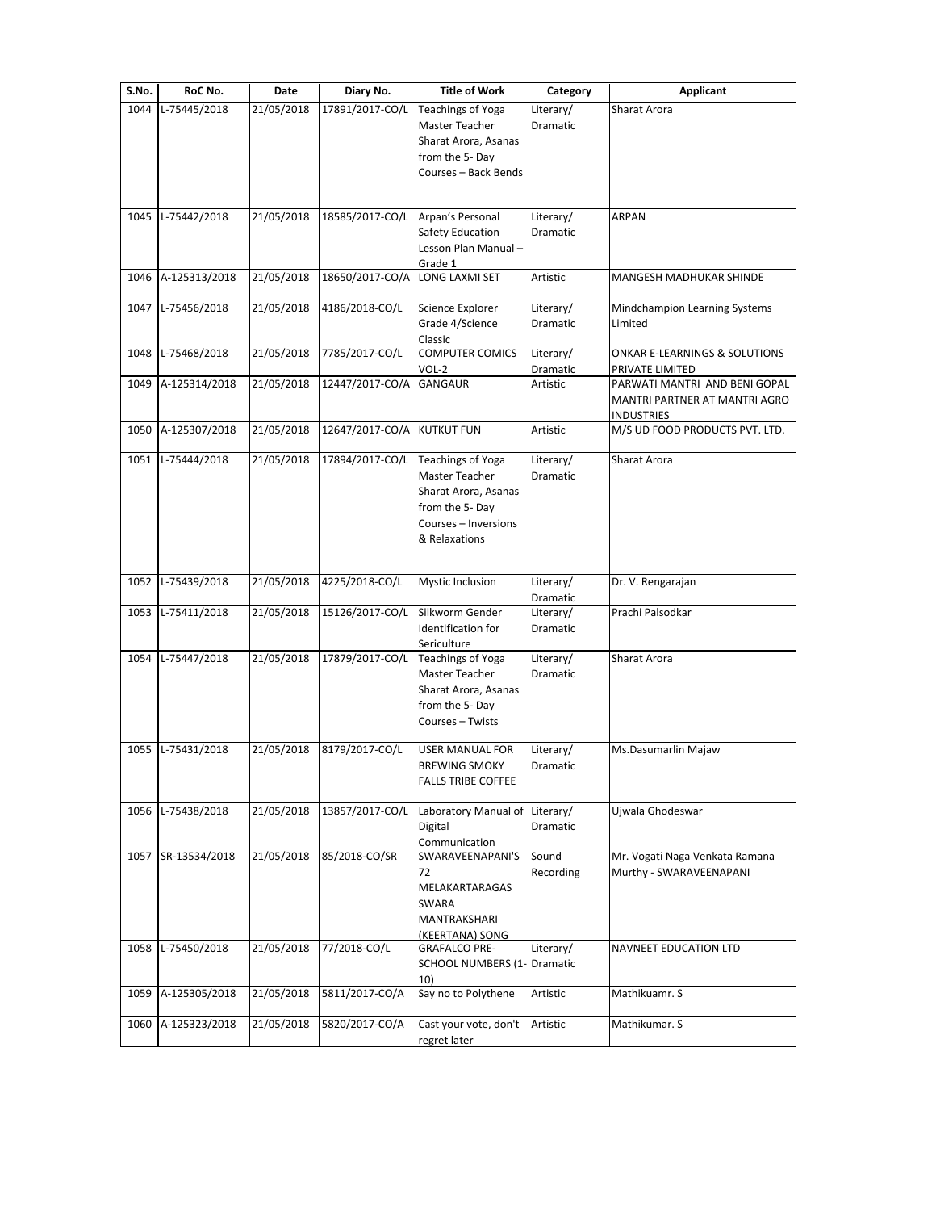| S.No. | RoC No. | Date | Diary No. | Title of Work | Category | Applicant |
|---|---|---|---|---|---|---|
| 1044 | L-75445/2018 | 21/05/2018 | 17891/2017-CO/L | Teachings of Yoga Master Teacher Sharat Arora, Asanas from the 5- Day Courses – Back Bends | Literary/ Dramatic | Sharat Arora |
| 1045 | L-75442/2018 | 21/05/2018 | 18585/2017-CO/L | Arpan's Personal Safety Education Lesson Plan Manual – Grade 1 | Literary/ Dramatic | ARPAN |
| 1046 | A-125313/2018 | 21/05/2018 | 18650/2017-CO/A | LONG LAXMI SET | Artistic | MANGESH MADHUKAR SHINDE |
| 1047 | L-75456/2018 | 21/05/2018 | 4186/2018-CO/L | Science Explorer Grade 4/Science Classic | Literary/ Dramatic | Mindchampion Learning Systems Limited |
| 1048 | L-75468/2018 | 21/05/2018 | 7785/2017-CO/L | COMPUTER COMICS VOL-2 | Literary/ Dramatic | ONKAR E-LEARNINGS & SOLUTIONS PRIVATE LIMITED |
| 1049 | A-125314/2018 | 21/05/2018 | 12447/2017-CO/A | GANGAUR | Artistic | PARWATI MANTRI AND BENI GOPAL MANTRI PARTNER AT MANTRI AGRO INDUSTRIES |
| 1050 | A-125307/2018 | 21/05/2018 | 12647/2017-CO/A | KUTKUT FUN | Artistic | M/S UD FOOD PRODUCTS PVT. LTD. |
| 1051 | L-75444/2018 | 21/05/2018 | 17894/2017-CO/L | Teachings of Yoga Master Teacher Sharat Arora, Asanas from the 5- Day Courses – Inversions & Relaxations | Literary/ Dramatic | Sharat Arora |
| 1052 | L-75439/2018 | 21/05/2018 | 4225/2018-CO/L | Mystic Inclusion | Literary/ Dramatic | Dr. V. Rengarajan |
| 1053 | L-75411/2018 | 21/05/2018 | 15126/2017-CO/L | Silkworm Gender Identification for Sericulture | Literary/ Dramatic | Prachi Palsodkar |
| 1054 | L-75447/2018 | 21/05/2018 | 17879/2017-CO/L | Teachings of Yoga Master Teacher Sharat Arora, Asanas from the 5- Day Courses – Twists | Literary/ Dramatic | Sharat Arora |
| 1055 | L-75431/2018 | 21/05/2018 | 8179/2017-CO/L | USER MANUAL FOR BREWING SMOKY FALLS TRIBE COFFEE | Literary/ Dramatic | Ms.Dasumarlin Majaw |
| 1056 | L-75438/2018 | 21/05/2018 | 13857/2017-CO/L | Laboratory Manual of Digital Communication | Literary/ Dramatic | Ujwala Ghodeswar |
| 1057 | SR-13534/2018 | 21/05/2018 | 85/2018-CO/SR | SWARAVEENAPANI'S 72 MELAKARTARAGAS SWARA MANTRAKSHARI (KEERTANA) SONG | Sound Recording | Mr. Vogati Naga Venkata Ramana Murthy - SWARAVEENAPANI |
| 1058 | L-75450/2018 | 21/05/2018 | 77/2018-CO/L | GRAFALCO PRE-SCHOOL NUMBERS (1-10) | Literary/ Dramatic | NAVNEET EDUCATION LTD |
| 1059 | A-125305/2018 | 21/05/2018 | 5811/2017-CO/A | Say no to Polythene | Artistic | Mathikuamr. S |
| 1060 | A-125323/2018 | 21/05/2018 | 5820/2017-CO/A | Cast your vote, don't regret later | Artistic | Mathikumar. S |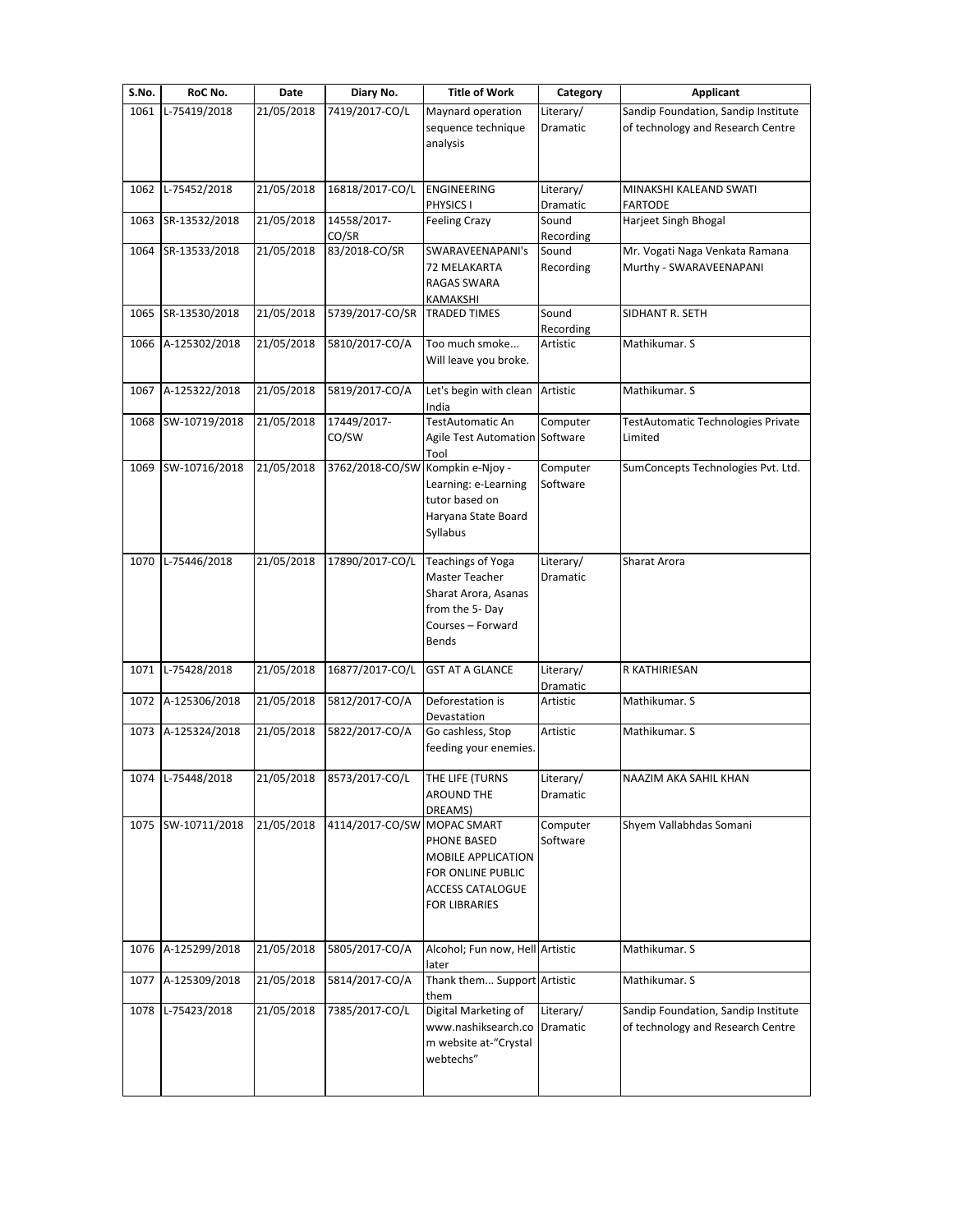| S.No. | RoC No. | Date | Diary No. | Title of Work | Category | Applicant |
|---|---|---|---|---|---|---|
| 1061 | L-75419/2018 | 21/05/2018 | 7419/2017-CO/L | Maynard operation sequence technique analysis | Literary/ Dramatic | Sandip Foundation, Sandip Institute of technology and Research Centre |
| 1062 | L-75452/2018 | 21/05/2018 | 16818/2017-CO/L | ENGINEERING PHYSICS I | Literary/ Dramatic | MINAKSHI KALEAND SWATI FARTODE |
| 1063 | SR-13532/2018 | 21/05/2018 | 14558/2017-CO/SR | Feeling Crazy | Sound Recording | Harjeet Singh Bhogal |
| 1064 | SR-13533/2018 | 21/05/2018 | 83/2018-CO/SR | SWARAVEENAPANI's 72 MELAKARTA RAGAS SWARA KAMAKSHI | Sound Recording | Mr. Vogati Naga Venkata Ramana Murthy - SWARAVEENAPANI |
| 1065 | SR-13530/2018 | 21/05/2018 | 5739/2017-CO/SR | TRADED TIMES | Sound Recording | SIDHANT R. SETH |
| 1066 | A-125302/2018 | 21/05/2018 | 5810/2017-CO/A | Too much smoke... Will leave you broke. | Artistic | Mathikumar. S |
| 1067 | A-125322/2018 | 21/05/2018 | 5819/2017-CO/A | Let's begin with clean India | Artistic | Mathikumar. S |
| 1068 | SW-10719/2018 | 21/05/2018 | 17449/2017-CO/SW | TestAutomatic An Agile Test Automation Tool | Computer Software | TestAutomatic Technologies Private Limited |
| 1069 | SW-10716/2018 | 21/05/2018 | 3762/2018-CO/SW | Kompkin e-Njoy - Learning: e-Learning tutor based on Haryana State Board Syllabus | Computer Software | SumConcepts Technologies Pvt. Ltd. |
| 1070 | L-75446/2018 | 21/05/2018 | 17890/2017-CO/L | Teachings of Yoga Master Teacher Sharat Arora, Asanas from the 5- Day Courses – Forward Bends | Literary/ Dramatic | Sharat Arora |
| 1071 | L-75428/2018 | 21/05/2018 | 16877/2017-CO/L | GST AT A GLANCE | Literary/ Dramatic | R KATHIRIESAN |
| 1072 | A-125306/2018 | 21/05/2018 | 5812/2017-CO/A | Deforestation is Devastation | Artistic | Mathikumar. S |
| 1073 | A-125324/2018 | 21/05/2018 | 5822/2017-CO/A | Go cashless, Stop feeding your enemies. | Artistic | Mathikumar. S |
| 1074 | L-75448/2018 | 21/05/2018 | 8573/2017-CO/L | THE LIFE (TURNS AROUND THE DREAMS) | Literary/ Dramatic | NAAZIM AKA SAHIL KHAN |
| 1075 | SW-10711/2018 | 21/05/2018 | 4114/2017-CO/SW | MOPAC SMART PHONE BASED MOBILE APPLICATION FOR ONLINE PUBLIC ACCESS CATALOGUE FOR LIBRARIES | Computer Software | Shyem Vallabhdas Somani |
| 1076 | A-125299/2018 | 21/05/2018 | 5805/2017-CO/A | Alcohol; Fun now, Hell later | Artistic | Mathikumar. S |
| 1077 | A-125309/2018 | 21/05/2018 | 5814/2017-CO/A | Thank them... Support them | Artistic | Mathikumar. S |
| 1078 | L-75423/2018 | 21/05/2018 | 7385/2017-CO/L | Digital Marketing of www.nashiksearch.com website at-"Crystal webtechs" | Literary/ Dramatic | Sandip Foundation, Sandip Institute of technology and Research Centre |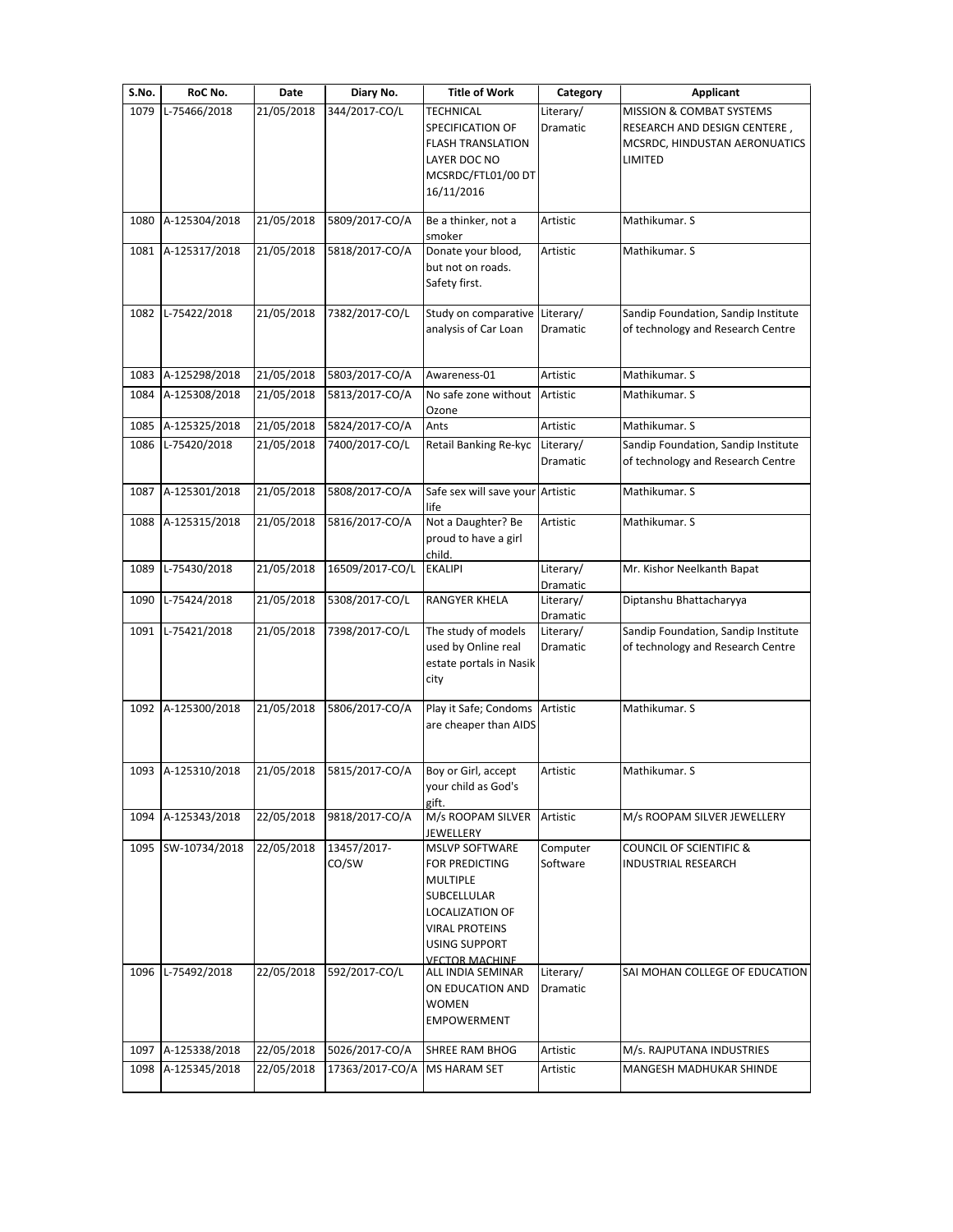| S.No. | RoC No. | Date | Diary No. | Title of Work | Category | Applicant |
|---|---|---|---|---|---|---|
| 1079 | L-75466/2018 | 21/05/2018 | 344/2017-CO/L | TECHNICAL SPECIFICATION OF FLASH TRANSLATION LAYER DOC NO MCSRDC/FTL01/00 DT 16/11/2016 | Literary/ Dramatic | MISSION & COMBAT SYSTEMS RESEARCH AND DESIGN CENTERE , MCSRDC, HINDUSTAN AERONUATICS LIMITED |
| 1080 | A-125304/2018 | 21/05/2018 | 5809/2017-CO/A | Be a thinker, not a smoker | Artistic | Mathikumar. S |
| 1081 | A-125317/2018 | 21/05/2018 | 5818/2017-CO/A | Donate your blood, but not on roads. Safety first. | Artistic | Mathikumar. S |
| 1082 | L-75422/2018 | 21/05/2018 | 7382/2017-CO/L | Study on comparative analysis of Car Loan | Literary/ Dramatic | Sandip Foundation, Sandip Institute of technology and Research Centre |
| 1083 | A-125298/2018 | 21/05/2018 | 5803/2017-CO/A | Awareness-01 | Artistic | Mathikumar. S |
| 1084 | A-125308/2018 | 21/05/2018 | 5813/2017-CO/A | No safe zone without Ozone | Artistic | Mathikumar. S |
| 1085 | A-125325/2018 | 21/05/2018 | 5824/2017-CO/A | Ants | Artistic | Mathikumar. S |
| 1086 | L-75420/2018 | 21/05/2018 | 7400/2017-CO/L | Retail Banking Re-kyc | Literary/ Dramatic | Sandip Foundation, Sandip Institute of technology and Research Centre |
| 1087 | A-125301/2018 | 21/05/2018 | 5808/2017-CO/A | Safe sex will save your life | Artistic | Mathikumar. S |
| 1088 | A-125315/2018 | 21/05/2018 | 5816/2017-CO/A | Not a Daughter? Be proud to have a girl child. | Artistic | Mathikumar. S |
| 1089 | L-75430/2018 | 21/05/2018 | 16509/2017-CO/L | EKALIPI | Literary/ Dramatic | Mr. Kishor Neelkanth Bapat |
| 1090 | L-75424/2018 | 21/05/2018 | 5308/2017-CO/L | RANGYER KHELA | Literary/ Dramatic | Diptanshu Bhattacharyya |
| 1091 | L-75421/2018 | 21/05/2018 | 7398/2017-CO/L | The study of models used by Online real estate portals in Nasik city | Literary/ Dramatic | Sandip Foundation, Sandip Institute of technology and Research Centre |
| 1092 | A-125300/2018 | 21/05/2018 | 5806/2017-CO/A | Play it Safe; Condoms are cheaper than AIDS | Artistic | Mathikumar. S |
| 1093 | A-125310/2018 | 21/05/2018 | 5815/2017-CO/A | Boy or Girl, accept your child as God's gift. | Artistic | Mathikumar. S |
| 1094 | A-125343/2018 | 22/05/2018 | 9818/2017-CO/A | M/s ROOPAM SILVER JEWELLERY | Artistic | M/s ROOPAM SILVER JEWELLERY |
| 1095 | SW-10734/2018 | 22/05/2018 | 13457/2017-CO/SW | MSLVP SOFTWARE FOR PREDICTING MULTIPLE SUBCELLULAR LOCALIZATION OF VIRAL PROTEINS USING SUPPORT VECTOR MACHINE | Computer Software | COUNCIL OF SCIENTIFIC & INDUSTRIAL RESEARCH |
| 1096 | L-75492/2018 | 22/05/2018 | 592/2017-CO/L | ALL INDIA SEMINAR ON EDUCATION AND WOMEN EMPOWERMENT | Literary/ Dramatic | SAI MOHAN COLLEGE OF EDUCATION |
| 1097 | A-125338/2018 | 22/05/2018 | 5026/2017-CO/A | SHREE RAM BHOG | Artistic | M/s. RAJPUTANA INDUSTRIES |
| 1098 | A-125345/2018 | 22/05/2018 | 17363/2017-CO/A | MS HARAM SET | Artistic | MANGESH MADHUKAR SHINDE |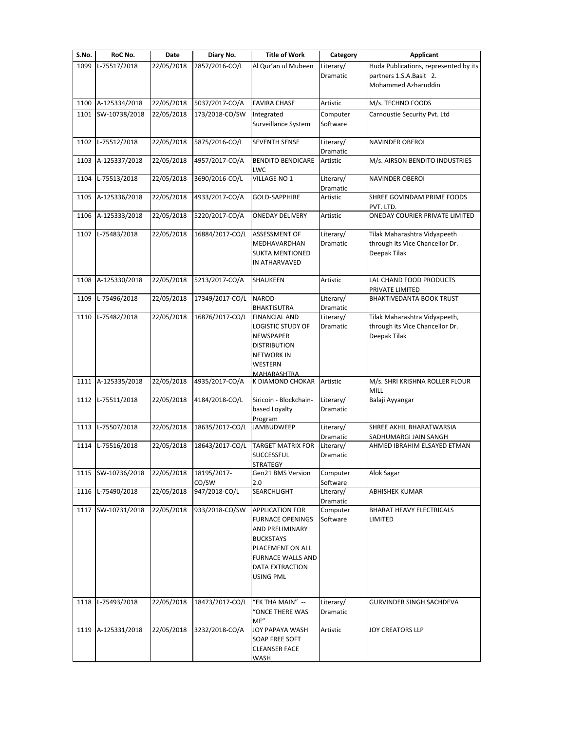| S.No. | RoC No. | Date | Diary No. | Title of Work | Category | Applicant |
| --- | --- | --- | --- | --- | --- | --- |
| 1099 | L-75517/2018 | 22/05/2018 | 2857/2016-CO/L | Al Qur'an ul Mubeen | Literary/ Dramatic | Huda Publications, represented by its partners 1.S.A.Basit 2. Mohammed Azharuddin |
| 1100 | A-125334/2018 | 22/05/2018 | 5037/2017-CO/A | FAVIRA CHASE | Artistic | M/s. TECHNO FOODS |
| 1101 | SW-10738/2018 | 22/05/2018 | 173/2018-CO/SW | Integrated Surveillance System | Computer Software | Carnoustie Security Pvt. Ltd |
| 1102 | L-75512/2018 | 22/05/2018 | 5875/2016-CO/L | SEVENTH SENSE | Literary/ Dramatic | NAVINDER OBEROI |
| 1103 | A-125337/2018 | 22/05/2018 | 4957/2017-CO/A | BENDITO BENDICARE LWC | Artistic | M/s. AIRSON BENDITO INDUSTRIES |
| 1104 | L-75513/2018 | 22/05/2018 | 3690/2016-CO/L | VILLAGE NO 1 | Literary/ Dramatic | NAVINDER OBEROI |
| 1105 | A-125336/2018 | 22/05/2018 | 4933/2017-CO/A | GOLD-SAPPHIRE | Artistic | SHREE GOVINDAM PRIME FOODS PVT. LTD. |
| 1106 | A-125333/2018 | 22/05/2018 | 5220/2017-CO/A | ONEDAY DELIVERY | Artistic | ONEDAY COURIER PRIVATE LIMITED |
| 1107 | L-75483/2018 | 22/05/2018 | 16884/2017-CO/L | ASSESSMENT OF MEDHAVARDHAN SUKTA MENTIONED IN ATHARVAVED | Literary/ Dramatic | Tilak Maharashtra Vidyapeeth through its Vice Chancellor Dr. Deepak Tilak |
| 1108 | A-125330/2018 | 22/05/2018 | 5213/2017-CO/A | SHAUKEEN | Artistic | LAL CHAND FOOD PRODUCTS PRIVATE LIMITED |
| 1109 | L-75496/2018 | 22/05/2018 | 17349/2017-CO/L | NAROD-BHAKTISUTRA | Literary/ Dramatic | BHAKTIVEDANTA BOOK TRUST |
| 1110 | L-75482/2018 | 22/05/2018 | 16876/2017-CO/L | FINANCIAL AND LOGISTIC STUDY OF NEWSPAPER DISTRIBUTION NETWORK IN WESTERN MAHARASHTRA | Literary/ Dramatic | Tilak Maharashtra Vidyapeeth, through its Vice Chancellor Dr. Deepak Tilak |
| 1111 | A-125335/2018 | 22/05/2018 | 4935/2017-CO/A | K DIAMOND CHOKAR | Artistic | M/s. SHRI KRISHNA ROLLER FLOUR MILL |
| 1112 | L-75511/2018 | 22/05/2018 | 4184/2018-CO/L | Siricoin - Blockchain-based Loyalty Program | Literary/ Dramatic | Balaji Ayyangar |
| 1113 | L-75507/2018 | 22/05/2018 | 18635/2017-CO/L | JAMBUDWEEP | Literary/ Dramatic | SHREE AKHIL BHARATWARSIA SADHUMARGI JAIN SANGH |
| 1114 | L-75516/2018 | 22/05/2018 | 18643/2017-CO/L | TARGET MATRIX FOR SUCCESSFUL STRATEGY | Literary/ Dramatic | AHMED IBRAHIM ELSAYED ETMAN |
| 1115 | SW-10736/2018 | 22/05/2018 | 18195/2017-CO/SW | Gen21 BMS Version 2.0 | Computer Software | Alok Sagar |
| 1116 | L-75490/2018 | 22/05/2018 | 947/2018-CO/L | SEARCHLIGHT | Literary/ Dramatic | ABHISHEK KUMAR |
| 1117 | SW-10731/2018 | 22/05/2018 | 933/2018-CO/SW | APPLICATION FOR FURNACE OPENINGS AND PRELIMINARY BUCKSTAYS PLACEMENT ON ALL FURNACE WALLS AND DATA EXTRACTION USING PML | Computer Software | BHARAT HEAVY ELECTRICALS LIMITED |
| 1118 | L-75493/2018 | 22/05/2018 | 18473/2017-CO/L | "EK THA MAIN" -- "ONCE THERE WAS ME" | Literary/ Dramatic | GURVINDER SINGH SACHDEVA |
| 1119 | A-125331/2018 | 22/05/2018 | 3232/2018-CO/A | JOY PAPAYA WASH SOAP FREE SOFT CLEANSER FACE WASH | Artistic | JOY CREATORS LLP |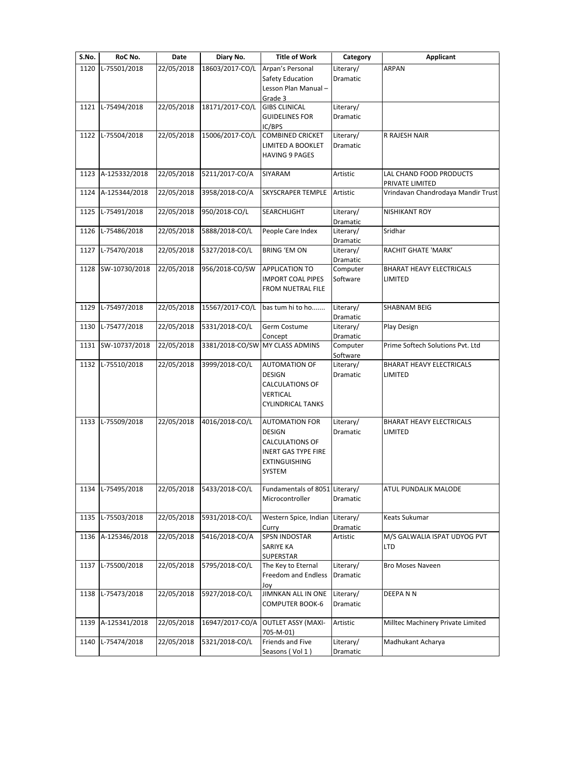| S.No. | RoC No. | Date | Diary No. | Title of Work | Category | Applicant |
|---|---|---|---|---|---|---|
| 1120 | L-75501/2018 | 22/05/2018 | 18603/2017-CO/L | Arpan's Personal Safety Education Lesson Plan Manual – Grade 3 | Literary/ Dramatic | ARPAN |
| 1121 | L-75494/2018 | 22/05/2018 | 18171/2017-CO/L | GIBS CLINICAL GUIDELINES FOR IC/BPS | Literary/ Dramatic | |
| 1122 | L-75504/2018 | 22/05/2018 | 15006/2017-CO/L | COMBINED CRICKET LIMITED A BOOKLET HAVING 9 PAGES | Literary/ Dramatic | R RAJESH NAIR |
| 1123 | A-125332/2018 | 22/05/2018 | 5211/2017-CO/A | SIYARAM | Artistic | LAL CHAND FOOD PRODUCTS PRIVATE LIMITED |
| 1124 | A-125344/2018 | 22/05/2018 | 3958/2018-CO/A | SKYSCRAPER TEMPLE | Artistic | Vrindavan Chandrodaya Mandir Trust |
| 1125 | L-75491/2018 | 22/05/2018 | 950/2018-CO/L | SEARCHLIGHT | Literary/ Dramatic | NISHIKANT ROY |
| 1126 | L-75486/2018 | 22/05/2018 | 5888/2018-CO/L | People Care Index | Literary/ Dramatic | Sridhar |
| 1127 | L-75470/2018 | 22/05/2018 | 5327/2018-CO/L | BRING 'EM ON | Literary/ Dramatic | RACHIT GHATE 'MARK' |
| 1128 | SW-10730/2018 | 22/05/2018 | 956/2018-CO/SW | APPLICATION TO IMPORT COAL PIPES FROM NUETRAL FILE | Computer Software | BHARAT HEAVY ELECTRICALS LIMITED |
| 1129 | L-75497/2018 | 22/05/2018 | 15567/2017-CO/L | bas tum hi to ho....... | Literary/ Dramatic | SHABNAM BEIG |
| 1130 | L-75477/2018 | 22/05/2018 | 5331/2018-CO/L | Germ Costume Concept | Literary/ Dramatic | Play Design |
| 1131 | SW-10737/2018 | 22/05/2018 | 3381/2018-CO/SW | MY CLASS ADMINS | Computer Software | Prime Softech Solutions Pvt. Ltd |
| 1132 | L-75510/2018 | 22/05/2018 | 3999/2018-CO/L | AUTOMATION OF DESIGN CALCULATIONS OF VERTICAL CYLINDRICAL TANKS | Literary/ Dramatic | BHARAT HEAVY ELECTRICALS LIMITED |
| 1133 | L-75509/2018 | 22/05/2018 | 4016/2018-CO/L | AUTOMATION FOR DESIGN CALCULATIONS OF INERT GAS TYPE FIRE EXTINGUISHING SYSTEM | Literary/ Dramatic | BHARAT HEAVY ELECTRICALS LIMITED |
| 1134 | L-75495/2018 | 22/05/2018 | 5433/2018-CO/L | Fundamentals of 8051 Microcontroller | Literary/ Dramatic | ATUL PUNDALIK MALODE |
| 1135 | L-75503/2018 | 22/05/2018 | 5931/2018-CO/L | Western Spice, Indian Curry | Literary/ Dramatic | Keats Sukumar |
| 1136 | A-125346/2018 | 22/05/2018 | 5416/2018-CO/A | SPSN INDOSTAR SARIYE KA SUPERSTAR | Artistic | M/S GALWALIA ISPAT UDYOG PVT LTD |
| 1137 | L-75500/2018 | 22/05/2018 | 5795/2018-CO/L | The Key to Eternal Freedom and Endless Joy | Literary/ Dramatic | Bro Moses Naveen |
| 1138 | L-75473/2018 | 22/05/2018 | 5927/2018-CO/L | JIMNKAN ALL IN ONE COMPUTER BOOK-6 | Literary/ Dramatic | DEEPA N N |
| 1139 | A-125341/2018 | 22/05/2018 | 16947/2017-CO/A | OUTLET ASSY (MAXI-705-M-01) | Artistic | Milltec Machinery Private Limited |
| 1140 | L-75474/2018 | 22/05/2018 | 5321/2018-CO/L | Friends and Five Seasons ( Vol 1 ) | Literary/ Dramatic | Madhukant Acharya |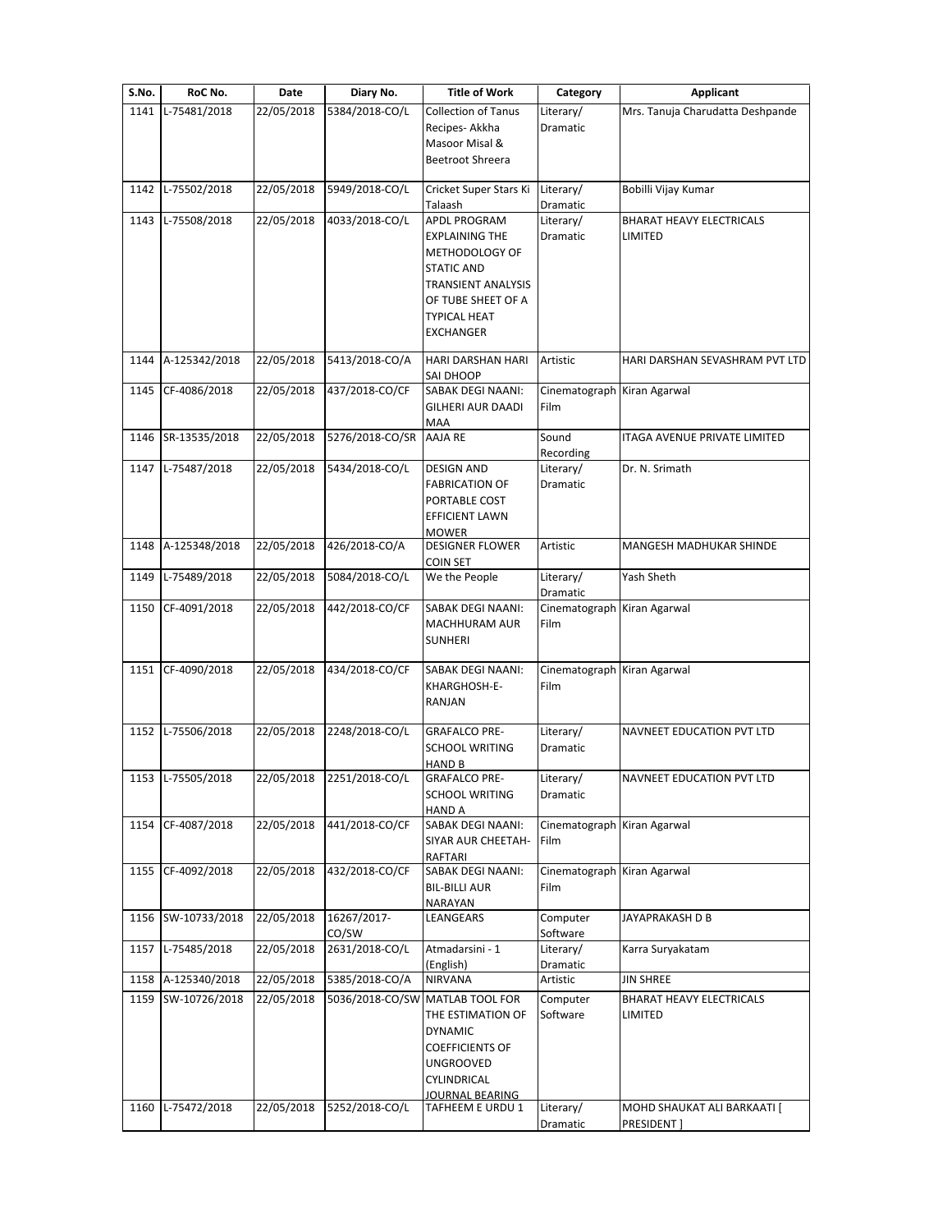| S.No. | RoC No. | Date | Diary No. | Title of Work | Category | Applicant |
|---|---|---|---|---|---|---|
| 1141 | L-75481/2018 | 22/05/2018 | 5384/2018-CO/L | Collection of Tanus Recipes- Akkha Masoor Misal & Beetroot Shreera | Literary/ Dramatic | Mrs. Tanuja Charudatta Deshpande |
| 1142 | L-75502/2018 | 22/05/2018 | 5949/2018-CO/L | Cricket Super Stars Ki Talaash | Literary/ Dramatic | Bobilli Vijay Kumar |
| 1143 | L-75508/2018 | 22/05/2018 | 4033/2018-CO/L | APDL PROGRAM EXPLAINING THE METHODOLOGY OF STATIC AND TRANSIENT ANALYSIS OF TUBE SHEET OF A TYPICAL HEAT EXCHANGER | Literary/ Dramatic | BHARAT HEAVY ELECTRICALS LIMITED |
| 1144 | A-125342/2018 | 22/05/2018 | 5413/2018-CO/A | HARI DARSHAN HARI SAI DHOOP | Artistic | HARI DARSHAN SEVASHRAM PVT LTD |
| 1145 | CF-4086/2018 | 22/05/2018 | 437/2018-CO/CF | SABAK DEGI NAANI: GILHERI AUR DAADI MAA | Cinematograph Film | Kiran Agarwal |
| 1146 | SR-13535/2018 | 22/05/2018 | 5276/2018-CO/SR | AAJA RE | Sound Recording | ITAGA AVENUE PRIVATE LIMITED |
| 1147 | L-75487/2018 | 22/05/2018 | 5434/2018-CO/L | DESIGN AND FABRICATION OF PORTABLE COST EFFICIENT LAWN MOWER | Literary/ Dramatic | Dr. N. Srimath |
| 1148 | A-125348/2018 | 22/05/2018 | 426/2018-CO/A | DESIGNER FLOWER COIN SET | Artistic | MANGESH MADHUKAR SHINDE |
| 1149 | L-75489/2018 | 22/05/2018 | 5084/2018-CO/L | We the People | Literary/ Dramatic | Yash Sheth |
| 1150 | CF-4091/2018 | 22/05/2018 | 442/2018-CO/CF | SABAK DEGI NAANI: MACHHURAM AUR SUNHERI | Cinematograph Film | Kiran Agarwal |
| 1151 | CF-4090/2018 | 22/05/2018 | 434/2018-CO/CF | SABAK DEGI NAANI: KHARGHOSH-E-RANJAN | Cinematograph Film | Kiran Agarwal |
| 1152 | L-75506/2018 | 22/05/2018 | 2248/2018-CO/L | GRAFALCO PRE-SCHOOL WRITING HAND B | Literary/ Dramatic | NAVNEET EDUCATION PVT LTD |
| 1153 | L-75505/2018 | 22/05/2018 | 2251/2018-CO/L | GRAFALCO PRE-SCHOOL WRITING HAND A | Literary/ Dramatic | NAVNEET EDUCATION PVT LTD |
| 1154 | CF-4087/2018 | 22/05/2018 | 441/2018-CO/CF | SABAK DEGI NAANI: SIYAR AUR CHEETAH-RAFTARI | Cinematograph Film | Kiran Agarwal |
| 1155 | CF-4092/2018 | 22/05/2018 | 432/2018-CO/CF | SABAK DEGI NAANI: BIL-BILLI AUR NARAYAN | Cinematograph Film | Kiran Agarwal |
| 1156 | SW-10733/2018 | 22/05/2018 | 16267/2017-CO/SW | LEANGEARS | Computer Software | JAYAPRAKASH D B |
| 1157 | L-75485/2018 | 22/05/2018 | 2631/2018-CO/L | Atmadarsini - 1 (English) | Literary/ Dramatic | Karra Suryakatam |
| 1158 | A-125340/2018 | 22/05/2018 | 5385/2018-CO/A | NIRVANA | Artistic | JIN SHREE |
| 1159 | SW-10726/2018 | 22/05/2018 | 5036/2018-CO/SW | MATLAB TOOL FOR THE ESTIMATION OF DYNAMIC COEFFICIENTS OF UNGROOVED CYLINDRICAL JOURNAL BEARING | Computer Software | BHARAT HEAVY ELECTRICALS LIMITED |
| 1160 | L-75472/2018 | 22/05/2018 | 5252/2018-CO/L | TAFHEEM E URDU 1 | Literary/ Dramatic | MOHD SHAUKAT ALI BARKAATI [ PRESIDENT ] |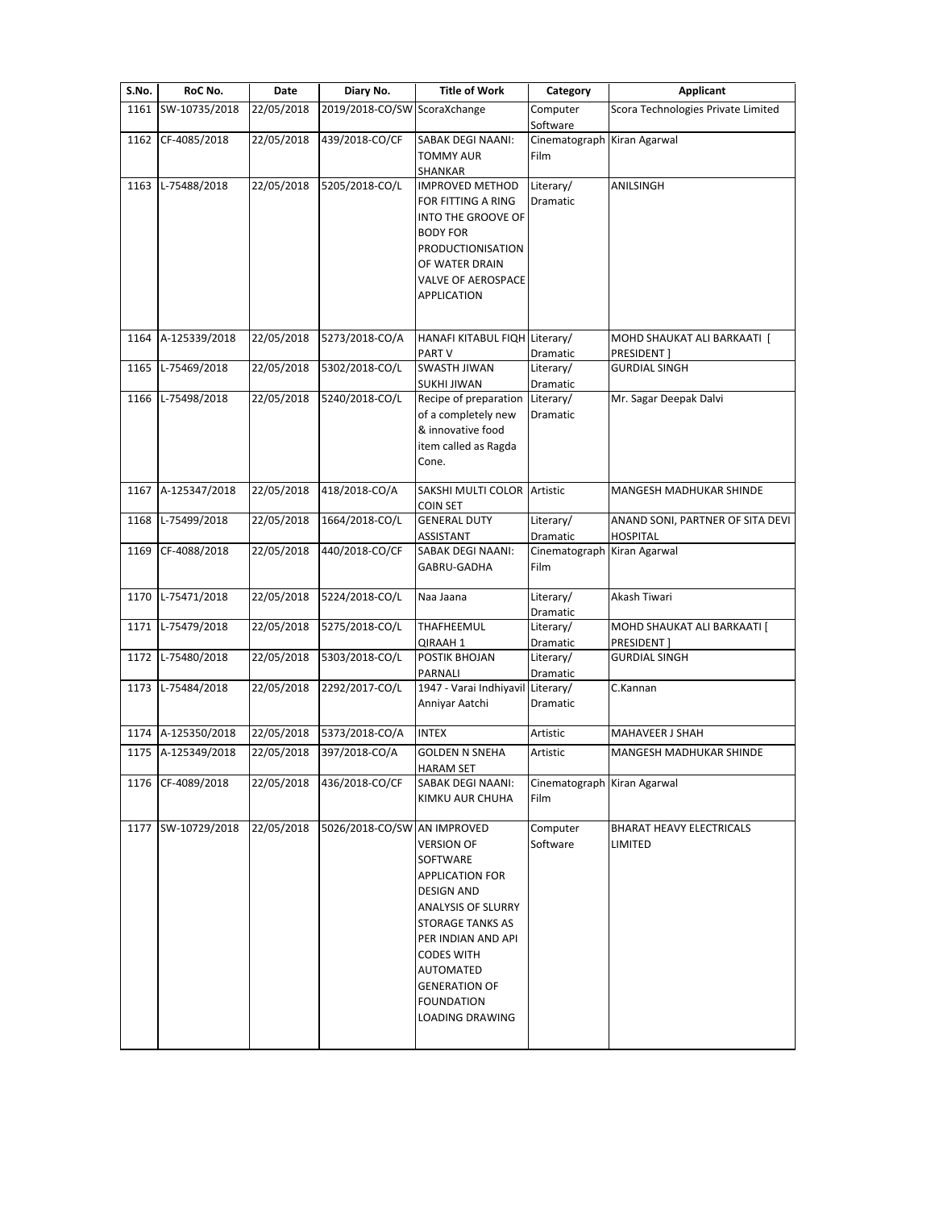| S.No. | RoC No. | Date | Diary No. | Title of Work | Category | Applicant |
|---|---|---|---|---|---|---|
| 1161 | SW-10735/2018 | 22/05/2018 | 2019/2018-CO/SW | ScoraXchange | Computer Software | Scora Technologies Private Limited |
| 1162 | CF-4085/2018 | 22/05/2018 | 439/2018-CO/CF | SABAK DEGI NAANI: TOMMY AUR SHANKAR | Cinematograph Film | Kiran Agarwal |
| 1163 | L-75488/2018 | 22/05/2018 | 5205/2018-CO/L | IMPROVED METHOD FOR FITTING A RING INTO THE GROOVE OF BODY FOR PRODUCTIONISATION OF WATER DRAIN VALVE OF AEROSPACE APPLICATION | Literary/ Dramatic | ANILSINGH |
| 1164 | A-125339/2018 | 22/05/2018 | 5273/2018-CO/A | HANAFI KITABUL FIQH PART V | Literary/ Dramatic | MOHD SHAUKAT ALI BARKAATI [ PRESIDENT ] |
| 1165 | L-75469/2018 | 22/05/2018 | 5302/2018-CO/L | SWASTH JIWAN SUKHI JIWAN | Literary/ Dramatic | GURDIAL SINGH |
| 1166 | L-75498/2018 | 22/05/2018 | 5240/2018-CO/L | Recipe of preparation of a completely new & innovative food item called as Ragda Cone. | Literary/ Dramatic | Mr. Sagar Deepak Dalvi |
| 1167 | A-125347/2018 | 22/05/2018 | 418/2018-CO/A | SAKSHI MULTI COLOR COIN SET | Artistic | MANGESH MADHUKAR SHINDE |
| 1168 | L-75499/2018 | 22/05/2018 | 1664/2018-CO/L | GENERAL DUTY ASSISTANT | Literary/ Dramatic | ANAND SONI, PARTNER OF SITA DEVI HOSPITAL |
| 1169 | CF-4088/2018 | 22/05/2018 | 440/2018-CO/CF | SABAK DEGI NAANI: GABRU-GADHA | Cinematograph Film | Kiran Agarwal |
| 1170 | L-75471/2018 | 22/05/2018 | 5224/2018-CO/L | Naa Jaana | Literary/ Dramatic | Akash Tiwari |
| 1171 | L-75479/2018 | 22/05/2018 | 5275/2018-CO/L | THAFHEEMUL QIRAAH 1 | Literary/ Dramatic | MOHD SHAUKAT ALI BARKAATI [ PRESIDENT ] |
| 1172 | L-75480/2018 | 22/05/2018 | 5303/2018-CO/L | POSTIK BHOJAN PARNALI | Literary/ Dramatic | GURDIAL SINGH |
| 1173 | L-75484/2018 | 22/05/2018 | 2292/2017-CO/L | 1947 - Varai Indhiyavil Anniyar Aatchi | Literary/ Dramatic | C.Kannan |
| 1174 | A-125350/2018 | 22/05/2018 | 5373/2018-CO/A | INTEX | Artistic | MAHAVEER J SHAH |
| 1175 | A-125349/2018 | 22/05/2018 | 397/2018-CO/A | GOLDEN N SNEHA HARAM SET | Artistic | MANGESH MADHUKAR SHINDE |
| 1176 | CF-4089/2018 | 22/05/2018 | 436/2018-CO/CF | SABAK DEGI NAANI: KIMKU AUR CHUHA | Cinematograph Film | Kiran Agarwal |
| 1177 | SW-10729/2018 | 22/05/2018 | 5026/2018-CO/SW | AN IMPROVED VERSION OF SOFTWARE APPLICATION FOR DESIGN AND ANALYSIS OF SLURRY STORAGE TANKS AS PER INDIAN AND API CODES WITH AUTOMATED GENERATION OF FOUNDATION LOADING DRAWING | Computer Software | BHARAT HEAVY ELECTRICALS LIMITED |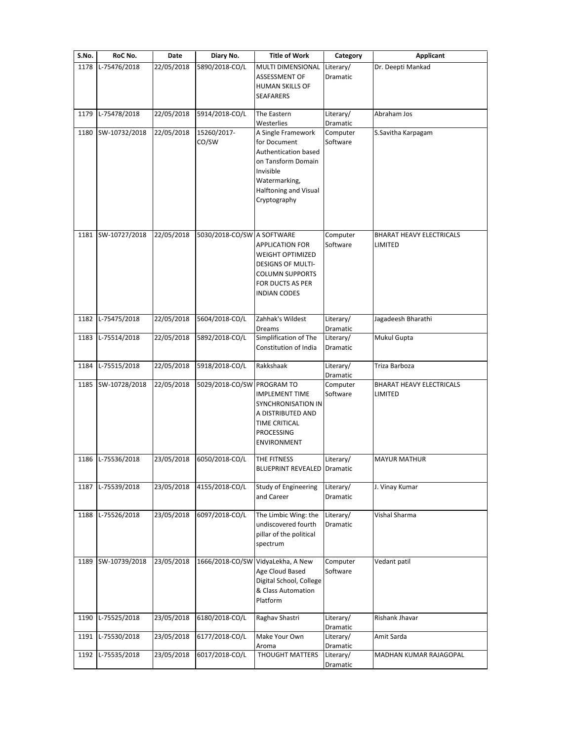| S.No. | RoC No. | Date | Diary No. | Title of Work | Category | Applicant |
|---|---|---|---|---|---|---|
| 1178 | L-75476/2018 | 22/05/2018 | 5890/2018-CO/L | MULTI DIMENSIONAL ASSESSMENT OF HUMAN SKILLS OF SEAFARERS | Literary/ Dramatic | Dr. Deepti Mankad |
| 1179 | L-75478/2018 | 22/05/2018 | 5914/2018-CO/L | The Eastern Westerlies | Literary/ Dramatic | Abraham Jos |
| 1180 | SW-10732/2018 | 22/05/2018 | 15260/2017-CO/SW | A Single Framework for Document Authentication based on Tansform Domain Invisible Watermarking, Halftoning and Visual Cryptography | Computer Software | S.Savitha Karpagam |
| 1181 | SW-10727/2018 | 22/05/2018 | 5030/2018-CO/SW | A SOFTWARE APPLICATION FOR WEIGHT OPTIMIZED DESIGNS OF MULTI-COLUMN SUPPORTS FOR DUCTS AS PER INDIAN CODES | Computer Software | BHARAT HEAVY ELECTRICALS LIMITED |
| 1182 | L-75475/2018 | 22/05/2018 | 5604/2018-CO/L | Zahhak's Wildest Dreams | Literary/ Dramatic | Jagadeesh Bharathi |
| 1183 | L-75514/2018 | 22/05/2018 | 5892/2018-CO/L | Simplification of The Constitution of India | Literary/ Dramatic | Mukul Gupta |
| 1184 | L-75515/2018 | 22/05/2018 | 5918/2018-CO/L | Rakkshaak | Literary/ Dramatic | Triza Barboza |
| 1185 | SW-10728/2018 | 22/05/2018 | 5029/2018-CO/SW | PROGRAM TO IMPLEMENT TIME SYNCHRONISATION IN A DISTRIBUTED AND TIME CRITICAL PROCESSING ENVIRONMENT | Computer Software | BHARAT HEAVY ELECTRICALS LIMITED |
| 1186 | L-75536/2018 | 23/05/2018 | 6050/2018-CO/L | THE FITNESS BLUEPRINT REVEALED | Literary/ Dramatic | MAYUR MATHUR |
| 1187 | L-75539/2018 | 23/05/2018 | 4155/2018-CO/L | Study of Engineering and Career | Literary/ Dramatic | J. Vinay Kumar |
| 1188 | L-75526/2018 | 23/05/2018 | 6097/2018-CO/L | The Limbic Wing: the undiscovered fourth pillar of the political spectrum | Literary/ Dramatic | Vishal Sharma |
| 1189 | SW-10739/2018 | 23/05/2018 | 1666/2018-CO/SW | VidyaLekha, A New Age Cloud Based Digital School, College & Class Automation Platform | Computer Software | Vedant patil |
| 1190 | L-75525/2018 | 23/05/2018 | 6180/2018-CO/L | Raghav Shastri | Literary/ Dramatic | Rishank Jhavar |
| 1191 | L-75530/2018 | 23/05/2018 | 6177/2018-CO/L | Make Your Own Aroma | Literary/ Dramatic | Amit Sarda |
| 1192 | L-75535/2018 | 23/05/2018 | 6017/2018-CO/L | THOUGHT MATTERS | Literary/ Dramatic | MADHAN KUMAR RAJAGOPAL |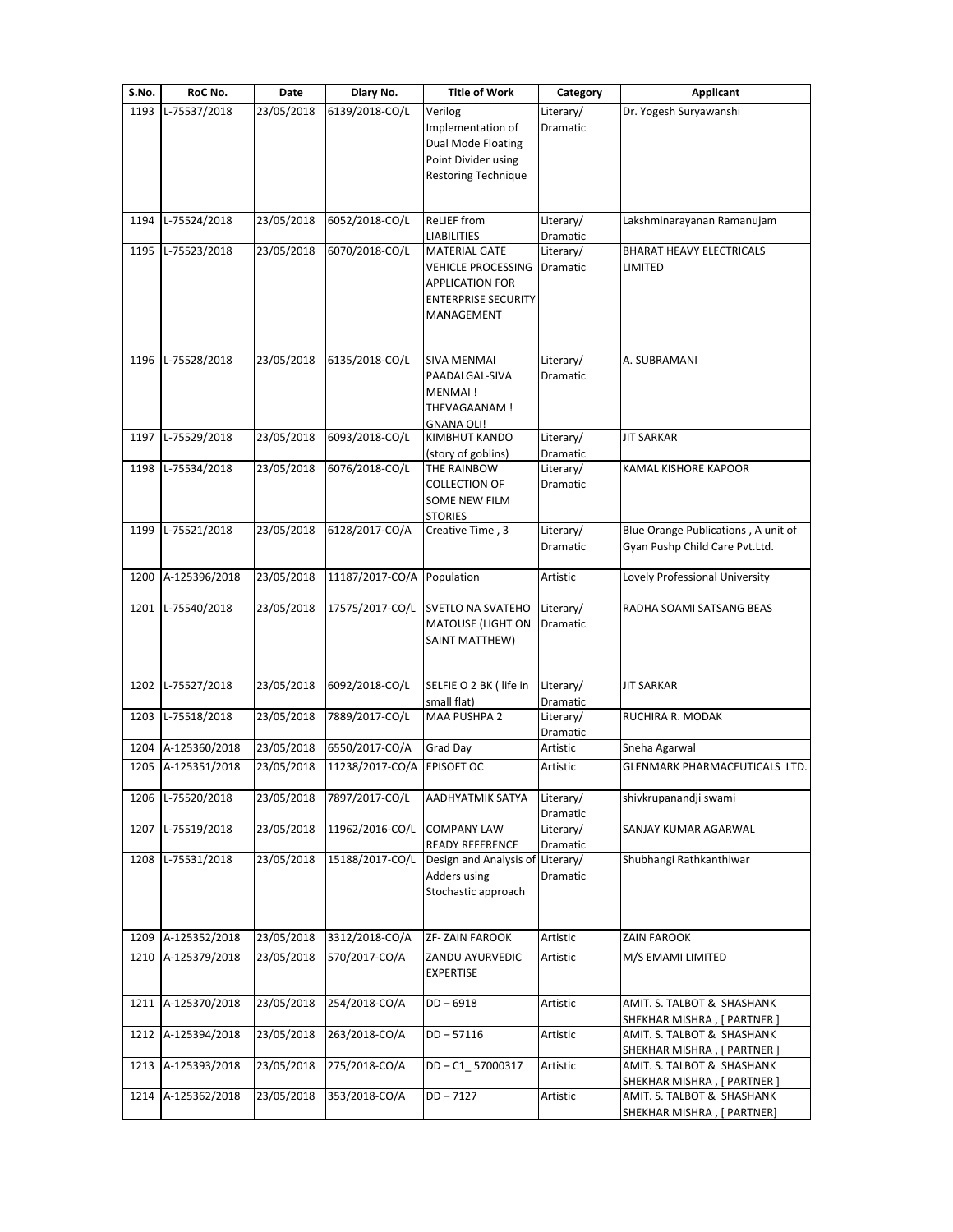| S.No. | RoC No. | Date | Diary No. | Title of Work | Category | Applicant |
| --- | --- | --- | --- | --- | --- | --- |
| 1193 | L-75537/2018 | 23/05/2018 | 6139/2018-CO/L | Verilog Implementation of Dual Mode Floating Point Divider using Restoring Technique | Literary/ Dramatic | Dr. Yogesh Suryawanshi |
| 1194 | L-75524/2018 | 23/05/2018 | 6052/2018-CO/L | ReLIEF from LIABILITIES | Literary/ Dramatic | Lakshminarayanan Ramanujam |
| 1195 | L-75523/2018 | 23/05/2018 | 6070/2018-CO/L | MATERIAL GATE VEHICLE PROCESSING APPLICATION FOR ENTERPRISE SECURITY MANAGEMENT | Literary/ Dramatic | BHARAT HEAVY ELECTRICALS LIMITED |
| 1196 | L-75528/2018 | 23/05/2018 | 6135/2018-CO/L | SIVA MENMAI PAADALGAL-SIVA MENMAI ! THEVAGAANAM ! GNANA OLI! | Literary/ Dramatic | A. SUBRAMANI |
| 1197 | L-75529/2018 | 23/05/2018 | 6093/2018-CO/L | KIMBHUT KANDO (story of goblins) | Literary/ Dramatic | JIT SARKAR |
| 1198 | L-75534/2018 | 23/05/2018 | 6076/2018-CO/L | THE RAINBOW COLLECTION OF SOME NEW FILM STORIES | Literary/ Dramatic | KAMAL KISHORE KAPOOR |
| 1199 | L-75521/2018 | 23/05/2018 | 6128/2017-CO/A | Creative Time , 3 | Literary/ Dramatic | Blue Orange Publications , A unit of Gyan Pushp Child Care Pvt.Ltd. |
| 1200 | A-125396/2018 | 23/05/2018 | 11187/2017-CO/A | Population | Artistic | Lovely Professional University |
| 1201 | L-75540/2018 | 23/05/2018 | 17575/2017-CO/L | SVETLO NA SVATEHO MATOUSE (LIGHT ON SAINT MATTHEW) | Literary/ Dramatic | RADHA SOAMI SATSANG BEAS |
| 1202 | L-75527/2018 | 23/05/2018 | 6092/2018-CO/L | SELFIE O 2 BK ( life in small flat) | Literary/ Dramatic | JIT SARKAR |
| 1203 | L-75518/2018 | 23/05/2018 | 7889/2017-CO/L | MAA PUSHPA 2 | Literary/ Dramatic | RUCHIRA R. MODAK |
| 1204 | A-125360/2018 | 23/05/2018 | 6550/2017-CO/A | Grad Day | Artistic | Sneha Agarwal |
| 1205 | A-125351/2018 | 23/05/2018 | 11238/2017-CO/A | EPISOFT OC | Artistic | GLENMARK PHARMACEUTICALS LTD. |
| 1206 | L-75520/2018 | 23/05/2018 | 7897/2017-CO/L | AADHYATMIK SATYA | Literary/ Dramatic | shivkrupanandji swami |
| 1207 | L-75519/2018 | 23/05/2018 | 11962/2016-CO/L | COMPANY LAW READY REFERENCE | Literary/ Dramatic | SANJAY KUMAR AGARWAL |
| 1208 | L-75531/2018 | 23/05/2018 | 15188/2017-CO/L | Design and Analysis of Adders using Stochastic approach | Literary/ Dramatic | Shubhangi Rathkanthiwar |
| 1209 | A-125352/2018 | 23/05/2018 | 3312/2018-CO/A | ZF- ZAIN FAROOK | Artistic | ZAIN FAROOK |
| 1210 | A-125379/2018 | 23/05/2018 | 570/2017-CO/A | ZANDU AYURVEDIC EXPERTISE | Artistic | M/S EMAMI LIMITED |
| 1211 | A-125370/2018 | 23/05/2018 | 254/2018-CO/A | DD – 6918 | Artistic | AMIT. S. TALBOT & SHASHANK SHEKHAR MISHRA , [ PARTNER ] |
| 1212 | A-125394/2018 | 23/05/2018 | 263/2018-CO/A | DD – 57116 | Artistic | AMIT. S. TALBOT & SHASHANK SHEKHAR MISHRA , [ PARTNER ] |
| 1213 | A-125393/2018 | 23/05/2018 | 275/2018-CO/A | DD – C1_ 57000317 | Artistic | AMIT. S. TALBOT & SHASHANK SHEKHAR MISHRA , [ PARTNER ] |
| 1214 | A-125362/2018 | 23/05/2018 | 353/2018-CO/A | DD – 7127 | Artistic | AMIT. S. TALBOT & SHASHANK SHEKHAR MISHRA , [ PARTNER] |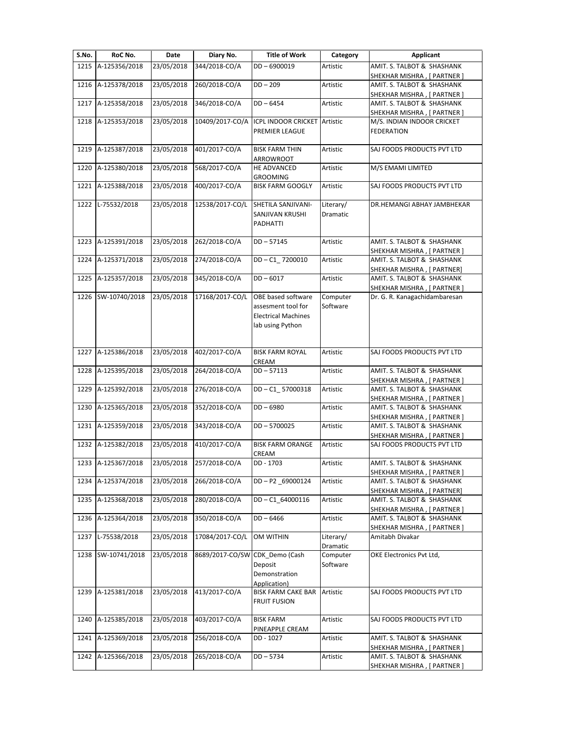| S.No. | RoC No. | Date | Diary No. | Title of Work | Category | Applicant |
|---|---|---|---|---|---|---|
| 1215 | A-125356/2018 | 23/05/2018 | 344/2018-CO/A | DD – 6900019 | Artistic | AMIT. S. TALBOT & SHASHANK SHEKHAR MISHRA , [ PARTNER ] |
| 1216 | A-125378/2018 | 23/05/2018 | 260/2018-CO/A | DD – 209 | Artistic | AMIT. S. TALBOT & SHASHANK SHEKHAR MISHRA , [ PARTNER ] |
| 1217 | A-125358/2018 | 23/05/2018 | 346/2018-CO/A | DD – 6454 | Artistic | AMIT. S. TALBOT & SHASHANK SHEKHAR MISHRA , [ PARTNER ] |
| 1218 | A-125353/2018 | 23/05/2018 | 10409/2017-CO/A | ICPL INDOOR CRICKET PREMIER LEAGUE | Artistic | M/S. INDIAN INDOOR CRICKET FEDERATION |
| 1219 | A-125387/2018 | 23/05/2018 | 401/2017-CO/A | BISK FARM THIN ARROWROOT | Artistic | SAJ FOODS PRODUCTS PVT LTD |
| 1220 | A-125380/2018 | 23/05/2018 | 568/2017-CO/A | HE ADVANCED GROOMING | Artistic | M/S EMAMI LIMITED |
| 1221 | A-125388/2018 | 23/05/2018 | 400/2017-CO/A | BISK FARM GOOGLY | Artistic | SAJ FOODS PRODUCTS PVT LTD |
| 1222 | L-75532/2018 | 23/05/2018 | 12538/2017-CO/L | SHETILA SANJIVANI-SANJIVAN KRUSHI PADHATTI | Literary/ Dramatic | DR.HEMANGI ABHAY JAMBHEKAR |
| 1223 | A-125391/2018 | 23/05/2018 | 262/2018-CO/A | DD – 57145 | Artistic | AMIT. S. TALBOT & SHASHANK SHEKHAR MISHRA , [ PARTNER ] |
| 1224 | A-125371/2018 | 23/05/2018 | 274/2018-CO/A | DD – C1_ 7200010 | Artistic | AMIT. S. TALBOT & SHASHANK SHEKHAR MISHRA , [ PARTNER] |
| 1225 | A-125357/2018 | 23/05/2018 | 345/2018-CO/A | DD – 6017 | Artistic | AMIT. S. TALBOT & SHASHANK SHEKHAR MISHRA , [ PARTNER ] |
| 1226 | SW-10740/2018 | 23/05/2018 | 17168/2017-CO/L | OBE based software assesment tool for Electrical Machines lab using Python | Computer Software | Dr. G. R. Kanagachidambaresan |
| 1227 | A-125386/2018 | 23/05/2018 | 402/2017-CO/A | BISK FARM ROYAL CREAM | Artistic | SAJ FOODS PRODUCTS PVT LTD |
| 1228 | A-125395/2018 | 23/05/2018 | 264/2018-CO/A | DD – 57113 | Artistic | AMIT. S. TALBOT & SHASHANK SHEKHAR MISHRA , [ PARTNER ] |
| 1229 | A-125392/2018 | 23/05/2018 | 276/2018-CO/A | DD – C1_ 57000318 | Artistic | AMIT. S. TALBOT & SHASHANK SHEKHAR MISHRA , [ PARTNER ] |
| 1230 | A-125365/2018 | 23/05/2018 | 352/2018-CO/A | DD – 6980 | Artistic | AMIT. S. TALBOT & SHASHANK SHEKHAR MISHRA , [ PARTNER ] |
| 1231 | A-125359/2018 | 23/05/2018 | 343/2018-CO/A | DD – 5700025 | Artistic | AMIT. S. TALBOT & SHASHANK SHEKHAR MISHRA , [ PARTNER ] |
| 1232 | A-125382/2018 | 23/05/2018 | 410/2017-CO/A | BISK FARM ORANGE CREAM | Artistic | SAJ FOODS PRODUCTS PVT LTD |
| 1233 | A-125367/2018 | 23/05/2018 | 257/2018-CO/A | DD - 1703 | Artistic | AMIT. S. TALBOT & SHASHANK SHEKHAR MISHRA , [ PARTNER ] |
| 1234 | A-125374/2018 | 23/05/2018 | 266/2018-CO/A | DD – P2 _69000124 | Artistic | AMIT. S. TALBOT & SHASHANK SHEKHAR MISHRA , [ PARTNER] |
| 1235 | A-125368/2018 | 23/05/2018 | 280/2018-CO/A | DD – C1_64000116 | Artistic | AMIT. S. TALBOT & SHASHANK SHEKHAR MISHRA , [ PARTNER ] |
| 1236 | A-125364/2018 | 23/05/2018 | 350/2018-CO/A | DD – 6466 | Artistic | AMIT. S. TALBOT & SHASHANK SHEKHAR MISHRA , [ PARTNER ] |
| 1237 | L-75538/2018 | 23/05/2018 | 17084/2017-CO/L | OM WITHIN | Literary/ Dramatic | Amitabh Divakar |
| 1238 | SW-10741/2018 | 23/05/2018 | 8689/2017-CO/SW | CDK_Demo (Cash Deposit Demonstration Application) | Computer Software | OKE Electronics Pvt Ltd, |
| 1239 | A-125381/2018 | 23/05/2018 | 413/2017-CO/A | BISK FARM CAKE BAR FRUIT FUSION | Artistic | SAJ FOODS PRODUCTS PVT LTD |
| 1240 | A-125385/2018 | 23/05/2018 | 403/2017-CO/A | BISK FARM PINEAPPLE CREAM | Artistic | SAJ FOODS PRODUCTS PVT LTD |
| 1241 | A-125369/2018 | 23/05/2018 | 256/2018-CO/A | DD - 1027 | Artistic | AMIT. S. TALBOT & SHASHANK SHEKHAR MISHRA , [ PARTNER ] |
| 1242 | A-125366/2018 | 23/05/2018 | 265/2018-CO/A | DD – 5734 | Artistic | AMIT. S. TALBOT & SHASHANK SHEKHAR MISHRA , [ PARTNER ] |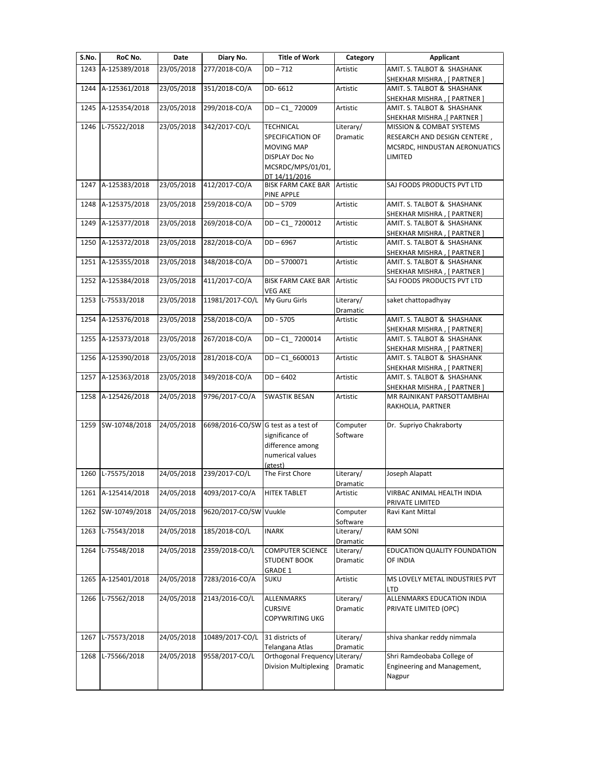| S.No. | RoC No. | Date | Diary No. | Title of Work | Category | Applicant |
|---|---|---|---|---|---|---|
| 1243 | A-125389/2018 | 23/05/2018 | 277/2018-CO/A | DD – 712 | Artistic | AMIT. S. TALBOT & SHASHANK SHEKHAR MISHRA , [ PARTNER ] |
| 1244 | A-125361/2018 | 23/05/2018 | 351/2018-CO/A | DD- 6612 | Artistic | AMIT. S. TALBOT & SHASHANK SHEKHAR MISHRA , [ PARTNER ] |
| 1245 | A-125354/2018 | 23/05/2018 | 299/2018-CO/A | DD – C1_ 720009 | Artistic | AMIT. S. TALBOT & SHASHANK SHEKHAR MISHRA ,[ PARTNER ] |
| 1246 | L-75522/2018 | 23/05/2018 | 342/2017-CO/L | TECHNICAL SPECIFICATION OF MOVING MAP DISPLAY Doc No MCSRDC/MPS/01/01, DT 14/11/2016 | Literary/ Dramatic | MISSION & COMBAT SYSTEMS RESEARCH AND DESIGN CENTERE , MCSRDC, HINDUSTAN AERONUATICS LIMITED |
| 1247 | A-125383/2018 | 23/05/2018 | 412/2017-CO/A | BISK FARM CAKE BAR PINE APPLE | Artistic | SAJ FOODS PRODUCTS PVT LTD |
| 1248 | A-125375/2018 | 23/05/2018 | 259/2018-CO/A | DD – 5709 | Artistic | AMIT. S. TALBOT & SHASHANK SHEKHAR MISHRA , [ PARTNER] |
| 1249 | A-125377/2018 | 23/05/2018 | 269/2018-CO/A | DD – C1_ 7200012 | Artistic | AMIT. S. TALBOT & SHASHANK SHEKHAR MISHRA , [ PARTNER ] |
| 1250 | A-125372/2018 | 23/05/2018 | 282/2018-CO/A | DD – 6967 | Artistic | AMIT. S. TALBOT & SHASHANK SHEKHAR MISHRA , [ PARTNER ] |
| 1251 | A-125355/2018 | 23/05/2018 | 348/2018-CO/A | DD – 5700071 | Artistic | AMIT. S. TALBOT & SHASHANK SHEKHAR MISHRA , [ PARTNER ] |
| 1252 | A-125384/2018 | 23/05/2018 | 411/2017-CO/A | BISK FARM CAKE BAR VEG AKE | Artistic | SAJ FOODS PRODUCTS PVT LTD |
| 1253 | L-75533/2018 | 23/05/2018 | 11981/2017-CO/L | My Guru Girls | Literary/ Dramatic | saket chattopadhyay |
| 1254 | A-125376/2018 | 23/05/2018 | 258/2018-CO/A | DD - 5705 | Artistic | AMIT. S. TALBOT & SHASHANK SHEKHAR MISHRA , [ PARTNER] |
| 1255 | A-125373/2018 | 23/05/2018 | 267/2018-CO/A | DD – C1_ 7200014 | Artistic | AMIT. S. TALBOT & SHASHANK SHEKHAR MISHRA , [ PARTNER] |
| 1256 | A-125390/2018 | 23/05/2018 | 281/2018-CO/A | DD – C1_6600013 | Artistic | AMIT. S. TALBOT & SHASHANK SHEKHAR MISHRA , [ PARTNER] |
| 1257 | A-125363/2018 | 23/05/2018 | 349/2018-CO/A | DD – 6402 | Artistic | AMIT. S. TALBOT & SHASHANK SHEKHAR MISHRA , [ PARTNER ] |
| 1258 | A-125426/2018 | 24/05/2018 | 9796/2017-CO/A | SWASTIK BESAN | Artistic | MR RAJNIKANT PARSOTTAMBHAI RAKHOLIA, PARTNER |
| 1259 | SW-10748/2018 | 24/05/2018 | 6698/2016-CO/SW | G test as a test of significance of difference among numerical values (gtest) | Computer Software | Dr. Supriyo Chakraborty |
| 1260 | L-75575/2018 | 24/05/2018 | 239/2017-CO/L | The First Chore | Literary/ Dramatic | Joseph Alapatt |
| 1261 | A-125414/2018 | 24/05/2018 | 4093/2017-CO/A | HITEK TABLET | Artistic | VIRBAC ANIMAL HEALTH INDIA PRIVATE LIMITED |
| 1262 | SW-10749/2018 | 24/05/2018 | 9620/2017-CO/SW | Vuukle | Computer Software | Ravi Kant Mittal |
| 1263 | L-75543/2018 | 24/05/2018 | 185/2018-CO/L | INARK | Literary/ Dramatic | RAM SONI |
| 1264 | L-75548/2018 | 24/05/2018 | 2359/2018-CO/L | COMPUTER SCIENCE STUDENT BOOK GRADE 1 | Literary/ Dramatic | EDUCATION QUALITY FOUNDATION OF INDIA |
| 1265 | A-125401/2018 | 24/05/2018 | 7283/2016-CO/A | SUKU | Artistic | MS LOVELY METAL INDUSTRIES PVT LTD |
| 1266 | L-75562/2018 | 24/05/2018 | 2143/2016-CO/L | ALLENMARKS CURSIVE COPYWRITING UKG | Literary/ Dramatic | ALLENMARKS EDUCATION INDIA PRIVATE LIMITED (OPC) |
| 1267 | L-75573/2018 | 24/05/2018 | 10489/2017-CO/L | 31 districts of Telangana Atlas | Literary/ Dramatic | shiva shankar reddy nimmala |
| 1268 | L-75566/2018 | 24/05/2018 | 9558/2017-CO/L | Orthogonal Frequency Division Multiplexing | Literary/ Dramatic | Shri Ramdeobaba College of Engineering and Management, Nagpur |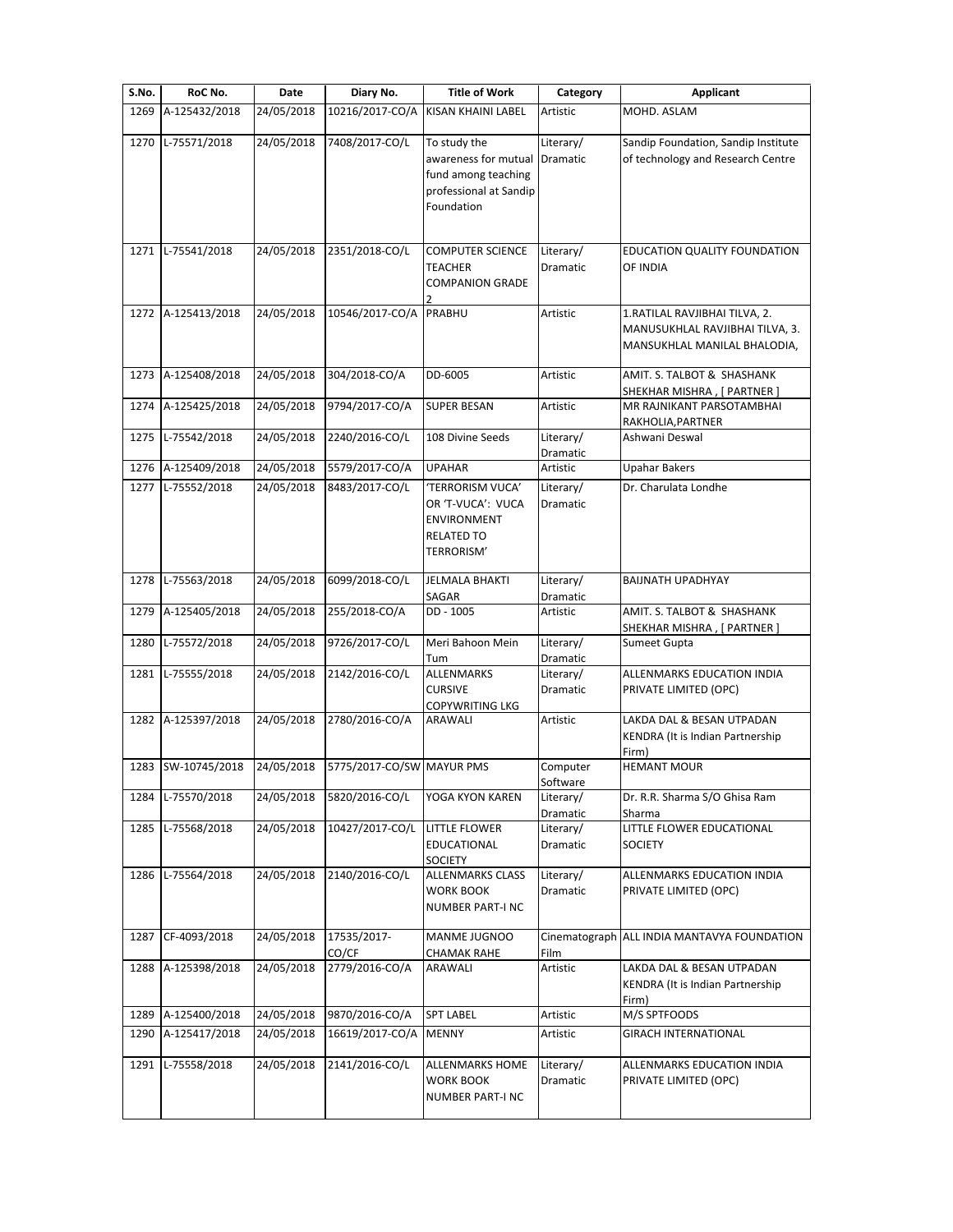| S.No. | RoC No. | Date | Diary No. | Title of Work | Category | Applicant |
|---|---|---|---|---|---|---|
| 1269 | A-125432/2018 | 24/05/2018 | 10216/2017-CO/A | KISAN KHAINI LABEL | Artistic | MOHD. ASLAM |
| 1270 | L-75571/2018 | 24/05/2018 | 7408/2017-CO/L | To study the awareness for mutual fund among teaching professional at Sandip Foundation | Literary/ Dramatic | Sandip Foundation, Sandip Institute of technology and Research Centre |
| 1271 | L-75541/2018 | 24/05/2018 | 2351/2018-CO/L | COMPUTER SCIENCE TEACHER COMPANION GRADE 2 | Literary/ Dramatic | EDUCATION QUALITY FOUNDATION OF INDIA |
| 1272 | A-125413/2018 | 24/05/2018 | 10546/2017-CO/A | PRABHU | Artistic | 1.RATILAL RAVJIBHAI TILVA, 2. MANUSUKHLAL RAVJIBHAI TILVA, 3. MANSUKHLAL MANILAL BHALODIA, |
| 1273 | A-125408/2018 | 24/05/2018 | 304/2018-CO/A | DD-6005 | Artistic | AMIT. S. TALBOT & SHASHANK SHEKHAR MISHRA , [ PARTNER ] |
| 1274 | A-125425/2018 | 24/05/2018 | 9794/2017-CO/A | SUPER BESAN | Artistic | MR RAJNIKANT PARSOTAMBHAI RAKHOLIA,PARTNER |
| 1275 | L-75542/2018 | 24/05/2018 | 2240/2016-CO/L | 108 Divine Seeds | Literary/ Dramatic | Ashwani Deswal |
| 1276 | A-125409/2018 | 24/05/2018 | 5579/2017-CO/A | UPAHAR | Artistic | Upahar Bakers |
| 1277 | L-75552/2018 | 24/05/2018 | 8483/2017-CO/L | 'TERRORISM VUCA' OR 'T-VUCA': VUCA ENVIRONMENT RELATED TO TERRORISM' | Literary/ Dramatic | Dr. Charulata Londhe |
| 1278 | L-75563/2018 | 24/05/2018 | 6099/2018-CO/L | JELMALA BHAKTI SAGAR | Literary/ Dramatic | BAIJNATH UPADHYAY |
| 1279 | A-125405/2018 | 24/05/2018 | 255/2018-CO/A | DD - 1005 | Artistic | AMIT. S. TALBOT & SHASHANK SHEKHAR MISHRA , [ PARTNER ] |
| 1280 | L-75572/2018 | 24/05/2018 | 9726/2017-CO/L | Meri Bahoon Mein Tum | Literary/ Dramatic | Sumeet Gupta |
| 1281 | L-75555/2018 | 24/05/2018 | 2142/2016-CO/L | ALLENMARKS CURSIVE COPYWRITING LKG | Literary/ Dramatic | ALLENMARKS EDUCATION INDIA PRIVATE LIMITED (OPC) |
| 1282 | A-125397/2018 | 24/05/2018 | 2780/2016-CO/A | ARAWALI | Artistic | LAKDA DAL & BESAN UTPADAN KENDRA (It is Indian Partnership Firm) |
| 1283 | SW-10745/2018 | 24/05/2018 | 5775/2017-CO/SW | MAYUR PMS | Computer Software | HEMANT MOUR |
| 1284 | L-75570/2018 | 24/05/2018 | 5820/2016-CO/L | YOGA KYON KAREN | Literary/ Dramatic | Dr. R.R. Sharma S/O Ghisa Ram Sharma |
| 1285 | L-75568/2018 | 24/05/2018 | 10427/2017-CO/L | LITTLE FLOWER EDUCATIONAL SOCIETY | Literary/ Dramatic | LITTLE FLOWER EDUCATIONAL SOCIETY |
| 1286 | L-75564/2018 | 24/05/2018 | 2140/2016-CO/L | ALLENMARKS CLASS WORK BOOK NUMBER PART-I NC | Literary/ Dramatic | ALLENMARKS EDUCATION INDIA PRIVATE LIMITED (OPC) |
| 1287 | CF-4093/2018 | 24/05/2018 | 17535/2017-CO/CF | MANME JUGNOO CHAMAK RAHE | Cinematograph Film | ALL INDIA MANTAVYA FOUNDATION |
| 1288 | A-125398/2018 | 24/05/2018 | 2779/2016-CO/A | ARAWALI | Artistic | LAKDA DAL & BESAN UTPADAN KENDRA (It is Indian Partnership Firm) |
| 1289 | A-125400/2018 | 24/05/2018 | 9870/2016-CO/A | SPT LABEL | Artistic | M/S SPTFOODS |
| 1290 | A-125417/2018 | 24/05/2018 | 16619/2017-CO/A | MENNY | Artistic | GIRACH INTERNATIONAL |
| 1291 | L-75558/2018 | 24/05/2018 | 2141/2016-CO/L | ALLENMARKS HOME WORK BOOK NUMBER PART-I NC | Literary/ Dramatic | ALLENMARKS EDUCATION INDIA PRIVATE LIMITED (OPC) |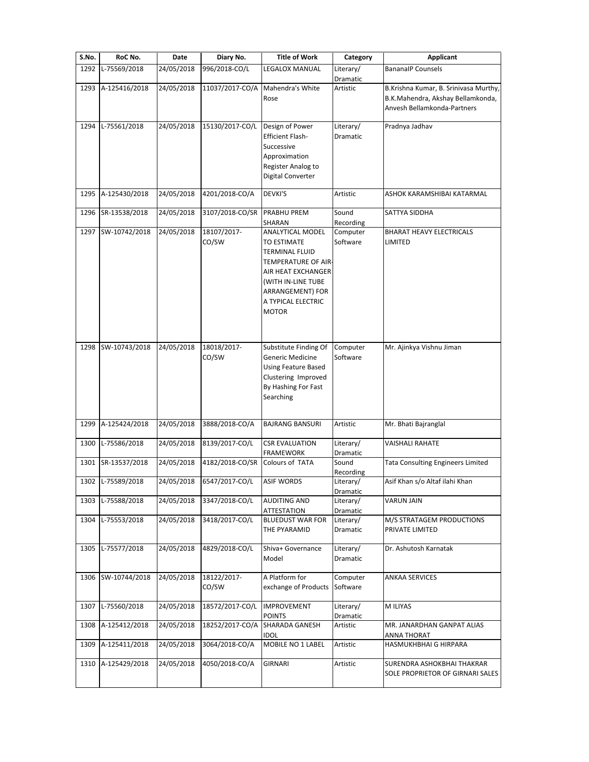| S.No. | RoC No. | Date | Diary No. | Title of Work | Category | Applicant |
|---|---|---|---|---|---|---|
| 1292 | L-75569/2018 | 24/05/2018 | 996/2018-CO/L | LEGALOX MANUAL | Literary/ Dramatic | BananaIP Counsels |
| 1293 | A-125416/2018 | 24/05/2018 | 11037/2017-CO/A | Mahendra's White Rose | Artistic | B.Krishna Kumar, B. Srinivasa Murthy, B.K.Mahendra, Akshay Bellamkonda, Anvesh Bellamkonda-Partners |
| 1294 | L-75561/2018 | 24/05/2018 | 15130/2017-CO/L | Design of Power Efficient Flash-Successive Approximation Register Analog to Digital Converter | Literary/ Dramatic | Pradnya Jadhav |
| 1295 | A-125430/2018 | 24/05/2018 | 4201/2018-CO/A | DEVKI'S | Artistic | ASHOK KARAMSHIBAI KATARMAL |
| 1296 | SR-13538/2018 | 24/05/2018 | 3107/2018-CO/SR | PRABHU PREM SHARAN | Sound Recording | SATTYA SIDDHA |
| 1297 | SW-10742/2018 | 24/05/2018 | 18107/2017-CO/SW | ANALYTICAL MODEL TO ESTIMATE TERMINAL FLUID TEMPERATURE OF AIR-AIR HEAT EXCHANGER (WITH IN-LINE TUBE ARRANGEMENT) FOR A TYPICAL ELECTRIC MOTOR | Computer Software | BHARAT HEAVY ELECTRICALS LIMITED |
| 1298 | SW-10743/2018 | 24/05/2018 | 18018/2017-CO/SW | Substitute Finding Of Generic Medicine Using Feature Based Clustering Improved By Hashing For Fast Searching | Computer Software | Mr. Ajinkya Vishnu Jiman |
| 1299 | A-125424/2018 | 24/05/2018 | 3888/2018-CO/A | BAJRANG BANSURI | Artistic | Mr. Bhati Bajranglal |
| 1300 | L-75586/2018 | 24/05/2018 | 8139/2017-CO/L | CSR EVALUATION FRAMEWORK | Literary/ Dramatic | VAISHALI RAHATE |
| 1301 | SR-13537/2018 | 24/05/2018 | 4182/2018-CO/SR | Colours of TATA | Sound Recording | Tata Consulting Engineers Limited |
| 1302 | L-75589/2018 | 24/05/2018 | 6547/2017-CO/L | ASIF WORDS | Literary/ Dramatic | Asif Khan s/o Altaf ilahi Khan |
| 1303 | L-75588/2018 | 24/05/2018 | 3347/2018-CO/L | AUDITING AND ATTESTATION | Literary/ Dramatic | VARUN JAIN |
| 1304 | L-75553/2018 | 24/05/2018 | 3418/2017-CO/L | BLUEDUST WAR FOR THE PYARAMID | Literary/ Dramatic | M/S STRATAGEM PRODUCTIONS PRIVATE LIMITED |
| 1305 | L-75577/2018 | 24/05/2018 | 4829/2018-CO/L | Shiva+ Governance Model | Literary/ Dramatic | Dr. Ashutosh Karnatak |
| 1306 | SW-10744/2018 | 24/05/2018 | 18122/2017-CO/SW | A Platform for exchange of Products | Computer Software | ANKAA SERVICES |
| 1307 | L-75560/2018 | 24/05/2018 | 18572/2017-CO/L | IMPROVEMENT POINTS | Literary/ Dramatic | M ILIYAS |
| 1308 | A-125412/2018 | 24/05/2018 | 18252/2017-CO/A | SHARADA GANESH IDOL | Artistic | MR. JANARDHAN GANPAT ALIAS ANNA THORAT |
| 1309 | A-125411/2018 | 24/05/2018 | 3064/2018-CO/A | MOBILE NO 1 LABEL | Artistic | HASMUKHBHAI G HIRPARA |
| 1310 | A-125429/2018 | 24/05/2018 | 4050/2018-CO/A | GIRNARI | Artistic | SURENDRA ASHOKBHAI THAKRAR SOLE PROPRIETOR OF GIRNARI SALES |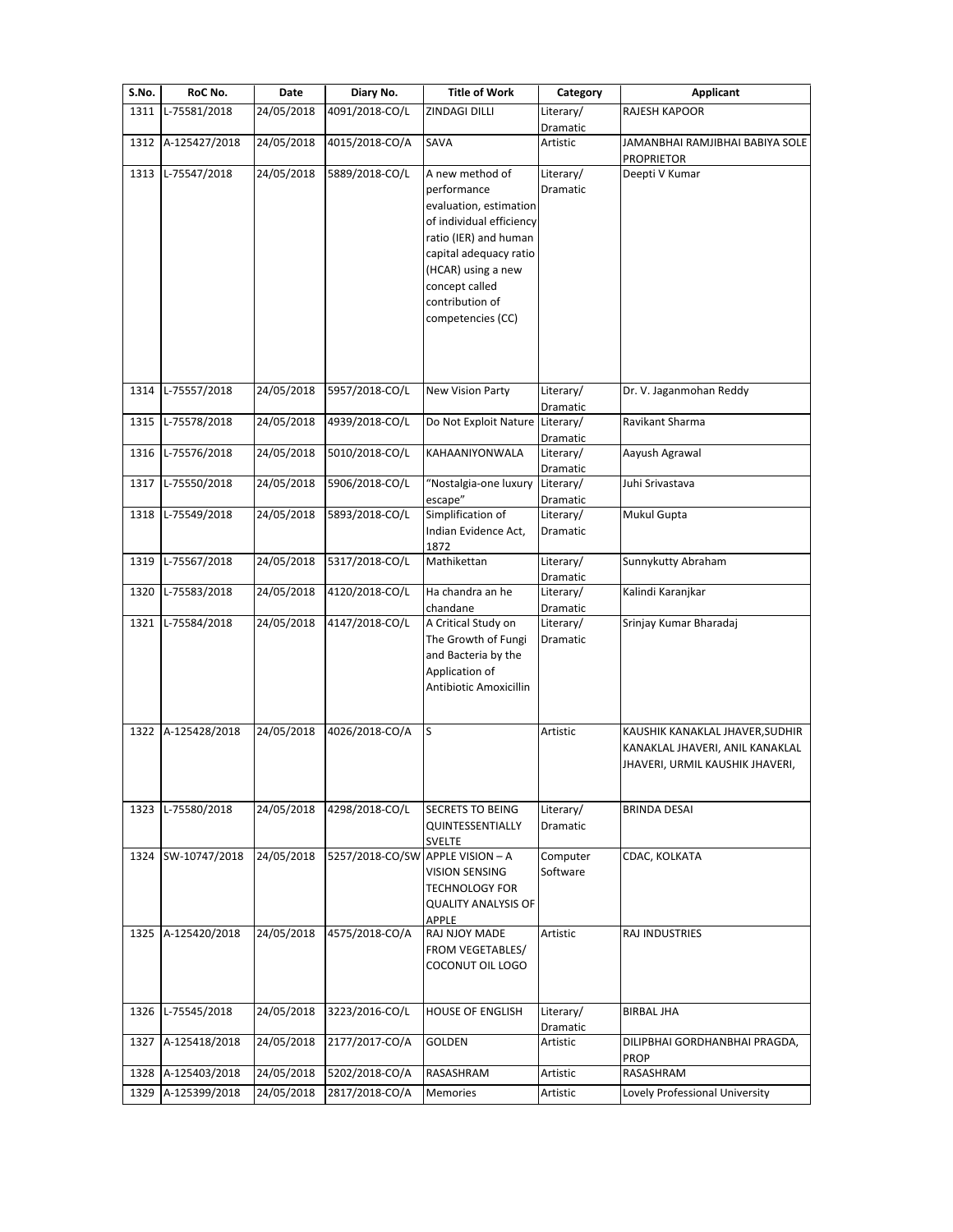| S.No. | RoC No. | Date | Diary No. | Title of Work | Category | Applicant |
|---|---|---|---|---|---|---|
| 1311 | L-75581/2018 | 24/05/2018 | 4091/2018-CO/L | ZINDAGI DILLI | Literary/ Dramatic | RAJESH KAPOOR |
| 1312 | A-125427/2018 | 24/05/2018 | 4015/2018-CO/A | SAVA | Artistic | JAMANBHAI RAMJIBHAI BABIYA SOLE PROPRIETOR |
| 1313 | L-75547/2018 | 24/05/2018 | 5889/2018-CO/L | A new method of performance evaluation, estimation of individual efficiency ratio (IER) and human capital adequacy ratio (HCAR) using a new concept called contribution of competencies (CC) | Literary/ Dramatic | Deepti V Kumar |
| 1314 | L-75557/2018 | 24/05/2018 | 5957/2018-CO/L | New Vision Party | Literary/ Dramatic | Dr. V. Jaganmohan Reddy |
| 1315 | L-75578/2018 | 24/05/2018 | 4939/2018-CO/L | Do Not Exploit Nature | Literary/ Dramatic | Ravikant Sharma |
| 1316 | L-75576/2018 | 24/05/2018 | 5010/2018-CO/L | KAHAANIYONWALA | Literary/ Dramatic | Aayush Agrawal |
| 1317 | L-75550/2018 | 24/05/2018 | 5906/2018-CO/L | "Nostalgia-one luxury escape" | Literary/ Dramatic | Juhi Srivastava |
| 1318 | L-75549/2018 | 24/05/2018 | 5893/2018-CO/L | Simplification of Indian Evidence Act, 1872 | Literary/ Dramatic | Mukul Gupta |
| 1319 | L-75567/2018 | 24/05/2018 | 5317/2018-CO/L | Mathikettan | Literary/ Dramatic | Sunnykutty Abraham |
| 1320 | L-75583/2018 | 24/05/2018 | 4120/2018-CO/L | Ha chandra an he chandane | Literary/ Dramatic | Kalindi Karanjkar |
| 1321 | L-75584/2018 | 24/05/2018 | 4147/2018-CO/L | A Critical Study on The Growth of Fungi and Bacteria by the Application of Antibiotic Amoxicillin | Literary/ Dramatic | Srinjay Kumar Bharadaj |
| 1322 | A-125428/2018 | 24/05/2018 | 4026/2018-CO/A | S | Artistic | KAUSHIK KANAKLAL JHAVER,SUDHIR KANAKLAL JHAVERI, ANIL KANAKLAL JHAVERI, URMIL KAUSHIK JHAVERI, |
| 1323 | L-75580/2018 | 24/05/2018 | 4298/2018-CO/L | SECRETS TO BEING QUINTESSENTIALLY SVELTE | Literary/ Dramatic | BRINDA DESAI |
| 1324 | SW-10747/2018 | 24/05/2018 | 5257/2018-CO/SW | APPLE VISION – A VISION SENSING TECHNOLOGY FOR QUALITY ANALYSIS OF APPLE | Computer Software | CDAC, KOLKATA |
| 1325 | A-125420/2018 | 24/05/2018 | 4575/2018-CO/A | RAJ NJOY MADE FROM VEGETABLES/ COCONUT OIL LOGO | Artistic | RAJ INDUSTRIES |
| 1326 | L-75545/2018 | 24/05/2018 | 3223/2016-CO/L | HOUSE OF ENGLISH | Literary/ Dramatic | BIRBAL JHA |
| 1327 | A-125418/2018 | 24/05/2018 | 2177/2017-CO/A | GOLDEN | Artistic | DILIPBHAI GORDHANBHAI PRAGDA, PROP |
| 1328 | A-125403/2018 | 24/05/2018 | 5202/2018-CO/A | RASASHRAM | Artistic | RASASHRAM |
| 1329 | A-125399/2018 | 24/05/2018 | 2817/2018-CO/A | Memories | Artistic | Lovely Professional University |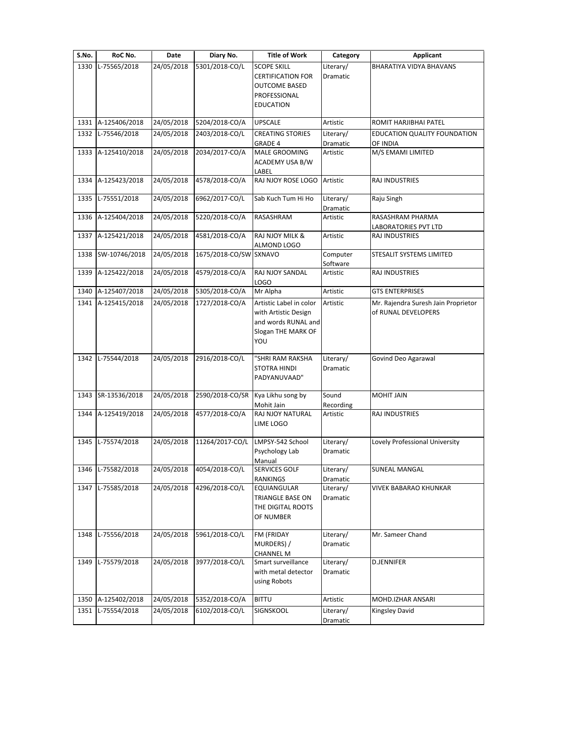| S.No. | RoC No. | Date | Diary No. | Title of Work | Category | Applicant |
|---|---|---|---|---|---|---|
| 1330 | L-75565/2018 | 24/05/2018 | 5301/2018-CO/L | SCOPE SKILL CERTIFICATION FOR OUTCOME BASED PROFESSIONAL EDUCATION | Literary/ Dramatic | BHARATIYA VIDYA BHAVANS |
| 1331 | A-125406/2018 | 24/05/2018 | 5204/2018-CO/A | UPSCALE | Artistic | ROMIT HARJIBHAI PATEL |
| 1332 | L-75546/2018 | 24/05/2018 | 2403/2018-CO/L | CREATING STORIES GRADE 4 | Literary/ Dramatic | EDUCATION QUALITY FOUNDATION OF INDIA |
| 1333 | A-125410/2018 | 24/05/2018 | 2034/2017-CO/A | MALE GROOMING ACADEMY USA B/W LABEL | Artistic | M/S EMAMI LIMITED |
| 1334 | A-125423/2018 | 24/05/2018 | 4578/2018-CO/A | RAJ NJOY ROSE LOGO | Artistic | RAJ INDUSTRIES |
| 1335 | L-75551/2018 | 24/05/2018 | 6962/2017-CO/L | Sab Kuch Tum Hi Ho | Literary/ Dramatic | Raju Singh |
| 1336 | A-125404/2018 | 24/05/2018 | 5220/2018-CO/A | RASASHRAM | Artistic | RASASHRAM PHARMA LABORATORIES PVT LTD |
| 1337 | A-125421/2018 | 24/05/2018 | 4581/2018-CO/A | RAJ NJOY MILK & ALMOND LOGO | Artistic | RAJ INDUSTRIES |
| 1338 | SW-10746/2018 | 24/05/2018 | 1675/2018-CO/SW | SXNAVO | Computer Software | STESALIT SYSTEMS LIMITED |
| 1339 | A-125422/2018 | 24/05/2018 | 4579/2018-CO/A | RAJ NJOY SANDAL LOGO | Artistic | RAJ INDUSTRIES |
| 1340 | A-125407/2018 | 24/05/2018 | 5305/2018-CO/A | Mr Alpha | Artistic | GTS ENTERPRISES |
| 1341 | A-125415/2018 | 24/05/2018 | 1727/2018-CO/A | Artistic Label in color with Artistic Design and words RUNAL and Slogan THE MARK OF YOU | Artistic | Mr. Rajendra Suresh Jain Proprietor of RUNAL DEVELOPERS |
| 1342 | L-75544/2018 | 24/05/2018 | 2916/2018-CO/L | "SHRI RAM RAKSHA STOTRA HINDI PADYANUVAAD" | Literary/ Dramatic | Govind Deo Agarawal |
| 1343 | SR-13536/2018 | 24/05/2018 | 2590/2018-CO/SR | Kya Likhu song by Mohit Jain | Sound Recording | MOHIT JAIN |
| 1344 | A-125419/2018 | 24/05/2018 | 4577/2018-CO/A | RAJ NJOY NATURAL LIME LOGO | Artistic | RAJ INDUSTRIES |
| 1345 | L-75574/2018 | 24/05/2018 | 11264/2017-CO/L | LMPSY-542 School Psychology Lab Manual | Literary/ Dramatic | Lovely Professional University |
| 1346 | L-75582/2018 | 24/05/2018 | 4054/2018-CO/L | SERVICES GOLF RANKINGS | Literary/ Dramatic | SUNEAL MANGAL |
| 1347 | L-75585/2018 | 24/05/2018 | 4296/2018-CO/L | EQUIANGULAR TRIANGLE BASE ON THE DIGITAL ROOTS OF NUMBER | Literary/ Dramatic | VIVEK BABARAO KHUNKAR |
| 1348 | L-75556/2018 | 24/05/2018 | 5961/2018-CO/L | FM (FRIDAY MURDERS) / CHANNEL M | Literary/ Dramatic | Mr. Sameer Chand |
| 1349 | L-75579/2018 | 24/05/2018 | 3977/2018-CO/L | Smart surveillance with metal detector using Robots | Literary/ Dramatic | D.JENNIFER |
| 1350 | A-125402/2018 | 24/05/2018 | 5352/2018-CO/A | BITTU | Artistic | MOHD.IZHAR ANSARI |
| 1351 | L-75554/2018 | 24/05/2018 | 6102/2018-CO/L | SIGNSKOOL | Literary/ Dramatic | Kingsley David |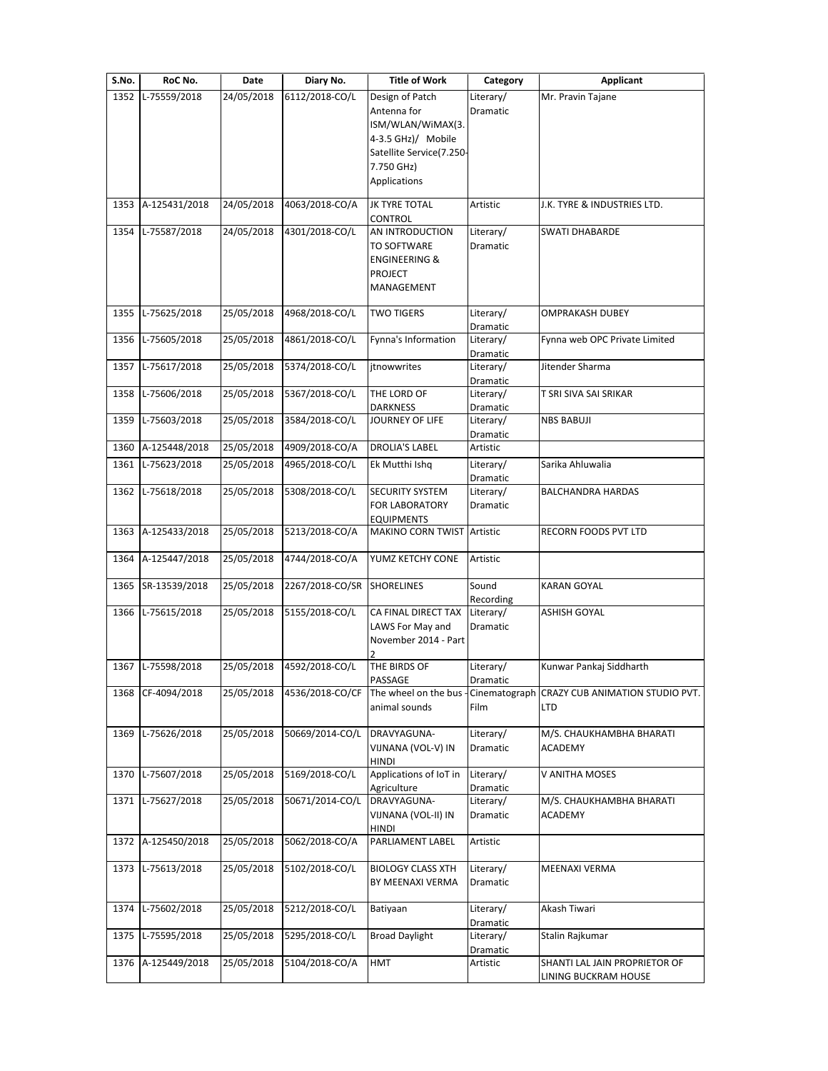| S.No. | RoC No. | Date | Diary No. | Title of Work | Category | Applicant |
|---|---|---|---|---|---|---|
| 1352 | L-75559/2018 | 24/05/2018 | 6112/2018-CO/L | Design of Patch Antenna for ISM/WLAN/WiMAX(3.4-3.5 GHz)/ Mobile Satellite Service(7.250-7.750 GHz) Applications | Literary/ Dramatic | Mr. Pravin Tajane |
| 1353 | A-125431/2018 | 24/05/2018 | 4063/2018-CO/A | JK TYRE TOTAL CONTROL | Artistic | J.K. TYRE & INDUSTRIES LTD. |
| 1354 | L-75587/2018 | 24/05/2018 | 4301/2018-CO/L | AN INTRODUCTION TO SOFTWARE ENGINEERING & PROJECT MANAGEMENT | Literary/ Dramatic | SWATI DHABARDE |
| 1355 | L-75625/2018 | 25/05/2018 | 4968/2018-CO/L | TWO TIGERS | Literary/ Dramatic | OMPRAKASH DUBEY |
| 1356 | L-75605/2018 | 25/05/2018 | 4861/2018-CO/L | Fynna's Information | Literary/ Dramatic | Fynna web OPC Private Limited |
| 1357 | L-75617/2018 | 25/05/2018 | 5374/2018-CO/L | jtnowwrites | Literary/ Dramatic | Jitender Sharma |
| 1358 | L-75606/2018 | 25/05/2018 | 5367/2018-CO/L | THE LORD OF DARKNESS | Literary/ Dramatic | T SRI SIVA SAI SRIKAR |
| 1359 | L-75603/2018 | 25/05/2018 | 3584/2018-CO/L | JOURNEY OF LIFE | Literary/ Dramatic | NBS BABUJI |
| 1360 | A-125448/2018 | 25/05/2018 | 4909/2018-CO/A | DROLIA'S LABEL | Artistic | |
| 1361 | L-75623/2018 | 25/05/2018 | 4965/2018-CO/L | Ek Mutthi Ishq | Literary/ Dramatic | Sarika Ahluwalia |
| 1362 | L-75618/2018 | 25/05/2018 | 5308/2018-CO/L | SECURITY SYSTEM FOR LABORATORY EQUIPMENTS | Literary/ Dramatic | BALCHANDRA HARDAS |
| 1363 | A-125433/2018 | 25/05/2018 | 5213/2018-CO/A | MAKINO CORN TWIST | Artistic | RECORN FOODS PVT LTD |
| 1364 | A-125447/2018 | 25/05/2018 | 4744/2018-CO/A | YUMZ KETCHY CONE | Artistic | |
| 1365 | SR-13539/2018 | 25/05/2018 | 2267/2018-CO/SR | SHORELINES | Sound Recording | KARAN GOYAL |
| 1366 | L-75615/2018 | 25/05/2018 | 5155/2018-CO/L | CA FINAL DIRECT TAX LAWS For May and November 2014 - Part 2 | Literary/ Dramatic | ASHISH GOYAL |
| 1367 | L-75598/2018 | 25/05/2018 | 4592/2018-CO/L | THE BIRDS OF PASSAGE | Literary/ Dramatic | Kunwar Pankaj Siddharth |
| 1368 | CF-4094/2018 | 25/05/2018 | 4536/2018-CO/CF | The wheel on the bus - animal sounds | Cinematograph Film | CRAZY CUB ANIMATION STUDIO PVT. LTD |
| 1369 | L-75626/2018 | 25/05/2018 | 50669/2014-CO/L | DRAVYAGUNA-VIJNANA (VOL-V) IN HINDI | Literary/ Dramatic | M/S. CHAUKHAMBHA BHARATI ACADEMY |
| 1370 | L-75607/2018 | 25/05/2018 | 5169/2018-CO/L | Applications of IoT in Agriculture | Literary/ Dramatic | V ANITHA MOSES |
| 1371 | L-75627/2018 | 25/05/2018 | 50671/2014-CO/L | DRAVYAGUNA-VIJNANA (VOL-II) IN HINDI | Literary/ Dramatic | M/S. CHAUKHAMBHA BHARATI ACADEMY |
| 1372 | A-125450/2018 | 25/05/2018 | 5062/2018-CO/A | PARLIAMENT LABEL | Artistic | |
| 1373 | L-75613/2018 | 25/05/2018 | 5102/2018-CO/L | BIOLOGY CLASS XTH BY MEENAXI VERMA | Literary/ Dramatic | MEENAXI VERMA |
| 1374 | L-75602/2018 | 25/05/2018 | 5212/2018-CO/L | Batiyaan | Literary/ Dramatic | Akash Tiwari |
| 1375 | L-75595/2018 | 25/05/2018 | 5295/2018-CO/L | Broad Daylight | Literary/ Dramatic | Stalin Rajkumar |
| 1376 | A-125449/2018 | 25/05/2018 | 5104/2018-CO/A | HMT | Artistic | SHANTI LAL JAIN PROPRIETOR OF LINING BUCKRAM HOUSE |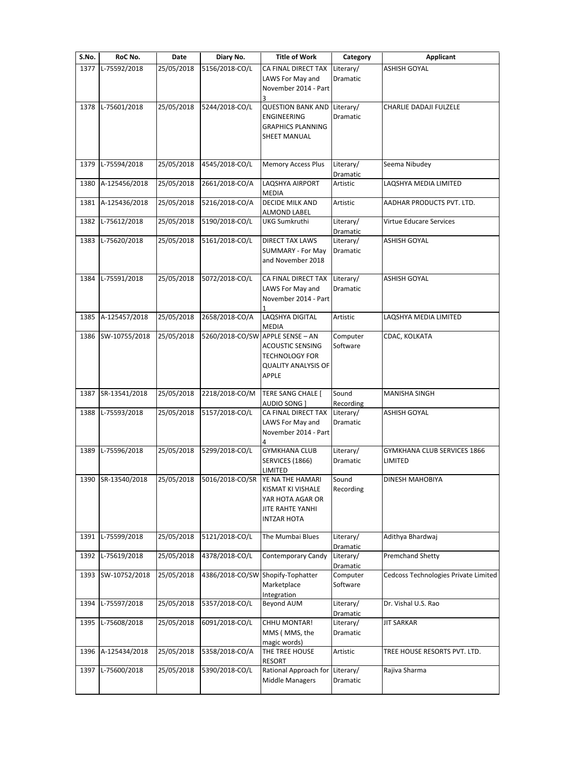| S.No. | RoC No. | Date | Diary No. | Title of Work | Category | Applicant |
| --- | --- | --- | --- | --- | --- | --- |
| 1377 | L-75592/2018 | 25/05/2018 | 5156/2018-CO/L | CA FINAL DIRECT TAX LAWS For May and November 2014 - Part 3 | Literary/ Dramatic | ASHISH GOYAL |
| 1378 | L-75601/2018 | 25/05/2018 | 5244/2018-CO/L | QUESTION BANK AND ENGINEERING GRAPHICS PLANNING SHEET MANUAL | Literary/ Dramatic | CHARLIE DADAJI FULZELE |
| 1379 | L-75594/2018 | 25/05/2018 | 4545/2018-CO/L | Memory Access Plus | Literary/ Dramatic | Seema Nibudey |
| 1380 | A-125456/2018 | 25/05/2018 | 2661/2018-CO/A | LAQSHYA AIRPORT MEDIA | Artistic | LAQSHYA MEDIA LIMITED |
| 1381 | A-125436/2018 | 25/05/2018 | 5216/2018-CO/A | DECIDE MILK AND ALMOND LABEL | Artistic | AADHAR PRODUCTS PVT. LTD. |
| 1382 | L-75612/2018 | 25/05/2018 | 5190/2018-CO/L | UKG Sumkruthi | Literary/ Dramatic | Virtue Educare Services |
| 1383 | L-75620/2018 | 25/05/2018 | 5161/2018-CO/L | DIRECT TAX LAWS SUMMARY - For May and November 2018 | Literary/ Dramatic | ASHISH GOYAL |
| 1384 | L-75591/2018 | 25/05/2018 | 5072/2018-CO/L | CA FINAL DIRECT TAX LAWS For May and November 2014 - Part 1 | Literary/ Dramatic | ASHISH GOYAL |
| 1385 | A-125457/2018 | 25/05/2018 | 2658/2018-CO/A | LAQSHYA DIGITAL MEDIA | Artistic | LAQSHYA MEDIA LIMITED |
| 1386 | SW-10755/2018 | 25/05/2018 | 5260/2018-CO/SW | APPLE SENSE – AN ACOUSTIC SENSING TECHNOLOGY FOR QUALITY ANALYSIS OF APPLE | Computer Software | CDAC, KOLKATA |
| 1387 | SR-13541/2018 | 25/05/2018 | 2218/2018-CO/M | TERE SANG CHALE [ AUDIO SONG ] | Sound Recording | MANISHA SINGH |
| 1388 | L-75593/2018 | 25/05/2018 | 5157/2018-CO/L | CA FINAL DIRECT TAX LAWS For May and November 2014 - Part 4 | Literary/ Dramatic | ASHISH GOYAL |
| 1389 | L-75596/2018 | 25/05/2018 | 5299/2018-CO/L | GYMKHANA CLUB SERVICES (1866) LIMITED | Literary/ Dramatic | GYMKHANA CLUB SERVICES 1866 LIMITED |
| 1390 | SR-13540/2018 | 25/05/2018 | 5016/2018-CO/SR | YE NA THE HAMARI KISMAT KI VISHALE YAR HOTA AGAR OR JITE RAHTE YANHI INTZAR HOTA | Sound Recording | DINESH MAHOBIYA |
| 1391 | L-75599/2018 | 25/05/2018 | 5121/2018-CO/L | The Mumbai Blues | Literary/ Dramatic | Adithya Bhardwaj |
| 1392 | L-75619/2018 | 25/05/2018 | 4378/2018-CO/L | Contemporary Candy | Literary/ Dramatic | Premchand Shetty |
| 1393 | SW-10752/2018 | 25/05/2018 | 4386/2018-CO/SW | Shopify-Tophatter Marketplace Integration | Computer Software | Cedcoss Technologies Private Limited |
| 1394 | L-75597/2018 | 25/05/2018 | 5357/2018-CO/L | Beyond AUM | Literary/ Dramatic | Dr. Vishal U.S. Rao |
| 1395 | L-75608/2018 | 25/05/2018 | 6091/2018-CO/L | CHHU MONTAR! MMS ( MMS, the magic words) | Literary/ Dramatic | JIT SARKAR |
| 1396 | A-125434/2018 | 25/05/2018 | 5358/2018-CO/A | THE TREE HOUSE RESORT | Artistic | TREE HOUSE RESORTS PVT. LTD. |
| 1397 | L-75600/2018 | 25/05/2018 | 5390/2018-CO/L | Rational Approach for Middle Managers | Literary/ Dramatic | Rajiva Sharma |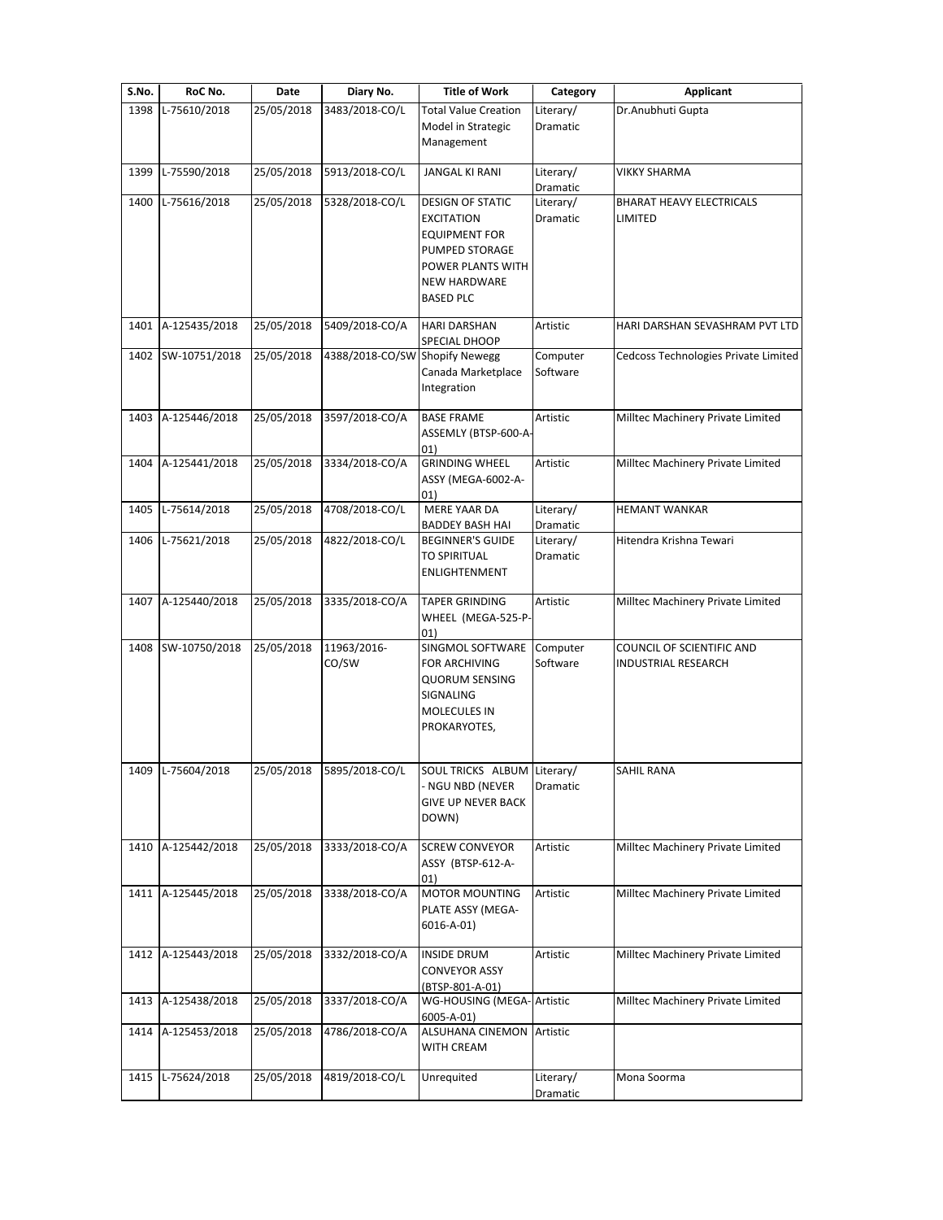| S.No. | RoC No. | Date | Diary No. | Title of Work | Category | Applicant |
|---|---|---|---|---|---|---|
| 1398 | L-75610/2018 | 25/05/2018 | 3483/2018-CO/L | Total Value Creation Model in Strategic Management | Literary/ Dramatic | Dr.Anubhuti Gupta |
| 1399 | L-75590/2018 | 25/05/2018 | 5913/2018-CO/L | JANGAL KI RANI | Literary/ Dramatic | VIKKY SHARMA |
| 1400 | L-75616/2018 | 25/05/2018 | 5328/2018-CO/L | DESIGN OF STATIC EXCITATION EQUIPMENT FOR PUMPED STORAGE POWER PLANTS WITH NEW HARDWARE BASED PLC | Literary/ Dramatic | BHARAT HEAVY ELECTRICALS LIMITED |
| 1401 | A-125435/2018 | 25/05/2018 | 5409/2018-CO/A | HARI DARSHAN SPECIAL DHOOP | Artistic | HARI DARSHAN SEVASHRAM PVT LTD |
| 1402 | SW-10751/2018 | 25/05/2018 | 4388/2018-CO/SW | Shopify Newegg Canada Marketplace Integration | Computer Software | Cedcoss Technologies Private Limited |
| 1403 | A-125446/2018 | 25/05/2018 | 3597/2018-CO/A | BASE FRAME ASSEMLY (BTSP-600-A-01) | Artistic | Milltec Machinery Private Limited |
| 1404 | A-125441/2018 | 25/05/2018 | 3334/2018-CO/A | GRINDING WHEEL ASSY (MEGA-6002-A-01) | Artistic | Milltec Machinery Private Limited |
| 1405 | L-75614/2018 | 25/05/2018 | 4708/2018-CO/L | MERE YAAR DA BADDEY BASH HAI | Literary/ Dramatic | HEMANT WANKAR |
| 1406 | L-75621/2018 | 25/05/2018 | 4822/2018-CO/L | BEGINNER'S GUIDE TO SPIRITUAL ENLIGHTENMENT | Literary/ Dramatic | Hitendra Krishna Tewari |
| 1407 | A-125440/2018 | 25/05/2018 | 3335/2018-CO/A | TAPER GRINDING WHEEL (MEGA-525-P-01) | Artistic | Milltec Machinery Private Limited |
| 1408 | SW-10750/2018 | 25/05/2018 | 11963/2016-CO/SW | SINGMOL SOFTWARE FOR ARCHIVING QUORUM SENSING SIGNALING MOLECULES IN PROKARYOTES, | Computer Software | COUNCIL OF SCIENTIFIC AND INDUSTRIAL RESEARCH |
| 1409 | L-75604/2018 | 25/05/2018 | 5895/2018-CO/L | SOUL TRICKS ALBUM - NGU NBD (NEVER GIVE UP NEVER BACK DOWN) | Literary/ Dramatic | SAHIL RANA |
| 1410 | A-125442/2018 | 25/05/2018 | 3333/2018-CO/A | SCREW CONVEYOR ASSY (BTSP-612-A-01) | Artistic | Milltec Machinery Private Limited |
| 1411 | A-125445/2018 | 25/05/2018 | 3338/2018-CO/A | MOTOR MOUNTING PLATE ASSY (MEGA-6016-A-01) | Artistic | Milltec Machinery Private Limited |
| 1412 | A-125443/2018 | 25/05/2018 | 3332/2018-CO/A | INSIDE DRUM CONVEYOR ASSY (BTSP-801-A-01) | Artistic | Milltec Machinery Private Limited |
| 1413 | A-125438/2018 | 25/05/2018 | 3337/2018-CO/A | WG-HOUSING (MEGA-6005-A-01) | Artistic | Milltec Machinery Private Limited |
| 1414 | A-125453/2018 | 25/05/2018 | 4786/2018-CO/A | ALSUHANA CINEMON WITH CREAM | Artistic | |
| 1415 | L-75624/2018 | 25/05/2018 | 4819/2018-CO/L | Unrequited | Literary/ Dramatic | Mona Soorma |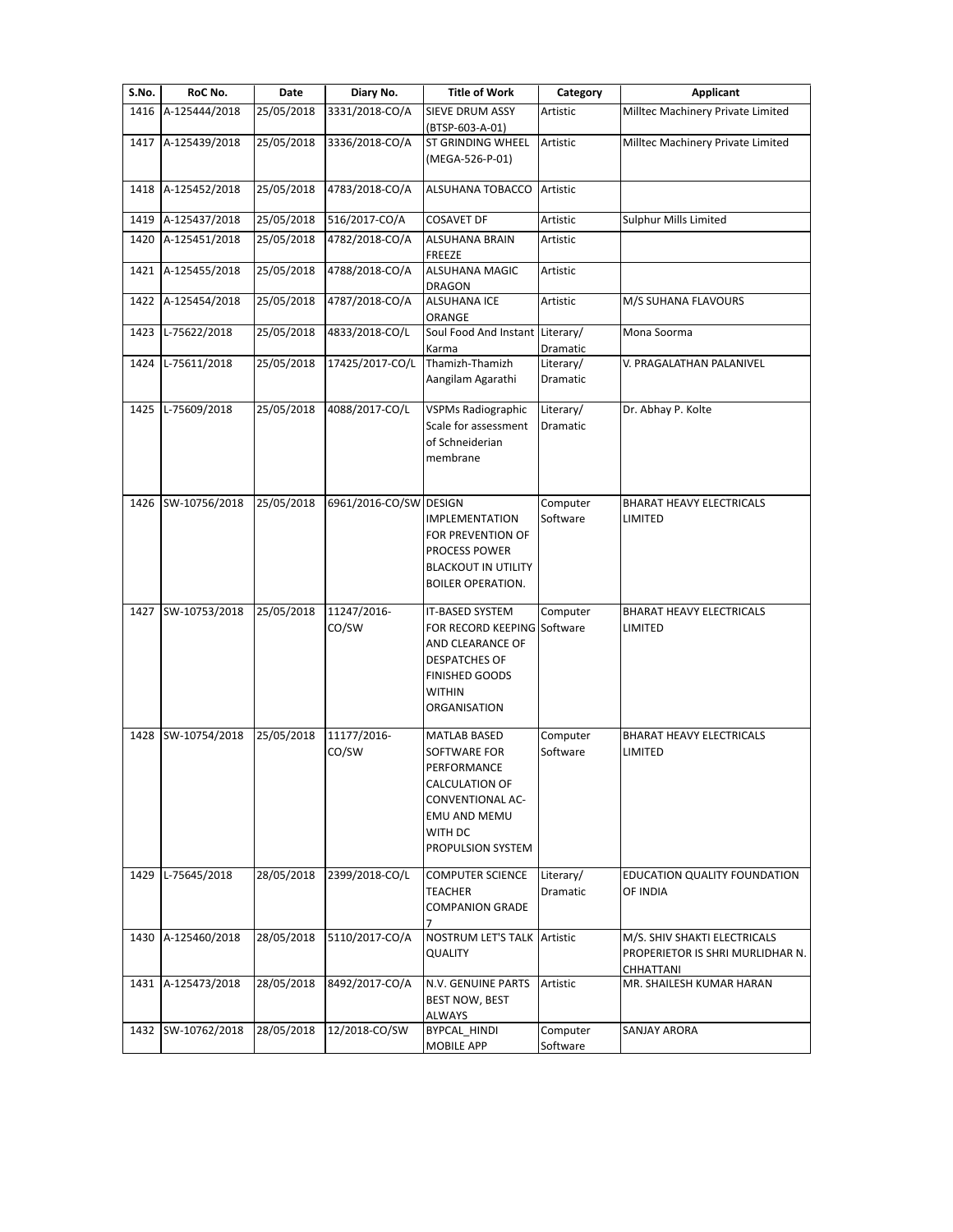| S.No. | RoC No. | Date | Diary No. | Title of Work | Category | Applicant |
|---|---|---|---|---|---|---|
| 1416 | A-125444/2018 | 25/05/2018 | 3331/2018-CO/A | SIEVE DRUM ASSY (BTSP-603-A-01) | Artistic | Milltec Machinery Private Limited |
| 1417 | A-125439/2018 | 25/05/2018 | 3336/2018-CO/A | ST GRINDING WHEEL (MEGA-526-P-01) | Artistic | Milltec Machinery Private Limited |
| 1418 | A-125452/2018 | 25/05/2018 | 4783/2018-CO/A | ALSUHANA TOBACCO | Artistic | |
| 1419 | A-125437/2018 | 25/05/2018 | 516/2017-CO/A | COSAVET DF | Artistic | Sulphur Mills Limited |
| 1420 | A-125451/2018 | 25/05/2018 | 4782/2018-CO/A | ALSUHANA BRAIN FREEZE | Artistic | |
| 1421 | A-125455/2018 | 25/05/2018 | 4788/2018-CO/A | ALSUHANA MAGIC DRAGON | Artistic | |
| 1422 | A-125454/2018 | 25/05/2018 | 4787/2018-CO/A | ALSUHANA ICE ORANGE | Artistic | M/S SUHANA FLAVOURS |
| 1423 | L-75622/2018 | 25/05/2018 | 4833/2018-CO/L | Soul Food And Instant Karma | Literary/ Dramatic | Mona Soorma |
| 1424 | L-75611/2018 | 25/05/2018 | 17425/2017-CO/L | Thamizh-Thamizh Aangilam Agarathi | Literary/ Dramatic | V. PRAGALATHAN PALANIVEL |
| 1425 | L-75609/2018 | 25/05/2018 | 4088/2017-CO/L | VSPMs Radiographic Scale for assessment of Schneiderian membrane | Literary/ Dramatic | Dr. Abhay P. Kolte |
| 1426 | SW-10756/2018 | 25/05/2018 | 6961/2016-CO/SW | DESIGN IMPLEMENTATION FOR PREVENTION OF PROCESS POWER BLACKOUT IN UTILITY BOILER OPERATION. | Computer Software | BHARAT HEAVY ELECTRICALS LIMITED |
| 1427 | SW-10753/2018 | 25/05/2018 | 11247/2016-CO/SW | IT-BASED SYSTEM FOR RECORD KEEPING AND CLEARANCE OF DESPATCHES OF FINISHED GOODS WITHIN ORGANISATION | Computer Software | BHARAT HEAVY ELECTRICALS LIMITED |
| 1428 | SW-10754/2018 | 25/05/2018 | 11177/2016-CO/SW | MATLAB BASED SOFTWARE FOR PERFORMANCE CALCULATION OF CONVENTIONAL AC-EMU AND MEMU WITH DC PROPULSION SYSTEM | Computer Software | BHARAT HEAVY ELECTRICALS LIMITED |
| 1429 | L-75645/2018 | 28/05/2018 | 2399/2018-CO/L | COMPUTER SCIENCE TEACHER COMPANION GRADE 7 | Literary/ Dramatic | EDUCATION QUALITY FOUNDATION OF INDIA |
| 1430 | A-125460/2018 | 28/05/2018 | 5110/2017-CO/A | NOSTRUM LET'S TALK QUALITY | Artistic | M/S. SHIV SHAKTI ELECTRICALS PROPERIETOR IS SHRI MURLIDHAR N. CHHATTANI |
| 1431 | A-125473/2018 | 28/05/2018 | 8492/2017-CO/A | N.V. GENUINE PARTS BEST NOW, BEST ALWAYS | Artistic | MR. SHAILESH KUMAR HARAN |
| 1432 | SW-10762/2018 | 28/05/2018 | 12/2018-CO/SW | BYPCAL_HINDI MOBILE APP | Computer Software | SANJAY ARORA |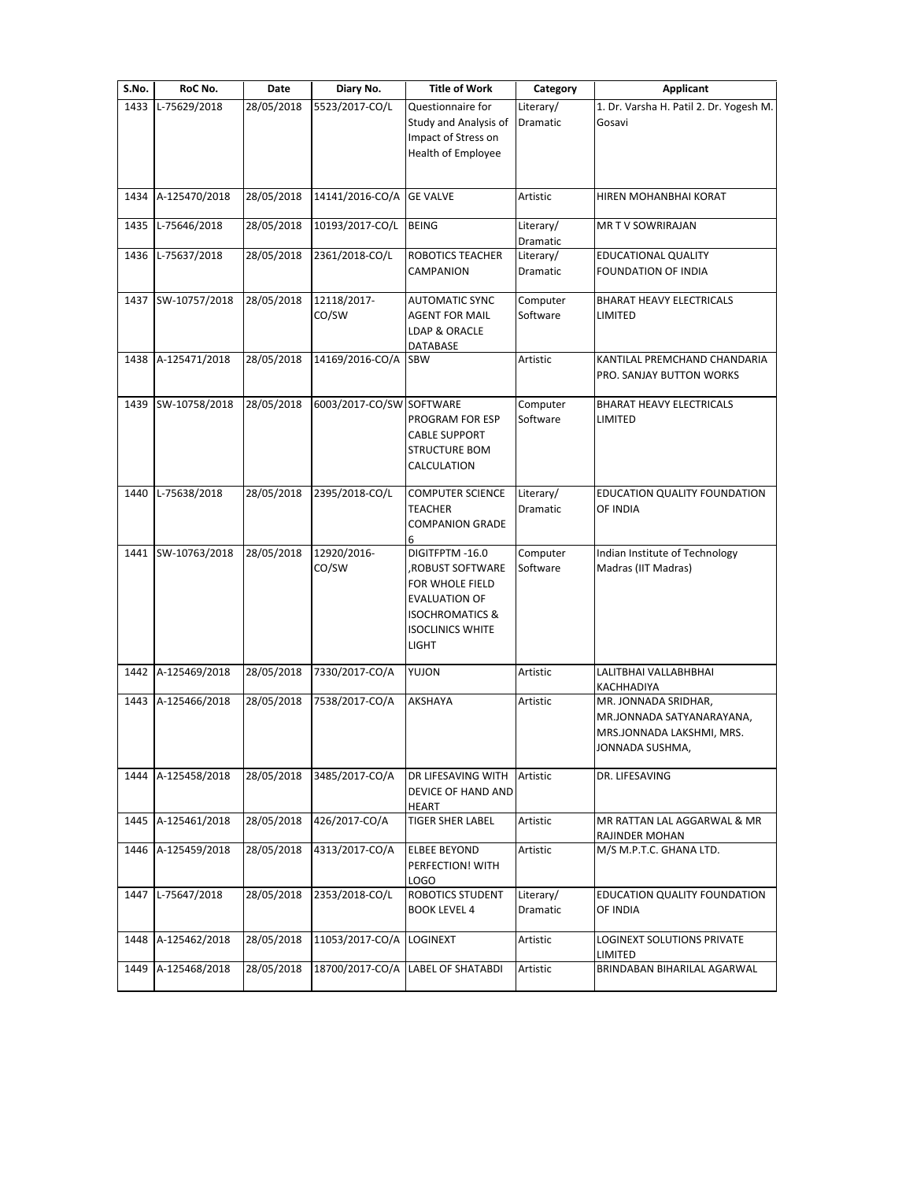| S.No. | RoC No. | Date | Diary No. | Title of Work | Category | Applicant |
|---|---|---|---|---|---|---|
| 1433 | L-75629/2018 | 28/05/2018 | 5523/2017-CO/L | Questionnaire for Study and Analysis of Impact of Stress on Health of Employee | Literary/ Dramatic | 1. Dr. Varsha H. Patil 2. Dr. Yogesh M. Gosavi |
| 1434 | A-125470/2018 | 28/05/2018 | 14141/2016-CO/A | GE VALVE | Artistic | HIREN MOHANBHAI KORAT |
| 1435 | L-75646/2018 | 28/05/2018 | 10193/2017-CO/L | BEING | Literary/ Dramatic | MR T V SOWRIRAJAN |
| 1436 | L-75637/2018 | 28/05/2018 | 2361/2018-CO/L | ROBOTICS TEACHER CAMPANION | Literary/ Dramatic | EDUCATIONAL QUALITY FOUNDATION OF INDIA |
| 1437 | SW-10757/2018 | 28/05/2018 | 12118/2017-CO/SW | AUTOMATIC SYNC AGENT FOR MAIL LDAP & ORACLE DATABASE | Computer Software | BHARAT HEAVY ELECTRICALS LIMITED |
| 1438 | A-125471/2018 | 28/05/2018 | 14169/2016-CO/A | SBW | Artistic | KANTILAL PREMCHAND CHANDARIA PRO. SANJAY BUTTON WORKS |
| 1439 | SW-10758/2018 | 28/05/2018 | 6003/2017-CO/SW | SOFTWARE PROGRAM FOR ESP CABLE SUPPORT STRUCTURE BOM CALCULATION | Computer Software | BHARAT HEAVY ELECTRICALS LIMITED |
| 1440 | L-75638/2018 | 28/05/2018 | 2395/2018-CO/L | COMPUTER SCIENCE TEACHER COMPANION GRADE 6 | Literary/ Dramatic | EDUCATION QUALITY FOUNDATION OF INDIA |
| 1441 | SW-10763/2018 | 28/05/2018 | 12920/2016-CO/SW | DIGITFPTM -16.0 ,ROBUST SOFTWARE FOR WHOLE FIELD EVALUATION OF ISOCHROMATICS & ISOCLINICS WHITE LIGHT | Computer Software | Indian Institute of Technology Madras (IIT Madras) |
| 1442 | A-125469/2018 | 28/05/2018 | 7330/2017-CO/A | YUJON | Artistic | LALITBHAI VALLABHBHAI KACHHADIYA |
| 1443 | A-125466/2018 | 28/05/2018 | 7538/2017-CO/A | AKSHAYA | Artistic | MR. JONNADA SRIDHAR, MR.JONNADA SATYANARAYANA, MRS.JONNADA LAKSHMI, MRS. JONNADA SUSHMA, |
| 1444 | A-125458/2018 | 28/05/2018 | 3485/2017-CO/A | DR LIFESAVING WITH DEVICE OF HAND AND HEART | Artistic | DR. LIFESAVING |
| 1445 | A-125461/2018 | 28/05/2018 | 426/2017-CO/A | TIGER SHER LABEL | Artistic | MR RATTAN LAL AGGARWAL & MR RAJINDER MOHAN |
| 1446 | A-125459/2018 | 28/05/2018 | 4313/2017-CO/A | ELBEE BEYOND PERFECTION! WITH LOGO | Artistic | M/S M.P.T.C. GHANA LTD. |
| 1447 | L-75647/2018 | 28/05/2018 | 2353/2018-CO/L | ROBOTICS STUDENT BOOK LEVEL 4 | Literary/ Dramatic | EDUCATION QUALITY FOUNDATION OF INDIA |
| 1448 | A-125462/2018 | 28/05/2018 | 11053/2017-CO/A | LOGINEXT | Artistic | LOGINEXT SOLUTIONS PRIVATE LIMITED |
| 1449 | A-125468/2018 | 28/05/2018 | 18700/2017-CO/A | LABEL OF SHATABDI | Artistic | BRINDABAN BIHARILAL AGARWAL |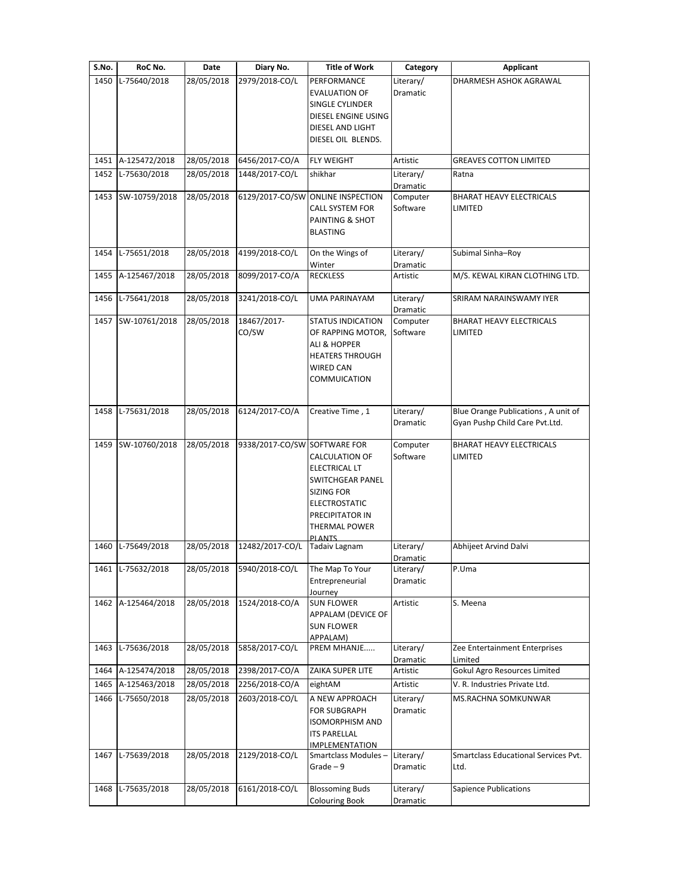| S.No. | RoC No. | Date | Diary No. | Title of Work | Category | Applicant |
|---|---|---|---|---|---|---|
| 1450 | L-75640/2018 | 28/05/2018 | 2979/2018-CO/L | PERFORMANCE EVALUATION OF SINGLE CYLINDER DIESEL ENGINE USING DIESEL AND LIGHT DIESEL OIL BLENDS. | Literary/ Dramatic | DHARMESH ASHOK AGRAWAL |
| 1451 | A-125472/2018 | 28/05/2018 | 6456/2017-CO/A | FLY WEIGHT | Artistic | GREAVES COTTON LIMITED |
| 1452 | L-75630/2018 | 28/05/2018 | 1448/2017-CO/L | shikhar | Literary/ Dramatic | Ratna |
| 1453 | SW-10759/2018 | 28/05/2018 | 6129/2017-CO/SW | ONLINE INSPECTION CALL SYSTEM FOR PAINTING & SHOT BLASTING | Computer Software | BHARAT HEAVY ELECTRICALS LIMITED |
| 1454 | L-75651/2018 | 28/05/2018 | 4199/2018-CO/L | On the Wings of Winter | Literary/ Dramatic | Subimal Sinha–Roy |
| 1455 | A-125467/2018 | 28/05/2018 | 8099/2017-CO/A | RECKLESS | Artistic | M/S. KEWAL KIRAN CLOTHING LTD. |
| 1456 | L-75641/2018 | 28/05/2018 | 3241/2018-CO/L | UMA PARINAYAM | Literary/ Dramatic | SRIRAM NARAINSWAMY IYER |
| 1457 | SW-10761/2018 | 28/05/2018 | 18467/2017-CO/SW | STATUS INDICATION OF RAPPING MOTOR, ALI & HOPPER HEATERS THROUGH WIRED CAN COMMUICATION | Computer Software | BHARAT HEAVY ELECTRICALS LIMITED |
| 1458 | L-75631/2018 | 28/05/2018 | 6124/2017-CO/A | Creative Time , 1 | Literary/ Dramatic | Blue Orange Publications , A unit of Gyan Pushp Child Care Pvt.Ltd. |
| 1459 | SW-10760/2018 | 28/05/2018 | 9338/2017-CO/SW | SOFTWARE FOR CALCULATION OF ELECTRICAL LT SWITCHGEAR PANEL SIZING FOR ELECTROSTATIC PRECIPITATOR IN THERMAL POWER PLANTS | Computer Software | BHARAT HEAVY ELECTRICALS LIMITED |
| 1460 | L-75649/2018 | 28/05/2018 | 12482/2017-CO/L | Tadaiv Lagnam | Literary/ Dramatic | Abhijeet Arvind Dalvi |
| 1461 | L-75632/2018 | 28/05/2018 | 5940/2018-CO/L | The Map To Your Entrepreneurial Journey | Literary/ Dramatic | P.Uma |
| 1462 | A-125464/2018 | 28/05/2018 | 1524/2018-CO/A | SUN FLOWER APPALAM (DEVICE OF SUN FLOWER APPALAM) | Artistic | S. Meena |
| 1463 | L-75636/2018 | 28/05/2018 | 5858/2017-CO/L | PREM MHANJE..... | Literary/ Dramatic | Zee Entertainment Enterprises Limited |
| 1464 | A-125474/2018 | 28/05/2018 | 2398/2017-CO/A | ZAIKA SUPER LITE | Artistic | Gokul Agro Resources Limited |
| 1465 | A-125463/2018 | 28/05/2018 | 2256/2018-CO/A | eightAM | Artistic | V. R. Industries Private Ltd. |
| 1466 | L-75650/2018 | 28/05/2018 | 2603/2018-CO/L | A NEW APPROACH FOR SUBGRAPH ISOMORPHISM AND ITS PARELLAL IMPLEMENTATION | Literary/ Dramatic | MS.RACHNA SOMKUNWAR |
| 1467 | L-75639/2018 | 28/05/2018 | 2129/2018-CO/L | Smartclass Modules – Grade – 9 | Literary/ Dramatic | Smartclass Educational Services Pvt. Ltd. |
| 1468 | L-75635/2018 | 28/05/2018 | 6161/2018-CO/L | Blossoming Buds Colouring Book | Literary/ Dramatic | Sapience Publications |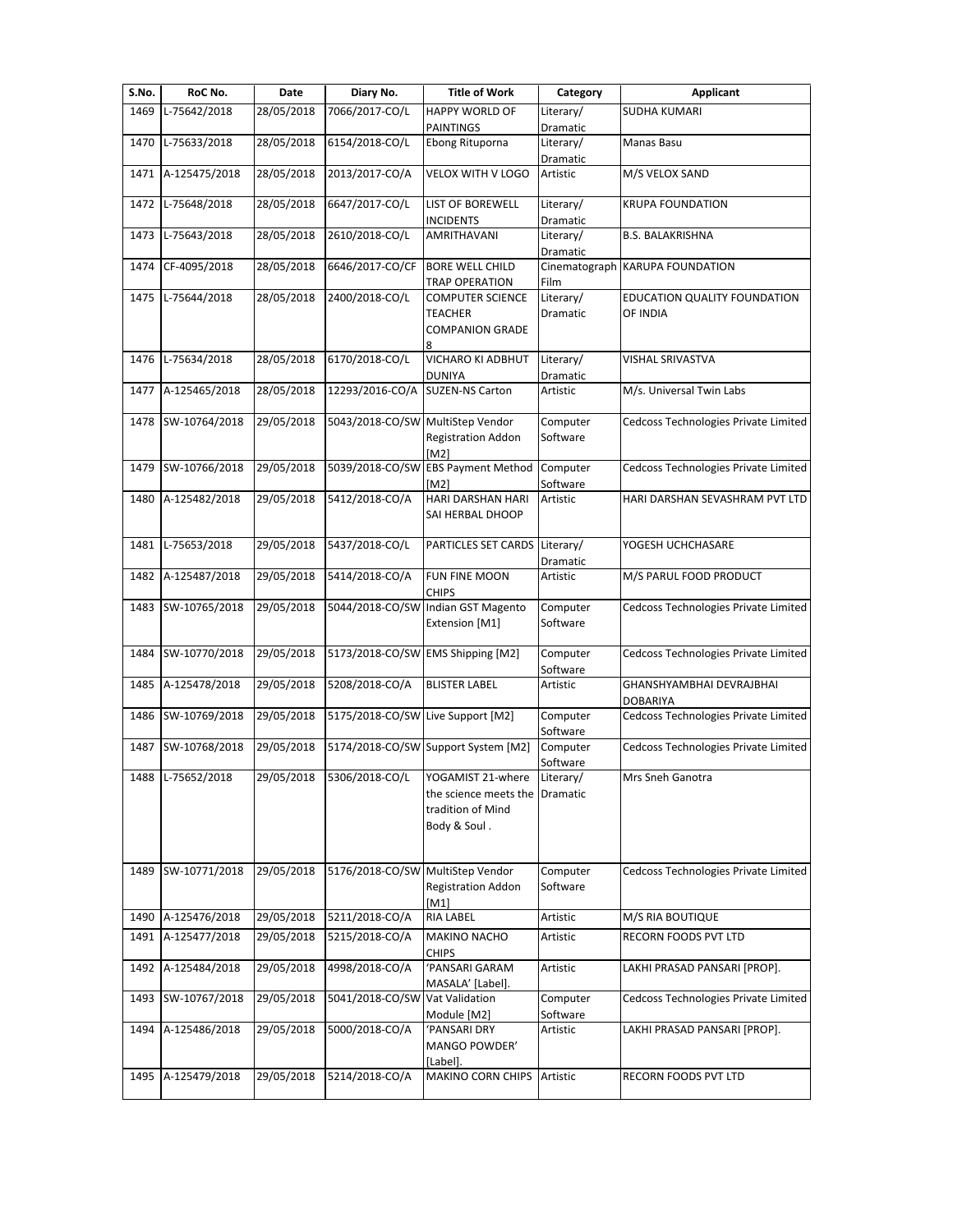| S.No. | RoC No. | Date | Diary No. | Title of Work | Category | Applicant |
|---|---|---|---|---|---|---|
| 1469 | L-75642/2018 | 28/05/2018 | 7066/2017-CO/L | HAPPY WORLD OF PAINTINGS | Literary/ Dramatic | SUDHA KUMARI |
| 1470 | L-75633/2018 | 28/05/2018 | 6154/2018-CO/L | Ebong Rituporna | Literary/ Dramatic | Manas Basu |
| 1471 | A-125475/2018 | 28/05/2018 | 2013/2017-CO/A | VELOX WITH V LOGO | Artistic | M/S VELOX SAND |
| 1472 | L-75648/2018 | 28/05/2018 | 6647/2017-CO/L | LIST OF BOREWELL INCIDENTS | Literary/ Dramatic | KRUPA FOUNDATION |
| 1473 | L-75643/2018 | 28/05/2018 | 2610/2018-CO/L | AMRITHAVANI | Literary/ Dramatic | B.S. BALAKRISHNA |
| 1474 | CF-4095/2018 | 28/05/2018 | 6646/2017-CO/CF | BORE WELL CHILD TRAP OPERATION | Cinematograph Film | KARUPA FOUNDATION |
| 1475 | L-75644/2018 | 28/05/2018 | 2400/2018-CO/L | COMPUTER SCIENCE TEACHER COMPANION GRADE 8 | Literary/ Dramatic | EDUCATION QUALITY FOUNDATION OF INDIA |
| 1476 | L-75634/2018 | 28/05/2018 | 6170/2018-CO/L | VICHARO KI ADBHUT DUNIYA | Literary/ Dramatic | VISHAL SRIVASTVA |
| 1477 | A-125465/2018 | 28/05/2018 | 12293/2016-CO/A | SUZEN-NS Carton | Artistic | M/s. Universal Twin Labs |
| 1478 | SW-10764/2018 | 29/05/2018 | 5043/2018-CO/SW | MultiStep Vendor Registration Addon [M2] | Computer Software | Cedcoss Technologies Private Limited |
| 1479 | SW-10766/2018 | 29/05/2018 | 5039/2018-CO/SW | EBS Payment Method [M2] | Computer Software | Cedcoss Technologies Private Limited |
| 1480 | A-125482/2018 | 29/05/2018 | 5412/2018-CO/A | HARI DARSHAN HARI SAI HERBAL DHOOP | Artistic | HARI DARSHAN SEVASHRAM PVT LTD |
| 1481 | L-75653/2018 | 29/05/2018 | 5437/2018-CO/L | PARTICLES SET CARDS | Literary/ Dramatic | YOGESH UCHCHASARE |
| 1482 | A-125487/2018 | 29/05/2018 | 5414/2018-CO/A | FUN FINE MOON CHIPS | Artistic | M/S PARUL FOOD PRODUCT |
| 1483 | SW-10765/2018 | 29/05/2018 | 5044/2018-CO/SW | Indian GST Magento Extension [M1] | Computer Software | Cedcoss Technologies Private Limited |
| 1484 | SW-10770/2018 | 29/05/2018 | 5173/2018-CO/SW | EMS Shipping [M2] | Computer Software | Cedcoss Technologies Private Limited |
| 1485 | A-125478/2018 | 29/05/2018 | 5208/2018-CO/A | BLISTER LABEL | Artistic | GHANSHYAMBHAI DEVRAJBHAI DOBARIYA |
| 1486 | SW-10769/2018 | 29/05/2018 | 5175/2018-CO/SW | Live Support [M2] | Computer Software | Cedcoss Technologies Private Limited |
| 1487 | SW-10768/2018 | 29/05/2018 | 5174/2018-CO/SW | Support System [M2] | Computer Software | Cedcoss Technologies Private Limited |
| 1488 | L-75652/2018 | 29/05/2018 | 5306/2018-CO/L | YOGAMIST 21-where the science meets the tradition of Mind Body & Soul . | Literary/ Dramatic | Mrs Sneh Ganotra |
| 1489 | SW-10771/2018 | 29/05/2018 | 5176/2018-CO/SW | MultiStep Vendor Registration Addon [M1] | Computer Software | Cedcoss Technologies Private Limited |
| 1490 | A-125476/2018 | 29/05/2018 | 5211/2018-CO/A | RIA LABEL | Artistic | M/S RIA BOUTIQUE |
| 1491 | A-125477/2018 | 29/05/2018 | 5215/2018-CO/A | MAKINO NACHO CHIPS | Artistic | RECORN FOODS PVT LTD |
| 1492 | A-125484/2018 | 29/05/2018 | 4998/2018-CO/A | 'PANSARI GARAM MASALA' [Label]. | Artistic | LAKHI PRASAD PANSARI [PROP]. |
| 1493 | SW-10767/2018 | 29/05/2018 | 5041/2018-CO/SW | Vat Validation Module [M2] | Computer Software | Cedcoss Technologies Private Limited |
| 1494 | A-125486/2018 | 29/05/2018 | 5000/2018-CO/A | 'PANSARI DRY MANGO POWDER' [Label]. | Artistic | LAKHI PRASAD PANSARI [PROP]. |
| 1495 | A-125479/2018 | 29/05/2018 | 5214/2018-CO/A | MAKINO CORN CHIPS | Artistic | RECORN FOODS PVT LTD |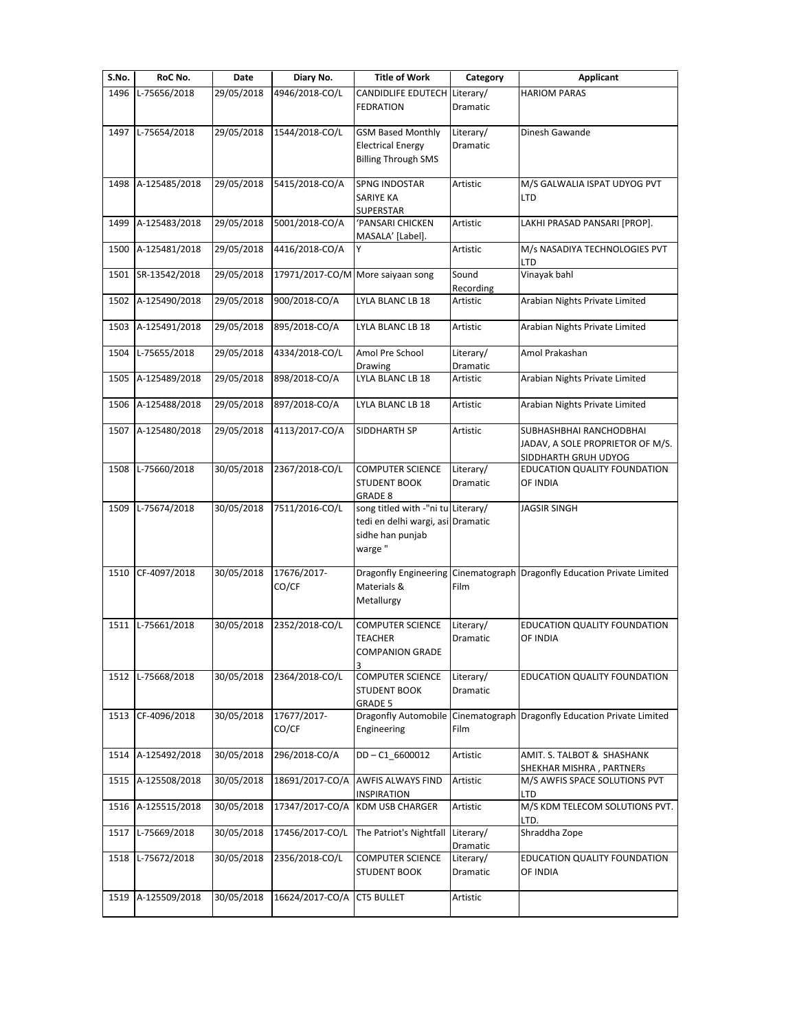| S.No. | RoC No. | Date | Diary No. | Title of Work | Category | Applicant |
|---|---|---|---|---|---|---|
| 1496 | L-75656/2018 | 29/05/2018 | 4946/2018-CO/L | CANDIDLIFE EDUTECH FEDRATION | Literary/ Dramatic | HARIOM PARAS |
| 1497 | L-75654/2018 | 29/05/2018 | 1544/2018-CO/L | GSM Based Monthly Electrical Energy Billing Through SMS | Literary/ Dramatic | Dinesh Gawande |
| 1498 | A-125485/2018 | 29/05/2018 | 5415/2018-CO/A | SPNG INDOSTAR SARIYE KA SUPERSTAR | Artistic | M/S GALWALIA ISPAT UDYOG PVT LTD |
| 1499 | A-125483/2018 | 29/05/2018 | 5001/2018-CO/A | 'PANSARI CHICKEN MASALA' [Label]. | Artistic | LAKHI PRASAD PANSARI [PROP]. |
| 1500 | A-125481/2018 | 29/05/2018 | 4416/2018-CO/A | Y | Artistic | M/s NASADIYA TECHNOLOGIES PVT LTD |
| 1501 | SR-13542/2018 | 29/05/2018 | 17971/2017-CO/M | More saiyaan song | Sound Recording | Vinayak bahl |
| 1502 | A-125490/2018 | 29/05/2018 | 900/2018-CO/A | LYLA BLANC LB 18 | Artistic | Arabian Nights Private Limited |
| 1503 | A-125491/2018 | 29/05/2018 | 895/2018-CO/A | LYLA BLANC LB 18 | Artistic | Arabian Nights Private Limited |
| 1504 | L-75655/2018 | 29/05/2018 | 4334/2018-CO/L | Amol Pre School Drawing | Literary/ Dramatic | Amol Prakashan |
| 1505 | A-125489/2018 | 29/05/2018 | 898/2018-CO/A | LYLA BLANC LB 18 | Artistic | Arabian Nights Private Limited |
| 1506 | A-125488/2018 | 29/05/2018 | 897/2018-CO/A | LYLA BLANC LB 18 | Artistic | Arabian Nights Private Limited |
| 1507 | A-125480/2018 | 29/05/2018 | 4113/2017-CO/A | SIDDHARTH SP | Artistic | SUBHASHBHAI RANCHODBHAI JADAV, A SOLE PROPRIETOR OF M/S. SIDDHARTH GRUH UDYOG |
| 1508 | L-75660/2018 | 30/05/2018 | 2367/2018-CO/L | COMPUTER SCIENCE STUDENT BOOK GRADE 8 | Literary/ Dramatic | EDUCATION QUALITY FOUNDATION OF INDIA |
| 1509 | L-75674/2018 | 30/05/2018 | 7511/2016-CO/L | song titled with -"ni tu tedi en delhi wargi, asi sidhe han punjab warge " | Literary/ Dramatic | JAGSIR SINGH |
| 1510 | CF-4097/2018 | 30/05/2018 | 17676/2017-CO/CF | Dragonfly Engineering Materials & Metallurgy | Cinematograph Film | Dragonfly Education Private Limited |
| 1511 | L-75661/2018 | 30/05/2018 | 2352/2018-CO/L | COMPUTER SCIENCE TEACHER COMPANION GRADE 3 | Literary/ Dramatic | EDUCATION QUALITY FOUNDATION OF INDIA |
| 1512 | L-75668/2018 | 30/05/2018 | 2364/2018-CO/L | COMPUTER SCIENCE STUDENT BOOK GRADE 5 | Literary/ Dramatic | EDUCATION QUALITY FOUNDATION |
| 1513 | CF-4096/2018 | 30/05/2018 | 17677/2017-CO/CF | Dragonfly Automobile Engineering | Cinematograph Film | Dragonfly Education Private Limited |
| 1514 | A-125492/2018 | 30/05/2018 | 296/2018-CO/A | DD – C1_6600012 | Artistic | AMIT. S. TALBOT & SHASHANK SHEKHAR MISHRA , PARTNERs |
| 1515 | A-125508/2018 | 30/05/2018 | 18691/2017-CO/A | AWFIS ALWAYS FIND INSPIRATION | Artistic | M/S AWFIS SPACE SOLUTIONS PVT LTD |
| 1516 | A-125515/2018 | 30/05/2018 | 17347/2017-CO/A | KDM USB CHARGER | Artistic | M/S KDM TELECOM SOLUTIONS PVT. LTD. |
| 1517 | L-75669/2018 | 30/05/2018 | 17456/2017-CO/L | The Patriot's Nightfall | Literary/ Dramatic | Shraddha Zope |
| 1518 | L-75672/2018 | 30/05/2018 | 2356/2018-CO/L | COMPUTER SCIENCE STUDENT BOOK | Literary/ Dramatic | EDUCATION QUALITY FOUNDATION OF INDIA |
| 1519 | A-125509/2018 | 30/05/2018 | 16624/2017-CO/A | CT5 BULLET | Artistic | |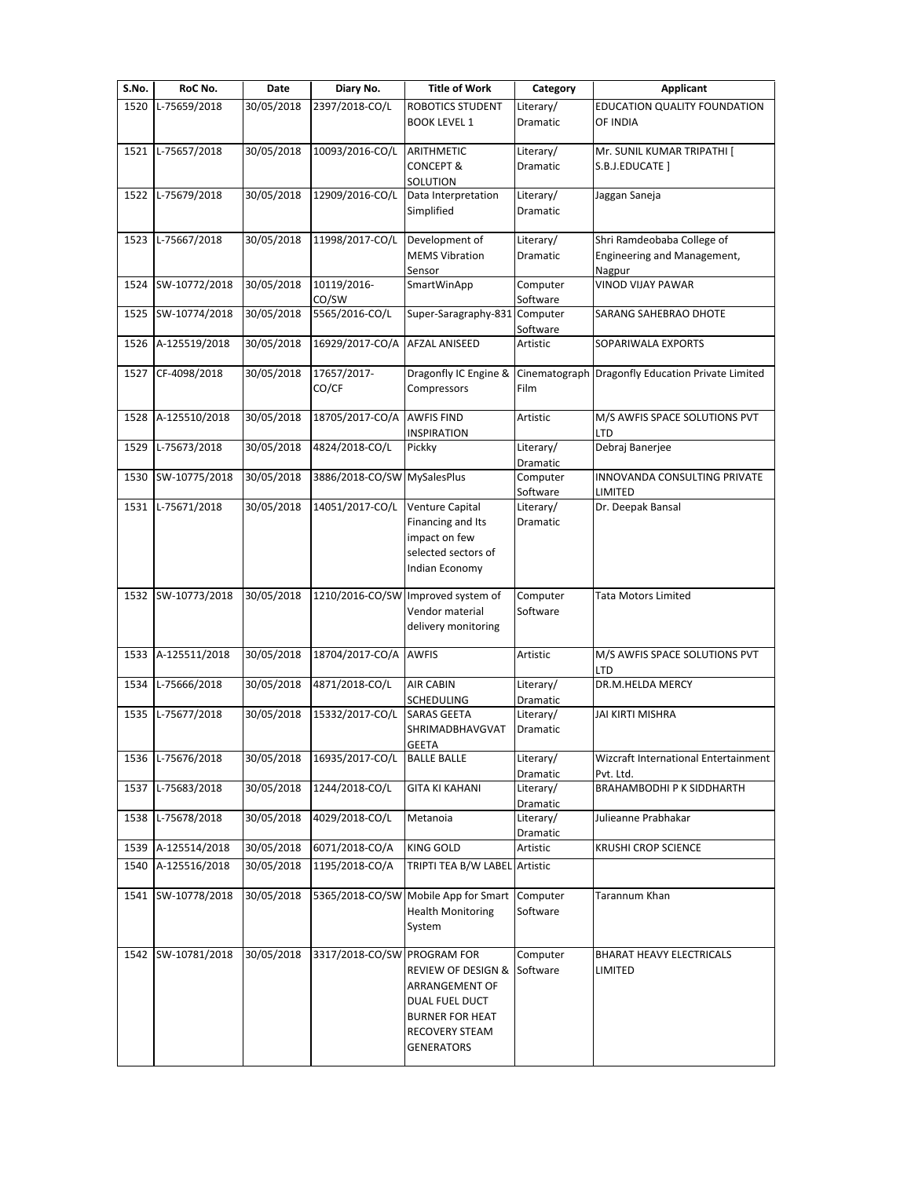| S.No. | RoC No. | Date | Diary No. | Title of Work | Category | Applicant |
|---|---|---|---|---|---|---|
| 1520 | L-75659/2018 | 30/05/2018 | 2397/2018-CO/L | ROBOTICS STUDENT BOOK LEVEL 1 | Literary/ Dramatic | EDUCATION QUALITY FOUNDATION OF INDIA |
| 1521 | L-75657/2018 | 30/05/2018 | 10093/2016-CO/L | ARITHMETIC CONCEPT & SOLUTION | Literary/ Dramatic | Mr. SUNIL KUMAR TRIPATHI [ S.B.J.EDUCATE ] |
| 1522 | L-75679/2018 | 30/05/2018 | 12909/2016-CO/L | Data Interpretation Simplified | Literary/ Dramatic | Jaggan Saneja |
| 1523 | L-75667/2018 | 30/05/2018 | 11998/2017-CO/L | Development of MEMS Vibration Sensor | Literary/ Dramatic | Shri Ramdeobaba College of Engineering and Management, Nagpur |
| 1524 | SW-10772/2018 | 30/05/2018 | 10119/2016-CO/SW | SmartWinApp | Computer Software | VINOD VIJAY PAWAR |
| 1525 | SW-10774/2018 | 30/05/2018 | 5565/2016-CO/L | Super-Saragraphy-831 | Computer Software | SARANG SAHEBRAO DHOTE |
| 1526 | A-125519/2018 | 30/05/2018 | 16929/2017-CO/A | AFZAL ANISEED | Artistic | SOPARIWALA EXPORTS |
| 1527 | CF-4098/2018 | 30/05/2018 | 17657/2017-CO/CF | Dragonfly IC Engine & Compressors | Cinematograph Film | Dragonfly Education Private Limited |
| 1528 | A-125510/2018 | 30/05/2018 | 18705/2017-CO/A | AWFIS FIND INSPIRATION | Artistic | M/S AWFIS SPACE SOLUTIONS PVT LTD |
| 1529 | L-75673/2018 | 30/05/2018 | 4824/2018-CO/L | Pickky | Literary/ Dramatic | Debraj Banerjee |
| 1530 | SW-10775/2018 | 30/05/2018 | 3886/2018-CO/SW | MySalesPlus | Computer Software | INNOVANDA CONSULTING PRIVATE LIMITED |
| 1531 | L-75671/2018 | 30/05/2018 | 14051/2017-CO/L | Venture Capital Financing and Its impact on few selected sectors of Indian Economy | Literary/ Dramatic | Dr. Deepak Bansal |
| 1532 | SW-10773/2018 | 30/05/2018 | 1210/2016-CO/SW | Improved system of Vendor material delivery monitoring | Computer Software | Tata Motors Limited |
| 1533 | A-125511/2018 | 30/05/2018 | 18704/2017-CO/A | AWFIS | Artistic | M/S AWFIS SPACE SOLUTIONS PVT LTD |
| 1534 | L-75666/2018 | 30/05/2018 | 4871/2018-CO/L | AIR CABIN SCHEDULING | Literary/ Dramatic | DR.M.HELDA MERCY |
| 1535 | L-75677/2018 | 30/05/2018 | 15332/2017-CO/L | SARAS GEETA SHRIMADBHAVGVAT GEETA | Literary/ Dramatic | JAI KIRTI MISHRA |
| 1536 | L-75676/2018 | 30/05/2018 | 16935/2017-CO/L | BALLE BALLE | Literary/ Dramatic | Wizcraft International Entertainment Pvt. Ltd. |
| 1537 | L-75683/2018 | 30/05/2018 | 1244/2018-CO/L | GITA KI KAHANI | Literary/ Dramatic | BRAHAMBODHI P K SIDDHARTH |
| 1538 | L-75678/2018 | 30/05/2018 | 4029/2018-CO/L | Metanoia | Literary/ Dramatic | Julieanne Prabhakar |
| 1539 | A-125514/2018 | 30/05/2018 | 6071/2018-CO/A | KING GOLD | Artistic | KRUSHI CROP SCIENCE |
| 1540 | A-125516/2018 | 30/05/2018 | 1195/2018-CO/A | TRIPTI TEA B/W LABEL | Artistic | |
| 1541 | SW-10778/2018 | 30/05/2018 | 5365/2018-CO/SW | Mobile App for Smart Health Monitoring System | Computer Software | Tarannum Khan |
| 1542 | SW-10781/2018 | 30/05/2018 | 3317/2018-CO/SW | PROGRAM FOR REVIEW OF DESIGN & ARRANGEMENT OF DUAL FUEL DUCT BURNER FOR HEAT RECOVERY STEAM GENERATORS | Computer Software | BHARAT HEAVY ELECTRICALS LIMITED |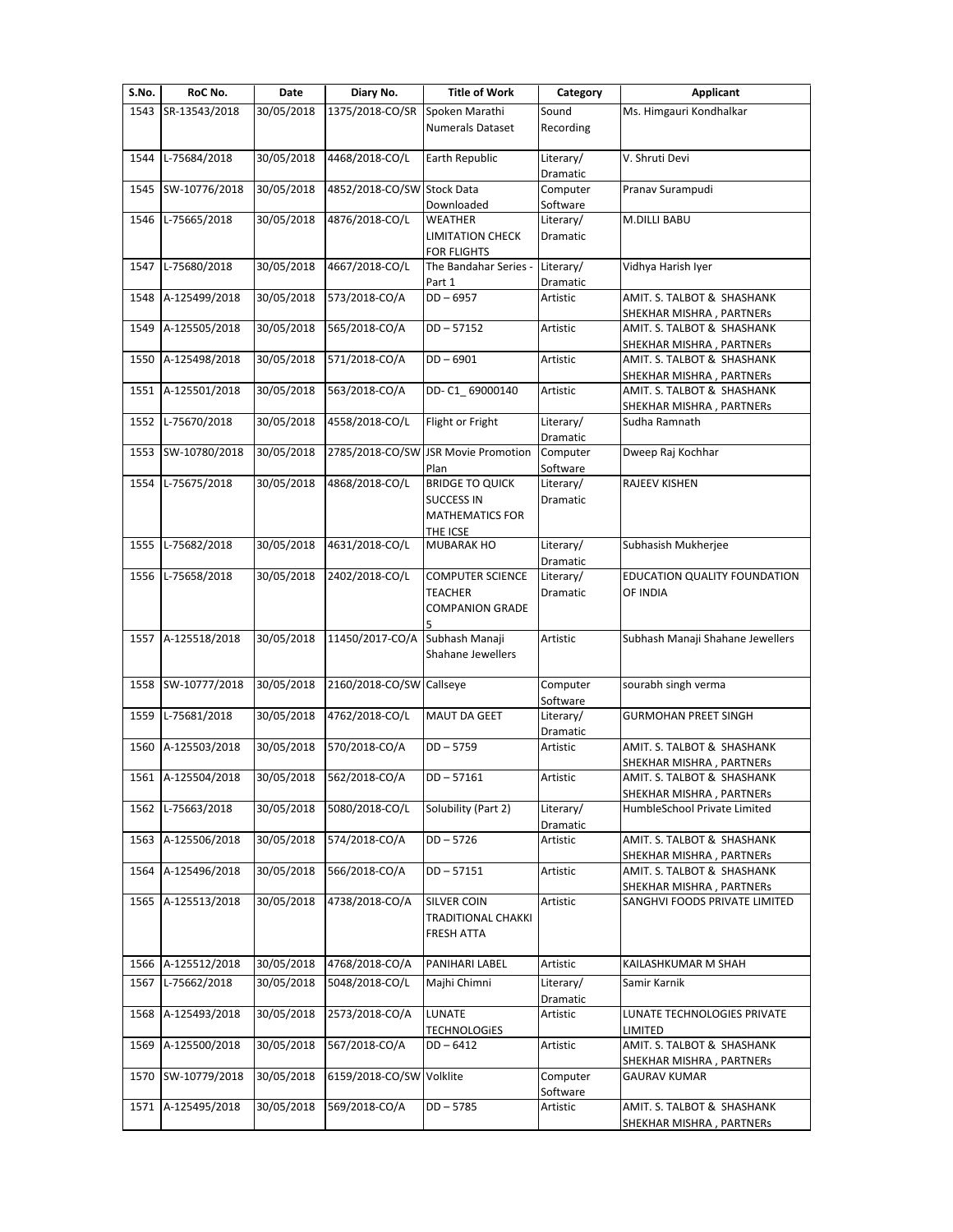| S.No. | RoC No. | Date | Diary No. | Title of Work | Category | Applicant |
|---|---|---|---|---|---|---|
| 1543 | SR-13543/2018 | 30/05/2018 | 1375/2018-CO/SR | Spoken Marathi Numerals Dataset | Sound Recording | Ms. Himgauri Kondhalkar |
| 1544 | L-75684/2018 | 30/05/2018 | 4468/2018-CO/L | Earth Republic | Literary/ Dramatic | V. Shruti Devi |
| 1545 | SW-10776/2018 | 30/05/2018 | 4852/2018-CO/SW | Stock Data Downloaded | Computer Software | Pranav Surampudi |
| 1546 | L-75665/2018 | 30/05/2018 | 4876/2018-CO/L | WEATHER LIMITATION CHECK FOR FLIGHTS | Literary/ Dramatic | M.DILLI BABU |
| 1547 | L-75680/2018 | 30/05/2018 | 4667/2018-CO/L | The Bandahar Series - Part 1 | Literary/ Dramatic | Vidhya Harish Iyer |
| 1548 | A-125499/2018 | 30/05/2018 | 573/2018-CO/A | DD – 6957 | Artistic | AMIT. S. TALBOT & SHASHANK SHEKHAR MISHRA , PARTNERs |
| 1549 | A-125505/2018 | 30/05/2018 | 565/2018-CO/A | DD – 57152 | Artistic | AMIT. S. TALBOT & SHASHANK SHEKHAR MISHRA , PARTNERs |
| 1550 | A-125498/2018 | 30/05/2018 | 571/2018-CO/A | DD – 6901 | Artistic | AMIT. S. TALBOT & SHASHANK SHEKHAR MISHRA , PARTNERs |
| 1551 | A-125501/2018 | 30/05/2018 | 563/2018-CO/A | DD- C1_ 69000140 | Artistic | AMIT. S. TALBOT & SHASHANK SHEKHAR MISHRA , PARTNERs |
| 1552 | L-75670/2018 | 30/05/2018 | 4558/2018-CO/L | Flight or Fright | Literary/ Dramatic | Sudha Ramnath |
| 1553 | SW-10780/2018 | 30/05/2018 | 2785/2018-CO/SW | JSR Movie Promotion Plan | Computer Software | Dweep Raj Kochhar |
| 1554 | L-75675/2018 | 30/05/2018 | 4868/2018-CO/L | BRIDGE TO QUICK SUCCESS IN MATHEMATICS FOR THE ICSE | Literary/ Dramatic | RAJEEV KISHEN |
| 1555 | L-75682/2018 | 30/05/2018 | 4631/2018-CO/L | MUBARAK HO | Literary/ Dramatic | Subhasish Mukherjee |
| 1556 | L-75658/2018 | 30/05/2018 | 2402/2018-CO/L | COMPUTER SCIENCE TEACHER COMPANION GRADE 5 | Literary/ Dramatic | EDUCATION QUALITY FOUNDATION OF INDIA |
| 1557 | A-125518/2018 | 30/05/2018 | 11450/2017-CO/A | Subhash Manaji Shahane Jewellers | Artistic | Subhash Manaji Shahane Jewellers |
| 1558 | SW-10777/2018 | 30/05/2018 | 2160/2018-CO/SW | Callseye | Computer Software | sourabh singh verma |
| 1559 | L-75681/2018 | 30/05/2018 | 4762/2018-CO/L | MAUT DA GEET | Literary/ Dramatic | GURMOHAN PREET SINGH |
| 1560 | A-125503/2018 | 30/05/2018 | 570/2018-CO/A | DD – 5759 | Artistic | AMIT. S. TALBOT & SHASHANK SHEKHAR MISHRA , PARTNERs |
| 1561 | A-125504/2018 | 30/05/2018 | 562/2018-CO/A | DD – 57161 | Artistic | AMIT. S. TALBOT & SHASHANK SHEKHAR MISHRA , PARTNERs |
| 1562 | L-75663/2018 | 30/05/2018 | 5080/2018-CO/L | Solubility (Part 2) | Literary/ Dramatic | HumbleSchool Private Limited |
| 1563 | A-125506/2018 | 30/05/2018 | 574/2018-CO/A | DD – 5726 | Artistic | AMIT. S. TALBOT & SHASHANK SHEKHAR MISHRA , PARTNERs |
| 1564 | A-125496/2018 | 30/05/2018 | 566/2018-CO/A | DD – 57151 | Artistic | AMIT. S. TALBOT & SHASHANK SHEKHAR MISHRA , PARTNERs |
| 1565 | A-125513/2018 | 30/05/2018 | 4738/2018-CO/A | SILVER COIN TRADITIONAL CHAKKI FRESH ATTA | Artistic | SANGHVI FOODS PRIVATE LIMITED |
| 1566 | A-125512/2018 | 30/05/2018 | 4768/2018-CO/A | PANIHARI LABEL | Artistic | KAILASHKUMAR M SHAH |
| 1567 | L-75662/2018 | 30/05/2018 | 5048/2018-CO/L | Majhi Chimni | Literary/ Dramatic | Samir Karnik |
| 1568 | A-125493/2018 | 30/05/2018 | 2573/2018-CO/A | LUNATE TECHNOLOGIES | Artistic | LUNATE TECHNOLOGIES PRIVATE LIMITED |
| 1569 | A-125500/2018 | 30/05/2018 | 567/2018-CO/A | DD – 6412 | Artistic | AMIT. S. TALBOT & SHASHANK SHEKHAR MISHRA , PARTNERs |
| 1570 | SW-10779/2018 | 30/05/2018 | 6159/2018-CO/SW | Volklite | Computer Software | GAURAV KUMAR |
| 1571 | A-125495/2018 | 30/05/2018 | 569/2018-CO/A | DD – 5785 | Artistic | AMIT. S. TALBOT & SHASHANK SHEKHAR MISHRA , PARTNERs |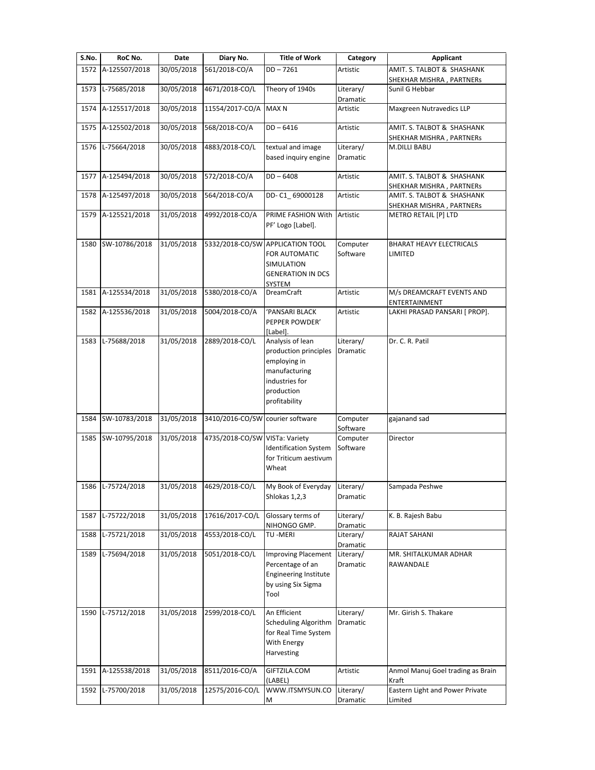| S.No. | RoC No. | Date | Diary No. | Title of Work | Category | Applicant |
|---|---|---|---|---|---|---|
| 1572 | A-125507/2018 | 30/05/2018 | 561/2018-CO/A | DD – 7261 | Artistic | AMIT. S. TALBOT & SHASHANK SHEKHAR MISHRA , PARTNERs |
| 1573 | L-75685/2018 | 30/05/2018 | 4671/2018-CO/L | Theory of 1940s | Literary/ Dramatic | Sunil G Hebbar |
| 1574 | A-125517/2018 | 30/05/2018 | 11554/2017-CO/A | MAX N | Artistic | Maxgreen Nutravedics LLP |
| 1575 | A-125502/2018 | 30/05/2018 | 568/2018-CO/A | DD – 6416 | Artistic | AMIT. S. TALBOT & SHASHANK SHEKHAR MISHRA , PARTNERs |
| 1576 | L-75664/2018 | 30/05/2018 | 4883/2018-CO/L | textual and image based inquiry engine | Literary/ Dramatic | M.DILLI BABU |
| 1577 | A-125494/2018 | 30/05/2018 | 572/2018-CO/A | DD – 6408 | Artistic | AMIT. S. TALBOT & SHASHANK SHEKHAR MISHRA , PARTNERs |
| 1578 | A-125497/2018 | 30/05/2018 | 564/2018-CO/A | DD- C1_ 69000128 | Artistic | AMIT. S. TALBOT & SHASHANK SHEKHAR MISHRA , PARTNERs |
| 1579 | A-125521/2018 | 31/05/2018 | 4992/2018-CO/A | PRIME FASHION With PF' Logo [Label]. | Artistic | METRO RETAIL [P] LTD |
| 1580 | SW-10786/2018 | 31/05/2018 | 5332/2018-CO/SW | APPLICATION TOOL FOR AUTOMATIC SIMULATION GENERATION IN DCS SYSTEM | Computer Software | BHARAT HEAVY ELECTRICALS LIMITED |
| 1581 | A-125534/2018 | 31/05/2018 | 5380/2018-CO/A | DreamCraft | Artistic | M/s DREAMCRAFT EVENTS AND ENTERTAINMENT |
| 1582 | A-125536/2018 | 31/05/2018 | 5004/2018-CO/A | 'PANSARI BLACK PEPPER POWDER' [Label]. | Artistic | LAKHI PRASAD PANSARI [ PROP]. |
| 1583 | L-75688/2018 | 31/05/2018 | 2889/2018-CO/L | Analysis of lean production principles employing in manufacturing industries for production profitability | Literary/ Dramatic | Dr. C. R. Patil |
| 1584 | SW-10783/2018 | 31/05/2018 | 3410/2016-CO/SW | courier software | Computer Software | gajanand sad |
| 1585 | SW-10795/2018 | 31/05/2018 | 4735/2018-CO/SW | VISTa: Variety Identification System for Triticum aestivum Wheat | Computer Software | Director |
| 1586 | L-75724/2018 | 31/05/2018 | 4629/2018-CO/L | My Book of Everyday Shlokas 1,2,3 | Literary/ Dramatic | Sampada Peshwe |
| 1587 | L-75722/2018 | 31/05/2018 | 17616/2017-CO/L | Glossary terms of NIHONGO GMP. | Literary/ Dramatic | K. B. Rajesh Babu |
| 1588 | L-75721/2018 | 31/05/2018 | 4553/2018-CO/L | TU -MERI | Literary/ Dramatic | RAJAT SAHANI |
| 1589 | L-75694/2018 | 31/05/2018 | 5051/2018-CO/L | Improving Placement Percentage of an Engineering Institute by using Six Sigma Tool | Literary/ Dramatic | MR. SHITALKUMAR ADHAR RAWANDALE |
| 1590 | L-75712/2018 | 31/05/2018 | 2599/2018-CO/L | An Efficient Scheduling Algorithm for Real Time System With Energy Harvesting | Literary/ Dramatic | Mr. Girish S. Thakare |
| 1591 | A-125538/2018 | 31/05/2018 | 8511/2016-CO/A | GIFTZILA.COM (LABEL) | Artistic | Anmol Manuj Goel trading as Brain Kraft |
| 1592 | L-75700/2018 | 31/05/2018 | 12575/2016-CO/L | WWW.ITSMYSUN.COM | Literary/ Dramatic | Eastern Light and Power Private Limited |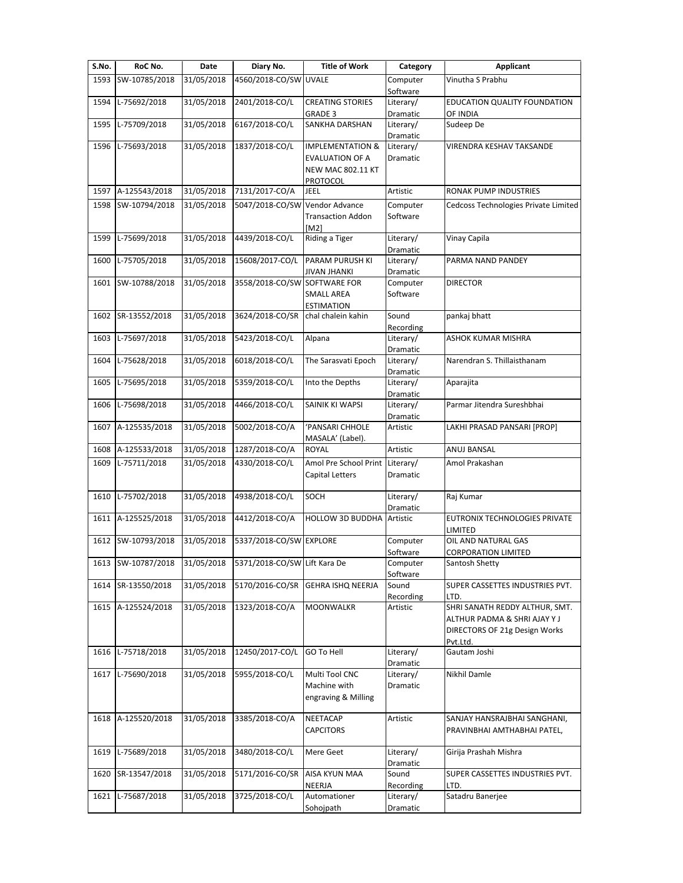| S.No. | RoC No. | Date | Diary No. | Title of Work | Category | Applicant |
|---|---|---|---|---|---|---|
| 1593 | SW-10785/2018 | 31/05/2018 | 4560/2018-CO/SW | UVALE | Computer Software | Vinutha S Prabhu |
| 1594 | L-75692/2018 | 31/05/2018 | 2401/2018-CO/L | CREATING STORIES GRADE 3 | Literary/ Dramatic | EDUCATION QUALITY FOUNDATION OF INDIA |
| 1595 | L-75709/2018 | 31/05/2018 | 6167/2018-CO/L | SANKHA DARSHAN | Literary/ Dramatic | Sudeep De |
| 1596 | L-75693/2018 | 31/05/2018 | 1837/2018-CO/L | IMPLEMENTATION & EVALUATION OF A NEW MAC 802.11 KT PROTOCOL | Literary/ Dramatic | VIRENDRA KESHAV TAKSANDE |
| 1597 | A-125543/2018 | 31/05/2018 | 7131/2017-CO/A | JEEL | Artistic | RONAK PUMP INDUSTRIES |
| 1598 | SW-10794/2018 | 31/05/2018 | 5047/2018-CO/SW | Vendor Advance Transaction Addon [M2] | Computer Software | Cedcoss Technologies Private Limited |
| 1599 | L-75699/2018 | 31/05/2018 | 4439/2018-CO/L | Riding a Tiger | Literary/ Dramatic | Vinay Capila |
| 1600 | L-75705/2018 | 31/05/2018 | 15608/2017-CO/L | PARAM PURUSH KI JIVAN JHANKI | Literary/ Dramatic | PARMA NAND PANDEY |
| 1601 | SW-10788/2018 | 31/05/2018 | 3558/2018-CO/SW | SOFTWARE FOR SMALL AREA ESTIMATION | Computer Software | DIRECTOR |
| 1602 | SR-13552/2018 | 31/05/2018 | 3624/2018-CO/SR | chal chalein kahin | Sound Recording | pankaj bhatt |
| 1603 | L-75697/2018 | 31/05/2018 | 5423/2018-CO/L | Alpana | Literary/ Dramatic | ASHOK KUMAR MISHRA |
| 1604 | L-75628/2018 | 31/05/2018 | 6018/2018-CO/L | The Sarasvati Epoch | Literary/ Dramatic | Narendran S. Thillaisthanam |
| 1605 | L-75695/2018 | 31/05/2018 | 5359/2018-CO/L | Into the Depths | Literary/ Dramatic | Aparajita |
| 1606 | L-75698/2018 | 31/05/2018 | 4466/2018-CO/L | SAINIK KI WAPSI | Literary/ Dramatic | Parmar Jitendra Sureshbhai |
| 1607 | A-125535/2018 | 31/05/2018 | 5002/2018-CO/A | 'PANSARI CHHOLE MASALA' (Label). | Artistic | LAKHI PRASAD PANSARI [PROP] |
| 1608 | A-125533/2018 | 31/05/2018 | 1287/2018-CO/A | ROYAL | Artistic | ANUJ BANSAL |
| 1609 | L-75711/2018 | 31/05/2018 | 4330/2018-CO/L | Amol Pre School Print Capital Letters | Literary/ Dramatic | Amol Prakashan |
| 1610 | L-75702/2018 | 31/05/2018 | 4938/2018-CO/L | SOCH | Literary/ Dramatic | Raj Kumar |
| 1611 | A-125525/2018 | 31/05/2018 | 4412/2018-CO/A | HOLLOW 3D BUDDHA | Artistic | EUTRONIX TECHNOLOGIES PRIVATE LIMITED |
| 1612 | SW-10793/2018 | 31/05/2018 | 5337/2018-CO/SW | EXPLORE | Computer Software | OIL AND NATURAL GAS CORPORATION LIMITED |
| 1613 | SW-10787/2018 | 31/05/2018 | 5371/2018-CO/SW | Lift Kara De | Computer Software | Santosh Shetty |
| 1614 | SR-13550/2018 | 31/05/2018 | 5170/2016-CO/SR | GEHRA ISHQ NEERJA | Sound Recording | SUPER CASSETTES INDUSTRIES PVT. LTD. |
| 1615 | A-125524/2018 | 31/05/2018 | 1323/2018-CO/A | MOONWALKR | Artistic | SHRI SANATH REDDY ALTHUR, SMT. ALTHUR PADMA & SHRI AJAY Y J DIRECTORS OF 21g Design Works Pvt.Ltd. |
| 1616 | L-75718/2018 | 31/05/2018 | 12450/2017-CO/L | GO To Hell | Literary/ Dramatic | Gautam Joshi |
| 1617 | L-75690/2018 | 31/05/2018 | 5955/2018-CO/L | Multi Tool CNC Machine with engraving & Milling | Literary/ Dramatic | Nikhil Damle |
| 1618 | A-125520/2018 | 31/05/2018 | 3385/2018-CO/A | NEETACAP CAPCITORS | Artistic | SANJAY HANSRAJBHAI SANGHANI, PRAVINBHAI AMTHABHAI PATEL, |
| 1619 | L-75689/2018 | 31/05/2018 | 3480/2018-CO/L | Mere Geet | Literary/ Dramatic | Girija Prashah Mishra |
| 1620 | SR-13547/2018 | 31/05/2018 | 5171/2016-CO/SR | AISA KYUN MAA NEERJA | Sound Recording | SUPER CASSETTES INDUSTRIES PVT. LTD. |
| 1621 | L-75687/2018 | 31/05/2018 | 3725/2018-CO/L | Automationer Sohojpath | Literary/ Dramatic | Satadru Banerjee |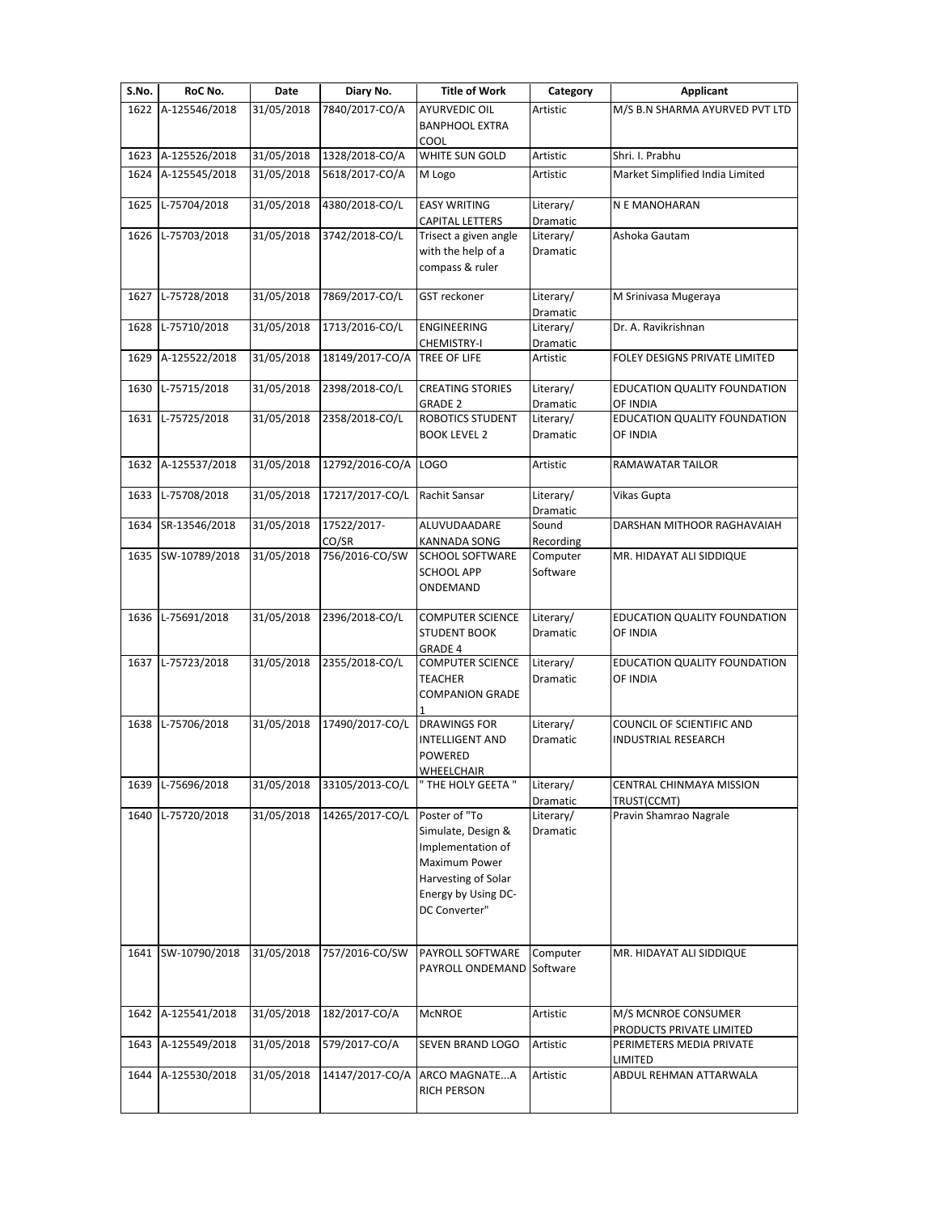| S.No. | RoC No. | Date | Diary No. | Title of Work | Category | Applicant |
|---|---|---|---|---|---|---|
| 1622 | A-125546/2018 | 31/05/2018 | 7840/2017-CO/A | AYURVEDIC OIL BANPHOOL EXTRA COOL | Artistic | M/S B.N SHARMA AYURVED PVT LTD |
| 1623 | A-125526/2018 | 31/05/2018 | 1328/2018-CO/A | WHITE SUN GOLD | Artistic | Shri. I. Prabhu |
| 1624 | A-125545/2018 | 31/05/2018 | 5618/2017-CO/A | M Logo | Artistic | Market Simplified India Limited |
| 1625 | L-75704/2018 | 31/05/2018 | 4380/2018-CO/L | EASY WRITING CAPITAL LETTERS | Literary/ Dramatic | N E MANOHARAN |
| 1626 | L-75703/2018 | 31/05/2018 | 3742/2018-CO/L | Trisect a given angle with the help of a compass & ruler | Literary/ Dramatic | Ashoka Gautam |
| 1627 | L-75728/2018 | 31/05/2018 | 7869/2017-CO/L | GST reckoner | Literary/ Dramatic | M Srinivasa Mugeraya |
| 1628 | L-75710/2018 | 31/05/2018 | 1713/2016-CO/L | ENGINEERING CHEMISTRY-I | Literary/ Dramatic | Dr. A. Ravikrishnan |
| 1629 | A-125522/2018 | 31/05/2018 | 18149/2017-CO/A | TREE OF LIFE | Artistic | FOLEY DESIGNS PRIVATE LIMITED |
| 1630 | L-75715/2018 | 31/05/2018 | 2398/2018-CO/L | CREATING STORIES GRADE 2 | Literary/ Dramatic | EDUCATION QUALITY FOUNDATION OF INDIA |
| 1631 | L-75725/2018 | 31/05/2018 | 2358/2018-CO/L | ROBOTICS STUDENT BOOK LEVEL 2 | Literary/ Dramatic | EDUCATION QUALITY FOUNDATION OF INDIA |
| 1632 | A-125537/2018 | 31/05/2018 | 12792/2016-CO/A | LOGO | Artistic | RAMAWATAR TAILOR |
| 1633 | L-75708/2018 | 31/05/2018 | 17217/2017-CO/L | Rachit Sansar | Literary/ Dramatic | Vikas Gupta |
| 1634 | SR-13546/2018 | 31/05/2018 | 17522/2017-CO/SR | ALUVUDAADARE KANNADA SONG | Sound Recording | DARSHAN MITHOOR RAGHAVAIAH |
| 1635 | SW-10789/2018 | 31/05/2018 | 756/2016-CO/SW | SCHOOL SOFTWARE SCHOOL APP ONDEMAND | Computer Software | MR. HIDAYAT ALI SIDDIQUE |
| 1636 | L-75691/2018 | 31/05/2018 | 2396/2018-CO/L | COMPUTER SCIENCE STUDENT BOOK GRADE 4 | Literary/ Dramatic | EDUCATION QUALITY FOUNDATION OF INDIA |
| 1637 | L-75723/2018 | 31/05/2018 | 2355/2018-CO/L | COMPUTER SCIENCE TEACHER COMPANION GRADE 1 | Literary/ Dramatic | EDUCATION QUALITY FOUNDATION OF INDIA |
| 1638 | L-75706/2018 | 31/05/2018 | 17490/2017-CO/L | DRAWINGS FOR INTELLIGENT AND POWERED WHEELCHAIR | Literary/ Dramatic | COUNCIL OF SCIENTIFIC AND INDUSTRIAL RESEARCH |
| 1639 | L-75696/2018 | 31/05/2018 | 33105/2013-CO/L | " THE HOLY GEETA " | Literary/ Dramatic | CENTRAL CHINMAYA MISSION TRUST(CCMT) |
| 1640 | L-75720/2018 | 31/05/2018 | 14265/2017-CO/L | Poster of "To Simulate, Design & Implementation of Maximum Power Harvesting of Solar Energy by Using DC-DC Converter" | Literary/ Dramatic | Pravin Shamrao Nagrale |
| 1641 | SW-10790/2018 | 31/05/2018 | 757/2016-CO/SW | PAYROLL SOFTWARE PAYROLL ONDEMAND | Computer Software | MR. HIDAYAT ALI SIDDIQUE |
| 1642 | A-125541/2018 | 31/05/2018 | 182/2017-CO/A | McNROE | Artistic | M/S MCNROE CONSUMER PRODUCTS PRIVATE LIMITED |
| 1643 | A-125549/2018 | 31/05/2018 | 579/2017-CO/A | SEVEN BRAND LOGO | Artistic | PERIMETERS MEDIA PRIVATE LIMITED |
| 1644 | A-125530/2018 | 31/05/2018 | 14147/2017-CO/A | ARCO MAGNATE...A RICH PERSON | Artistic | ABDUL REHMAN ATTARWALA |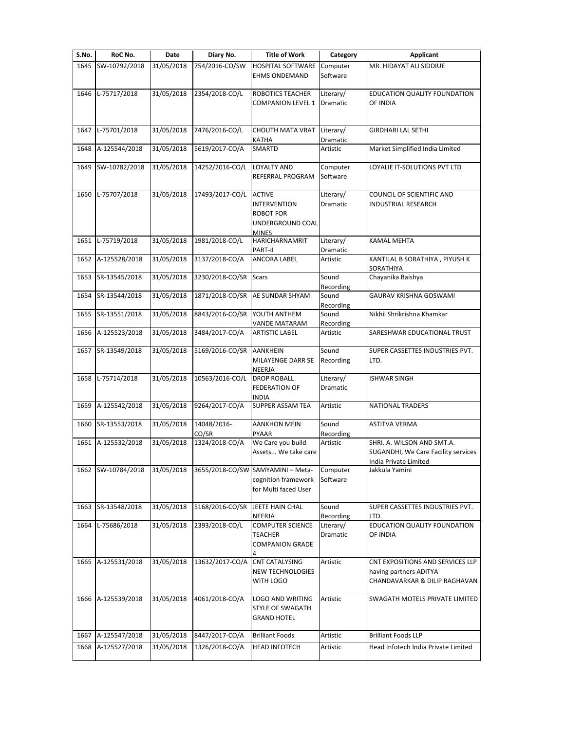| S.No. | RoC No. | Date | Diary No. | Title of Work | Category | Applicant |
|---|---|---|---|---|---|---|
| 1645 | SW-10792/2018 | 31/05/2018 | 754/2016-CO/SW | HOSPITAL SOFTWARE EHMS ONDEMAND | Computer Software | MR. HIDAYAT ALI SIDDIUE |
| 1646 | L-75717/2018 | 31/05/2018 | 2354/2018-CO/L | ROBOTICS TEACHER COMPANION LEVEL 1 | Literary/ Dramatic | EDUCATION QUALITY FOUNDATION OF INDIA |
| 1647 | L-75701/2018 | 31/05/2018 | 7476/2016-CO/L | CHOUTH MATA VRAT KATHA | Literary/ Dramatic | GIRDHARI LAL SETHI |
| 1648 | A-125544/2018 | 31/05/2018 | 5619/2017-CO/A | SMARTD | Artistic | Market Simplified India Limited |
| 1649 | SW-10782/2018 | 31/05/2018 | 14252/2016-CO/L | LOYALTY AND REFERRAL PROGRAM | Computer Software | LOYALIE IT-SOLUTIONS PVT LTD |
| 1650 | L-75707/2018 | 31/05/2018 | 17493/2017-CO/L | ACTIVE INTERVENTION ROBOT FOR UNDERGROUND COAL MINES | Literary/ Dramatic | COUNCIL OF SCIENTIFIC AND INDUSTRIAL RESEARCH |
| 1651 | L-75719/2018 | 31/05/2018 | 1981/2018-CO/L | HARICHARNAMRIT PART-II | Literary/ Dramatic | KAMAL MEHTA |
| 1652 | A-125528/2018 | 31/05/2018 | 3137/2018-CO/A | ANCORA LABEL | Artistic | KANTILAL B SORATHIYA , PIYUSH K SORATHIYA |
| 1653 | SR-13545/2018 | 31/05/2018 | 3230/2018-CO/SR | Scars | Sound Recording | Chayanika Baishya |
| 1654 | SR-13544/2018 | 31/05/2018 | 1871/2018-CO/SR | AE SUNDAR SHYAM | Sound Recording | GAURAV KRISHNA GOSWAMI |
| 1655 | SR-13551/2018 | 31/05/2018 | 8843/2016-CO/SR | YOUTH ANTHEM VANDE MATARAM | Sound Recording | Nikhil Shrikrishna Khamkar |
| 1656 | A-125523/2018 | 31/05/2018 | 3484/2017-CO/A | ARTISTIC LABEL | Artistic | SARESHWAR EDUCATIONAL TRUST |
| 1657 | SR-13549/2018 | 31/05/2018 | 5169/2016-CO/SR | AANKHEIN MILAYENGE DARR SE NEERJA | Sound Recording | SUPER CASSETTES INDUSTRIES PVT. LTD. |
| 1658 | L-75714/2018 | 31/05/2018 | 10563/2016-CO/L | DROP ROBALL FEDERATION OF INDIA | Literary/ Dramatic | ISHWAR SINGH |
| 1659 | A-125542/2018 | 31/05/2018 | 9264/2017-CO/A | SUPPER ASSAM TEA | Artistic | NATIONAL TRADERS |
| 1660 | SR-13553/2018 | 31/05/2018 | 14048/2016-CO/SR | AANKHON MEIN PYAAR | Sound Recording | ASTITVA VERMA |
| 1661 | A-125532/2018 | 31/05/2018 | 1324/2018-CO/A | We Care you build Assets... We take care | Artistic | SHRI. A. WILSON AND SMT.A. SUGANDHI, We Care Facility services India Private Limited |
| 1662 | SW-10784/2018 | 31/05/2018 | 3655/2018-CO/SW | SAMYAMINI – Meta-cognition framework for Multi faced User | Computer Software | Jakkula Yamini |
| 1663 | SR-13548/2018 | 31/05/2018 | 5168/2016-CO/SR | JEETE HAIN CHAL NEERJA | Sound Recording | SUPER CASSETTES INDUSTRIES PVT. LTD. |
| 1664 | L-75686/2018 | 31/05/2018 | 2393/2018-CO/L | COMPUTER SCIENCE TEACHER COMPANION GRADE 4 | Literary/ Dramatic | EDUCATION QUALITY FOUNDATION OF INDIA |
| 1665 | A-125531/2018 | 31/05/2018 | 13632/2017-CO/A | CNT CATALYSING NEW TECHNOLOGIES WITH LOGO | Artistic | CNT EXPOSITIONS AND SERVICES LLP having partners ADITYA CHANDAVARKAR & DILIP RAGHAVAN |
| 1666 | A-125539/2018 | 31/05/2018 | 4061/2018-CO/A | LOGO AND WRITING STYLE OF SWAGATH GRAND HOTEL | Artistic | SWAGATH MOTELS PRIVATE LIMITED |
| 1667 | A-125547/2018 | 31/05/2018 | 8447/2017-CO/A | Brilliant Foods | Artistic | Brilliant Foods LLP |
| 1668 | A-125527/2018 | 31/05/2018 | 1326/2018-CO/A | HEAD INFOTECH | Artistic | Head Infotech India Private Limited |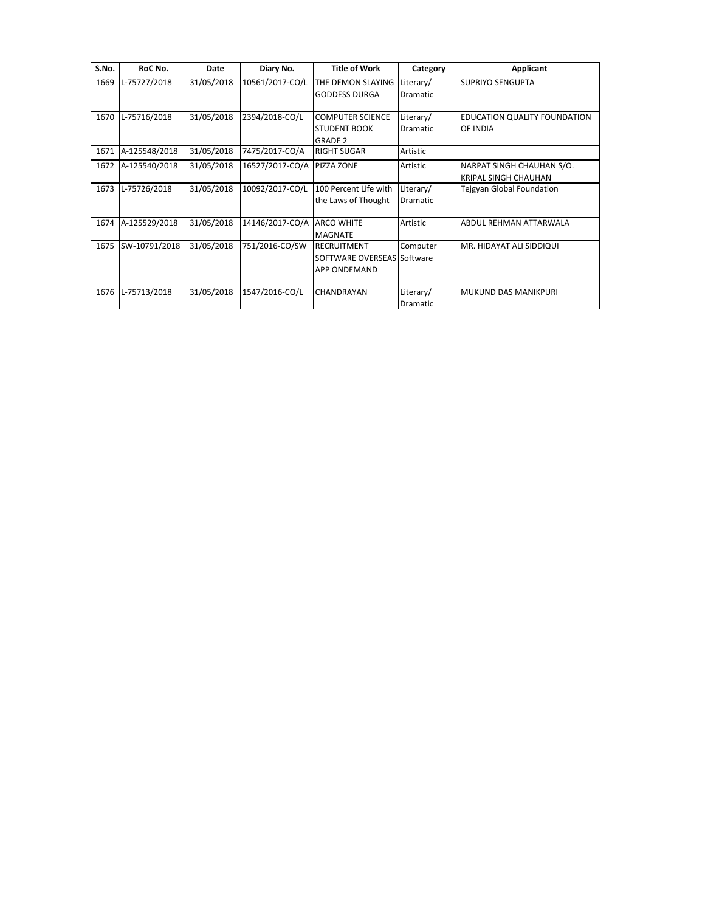| S.No. | RoC No. | Date | Diary No. | Title of Work | Category | Applicant |
|---|---|---|---|---|---|---|
| 1669 | L-75727/2018 | 31/05/2018 | 10561/2017-CO/L | THE DEMON SLAYING GODDESS DURGA | Literary/ Dramatic | SUPRIYO SENGUPTA |
| 1670 | L-75716/2018 | 31/05/2018 | 2394/2018-CO/L | COMPUTER SCIENCE STUDENT BOOK GRADE 2 | Literary/ Dramatic | EDUCATION QUALITY FOUNDATION OF INDIA |
| 1671 | A-125548/2018 | 31/05/2018 | 7475/2017-CO/A | RIGHT SUGAR | Artistic | |
| 1672 | A-125540/2018 | 31/05/2018 | 16527/2017-CO/A | PIZZA ZONE | Artistic | NARPAT SINGH CHAUHAN S/O. KRIPAL SINGH CHAUHAN |
| 1673 | L-75726/2018 | 31/05/2018 | 10092/2017-CO/L | 100 Percent Life with the Laws of Thought | Literary/ Dramatic | Tejgyan Global Foundation |
| 1674 | A-125529/2018 | 31/05/2018 | 14146/2017-CO/A | ARCO WHITE MAGNATE | Artistic | ABDUL REHMAN ATTARWALA |
| 1675 | SW-10791/2018 | 31/05/2018 | 751/2016-CO/SW | RECRUITMENT SOFTWARE OVERSEAS APP ONDEMAND | Computer Software | MR. HIDAYAT ALI SIDDIQUI |
| 1676 | L-75713/2018 | 31/05/2018 | 1547/2016-CO/L | CHANDRAYAN | Literary/ Dramatic | MUKUND DAS MANIKPURI |